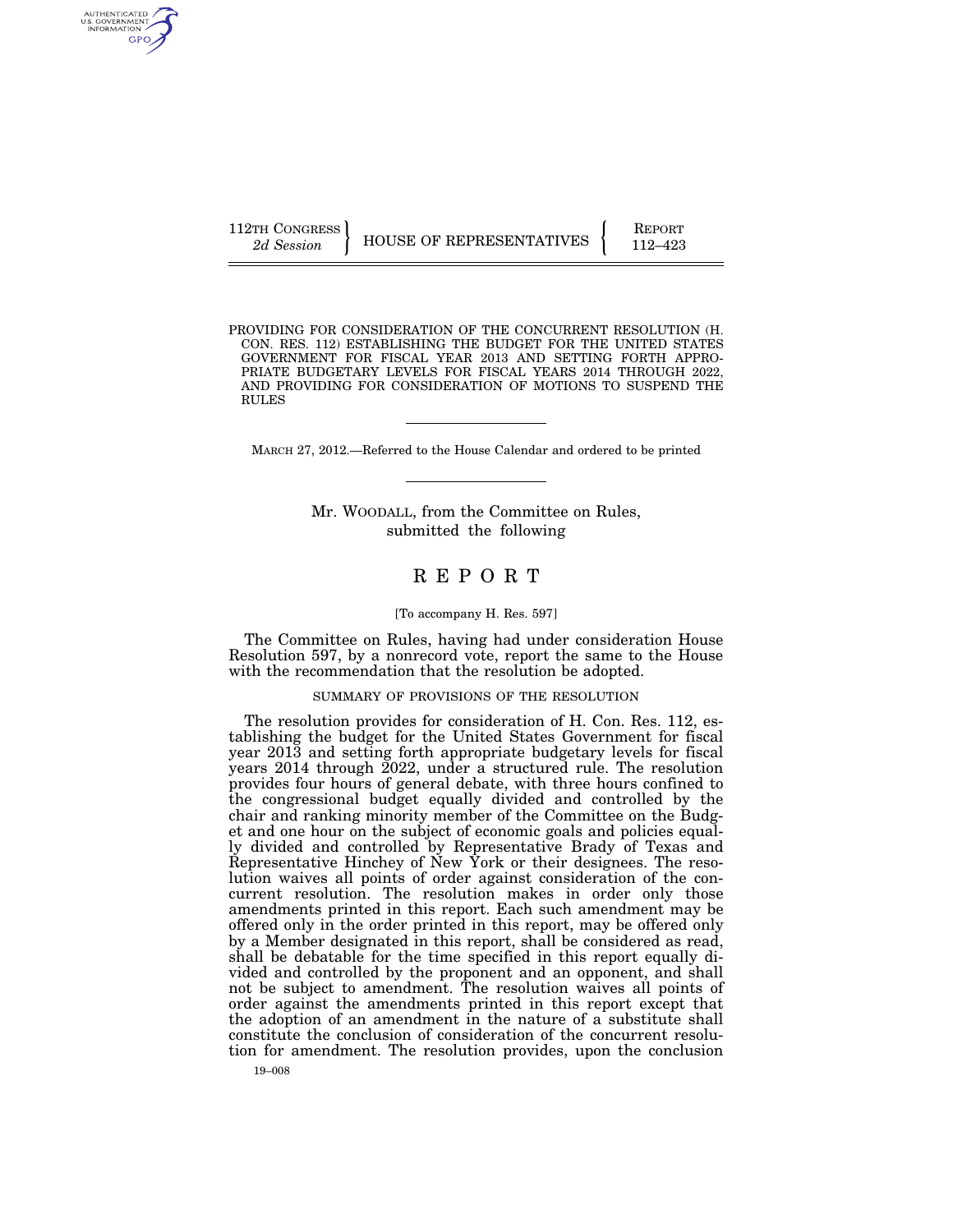112TH CONGRESS
*2d Session*

HOUSE OF REPRESENTATIVES

REPORT
112–423

PROVIDING FOR CONSIDERATION OF THE CONCURRENT RESOLUTION (H. CON. RES. 112) ESTABLISHING THE BUDGET FOR THE UNITED STATES GOVERNMENT FOR FISCAL YEAR 2013 AND SETTING FORTH APPROPRIATE BUDGETARY LEVELS FOR FISCAL YEARS 2014 THROUGH 2022, AND PROVIDING FOR CONSIDERATION OF MOTIONS TO SUSPEND THE RULES

MARCH 27, 2012.—Referred to the House Calendar and ordered to be printed

Mr. WOODALL, from the Committee on Rules, submitted the following

# R E P O R T

[To accompany H. Res. 597]

The Committee on Rules, having had under consideration House Resolution 597, by a nonrecord vote, report the same to the House with the recommendation that the resolution be adopted.

## SUMMARY OF PROVISIONS OF THE RESOLUTION

The resolution provides for consideration of H. Con. Res. 112, establishing the budget for the United States Government for fiscal year 2013 and setting forth appropriate budgetary levels for fiscal years 2014 through 2022, under a structured rule. The resolution provides four hours of general debate, with three hours confined to the congressional budget equally divided and controlled by the chair and ranking minority member of the Committee on the Budget and one hour on the subject of economic goals and policies equally divided and controlled by Representative Brady of Texas and Representative Hinchey of New York or their designees. The resolution waives all points of order against consideration of the concurrent resolution. The resolution makes in order only those amendments printed in this report. Each such amendment may be offered only in the order printed in this report, may be offered only by a Member designated in this report, shall be considered as read, shall be debatable for the time specified in this report equally divided and controlled by the proponent and an opponent, and shall not be subject to amendment. The resolution waives all points of order against the amendments printed in this report except that the adoption of an amendment in the nature of a substitute shall constitute the conclusion of consideration of the concurrent resolution for amendment. The resolution provides, upon the conclusion

19–008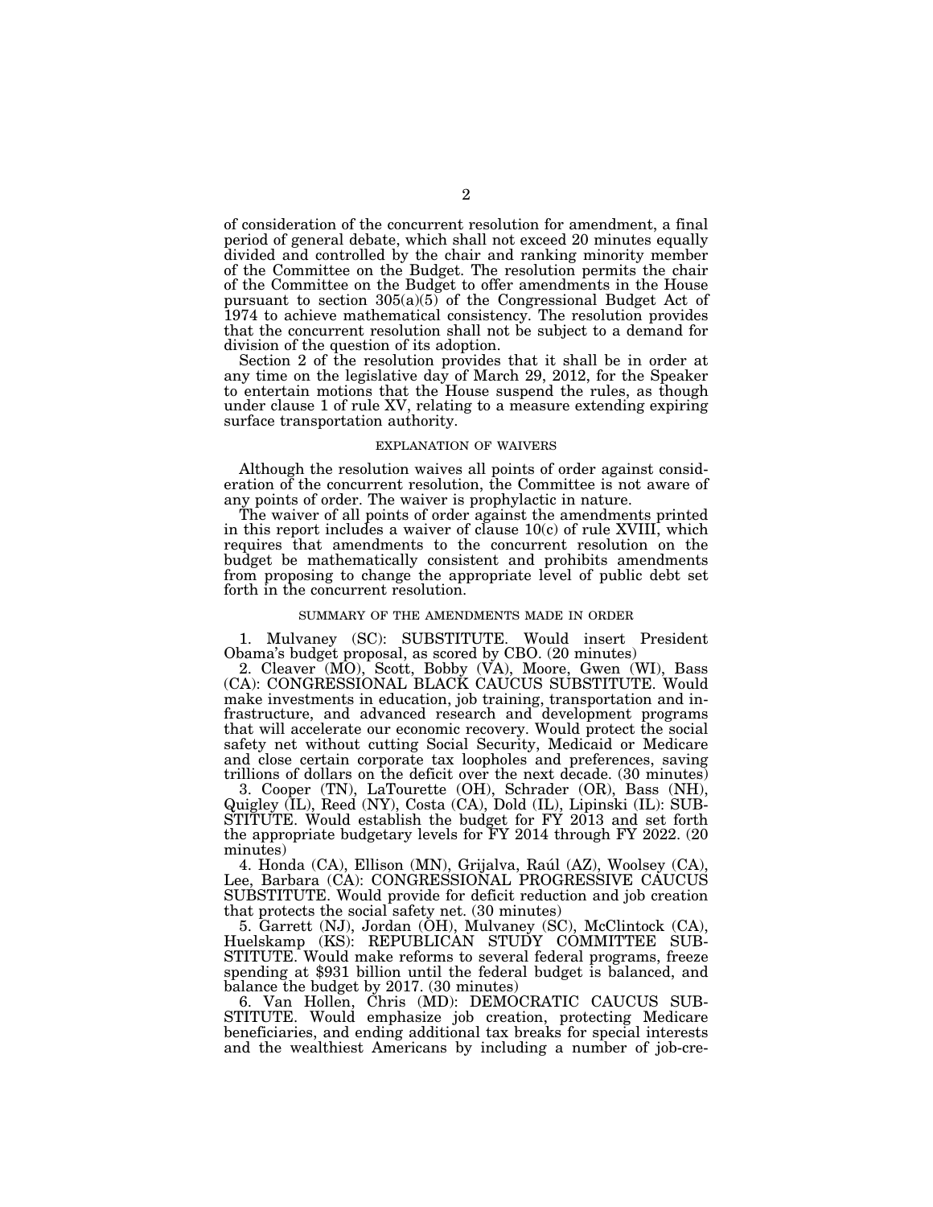of consideration of the concurrent resolution for amendment, a final period of general debate, which shall not exceed 20 minutes equally divided and controlled by the chair and ranking minority member of the Committee on the Budget. The resolution permits the chair of the Committee on the Budget to offer amendments in the House pursuant to section 305(a)(5) of the Congressional Budget Act of 1974 to achieve mathematical consistency. The resolution provides that the concurrent resolution shall not be subject to a demand for division of the question of its adoption.

Section 2 of the resolution provides that it shall be in order at any time on the legislative day of March 29, 2012, for the Speaker to entertain motions that the House suspend the rules, as though under clause 1 of rule XV, relating to a measure extending expiring surface transportation authority.

## EXPLANATION OF WAIVERS

Although the resolution waives all points of order against consideration of the concurrent resolution, the Committee is not aware of any points of order. The waiver is prophylactic in nature.

The waiver of all points of order against the amendments printed in this report includes a waiver of clause 10(c) of rule XVIII, which requires that amendments to the concurrent resolution on the budget be mathematically consistent and prohibits amendments from proposing to change the appropriate level of public debt set forth in the concurrent resolution.

## SUMMARY OF THE AMENDMENTS MADE IN ORDER

1. Mulvaney (SC): SUBSTITUTE. Would insert President Obama's budget proposal, as scored by CBO. (20 minutes)

2. Cleaver (MO), Scott, Bobby (VA), Moore, Gwen (WI), Bass (CA): CONGRESSIONAL BLACK CAUCUS SUBSTITUTE. Would make investments in education, job training, transportation and infrastructure, and advanced research and development programs that will accelerate our economic recovery. Would protect the social safety net without cutting Social Security, Medicaid or Medicare and close certain corporate tax loopholes and preferences, saving trillions of dollars on the deficit over the next decade. (30 minutes)

3. Cooper (TN), LaTourette (OH), Schrader (OR), Bass (NH), Quigley (IL), Reed (NY), Costa (CA), Dold (IL), Lipinski (IL): SUBSTITUTE. Would establish the budget for FY 2013 and set forth the appropriate budgetary levels for FY 2014 through FY 2022. (20 minutes)

4. Honda (CA), Ellison (MN), Grijalva, Raúl (AZ), Woolsey (CA), Lee, Barbara (CA): CONGRESSIONAL PROGRESSIVE CAUCUS SUBSTITUTE. Would provide for deficit reduction and job creation that protects the social safety net. (30 minutes)

5. Garrett (NJ), Jordan (OH), Mulvaney (SC), McClintock (CA), Huelskamp (KS): REPUBLICAN STUDY COMMITTEE SUBSTITUTE. Would make reforms to several federal programs, freeze spending at $931 billion until the federal budget is balanced, and balance the budget by 2017. (30 minutes)

6. Van Hollen, Chris (MD): DEMOCRATIC CAUCUS SUBSTITUTE. Would emphasize job creation, protecting Medicare beneficiaries, and ending additional tax breaks for special interests and the wealthiest Americans by including a number of job-cre-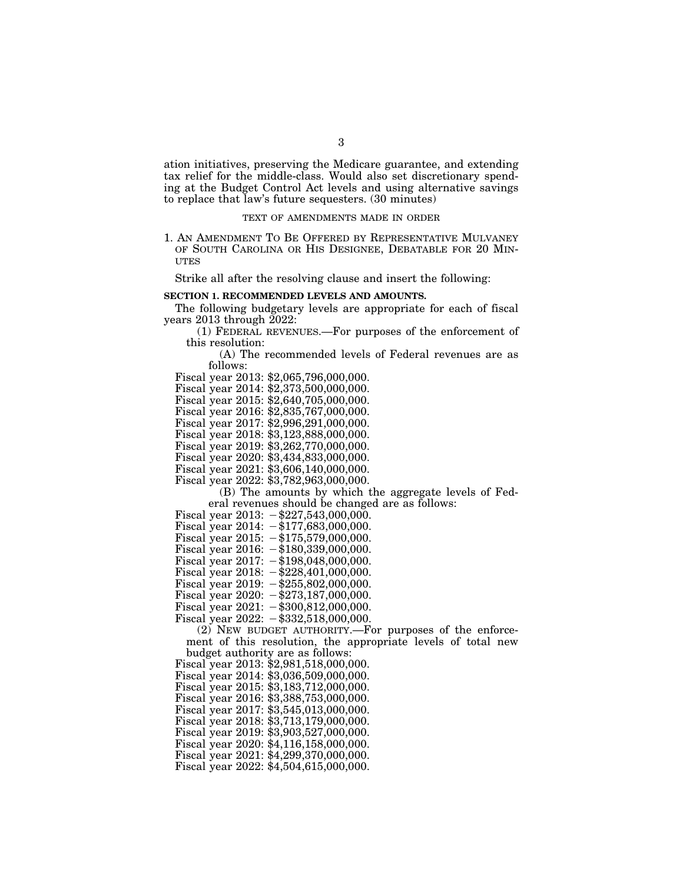ation initiatives, preserving the Medicare guarantee, and extending tax relief for the middle-class. Would also set discretionary spending at the Budget Control Act levels and using alternative savings to replace that law's future sequesters. (30 minutes)

TEXT OF AMENDMENTS MADE IN ORDER

1. AN AMENDMENT TO BE OFFERED BY REPRESENTATIVE MULVANEY OF SOUTH CAROLINA OR HIS DESIGNEE, DEBATABLE FOR 20 MINUTES

Strike all after the resolving clause and insert the following:

**SECTION 1. RECOMMENDED LEVELS AND AMOUNTS.**

The following budgetary levels are appropriate for each of fiscal years 2013 through 2022:

(1) FEDERAL REVENUES.—For purposes of the enforcement of this resolution:

(A) The recommended levels of Federal revenues are as follows:

Fiscal year 2013: $2,065,796,000,000.
Fiscal year 2014: $2,373,500,000,000.
Fiscal year 2015: $2,640,705,000,000.
Fiscal year 2016: $2,835,767,000,000.
Fiscal year 2017: $2,996,291,000,000.
Fiscal year 2018: $3,123,888,000,000.
Fiscal year 2019: $3,262,770,000,000.
Fiscal year 2020: $3,434,833,000,000.
Fiscal year 2021: $3,606,140,000,000.
Fiscal year 2022: $3,782,963,000,000.

(B) The amounts by which the aggregate levels of Federal revenues should be changed are as follows:

Fiscal year 2013: −$227,543,000,000.
Fiscal year 2014: −$177,683,000,000.
Fiscal year 2015: −$175,579,000,000.
Fiscal year 2016: −$180,339,000,000.
Fiscal year 2017: −$198,048,000,000.
Fiscal year 2018: −$228,401,000,000.
Fiscal year 2019: −$255,802,000,000.
Fiscal year 2020: −$273,187,000,000.
Fiscal year 2021: −$300,812,000,000.
Fiscal year 2022: −$332,518,000,000.

(2) NEW BUDGET AUTHORITY.—For purposes of the enforcement of this resolution, the appropriate levels of total new budget authority are as follows:

Fiscal year 2013: $2,981,518,000,000.
Fiscal year 2014: $3,036,509,000,000.
Fiscal year 2015: $3,183,712,000,000.
Fiscal year 2016: $3,388,753,000,000.
Fiscal year 2017: $3,545,013,000,000.
Fiscal year 2018: $3,713,179,000,000.
Fiscal year 2019: $3,903,527,000,000.
Fiscal year 2020: $4,116,158,000,000.
Fiscal year 2021: $4,299,370,000,000.
Fiscal year 2022: $4,504,615,000,000.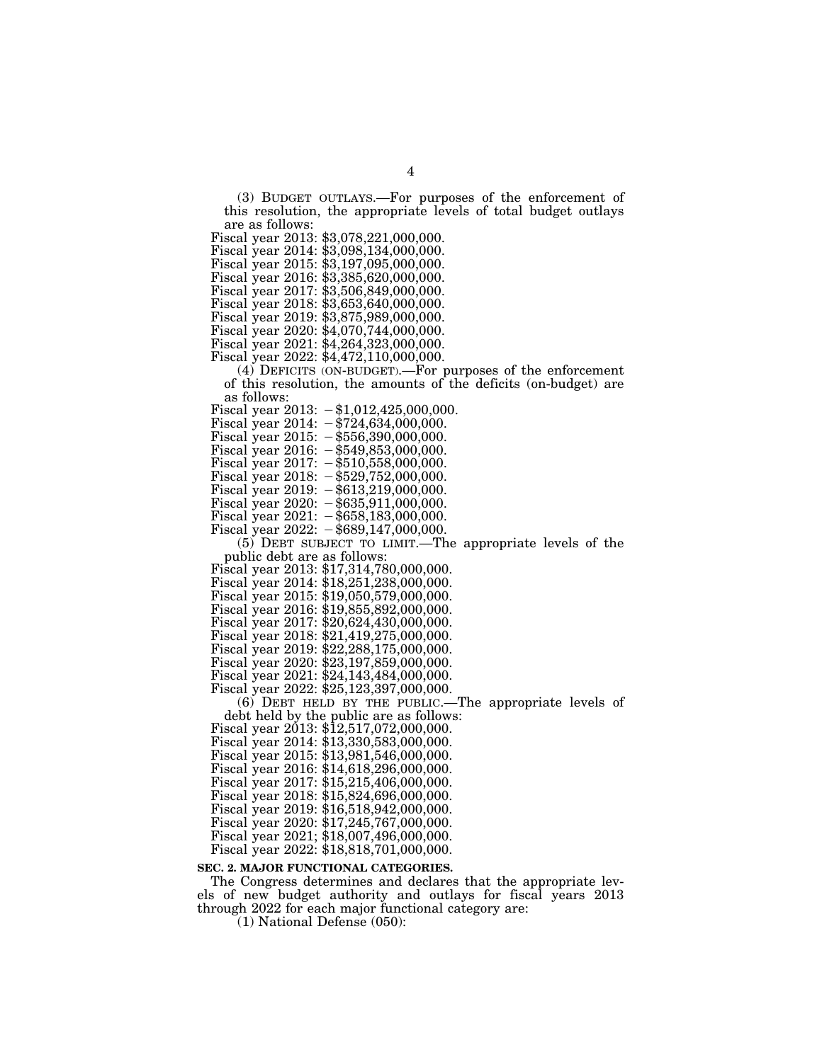(3) BUDGET OUTLAYS.—For purposes of the enforcement of this resolution, the appropriate levels of total budget outlays are as follows:

Fiscal year 2013: $3,078,221,000,000.
Fiscal year 2014: $3,098,134,000,000.
Fiscal year 2015: $3,197,095,000,000.
Fiscal year 2016: $3,385,620,000,000.
Fiscal year 2017: $3,506,849,000,000.
Fiscal year 2018: $3,653,640,000,000.
Fiscal year 2019: $3,875,989,000,000.
Fiscal year 2020: $4,070,744,000,000.
Fiscal year 2021: $4,264,323,000,000.
Fiscal year 2022: $4,472,110,000,000.

(4) DEFICITS (ON-BUDGET).—For purposes of the enforcement of this resolution, the amounts of the deficits (on-budget) are as follows:

Fiscal year 2013: −$1,012,425,000,000.
Fiscal year 2014: −$724,634,000,000.
Fiscal year 2015: −$556,390,000,000.
Fiscal year 2016: −$549,853,000,000.
Fiscal year 2017: −$510,558,000,000.
Fiscal year 2018: −$529,752,000,000.
Fiscal year 2019: −$613,219,000,000.
Fiscal year 2020: −$635,911,000,000.
Fiscal year 2021: −$658,183,000,000.
Fiscal year 2022: −$689,147,000,000.

(5) DEBT SUBJECT TO LIMIT.—The appropriate levels of the public debt are as follows:

Fiscal year 2013: $17,314,780,000,000.
Fiscal year 2014: $18,251,238,000,000.
Fiscal year 2015: $19,050,579,000,000.
Fiscal year 2016: $19,855,892,000,000.
Fiscal year 2017: $20,624,430,000,000.
Fiscal year 2018: $21,419,275,000,000.
Fiscal year 2019: $22,288,175,000,000.
Fiscal year 2020: $23,197,859,000,000.
Fiscal year 2021: $24,143,484,000,000.
Fiscal year 2022: $25,123,397,000,000.

(6) DEBT HELD BY THE PUBLIC.—The appropriate levels of debt held by the public are as follows:

Fiscal year 2013: $12,517,072,000,000.
Fiscal year 2014: $13,330,583,000,000.
Fiscal year 2015: $13,981,546,000,000.
Fiscal year 2016: $14,618,296,000,000.
Fiscal year 2017: $15,215,406,000,000.
Fiscal year 2018: $15,824,696,000,000.
Fiscal year 2019: $16,518,942,000,000.
Fiscal year 2020: $17,245,767,000,000.
Fiscal year 2021; $18,007,496,000,000.
Fiscal year 2022: $18,818,701,000,000.

**SEC. 2. MAJOR FUNCTIONAL CATEGORIES.**

The Congress determines and declares that the appropriate levels of new budget authority and outlays for fiscal years 2013 through 2022 for each major functional category are:

(1) National Defense (050):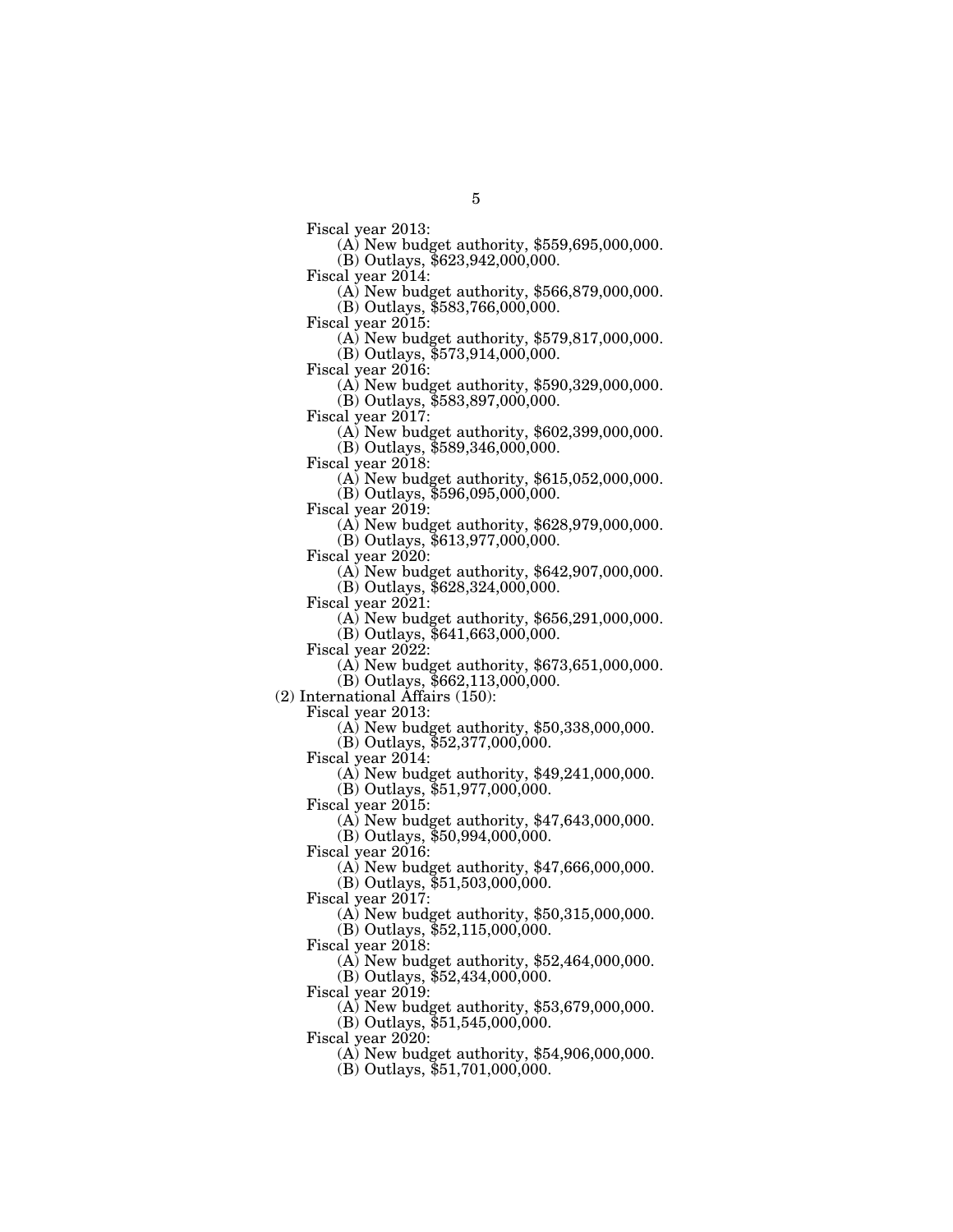Fiscal year 2013:

(A) New budget authority, $559,695,000,000.

(B) Outlays, $623,942,000,000.

Fiscal year 2014:

(A) New budget authority, $566,879,000,000.

(B) Outlays, $583,766,000,000.

Fiscal year 2015:

(A) New budget authority, $579,817,000,000.

(B) Outlays, $573,914,000,000.

Fiscal year 2016:

(A) New budget authority, $590,329,000,000.

(B) Outlays, $583,897,000,000.

Fiscal year 2017:

(A) New budget authority, $602,399,000,000.

(B) Outlays, $589,346,000,000.

Fiscal year 2018:

(A) New budget authority, $615,052,000,000.

(B) Outlays, $596,095,000,000.

Fiscal year 2019:

(A) New budget authority, $628,979,000,000.

(B) Outlays, $613,977,000,000.

Fiscal year 2020:

(A) New budget authority, $642,907,000,000.

(B) Outlays, $628,324,000,000.

Fiscal year 2021:

(A) New budget authority, $656,291,000,000.

(B) Outlays, $641,663,000,000.

Fiscal year 2022:

(A) New budget authority, $673,651,000,000.

(B) Outlays, $662,113,000,000.

(2) International Affairs (150):

Fiscal year 2013:

(A) New budget authority, $50,338,000,000.

(B) Outlays, $52,377,000,000.

Fiscal year 2014:

(A) New budget authority, $49,241,000,000.

(B) Outlays, $51,977,000,000.

Fiscal year 2015:

(A) New budget authority, $47,643,000,000.

(B) Outlays, $50,994,000,000.

Fiscal year 2016:

(A) New budget authority, $47,666,000,000.

(B) Outlays, $51,503,000,000.

Fiscal year 2017:

(A) New budget authority, $50,315,000,000.

(B) Outlays, $52,115,000,000.

Fiscal year 2018:

(A) New budget authority, $52,464,000,000.

(B) Outlays, $52,434,000,000.

Fiscal year 2019:

(A) New budget authority, $53,679,000,000.

(B) Outlays, $51,545,000,000.

Fiscal year 2020:

(A) New budget authority, $54,906,000,000.

(B) Outlays, $51,701,000,000.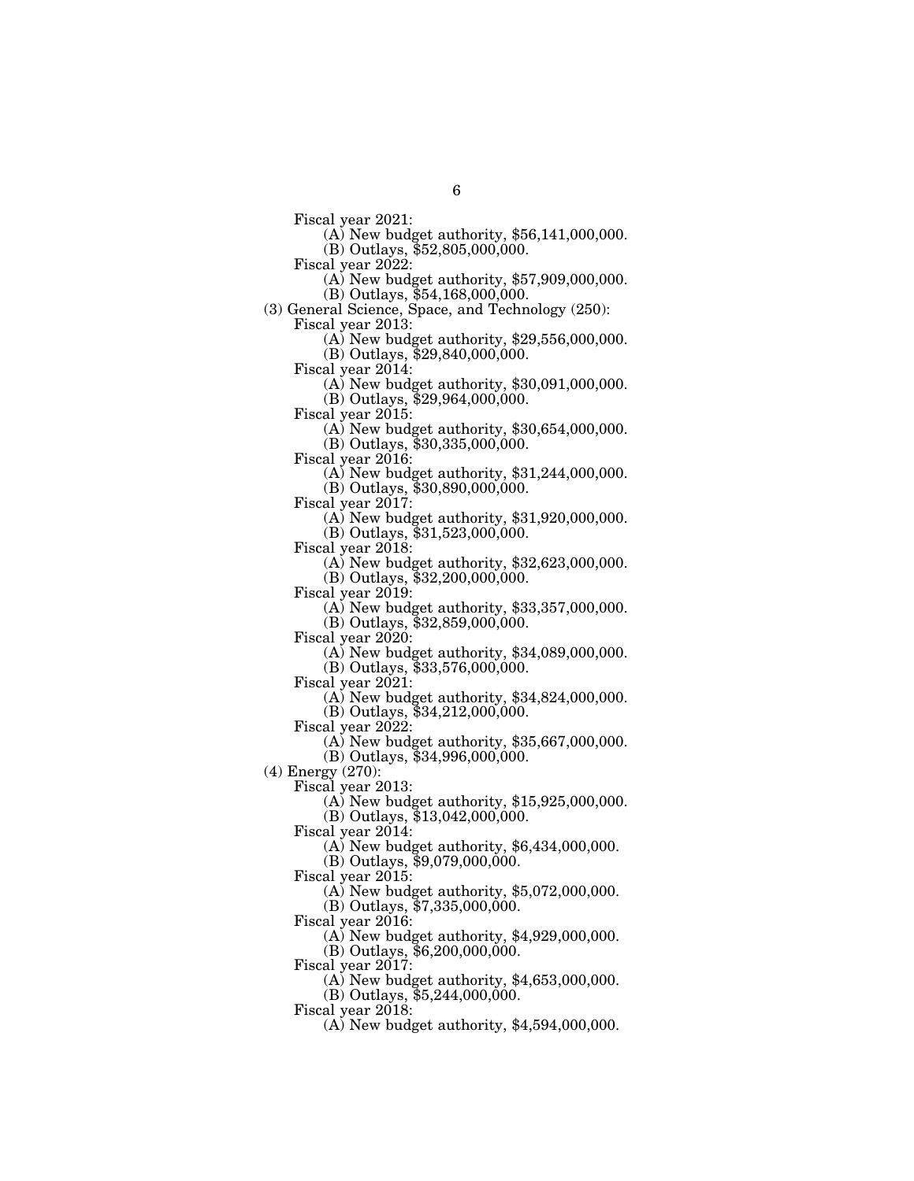Fiscal year 2021:

(A) New budget authority, $56,141,000,000.

(B) Outlays, $52,805,000,000.

Fiscal year 2022:

(A) New budget authority, $57,909,000,000.

(B) Outlays, $54,168,000,000.

(3) General Science, Space, and Technology (250):

Fiscal year 2013:

(A) New budget authority, $29,556,000,000.

(B) Outlays, $29,840,000,000.

Fiscal year 2014:

(A) New budget authority, $30,091,000,000.

(B) Outlays, $29,964,000,000.

Fiscal year 2015:

(A) New budget authority, $30,654,000,000.

(B) Outlays, $30,335,000,000.

Fiscal year 2016:

(A) New budget authority, $31,244,000,000.

(B) Outlays, $30,890,000,000.

Fiscal year 2017:

(A) New budget authority, $31,920,000,000.

(B) Outlays, $31,523,000,000.

Fiscal year 2018:

(A) New budget authority, $32,623,000,000.

(B) Outlays, $32,200,000,000.

Fiscal year 2019:

(A) New budget authority, $33,357,000,000.

(B) Outlays, $32,859,000,000.

Fiscal year 2020:

(A) New budget authority, $34,089,000,000.

(B) Outlays, $33,576,000,000.

Fiscal year 2021:

(A) New budget authority, $34,824,000,000.

(B) Outlays, $34,212,000,000.

Fiscal year 2022:

(A) New budget authority, $35,667,000,000.

(B) Outlays, $34,996,000,000.

(4) Energy (270):

Fiscal year 2013:

(A) New budget authority, $15,925,000,000.

(B) Outlays, $13,042,000,000.

Fiscal year 2014:

(A) New budget authority, $6,434,000,000.

(B) Outlays, $9,079,000,000.

Fiscal year 2015:

(A) New budget authority, $5,072,000,000.

(B) Outlays, $7,335,000,000.

Fiscal year 2016:

(A) New budget authority, $4,929,000,000.

(B) Outlays, $6,200,000,000.

Fiscal year 2017:

(A) New budget authority, $4,653,000,000.

(B) Outlays, $5,244,000,000.

Fiscal year 2018:

(A) New budget authority, $4,594,000,000.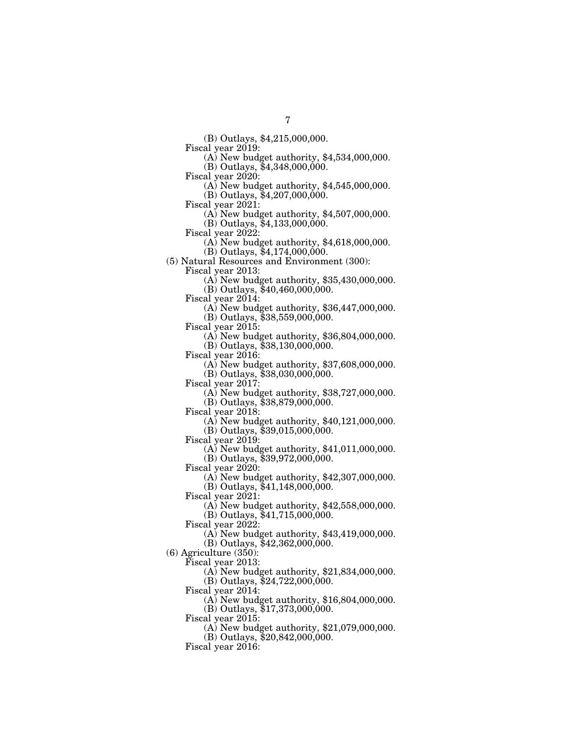(B) Outlays, $4,215,000,000.

Fiscal year 2019:

(A) New budget authority, $4,534,000,000.

(B) Outlays, $4,348,000,000.

Fiscal year 2020:

(A) New budget authority, $4,545,000,000.

(B) Outlays, $4,207,000,000.

Fiscal year 2021:

(A) New budget authority, $4,507,000,000.

(B) Outlays, $4,133,000,000.

Fiscal year 2022:

(A) New budget authority, $4,618,000,000.

(B) Outlays, $4,174,000,000.

(5) Natural Resources and Environment (300):

Fiscal year 2013:

(A) New budget authority, $35,430,000,000.

(B) Outlays, $40,460,000,000.

Fiscal year 2014:

(A) New budget authority, $36,447,000,000.

(B) Outlays, $38,559,000,000.

Fiscal year 2015:

(A) New budget authority, $36,804,000,000.

(B) Outlays, $38,130,000,000.

Fiscal year 2016:

(A) New budget authority, $37,608,000,000.

(B) Outlays, $38,030,000,000.

Fiscal year 2017:

(A) New budget authority, $38,727,000,000.

(B) Outlays, $38,879,000,000.

Fiscal year 2018:

(A) New budget authority, $40,121,000,000.

(B) Outlays, $39,015,000,000.

Fiscal year 2019:

(A) New budget authority, $41,011,000,000.

(B) Outlays, $39,972,000,000.

Fiscal year 2020:

(A) New budget authority, $42,307,000,000.

(B) Outlays, $41,148,000,000.

Fiscal year 2021:

(A) New budget authority, $42,558,000,000.

(B) Outlays, $41,715,000,000.

Fiscal year 2022:

(A) New budget authority, $43,419,000,000.

(B) Outlays, $42,362,000,000.

(6) Agriculture (350):

Fiscal year 2013:

(A) New budget authority, $21,834,000,000.

(B) Outlays, $24,722,000,000.

Fiscal year 2014:

(A) New budget authority, $16,804,000,000.

(B) Outlays, $17,373,000,000.

Fiscal year 2015:

(A) New budget authority, $21,079,000,000.

(B) Outlays, $20,842,000,000.

Fiscal year 2016: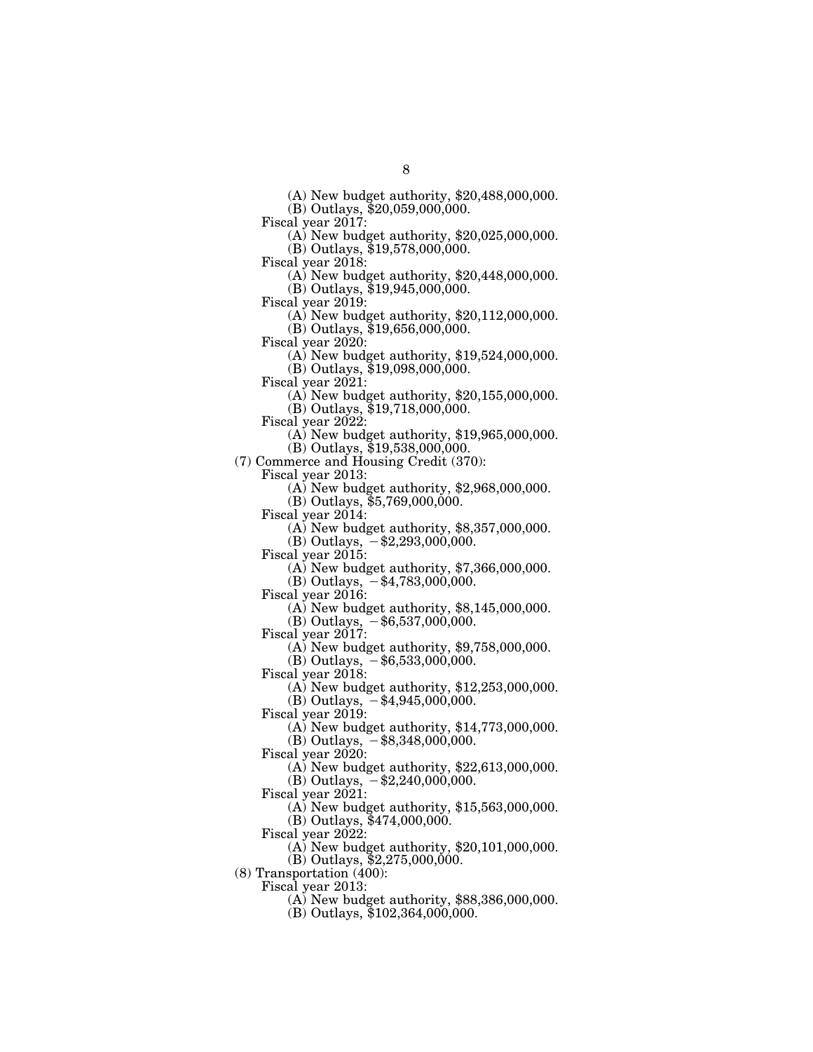(A) New budget authority, $20,488,000,000.

(B) Outlays, $20,059,000,000.

Fiscal year 2017:

(A) New budget authority, $20,025,000,000.

(B) Outlays, $19,578,000,000.

Fiscal year 2018:

(A) New budget authority, $20,448,000,000.

(B) Outlays, $19,945,000,000.

Fiscal year 2019:

(A) New budget authority, $20,112,000,000.

(B) Outlays, $19,656,000,000.

Fiscal year 2020:

(A) New budget authority, $19,524,000,000.

(B) Outlays, $19,098,000,000.

Fiscal year 2021:

(A) New budget authority, $20,155,000,000.

(B) Outlays, $19,718,000,000.

Fiscal year 2022:

(A) New budget authority, $19,965,000,000.

(B) Outlays, $19,538,000,000.

(7) Commerce and Housing Credit (370):

Fiscal year 2013:

(A) New budget authority, $2,968,000,000.

(B) Outlays, $5,769,000,000.

Fiscal year 2014:

(A) New budget authority, $8,357,000,000.

(B) Outlays, −$2,293,000,000.

Fiscal year 2015:

(A) New budget authority, $7,366,000,000.

(B) Outlays, −$4,783,000,000.

Fiscal year 2016:

(A) New budget authority, $8,145,000,000.

(B) Outlays, −$6,537,000,000.

Fiscal year 2017:

(A) New budget authority, $9,758,000,000.

(B) Outlays, −$6,533,000,000.

Fiscal year 2018:

(A) New budget authority, $12,253,000,000.

(B) Outlays, −$4,945,000,000.

Fiscal year 2019:

(A) New budget authority, $14,773,000,000.

(B) Outlays, −$8,348,000,000.

Fiscal year 2020:

(A) New budget authority, $22,613,000,000.

(B) Outlays, −$2,240,000,000.

Fiscal year 2021:

(A) New budget authority, $15,563,000,000.

(B) Outlays, $474,000,000.

Fiscal year 2022:

(A) New budget authority, $20,101,000,000.

(B) Outlays, $2,275,000,000.

(8) Transportation (400):

Fiscal year 2013:

(A) New budget authority, $88,386,000,000.

(B) Outlays, $102,364,000,000.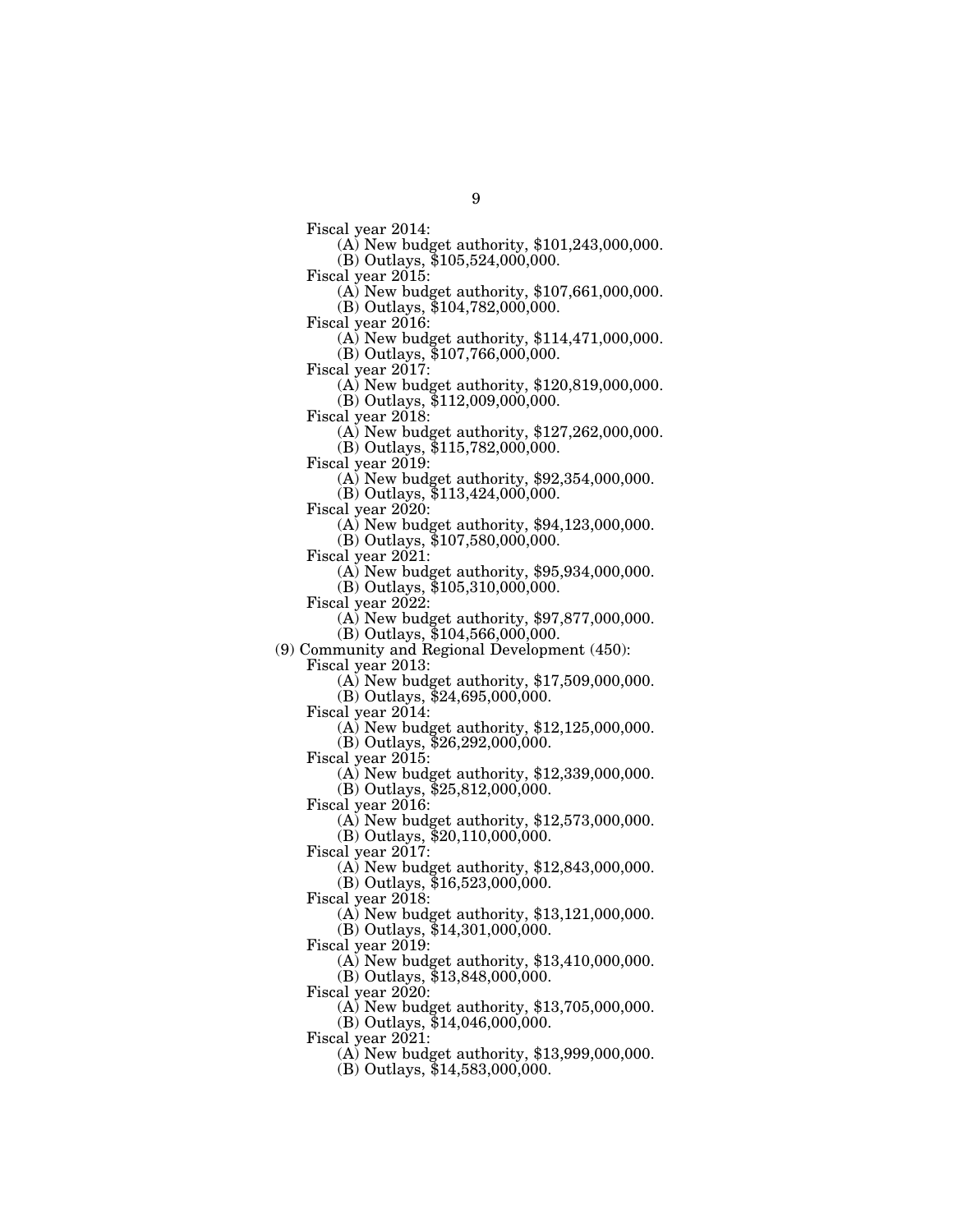Fiscal year 2014:
(A) New budget authority, $101,243,000,000.
(B) Outlays, $105,524,000,000.
Fiscal year 2015:
(A) New budget authority, $107,661,000,000.
(B) Outlays, $104,782,000,000.
Fiscal year 2016:
(A) New budget authority, $114,471,000,000.
(B) Outlays, $107,766,000,000.
Fiscal year 2017:
(A) New budget authority, $120,819,000,000.
(B) Outlays, $112,009,000,000.
Fiscal year 2018:
(A) New budget authority, $127,262,000,000.
(B) Outlays, $115,782,000,000.
Fiscal year 2019:
(A) New budget authority, $92,354,000,000.
(B) Outlays, $113,424,000,000.
Fiscal year 2020:
(A) New budget authority, $94,123,000,000.
(B) Outlays, $107,580,000,000.
Fiscal year 2021:
(A) New budget authority, $95,934,000,000.
(B) Outlays, $105,310,000,000.
Fiscal year 2022:
(A) New budget authority, $97,877,000,000.
(B) Outlays, $104,566,000,000.

(9) Community and Regional Development (450):
Fiscal year 2013:
(A) New budget authority, $17,509,000,000.
(B) Outlays, $24,695,000,000.
Fiscal year 2014:
(A) New budget authority, $12,125,000,000.
(B) Outlays, $26,292,000,000.
Fiscal year 2015:
(A) New budget authority, $12,339,000,000.
(B) Outlays, $25,812,000,000.
Fiscal year 2016:
(A) New budget authority, $12,573,000,000.
(B) Outlays, $20,110,000,000.
Fiscal year 2017:
(A) New budget authority, $12,843,000,000.
(B) Outlays, $16,523,000,000.
Fiscal year 2018:
(A) New budget authority, $13,121,000,000.
(B) Outlays, $14,301,000,000.
Fiscal year 2019:
(A) New budget authority, $13,410,000,000.
(B) Outlays, $13,848,000,000.
Fiscal year 2020:
(A) New budget authority, $13,705,000,000.
(B) Outlays, $14,046,000,000.
Fiscal year 2021:
(A) New budget authority, $13,999,000,000.
(B) Outlays, $14,583,000,000.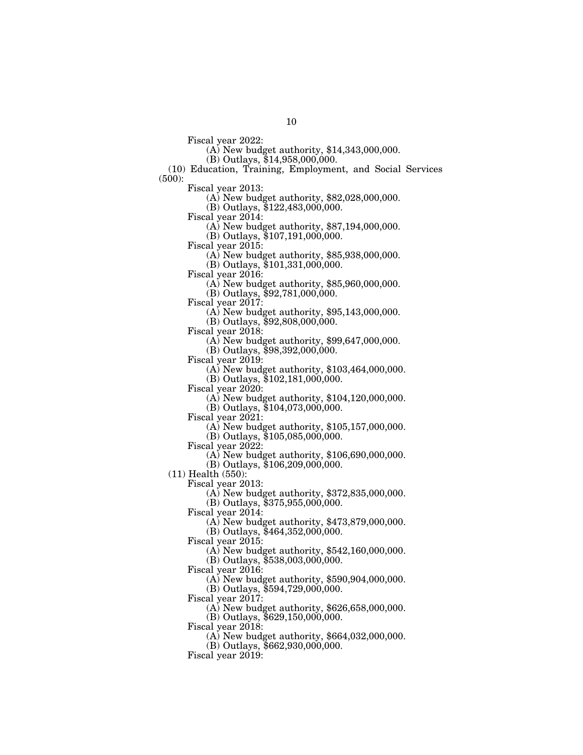Fiscal year 2022:

(A) New budget authority, $14,343,000,000.

(B) Outlays, $14,958,000,000.

(10) Education, Training, Employment, and Social Services (500):

Fiscal year 2013:

(A) New budget authority, $82,028,000,000.

(B) Outlays, $122,483,000,000.

Fiscal year 2014:

(A) New budget authority, $87,194,000,000.

(B) Outlays, $107,191,000,000.

Fiscal year 2015:

(A) New budget authority, $85,938,000,000.

(B) Outlays, $101,331,000,000.

Fiscal year 2016:

(A) New budget authority, $85,960,000,000.

(B) Outlays, $92,781,000,000.

Fiscal year 2017:

(A) New budget authority, $95,143,000,000.

(B) Outlays, $92,808,000,000.

Fiscal year 2018:

(A) New budget authority, $99,647,000,000.

(B) Outlays, $98,392,000,000.

Fiscal year 2019:

(A) New budget authority, $103,464,000,000.

(B) Outlays, $102,181,000,000.

Fiscal year 2020:

(A) New budget authority, $104,120,000,000.

(B) Outlays, $104,073,000,000.

Fiscal year 2021:

(A) New budget authority, $105,157,000,000.

(B) Outlays, $105,085,000,000.

Fiscal year 2022:

(A) New budget authority, $106,690,000,000.

(B) Outlays, $106,209,000,000.

(11) Health (550):

Fiscal year 2013:

(A) New budget authority, $372,835,000,000.

(B) Outlays, $375,955,000,000.

Fiscal year 2014:

(A) New budget authority, $473,879,000,000.

(B) Outlays, $464,352,000,000.

Fiscal year 2015:

(A) New budget authority, $542,160,000,000.

(B) Outlays, $538,003,000,000.

Fiscal year 2016:

(A) New budget authority, $590,904,000,000.

(B) Outlays, $594,729,000,000.

Fiscal year 2017:

(A) New budget authority, $626,658,000,000.

(B) Outlays, $629,150,000,000.

Fiscal year 2018:

(A) New budget authority, $664,032,000,000.

(B) Outlays, $662,930,000,000.

Fiscal year 2019: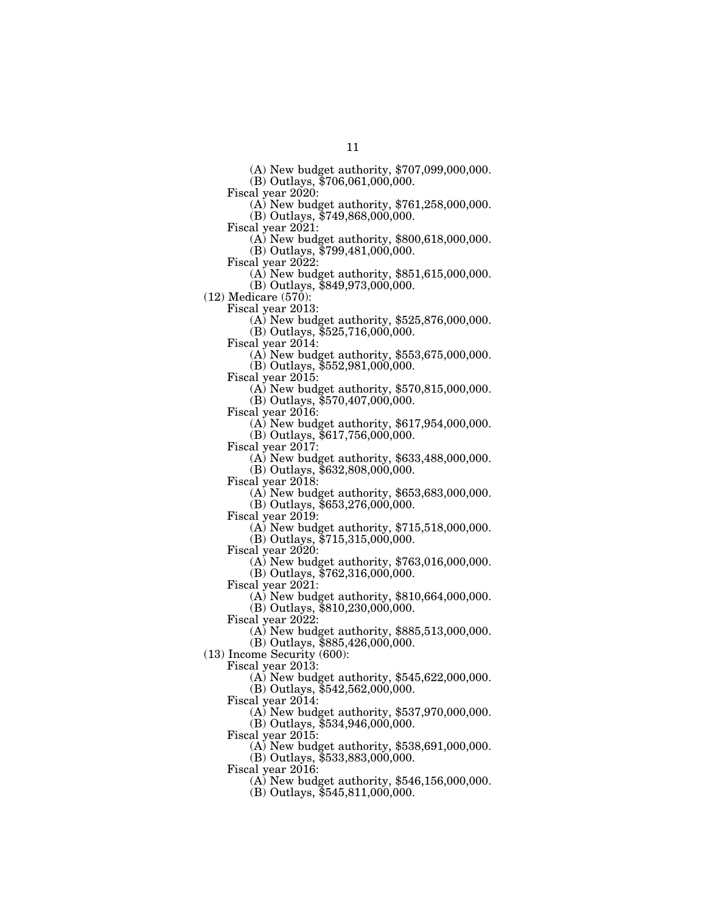(A) New budget authority, $707,099,000,000.
(B) Outlays, $706,061,000,000.

Fiscal year 2020:
(A) New budget authority, $761,258,000,000.
(B) Outlays, $749,868,000,000.

Fiscal year 2021:
(A) New budget authority, $800,618,000,000.
(B) Outlays, $799,481,000,000.

Fiscal year 2022:
(A) New budget authority, $851,615,000,000.
(B) Outlays, $849,973,000,000.

(12) Medicare (570):

Fiscal year 2013:
(A) New budget authority, $525,876,000,000.
(B) Outlays, $525,716,000,000.

Fiscal year 2014:
(A) New budget authority, $553,675,000,000.
(B) Outlays, $552,981,000,000.

Fiscal year 2015:
(A) New budget authority, $570,815,000,000.
(B) Outlays, $570,407,000,000.

Fiscal year 2016:
(A) New budget authority, $617,954,000,000.
(B) Outlays, $617,756,000,000.

Fiscal year 2017:
(A) New budget authority, $633,488,000,000.
(B) Outlays, $632,808,000,000.

Fiscal year 2018:
(A) New budget authority, $653,683,000,000.
(B) Outlays, $653,276,000,000.

Fiscal year 2019:
(A) New budget authority, $715,518,000,000.
(B) Outlays, $715,315,000,000.

Fiscal year 2020:
(A) New budget authority, $763,016,000,000.
(B) Outlays, $762,316,000,000.

Fiscal year 2021:
(A) New budget authority, $810,664,000,000.
(B) Outlays, $810,230,000,000.

Fiscal year 2022:
(A) New budget authority, $885,513,000,000.
(B) Outlays, $885,426,000,000.

(13) Income Security (600):

Fiscal year 2013:
(A) New budget authority, $545,622,000,000.
(B) Outlays, $542,562,000,000.

Fiscal year 2014:
(A) New budget authority, $537,970,000,000.
(B) Outlays, $534,946,000,000.

Fiscal year 2015:
(A) New budget authority, $538,691,000,000.
(B) Outlays, $533,883,000,000.

Fiscal year 2016:
(A) New budget authority, $546,156,000,000.
(B) Outlays, $545,811,000,000.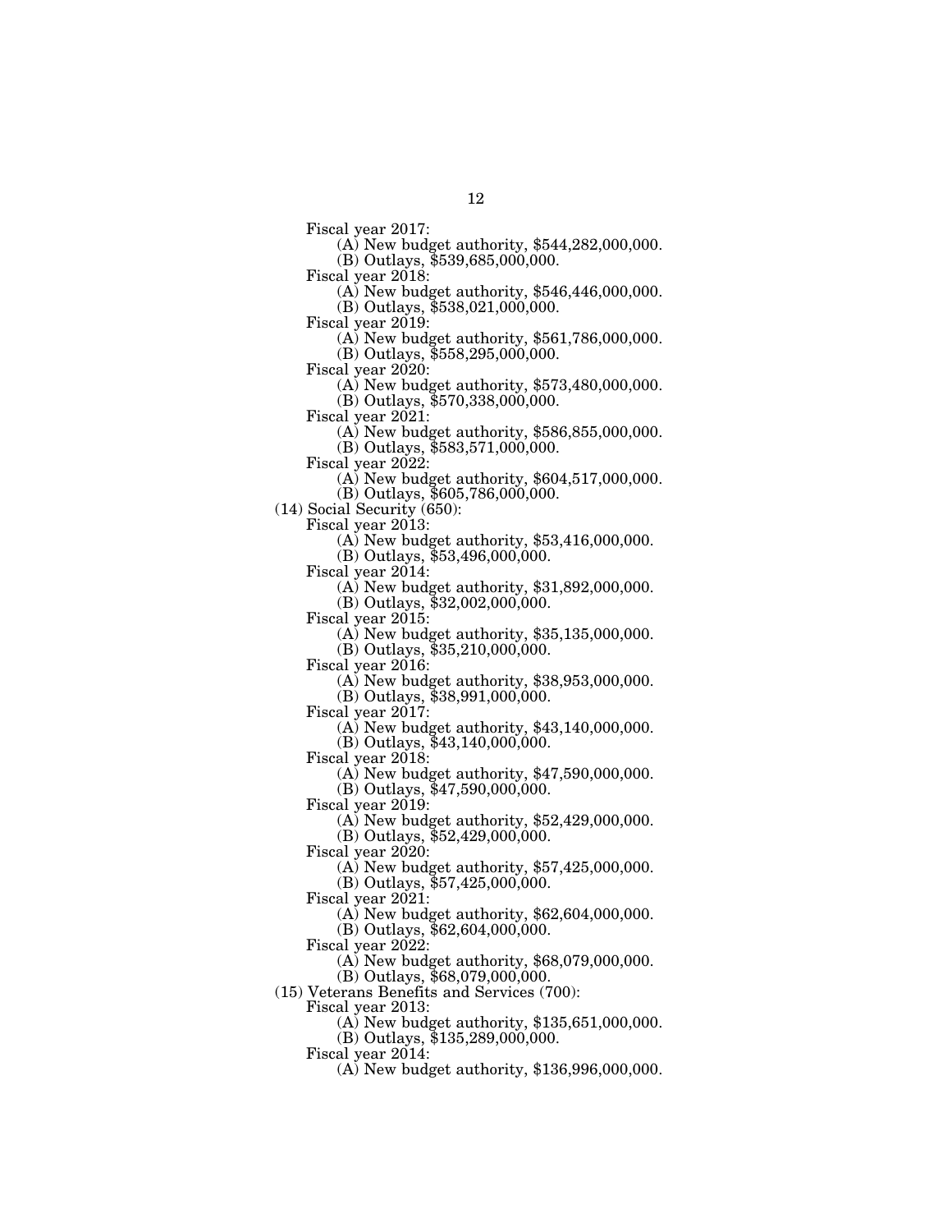Fiscal year 2017:

(A) New budget authority, $544,282,000,000.

(B) Outlays, $539,685,000,000.

Fiscal year 2018:

(A) New budget authority, $546,446,000,000.

(B) Outlays, $538,021,000,000.

Fiscal year 2019:

(A) New budget authority, $561,786,000,000.

(B) Outlays, $558,295,000,000.

Fiscal year 2020:

(A) New budget authority, $573,480,000,000.

(B) Outlays, $570,338,000,000.

Fiscal year 2021:

(A) New budget authority, $586,855,000,000.

(B) Outlays, $583,571,000,000.

Fiscal year 2022:

(A) New budget authority, $604,517,000,000.

(B) Outlays, $605,786,000,000.

(14) Social Security (650):

Fiscal year 2013:

(A) New budget authority, $53,416,000,000.

(B) Outlays, $53,496,000,000.

Fiscal year 2014:

(A) New budget authority, $31,892,000,000.

(B) Outlays, $32,002,000,000.

Fiscal year 2015:

(A) New budget authority, $35,135,000,000.

(B) Outlays, $35,210,000,000.

Fiscal year 2016:

(A) New budget authority, $38,953,000,000.

(B) Outlays, $38,991,000,000.

Fiscal year 2017:

(A) New budget authority, $43,140,000,000.

(B) Outlays, $43,140,000,000.

Fiscal year 2018:

(A) New budget authority, $47,590,000,000.

(B) Outlays, $47,590,000,000.

Fiscal year 2019:

(A) New budget authority, $52,429,000,000.

(B) Outlays, $52,429,000,000.

Fiscal year 2020:

(A) New budget authority, $57,425,000,000.

(B) Outlays, $57,425,000,000.

Fiscal year 2021:

(A) New budget authority, $62,604,000,000.

(B) Outlays, $62,604,000,000.

Fiscal year 2022:

(A) New budget authority, $68,079,000,000.

(B) Outlays, $68,079,000,000.

(15) Veterans Benefits and Services (700):

Fiscal year 2013:

(A) New budget authority, $135,651,000,000.

(B) Outlays, $135,289,000,000.

Fiscal year 2014:

(A) New budget authority, $136,996,000,000.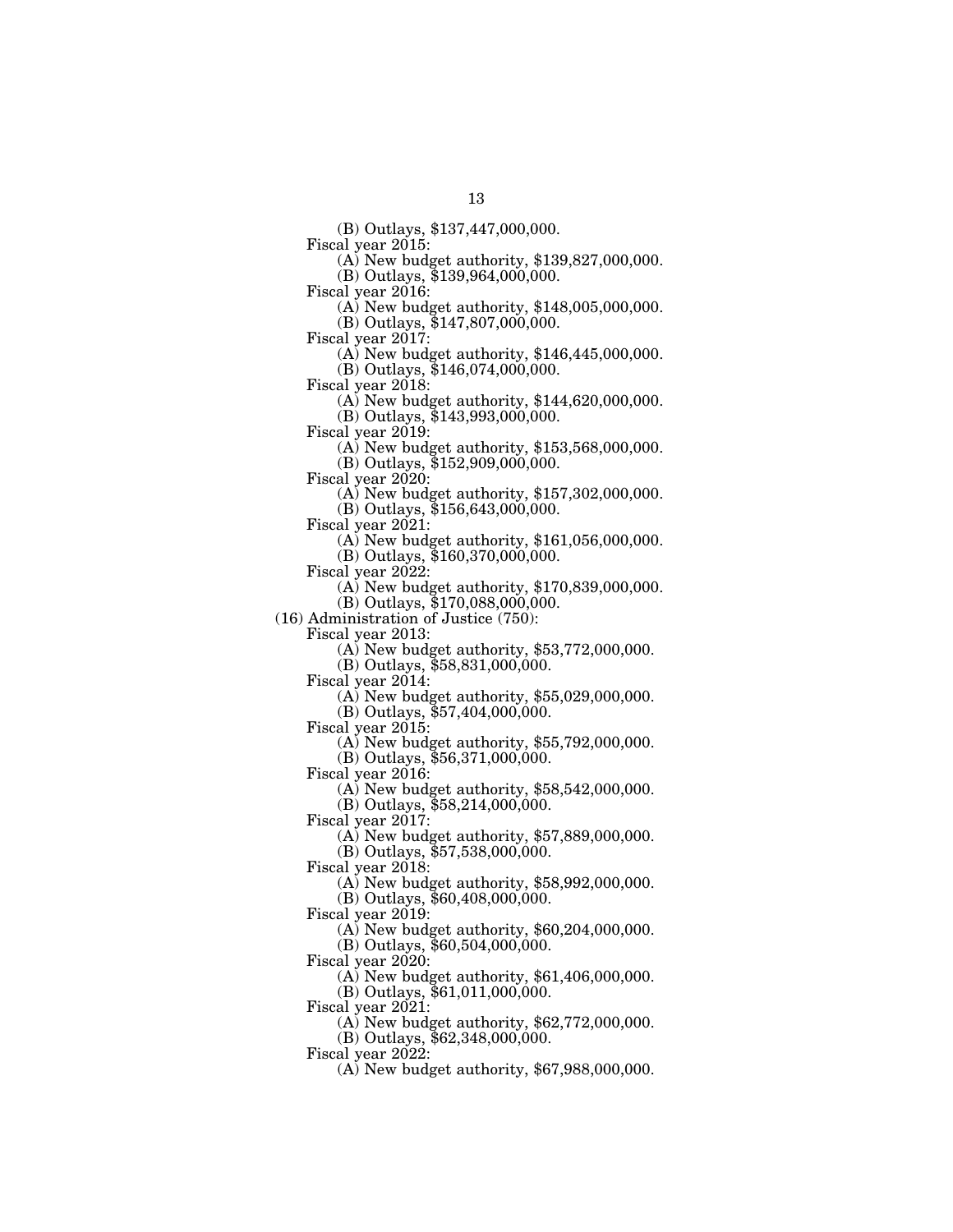(B) Outlays, $137,447,000,000.

Fiscal year 2015:

(A) New budget authority, $139,827,000,000.

(B) Outlays, $139,964,000,000.

Fiscal year 2016:

(A) New budget authority, $148,005,000,000.

(B) Outlays, $147,807,000,000.

Fiscal year 2017:

(A) New budget authority, $146,445,000,000.

(B) Outlays, $146,074,000,000.

Fiscal year 2018:

(A) New budget authority, $144,620,000,000.

(B) Outlays, $143,993,000,000.

Fiscal year 2019:

(A) New budget authority, $153,568,000,000.

(B) Outlays, $152,909,000,000.

Fiscal year 2020:

(A) New budget authority, $157,302,000,000.

(B) Outlays, $156,643,000,000.

Fiscal year 2021:

(A) New budget authority, $161,056,000,000.

(B) Outlays, $160,370,000,000.

Fiscal year 2022:

(A) New budget authority, $170,839,000,000.

(B) Outlays, $170,088,000,000.

(16) Administration of Justice (750):

Fiscal year 2013:

(A) New budget authority, $53,772,000,000.

(B) Outlays, $58,831,000,000.

Fiscal year 2014:

(A) New budget authority, $55,029,000,000.

(B) Outlays, $57,404,000,000.

Fiscal year 2015:

(A) New budget authority, $55,792,000,000.

(B) Outlays, $56,371,000,000.

Fiscal year 2016:

(A) New budget authority, $58,542,000,000.

(B) Outlays, $58,214,000,000.

Fiscal year 2017:

(A) New budget authority, $57,889,000,000.

(B) Outlays, $57,538,000,000.

Fiscal year 2018:

(A) New budget authority, $58,992,000,000.

(B) Outlays, $60,408,000,000.

Fiscal year 2019:

(A) New budget authority, $60,204,000,000.

(B) Outlays, $60,504,000,000.

Fiscal year 2020:

(A) New budget authority, $61,406,000,000.

(B) Outlays, $61,011,000,000.

Fiscal year 2021:

(A) New budget authority, $62,772,000,000.

(B) Outlays, $62,348,000,000.

Fiscal year 2022:

(A) New budget authority, $67,988,000,000.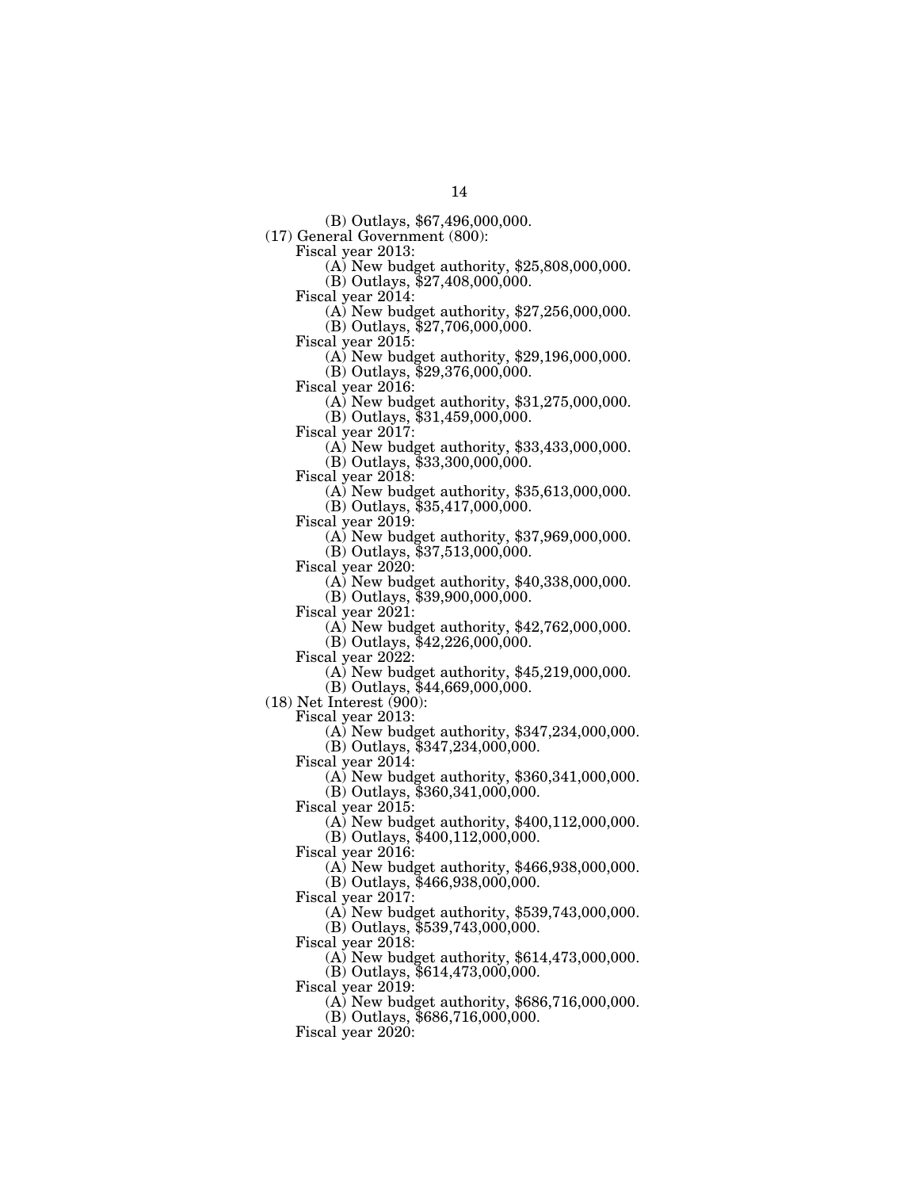(B) Outlays, $67,496,000,000.

(17) General Government (800):

Fiscal year 2013:

(A) New budget authority, $25,808,000,000.

(B) Outlays, $27,408,000,000.

Fiscal year 2014:

(A) New budget authority, $27,256,000,000.

(B) Outlays, $27,706,000,000.

Fiscal year 2015:

(A) New budget authority, $29,196,000,000.

(B) Outlays, $29,376,000,000.

Fiscal year 2016:

(A) New budget authority, $31,275,000,000.

(B) Outlays, $31,459,000,000.

Fiscal year 2017:

(A) New budget authority, $33,433,000,000.

(B) Outlays, $33,300,000,000.

Fiscal year 2018:

(A) New budget authority, $35,613,000,000.

(B) Outlays, $35,417,000,000.

Fiscal year 2019:

(A) New budget authority, $37,969,000,000.

(B) Outlays, $37,513,000,000.

Fiscal year 2020:

(A) New budget authority, $40,338,000,000.

(B) Outlays, $39,900,000,000.

Fiscal year 2021:

(A) New budget authority, $42,762,000,000.

(B) Outlays, $42,226,000,000.

Fiscal year 2022:

(A) New budget authority, $45,219,000,000.

(B) Outlays, $44,669,000,000.

(18) Net Interest (900):

Fiscal year 2013:

(A) New budget authority, $347,234,000,000.

(B) Outlays, $347,234,000,000.

Fiscal year 2014:

(A) New budget authority, $360,341,000,000.

(B) Outlays, $360,341,000,000.

Fiscal year 2015:

(A) New budget authority, $400,112,000,000.

(B) Outlays, $400,112,000,000.

Fiscal year 2016:

(A) New budget authority, $466,938,000,000.

(B) Outlays, $466,938,000,000.

Fiscal year 2017:

(A) New budget authority, $539,743,000,000.

(B) Outlays, $539,743,000,000.

Fiscal year 2018:

(A) New budget authority, $614,473,000,000.

(B) Outlays, $614,473,000,000.

Fiscal year 2019:

(A) New budget authority, $686,716,000,000.

(B) Outlays, $686,716,000,000.

Fiscal year 2020: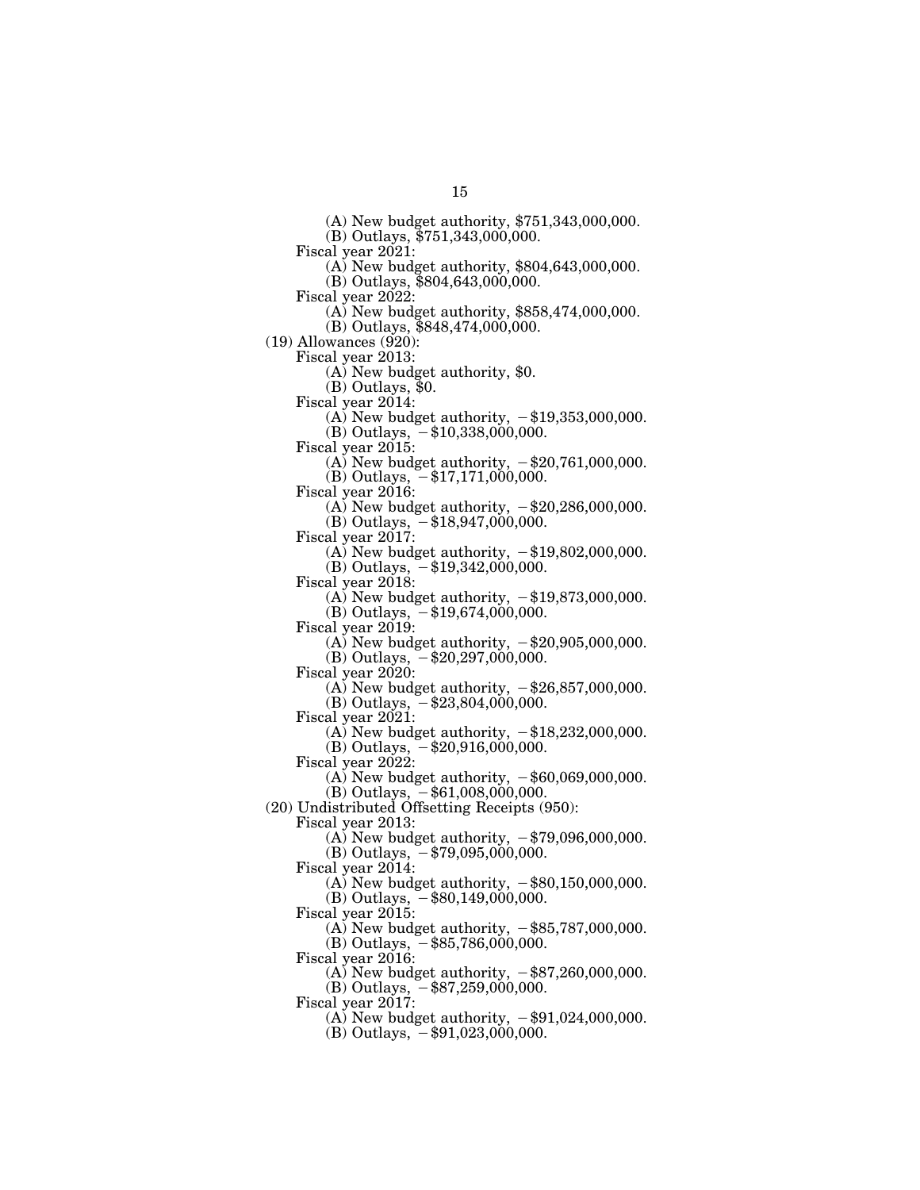(A) New budget authority, $751,343,000,000.
(B) Outlays, $751,343,000,000.

Fiscal year 2021:
(A) New budget authority, $804,643,000,000.
(B) Outlays, $804,643,000,000.

Fiscal year 2022:
(A) New budget authority, $858,474,000,000.
(B) Outlays, $848,474,000,000.

(19) Allowances (920):

Fiscal year 2013:
(A) New budget authority, $0.
(B) Outlays, $0.

Fiscal year 2014:
(A) New budget authority, −$19,353,000,000.
(B) Outlays, −$10,338,000,000.

Fiscal year 2015:
(A) New budget authority, −$20,761,000,000.
(B) Outlays, −$17,171,000,000.

Fiscal year 2016:
(A) New budget authority, −$20,286,000,000.
(B) Outlays, −$18,947,000,000.

Fiscal year 2017:
(A) New budget authority, −$19,802,000,000.
(B) Outlays, −$19,342,000,000.

Fiscal year 2018:
(A) New budget authority, −$19,873,000,000.
(B) Outlays, −$19,674,000,000.

Fiscal year 2019:
(A) New budget authority, −$20,905,000,000.
(B) Outlays, −$20,297,000,000.

Fiscal year 2020:
(A) New budget authority, −$26,857,000,000.
(B) Outlays, −$23,804,000,000.

Fiscal year 2021:
(A) New budget authority, −$18,232,000,000.
(B) Outlays, −$20,916,000,000.

Fiscal year 2022:
(A) New budget authority, −$60,069,000,000.
(B) Outlays, −$61,008,000,000.

(20) Undistributed Offsetting Receipts (950):

Fiscal year 2013:
(A) New budget authority, −$79,096,000,000.
(B) Outlays, −$79,095,000,000.

Fiscal year 2014:
(A) New budget authority, −$80,150,000,000.
(B) Outlays, −$80,149,000,000.

Fiscal year 2015:
(A) New budget authority, −$85,787,000,000.
(B) Outlays, −$85,786,000,000.

Fiscal year 2016:
(A) New budget authority, −$87,260,000,000.
(B) Outlays, −$87,259,000,000.

Fiscal year 2017:
(A) New budget authority, −$91,024,000,000.
(B) Outlays, −$91,023,000,000.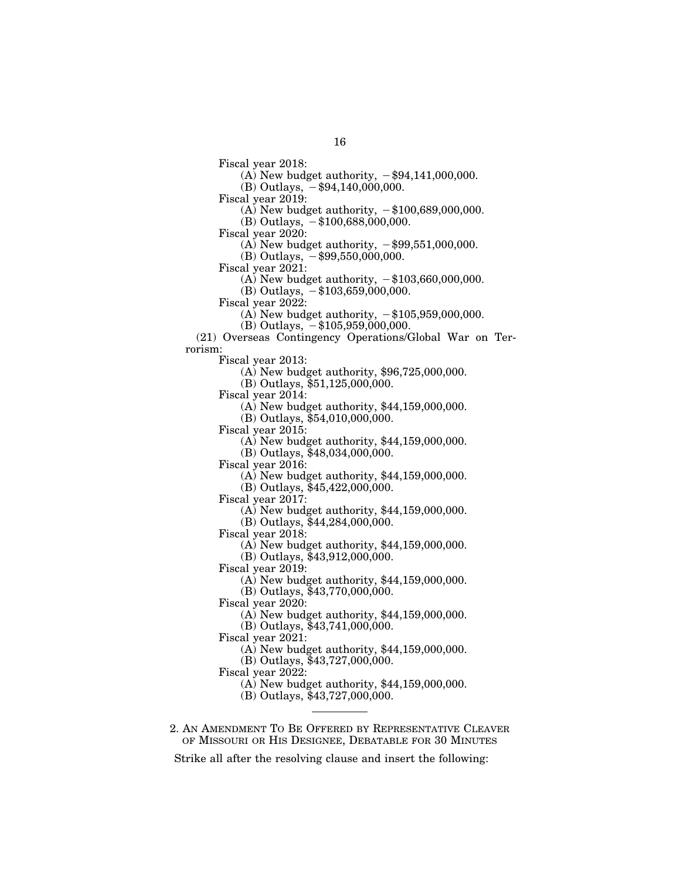Fiscal year 2018:

(A) New budget authority, −$94,141,000,000.

(B) Outlays, −$94,140,000,000.

Fiscal year 2019:

(A) New budget authority, −$100,689,000,000.

(B) Outlays, −$100,688,000,000.

Fiscal year 2020:

(A) New budget authority, −$99,551,000,000.

(B) Outlays, −$99,550,000,000.

Fiscal year 2021:

(A) New budget authority, −$103,660,000,000.

(B) Outlays, −$103,659,000,000.

Fiscal year 2022:

(A) New budget authority, −$105,959,000,000.

(B) Outlays, −$105,959,000,000.

(21) Overseas Contingency Operations/Global War on Terrorism:

Fiscal year 2013:

(A) New budget authority, $96,725,000,000.

(B) Outlays, $51,125,000,000.

Fiscal year 2014:

(A) New budget authority, $44,159,000,000.

(B) Outlays, $54,010,000,000.

Fiscal year 2015:

(A) New budget authority, $44,159,000,000.

(B) Outlays, $48,034,000,000.

Fiscal year 2016:

(A) New budget authority, $44,159,000,000.

(B) Outlays, $45,422,000,000.

Fiscal year 2017:

(A) New budget authority, $44,159,000,000.

(B) Outlays, $44,284,000,000.

Fiscal year 2018:

(A) New budget authority, $44,159,000,000.

(B) Outlays, $43,912,000,000.

Fiscal year 2019:

(A) New budget authority, $44,159,000,000.

(B) Outlays, $43,770,000,000.

Fiscal year 2020:

(A) New budget authority, $44,159,000,000.

(B) Outlays, $43,741,000,000.

Fiscal year 2021:

(A) New budget authority, $44,159,000,000.

(B) Outlays, $43,727,000,000.

Fiscal year 2022:

(A) New budget authority, $44,159,000,000.

(B) Outlays, $43,727,000,000.

---

## 2. An Amendment To Be Offered by Representative Cleaver of Missouri or His Designee, Debatable for 30 Minutes

Strike all after the resolving clause and insert the following: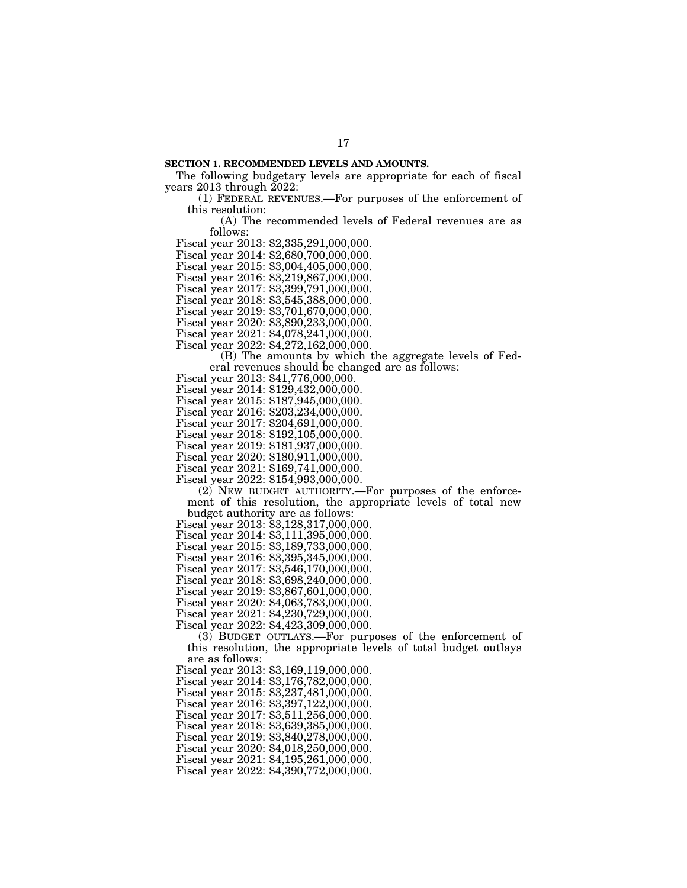**SECTION 1. RECOMMENDED LEVELS AND AMOUNTS.**

The following budgetary levels are appropriate for each of fiscal years 2013 through 2022:

(1) FEDERAL REVENUES.—For purposes of the enforcement of this resolution:

(A) The recommended levels of Federal revenues are as follows:

Fiscal year 2013: $2,335,291,000,000.
Fiscal year 2014: $2,680,700,000,000.
Fiscal year 2015: $3,004,405,000,000.
Fiscal year 2016: $3,219,867,000,000.
Fiscal year 2017: $3,399,791,000,000.
Fiscal year 2018: $3,545,388,000,000.
Fiscal year 2019: $3,701,670,000,000.
Fiscal year 2020: $3,890,233,000,000.
Fiscal year 2021: $4,078,241,000,000.
Fiscal year 2022: $4,272,162,000,000.

(B) The amounts by which the aggregate levels of Federal revenues should be changed are as follows:

Fiscal year 2013: $41,776,000,000.
Fiscal year 2014: $129,432,000,000.
Fiscal year 2015: $187,945,000,000.
Fiscal year 2016: $203,234,000,000.
Fiscal year 2017: $204,691,000,000.
Fiscal year 2018: $192,105,000,000.
Fiscal year 2019: $181,937,000,000.
Fiscal year 2020: $180,911,000,000.
Fiscal year 2021: $169,741,000,000.
Fiscal year 2022: $154,993,000,000.

(2) NEW BUDGET AUTHORITY.—For purposes of the enforcement of this resolution, the appropriate levels of total new budget authority are as follows:

Fiscal year 2013: $3,128,317,000,000.
Fiscal year 2014: $3,111,395,000,000.
Fiscal year 2015: $3,189,733,000,000.
Fiscal year 2016: $3,395,345,000,000.
Fiscal year 2017: $3,546,170,000,000.
Fiscal year 2018: $3,698,240,000,000.
Fiscal year 2019: $3,867,601,000,000.
Fiscal year 2020: $4,063,783,000,000.
Fiscal year 2021: $4,230,729,000,000.
Fiscal year 2022: $4,423,309,000,000.

(3) BUDGET OUTLAYS.—For purposes of the enforcement of this resolution, the appropriate levels of total budget outlays are as follows:

Fiscal year 2013: $3,169,119,000,000.
Fiscal year 2014: $3,176,782,000,000.
Fiscal year 2015: $3,237,481,000,000.
Fiscal year 2016: $3,397,122,000,000.
Fiscal year 2017: $3,511,256,000,000.
Fiscal year 2018: $3,639,385,000,000.
Fiscal year 2019: $3,840,278,000,000.
Fiscal year 2020: $4,018,250,000,000.
Fiscal year 2021: $4,195,261,000,000.
Fiscal year 2022: $4,390,772,000,000.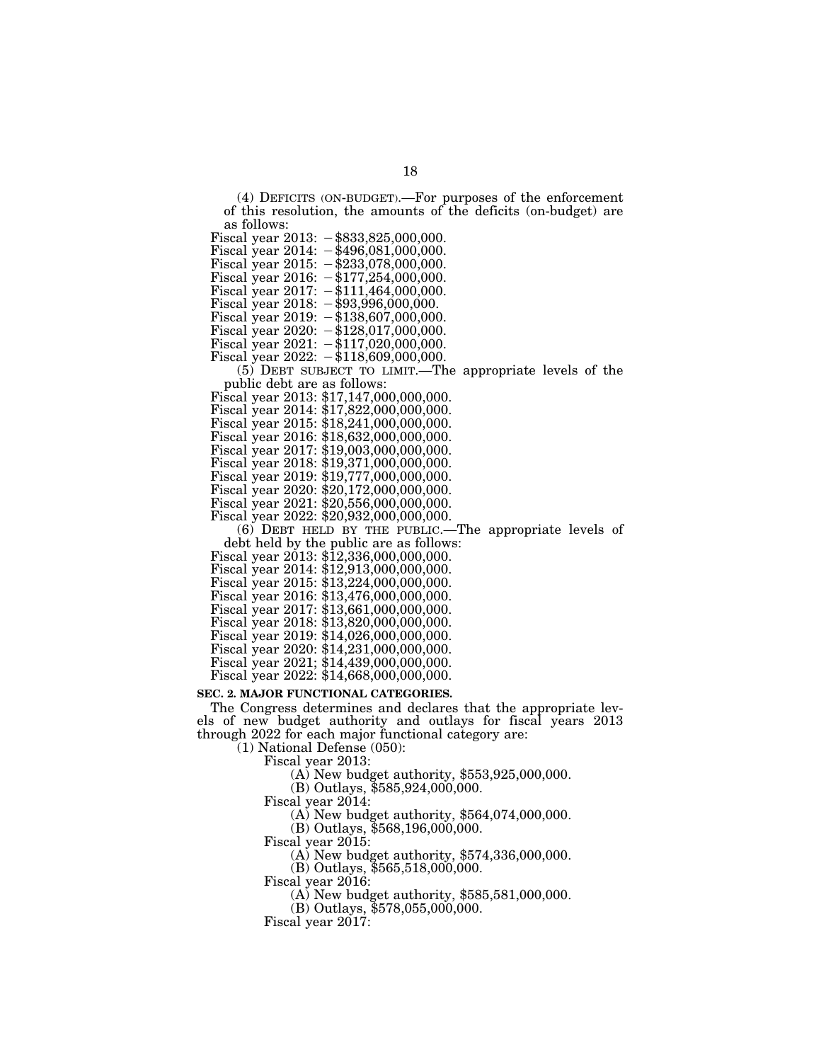(4) DEFICITS (ON-BUDGET).—For purposes of the enforcement of this resolution, the amounts of the deficits (on-budget) are as follows:

Fiscal year 2013: −$833,825,000,000.
Fiscal year 2014: −$496,081,000,000.
Fiscal year 2015: −$233,078,000,000.
Fiscal year 2016: −$177,254,000,000.
Fiscal year 2017: −$111,464,000,000.
Fiscal year 2018: −$93,996,000,000.
Fiscal year 2019: −$138,607,000,000.
Fiscal year 2020: −$128,017,000,000.
Fiscal year 2021: −$117,020,000,000.
Fiscal year 2022: −$118,609,000,000.

(5) DEBT SUBJECT TO LIMIT.—The appropriate levels of the public debt are as follows:

Fiscal year 2013: $17,147,000,000,000.
Fiscal year 2014: $17,822,000,000,000.
Fiscal year 2015: $18,241,000,000,000.
Fiscal year 2016: $18,632,000,000,000.
Fiscal year 2017: $19,003,000,000,000.
Fiscal year 2018: $19,371,000,000,000.
Fiscal year 2019: $19,777,000,000,000.
Fiscal year 2020: $20,172,000,000,000.
Fiscal year 2021: $20,556,000,000,000.
Fiscal year 2022: $20,932,000,000,000.

(6) DEBT HELD BY THE PUBLIC.—The appropriate levels of debt held by the public are as follows:

Fiscal year 2013: $12,336,000,000,000.
Fiscal year 2014: $12,913,000,000,000.
Fiscal year 2015: $13,224,000,000,000.
Fiscal year 2016: $13,476,000,000,000.
Fiscal year 2017: $13,661,000,000,000.
Fiscal year 2018: $13,820,000,000,000.
Fiscal year 2019: $14,026,000,000,000.
Fiscal year 2020: $14,231,000,000,000.
Fiscal year 2021; $14,439,000,000,000.
Fiscal year 2022: $14,668,000,000,000.

**SEC. 2. MAJOR FUNCTIONAL CATEGORIES.**

The Congress determines and declares that the appropriate levels of new budget authority and outlays for fiscal years 2013 through 2022 for each major functional category are:

(1) National Defense (050):

Fiscal year 2013:
(A) New budget authority, $553,925,000,000.
(B) Outlays, $585,924,000,000.

Fiscal year 2014:
(A) New budget authority, $564,074,000,000.
(B) Outlays, $568,196,000,000.

Fiscal year 2015:
(A) New budget authority, $574,336,000,000.
(B) Outlays, $565,518,000,000.

Fiscal year 2016:
(A) New budget authority, $585,581,000,000.
(B) Outlays, $578,055,000,000.

Fiscal year 2017: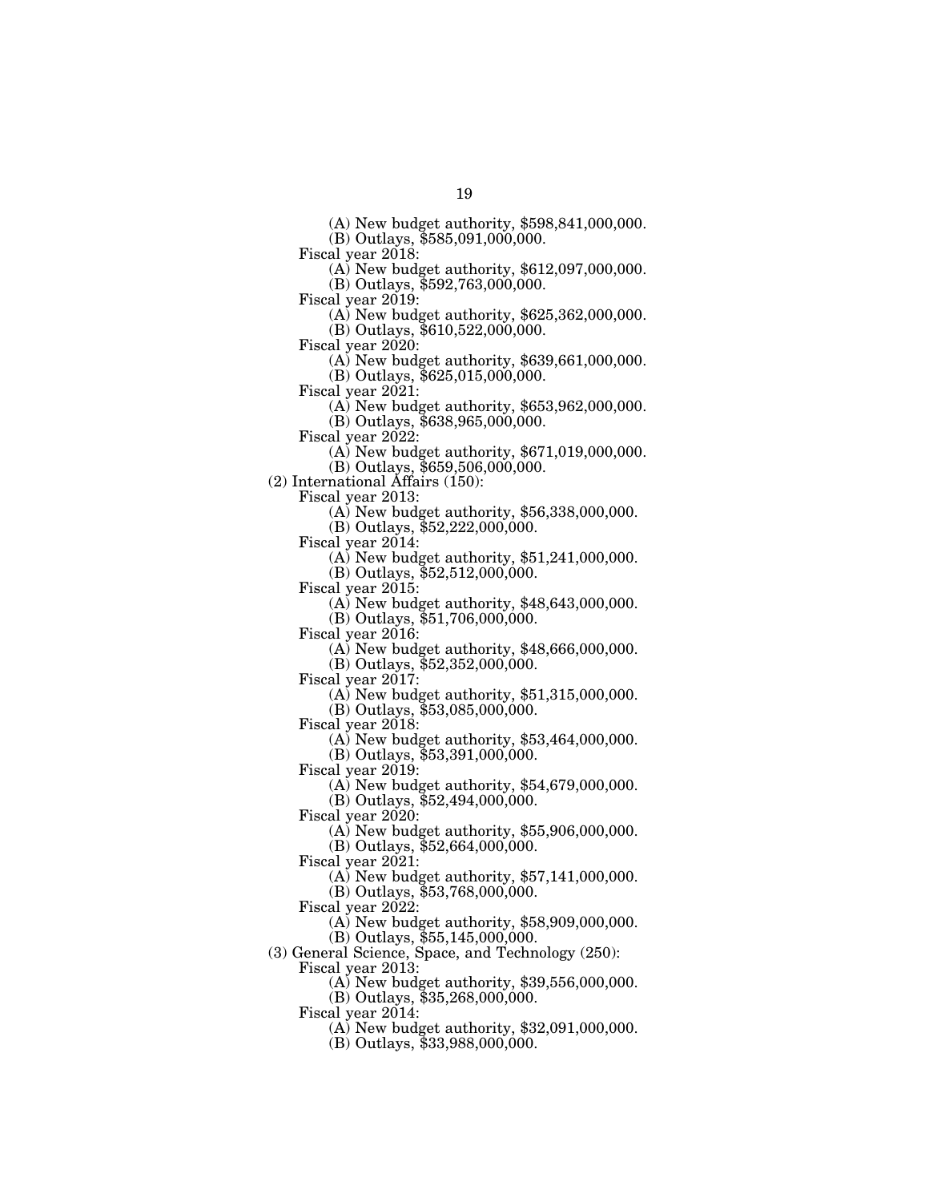(A) New budget authority, $598,841,000,000.
(B) Outlays, $585,091,000,000.

Fiscal year 2018:
(A) New budget authority, $612,097,000,000.
(B) Outlays, $592,763,000,000.

Fiscal year 2019:
(A) New budget authority, $625,362,000,000.
(B) Outlays, $610,522,000,000.

Fiscal year 2020:
(A) New budget authority, $639,661,000,000.
(B) Outlays, $625,015,000,000.

Fiscal year 2021:
(A) New budget authority, $653,962,000,000.
(B) Outlays, $638,965,000,000.

Fiscal year 2022:
(A) New budget authority, $671,019,000,000.
(B) Outlays, $659,506,000,000.

(2) International Affairs (150):

Fiscal year 2013:
(A) New budget authority, $56,338,000,000.
(B) Outlays, $52,222,000,000.

Fiscal year 2014:
(A) New budget authority, $51,241,000,000.
(B) Outlays, $52,512,000,000.

Fiscal year 2015:
(A) New budget authority, $48,643,000,000.
(B) Outlays, $51,706,000,000.

Fiscal year 2016:
(A) New budget authority, $48,666,000,000.
(B) Outlays, $52,352,000,000.

Fiscal year 2017:
(A) New budget authority, $51,315,000,000.
(B) Outlays, $53,085,000,000.

Fiscal year 2018:
(A) New budget authority, $53,464,000,000.
(B) Outlays, $53,391,000,000.

Fiscal year 2019:
(A) New budget authority, $54,679,000,000.
(B) Outlays, $52,494,000,000.

Fiscal year 2020:
(A) New budget authority, $55,906,000,000.
(B) Outlays, $52,664,000,000.

Fiscal year 2021:
(A) New budget authority, $57,141,000,000.
(B) Outlays, $53,768,000,000.

Fiscal year 2022:
(A) New budget authority, $58,909,000,000.
(B) Outlays, $55,145,000,000.

(3) General Science, Space, and Technology (250):

Fiscal year 2013:
(A) New budget authority, $39,556,000,000.
(B) Outlays, $35,268,000,000.

Fiscal year 2014:
(A) New budget authority, $32,091,000,000.
(B) Outlays, $33,988,000,000.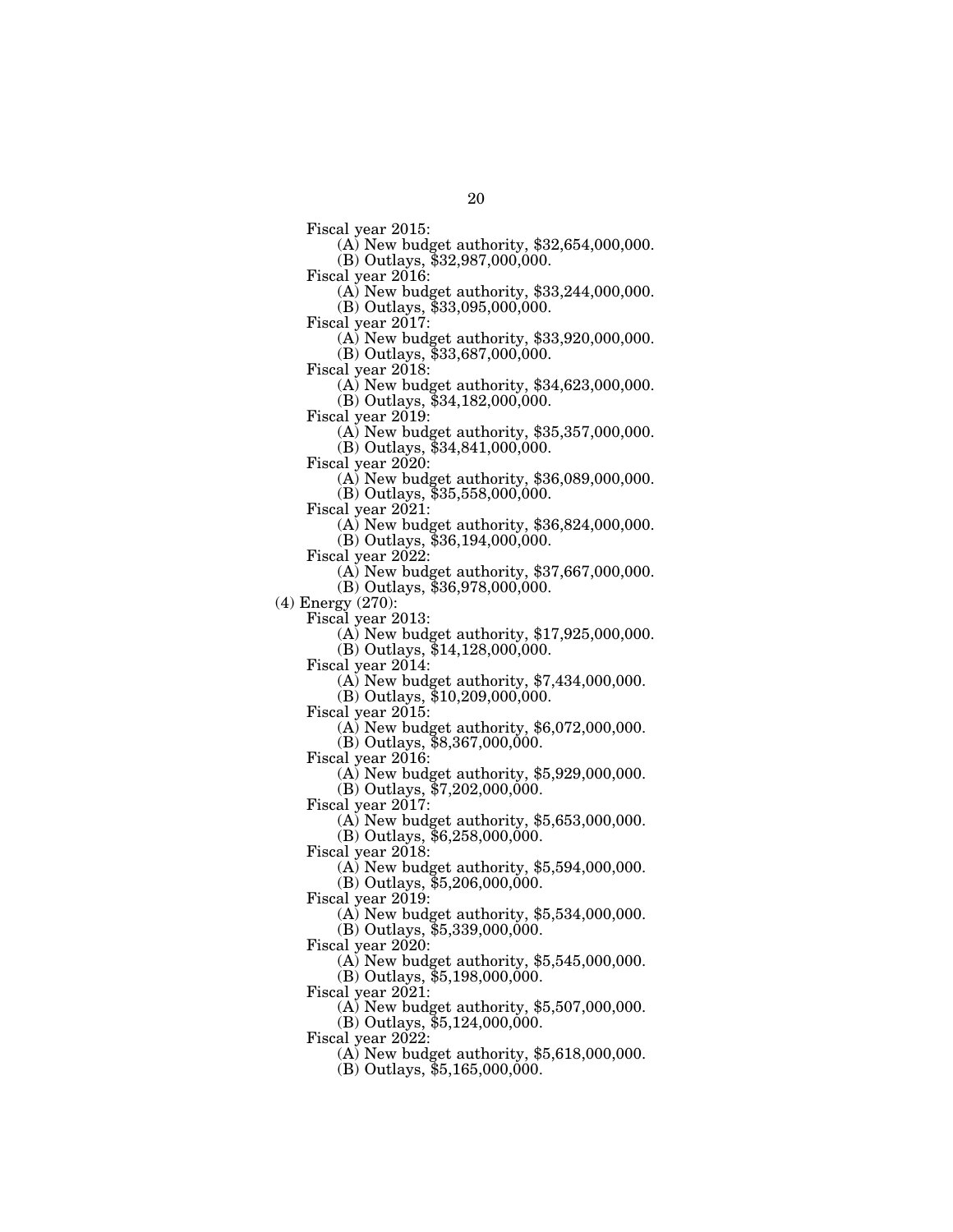Fiscal year 2015:
(A) New budget authority, $32,654,000,000.
(B) Outlays, $32,987,000,000.

Fiscal year 2016:
(A) New budget authority, $33,244,000,000.
(B) Outlays, $33,095,000,000.

Fiscal year 2017:
(A) New budget authority, $33,920,000,000.
(B) Outlays, $33,687,000,000.

Fiscal year 2018:
(A) New budget authority, $34,623,000,000.
(B) Outlays, $34,182,000,000.

Fiscal year 2019:
(A) New budget authority, $35,357,000,000.
(B) Outlays, $34,841,000,000.

Fiscal year 2020:
(A) New budget authority, $36,089,000,000.
(B) Outlays, $35,558,000,000.

Fiscal year 2021:
(A) New budget authority, $36,824,000,000.
(B) Outlays, $36,194,000,000.

Fiscal year 2022:
(A) New budget authority, $37,667,000,000.
(B) Outlays, $36,978,000,000.

(4) Energy (270):

Fiscal year 2013:
(A) New budget authority, $17,925,000,000.
(B) Outlays, $14,128,000,000.

Fiscal year 2014:
(A) New budget authority, $7,434,000,000.
(B) Outlays, $10,209,000,000.

Fiscal year 2015:
(A) New budget authority, $6,072,000,000.
(B) Outlays, $8,367,000,000.

Fiscal year 2016:
(A) New budget authority, $5,929,000,000.
(B) Outlays, $7,202,000,000.

Fiscal year 2017:
(A) New budget authority, $5,653,000,000.
(B) Outlays, $6,258,000,000.

Fiscal year 2018:
(A) New budget authority, $5,594,000,000.
(B) Outlays, $5,206,000,000.

Fiscal year 2019:
(A) New budget authority, $5,534,000,000.
(B) Outlays, $5,339,000,000.

Fiscal year 2020:
(A) New budget authority, $5,545,000,000.
(B) Outlays, $5,198,000,000.

Fiscal year 2021:
(A) New budget authority, $5,507,000,000.
(B) Outlays, $5,124,000,000.

Fiscal year 2022:
(A) New budget authority, $5,618,000,000.
(B) Outlays, $5,165,000,000.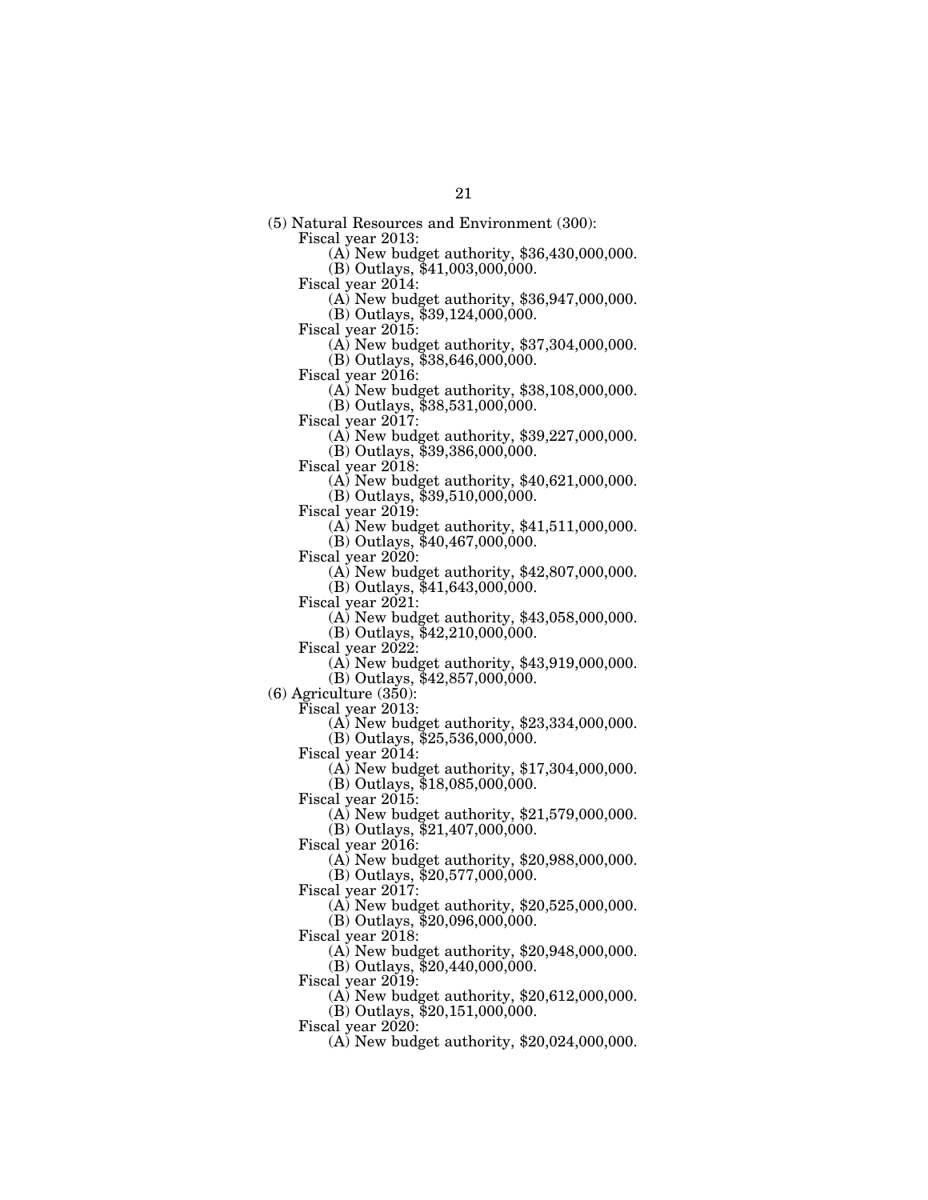(5) Natural Resources and Environment (300):

Fiscal year 2013:

(A) New budget authority, $36,430,000,000.

(B) Outlays, $41,003,000,000.

Fiscal year 2014:

(A) New budget authority, $36,947,000,000.

(B) Outlays, $39,124,000,000.

Fiscal year 2015:

(A) New budget authority, $37,304,000,000.

(B) Outlays, $38,646,000,000.

Fiscal year 2016:

(A) New budget authority, $38,108,000,000.

(B) Outlays, $38,531,000,000.

Fiscal year 2017:

(A) New budget authority, $39,227,000,000.

(B) Outlays, $39,386,000,000.

Fiscal year 2018:

(A) New budget authority, $40,621,000,000.

(B) Outlays, $39,510,000,000.

Fiscal year 2019:

(A) New budget authority, $41,511,000,000.

(B) Outlays, $40,467,000,000.

Fiscal year 2020:

(A) New budget authority, $42,807,000,000.

(B) Outlays, $41,643,000,000.

Fiscal year 2021:

(A) New budget authority, $43,058,000,000.

(B) Outlays, $42,210,000,000.

Fiscal year 2022:

(A) New budget authority, $43,919,000,000.

(B) Outlays, $42,857,000,000.

(6) Agriculture (350):

Fiscal year 2013:

(A) New budget authority, $23,334,000,000.

(B) Outlays, $25,536,000,000.

Fiscal year 2014:

(A) New budget authority, $17,304,000,000.

(B) Outlays, $18,085,000,000.

Fiscal year 2015:

(A) New budget authority, $21,579,000,000.

(B) Outlays, $21,407,000,000.

Fiscal year 2016:

(A) New budget authority, $20,988,000,000.

(B) Outlays, $20,577,000,000.

Fiscal year 2017:

(A) New budget authority, $20,525,000,000.

(B) Outlays, $20,096,000,000.

Fiscal year 2018:

(A) New budget authority, $20,948,000,000.

(B) Outlays, $20,440,000,000.

Fiscal year 2019:

(A) New budget authority, $20,612,000,000.

(B) Outlays, $20,151,000,000.

Fiscal year 2020:

(A) New budget authority, $20,024,000,000.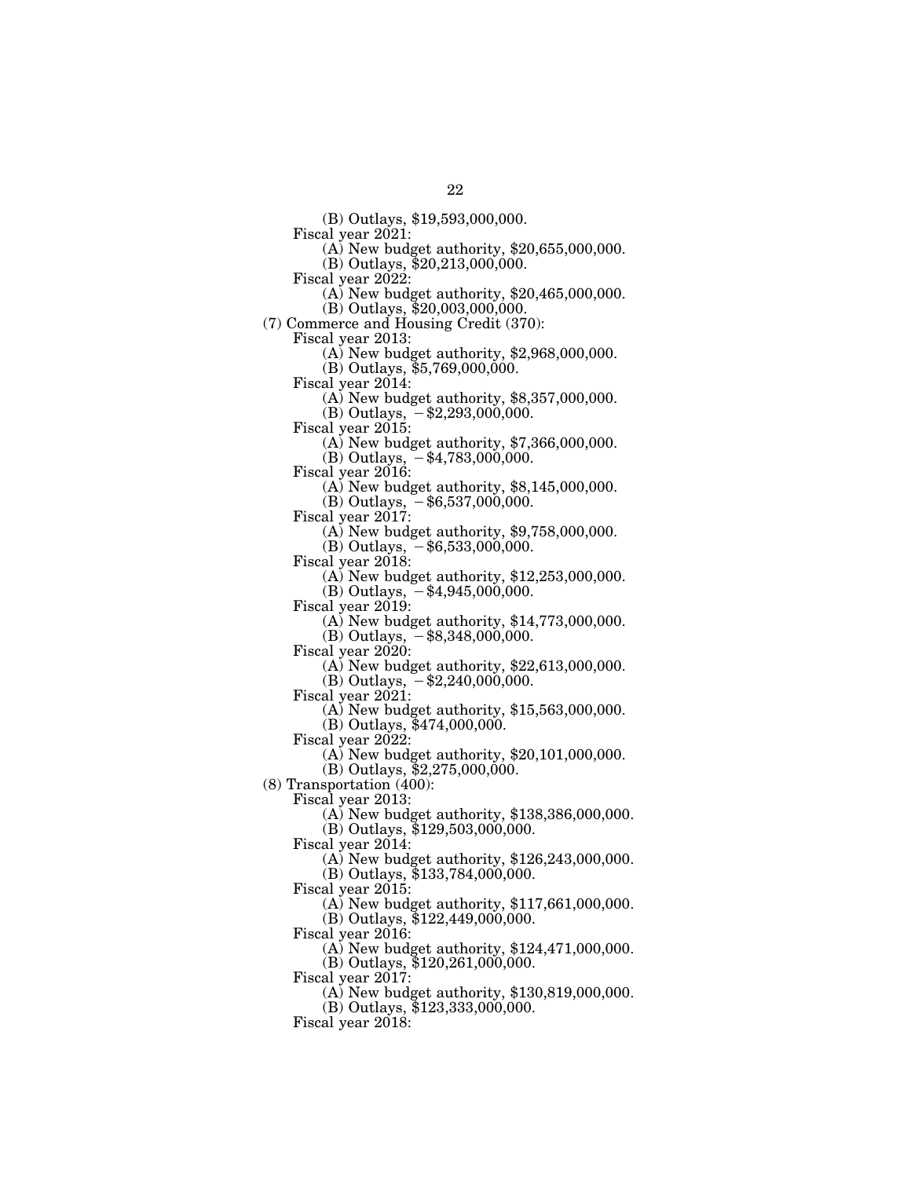(B) Outlays, $19,593,000,000.

Fiscal year 2021:

(A) New budget authority, $20,655,000,000.

(B) Outlays, $20,213,000,000.

Fiscal year 2022:

(A) New budget authority, $20,465,000,000.

(B) Outlays, $20,003,000,000.

(7) Commerce and Housing Credit (370):

Fiscal year 2013:

(A) New budget authority, $2,968,000,000.

(B) Outlays, $5,769,000,000.

Fiscal year 2014:

(A) New budget authority, $8,357,000,000.

(B) Outlays, −$2,293,000,000.

Fiscal year 2015:

(A) New budget authority, $7,366,000,000.

(B) Outlays, −$4,783,000,000.

Fiscal year 2016:

(A) New budget authority, $8,145,000,000.

(B) Outlays, −$6,537,000,000.

Fiscal year 2017:

(A) New budget authority, $9,758,000,000.

(B) Outlays, −$6,533,000,000.

Fiscal year 2018:

(A) New budget authority, $12,253,000,000.

(B) Outlays, −$4,945,000,000.

Fiscal year 2019:

(A) New budget authority, $14,773,000,000.

(B) Outlays, −$8,348,000,000.

Fiscal year 2020:

(A) New budget authority, $22,613,000,000.

(B) Outlays, −$2,240,000,000.

Fiscal year 2021:

(A) New budget authority, $15,563,000,000.

(B) Outlays, $474,000,000.

Fiscal year 2022:

(A) New budget authority, $20,101,000,000.

(B) Outlays, $2,275,000,000.

(8) Transportation (400):

Fiscal year 2013:

(A) New budget authority, $138,386,000,000.

(B) Outlays, $129,503,000,000.

Fiscal year 2014:

(A) New budget authority, $126,243,000,000.

(B) Outlays, $133,784,000,000.

Fiscal year 2015:

(A) New budget authority, $117,661,000,000.

(B) Outlays, $122,449,000,000.

Fiscal year 2016:

(A) New budget authority, $124,471,000,000.

(B) Outlays, $120,261,000,000.

Fiscal year 2017:

(A) New budget authority, $130,819,000,000.

(B) Outlays, $123,333,000,000.

Fiscal year 2018: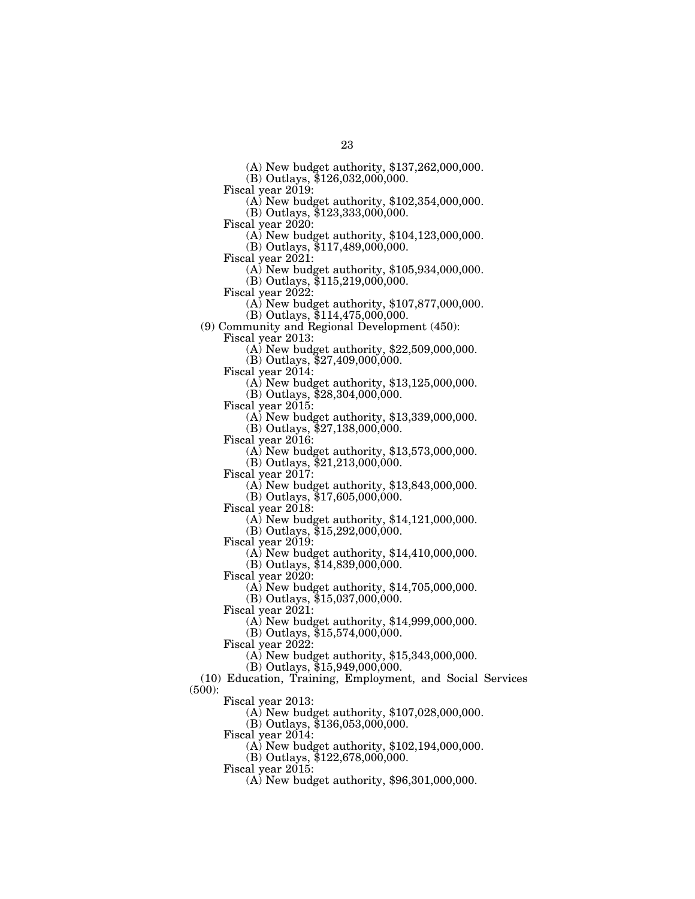(A) New budget authority, $137,262,000,000.
(B) Outlays, $126,032,000,000.

Fiscal year 2019:
(A) New budget authority, $102,354,000,000.
(B) Outlays, $123,333,000,000.

Fiscal year 2020:
(A) New budget authority, $104,123,000,000.
(B) Outlays, $117,489,000,000.

Fiscal year 2021:
(A) New budget authority, $105,934,000,000.
(B) Outlays, $115,219,000,000.

Fiscal year 2022:
(A) New budget authority, $107,877,000,000.
(B) Outlays, $114,475,000,000.

(9) Community and Regional Development (450):

Fiscal year 2013:
(A) New budget authority, $22,509,000,000.
(B) Outlays, $27,409,000,000.

Fiscal year 2014:
(A) New budget authority, $13,125,000,000.
(B) Outlays, $28,304,000,000.

Fiscal year 2015:
(A) New budget authority, $13,339,000,000.
(B) Outlays, $27,138,000,000.

Fiscal year 2016:
(A) New budget authority, $13,573,000,000.
(B) Outlays, $21,213,000,000.

Fiscal year 2017:
(A) New budget authority, $13,843,000,000.
(B) Outlays, $17,605,000,000.

Fiscal year 2018:
(A) New budget authority, $14,121,000,000.
(B) Outlays, $15,292,000,000.

Fiscal year 2019:
(A) New budget authority, $14,410,000,000.
(B) Outlays, $14,839,000,000.

Fiscal year 2020:
(A) New budget authority, $14,705,000,000.
(B) Outlays, $15,037,000,000.

Fiscal year 2021:
(A) New budget authority, $14,999,000,000.
(B) Outlays, $15,574,000,000.

Fiscal year 2022:
(A) New budget authority, $15,343,000,000.
(B) Outlays, $15,949,000,000.

(10) Education, Training, Employment, and Social Services (500):

Fiscal year 2013:
(A) New budget authority, $107,028,000,000.
(B) Outlays, $136,053,000,000.

Fiscal year 2014:
(A) New budget authority, $102,194,000,000.
(B) Outlays, $122,678,000,000.

Fiscal year 2015:
(A) New budget authority, $96,301,000,000.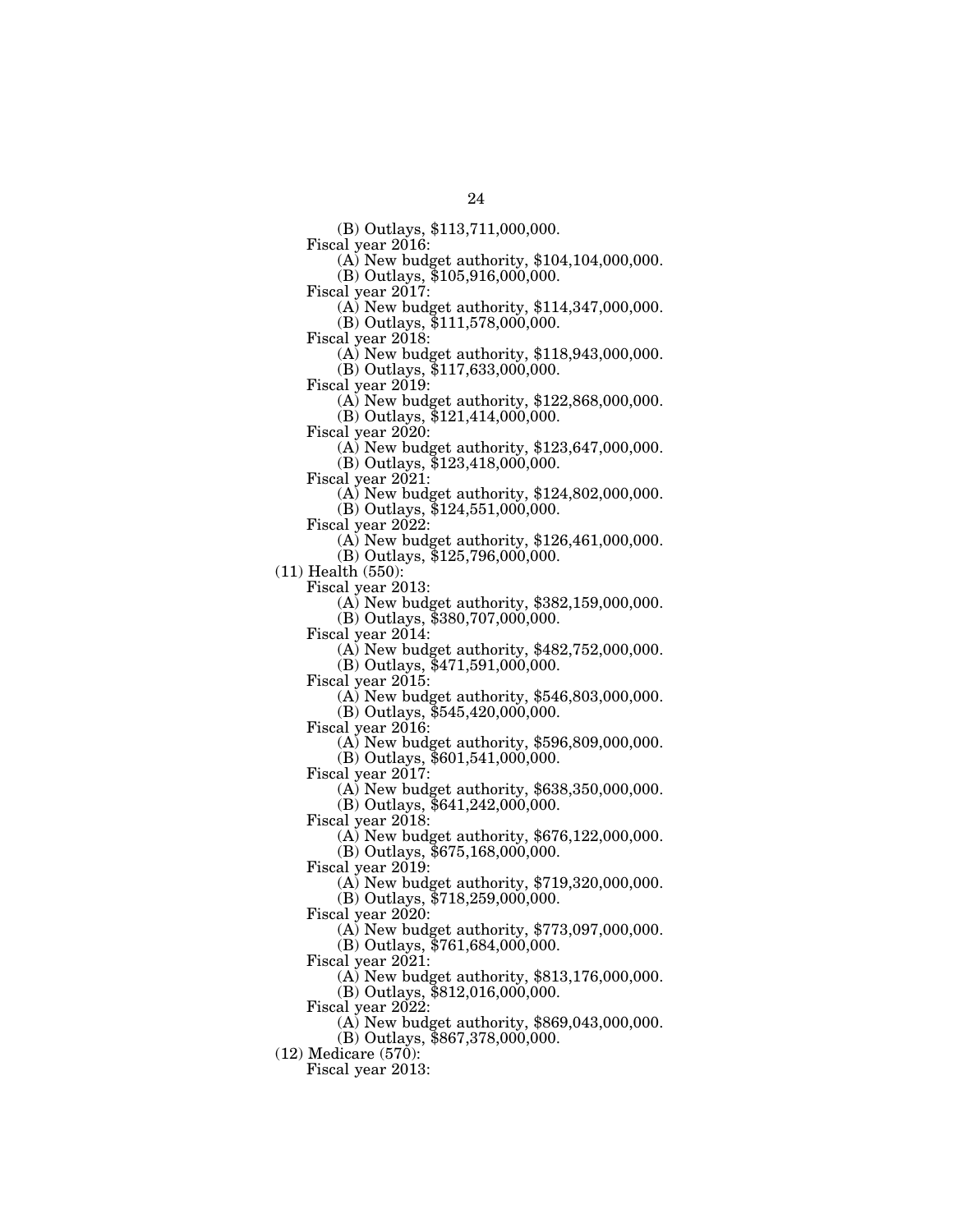(B) Outlays, $113,711,000,000.

Fiscal year 2016:

(A) New budget authority, $104,104,000,000.

(B) Outlays, $105,916,000,000.

Fiscal year 2017:

(A) New budget authority, $114,347,000,000.

(B) Outlays, $111,578,000,000.

Fiscal year 2018:

(A) New budget authority, $118,943,000,000.

(B) Outlays, $117,633,000,000.

Fiscal year 2019:

(A) New budget authority, $122,868,000,000.

(B) Outlays, $121,414,000,000.

Fiscal year 2020:

(A) New budget authority, $123,647,000,000.

(B) Outlays, $123,418,000,000.

Fiscal year 2021:

(A) New budget authority, $124,802,000,000.

(B) Outlays, $124,551,000,000.

Fiscal year 2022:

(A) New budget authority, $126,461,000,000.

(B) Outlays, $125,796,000,000.

(11) Health (550):

Fiscal year 2013:

(A) New budget authority, $382,159,000,000.

(B) Outlays, $380,707,000,000.

Fiscal year 2014:

(A) New budget authority, $482,752,000,000.

(B) Outlays, $471,591,000,000.

Fiscal year 2015:

(A) New budget authority, $546,803,000,000.

(B) Outlays, $545,420,000,000.

Fiscal year 2016:

(A) New budget authority, $596,809,000,000.

(B) Outlays, $601,541,000,000.

Fiscal year 2017:

(A) New budget authority, $638,350,000,000.

(B) Outlays, $641,242,000,000.

Fiscal year 2018:

(A) New budget authority, $676,122,000,000.

(B) Outlays, $675,168,000,000.

Fiscal year 2019:

(A) New budget authority, $719,320,000,000.

(B) Outlays, $718,259,000,000.

Fiscal year 2020:

(A) New budget authority, $773,097,000,000.

(B) Outlays, $761,684,000,000.

Fiscal year 2021:

(A) New budget authority, $813,176,000,000.

(B) Outlays, $812,016,000,000.

Fiscal year 2022:

(A) New budget authority, $869,043,000,000.

(B) Outlays, $867,378,000,000.

(12) Medicare (570):

Fiscal year 2013: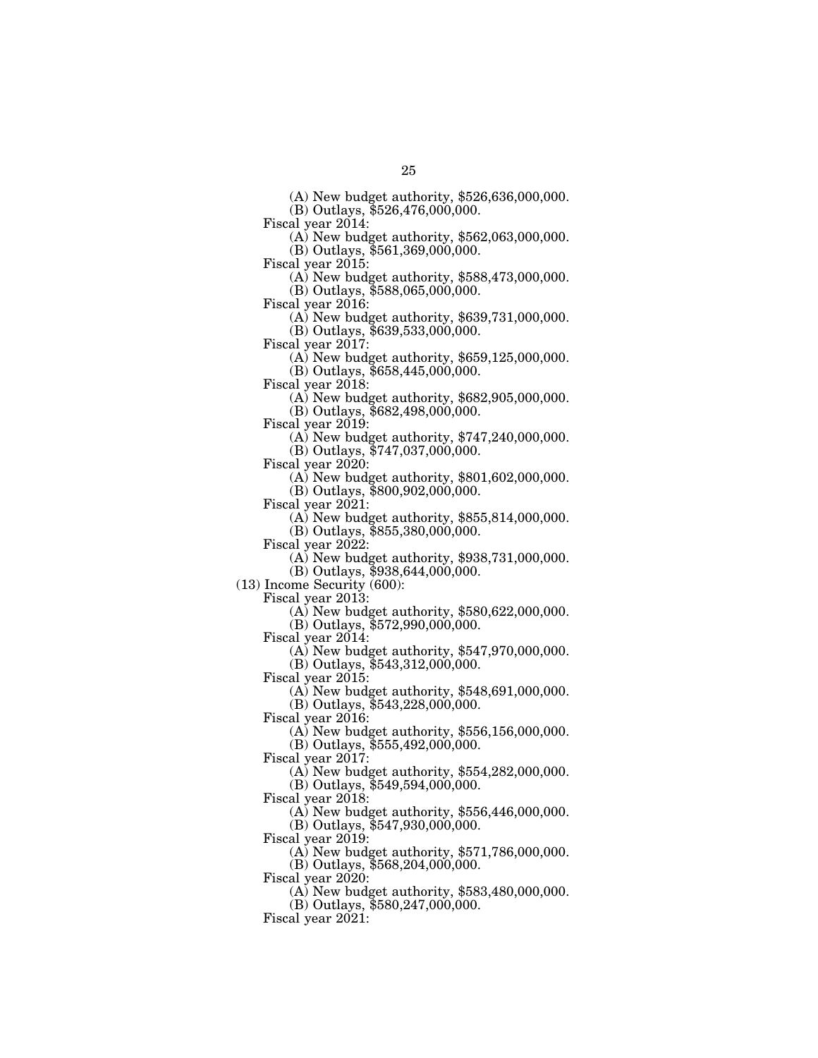(A) New budget authority, $526,636,000,000.
(B) Outlays, $526,476,000,000.

Fiscal year 2014:
(A) New budget authority, $562,063,000,000.
(B) Outlays, $561,369,000,000.

Fiscal year 2015:
(A) New budget authority, $588,473,000,000.
(B) Outlays, $588,065,000,000.

Fiscal year 2016:
(A) New budget authority, $639,731,000,000.
(B) Outlays, $639,533,000,000.

Fiscal year 2017:
(A) New budget authority, $659,125,000,000.
(B) Outlays, $658,445,000,000.

Fiscal year 2018:
(A) New budget authority, $682,905,000,000.
(B) Outlays, $682,498,000,000.

Fiscal year 2019:
(A) New budget authority, $747,240,000,000.
(B) Outlays, $747,037,000,000.

Fiscal year 2020:
(A) New budget authority, $801,602,000,000.
(B) Outlays, $800,902,000,000.

Fiscal year 2021:
(A) New budget authority, $855,814,000,000.
(B) Outlays, $855,380,000,000.

Fiscal year 2022:
(A) New budget authority, $938,731,000,000.
(B) Outlays, $938,644,000,000.

(13) Income Security (600):

Fiscal year 2013:
(A) New budget authority, $580,622,000,000.
(B) Outlays, $572,990,000,000.

Fiscal year 2014:
(A) New budget authority, $547,970,000,000.
(B) Outlays, $543,312,000,000.

Fiscal year 2015:
(A) New budget authority, $548,691,000,000.
(B) Outlays, $543,228,000,000.

Fiscal year 2016:
(A) New budget authority, $556,156,000,000.
(B) Outlays, $555,492,000,000.

Fiscal year 2017:
(A) New budget authority, $554,282,000,000.
(B) Outlays, $549,594,000,000.

Fiscal year 2018:
(A) New budget authority, $556,446,000,000.
(B) Outlays, $547,930,000,000.

Fiscal year 2019:
(A) New budget authority, $571,786,000,000.
(B) Outlays, $568,204,000,000.

Fiscal year 2020:
(A) New budget authority, $583,480,000,000.
(B) Outlays, $580,247,000,000.

Fiscal year 2021: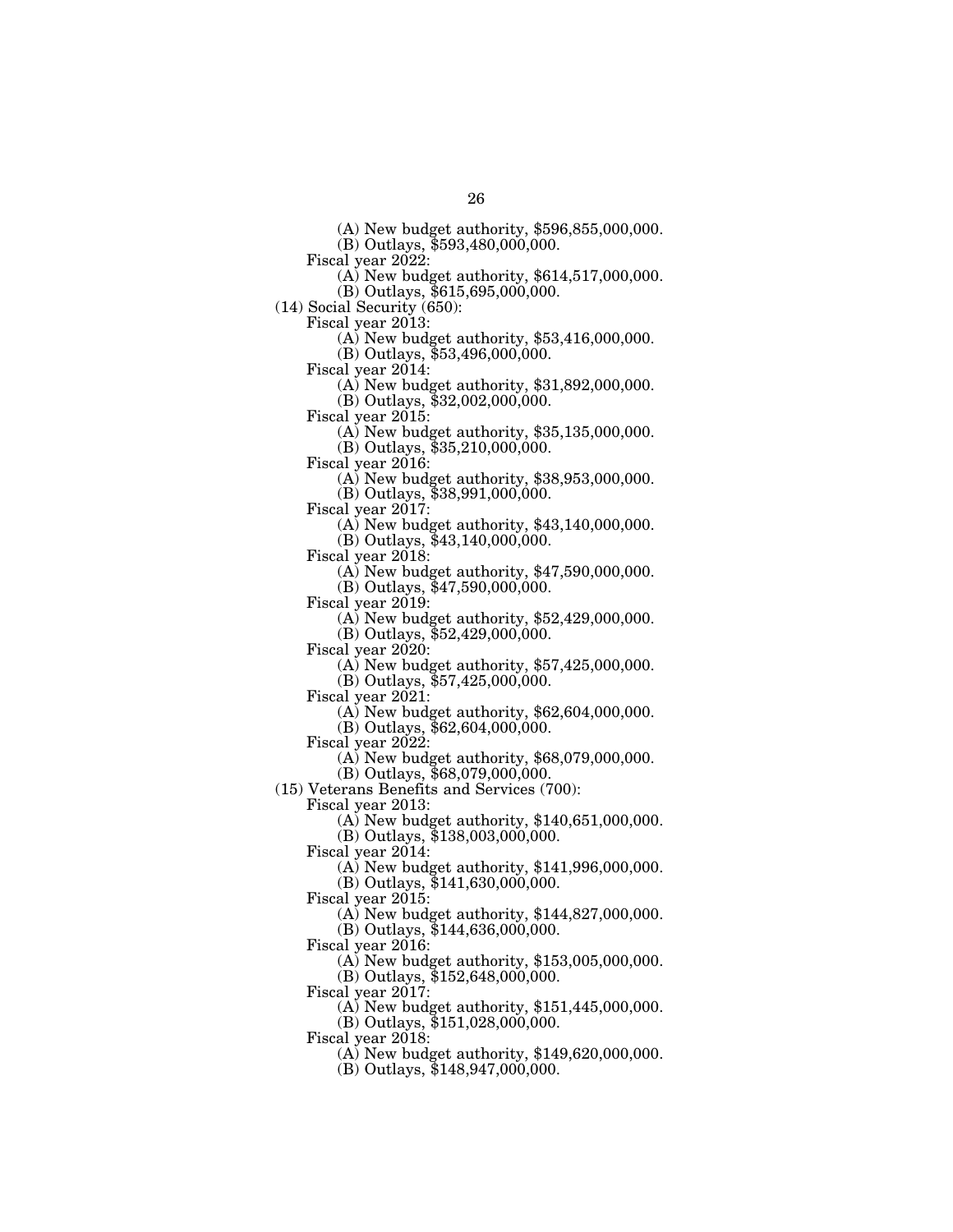(A) New budget authority, $596,855,000,000.
(B) Outlays, $593,480,000,000.

Fiscal year 2022:
(A) New budget authority, $614,517,000,000.
(B) Outlays, $615,695,000,000.

(14) Social Security (650):

Fiscal year 2013:
(A) New budget authority, $53,416,000,000.
(B) Outlays, $53,496,000,000.

Fiscal year 2014:
(A) New budget authority, $31,892,000,000.
(B) Outlays, $32,002,000,000.

Fiscal year 2015:
(A) New budget authority, $35,135,000,000.
(B) Outlays, $35,210,000,000.

Fiscal year 2016:
(A) New budget authority, $38,953,000,000.
(B) Outlays, $38,991,000,000.

Fiscal year 2017:
(A) New budget authority, $43,140,000,000.
(B) Outlays, $43,140,000,000.

Fiscal year 2018:
(A) New budget authority, $47,590,000,000.
(B) Outlays, $47,590,000,000.

Fiscal year 2019:
(A) New budget authority, $52,429,000,000.
(B) Outlays, $52,429,000,000.

Fiscal year 2020:
(A) New budget authority, $57,425,000,000.
(B) Outlays, $57,425,000,000.

Fiscal year 2021:
(A) New budget authority, $62,604,000,000.
(B) Outlays, $62,604,000,000.

Fiscal year 2022:
(A) New budget authority, $68,079,000,000.
(B) Outlays, $68,079,000,000.

(15) Veterans Benefits and Services (700):

Fiscal year 2013:
(A) New budget authority, $140,651,000,000.
(B) Outlays, $138,003,000,000.

Fiscal year 2014:
(A) New budget authority, $141,996,000,000.
(B) Outlays, $141,630,000,000.

Fiscal year 2015:
(A) New budget authority, $144,827,000,000.
(B) Outlays, $144,636,000,000.

Fiscal year 2016:
(A) New budget authority, $153,005,000,000.
(B) Outlays, $152,648,000,000.

Fiscal year 2017:
(A) New budget authority, $151,445,000,000.
(B) Outlays, $151,028,000,000.

Fiscal year 2018:
(A) New budget authority, $149,620,000,000.
(B) Outlays, $148,947,000,000.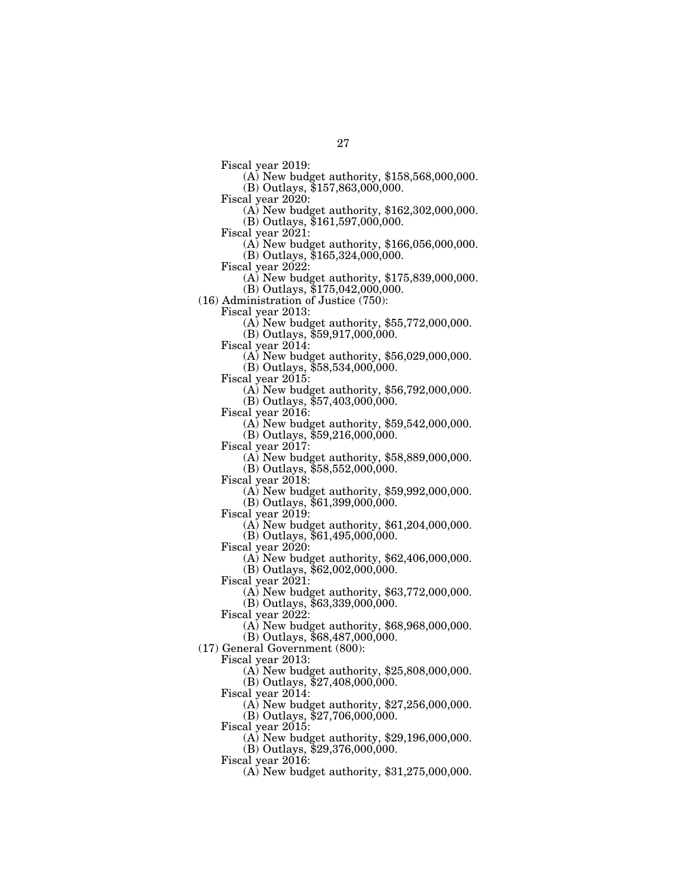Fiscal year 2019:

(A) New budget authority, $158,568,000,000.

(B) Outlays, $157,863,000,000.

Fiscal year 2020:

(A) New budget authority, $162,302,000,000.

(B) Outlays, $161,597,000,000.

Fiscal year 2021:

(A) New budget authority, $166,056,000,000.

(B) Outlays, $165,324,000,000.

Fiscal year 2022:

(A) New budget authority, $175,839,000,000.

(B) Outlays, $175,042,000,000.

(16) Administration of Justice (750):

Fiscal year 2013:

(A) New budget authority, $55,772,000,000.

(B) Outlays, $59,917,000,000.

Fiscal year 2014:

(A) New budget authority, $56,029,000,000.

(B) Outlays, $58,534,000,000.

Fiscal year 2015:

(A) New budget authority, $56,792,000,000.

(B) Outlays, $57,403,000,000.

Fiscal year 2016:

(A) New budget authority, $59,542,000,000.

(B) Outlays, $59,216,000,000.

Fiscal year 2017:

(A) New budget authority, $58,889,000,000.

(B) Outlays, $58,552,000,000.

Fiscal year 2018:

(A) New budget authority, $59,992,000,000.

(B) Outlays, $61,399,000,000.

Fiscal year 2019:

(A) New budget authority, $61,204,000,000.

(B) Outlays, $61,495,000,000.

Fiscal year 2020:

(A) New budget authority, $62,406,000,000.

(B) Outlays, $62,002,000,000.

Fiscal year 2021:

(A) New budget authority, $63,772,000,000.

(B) Outlays, $63,339,000,000.

Fiscal year 2022:

(A) New budget authority, $68,968,000,000.

(B) Outlays, $68,487,000,000.

(17) General Government (800):

Fiscal year 2013:

(A) New budget authority, $25,808,000,000.

(B) Outlays, $27,408,000,000.

Fiscal year 2014:

(A) New budget authority, $27,256,000,000.

(B) Outlays, $27,706,000,000.

Fiscal year 2015:

(A) New budget authority, $29,196,000,000.

(B) Outlays, $29,376,000,000.

Fiscal year 2016:

(A) New budget authority, $31,275,000,000.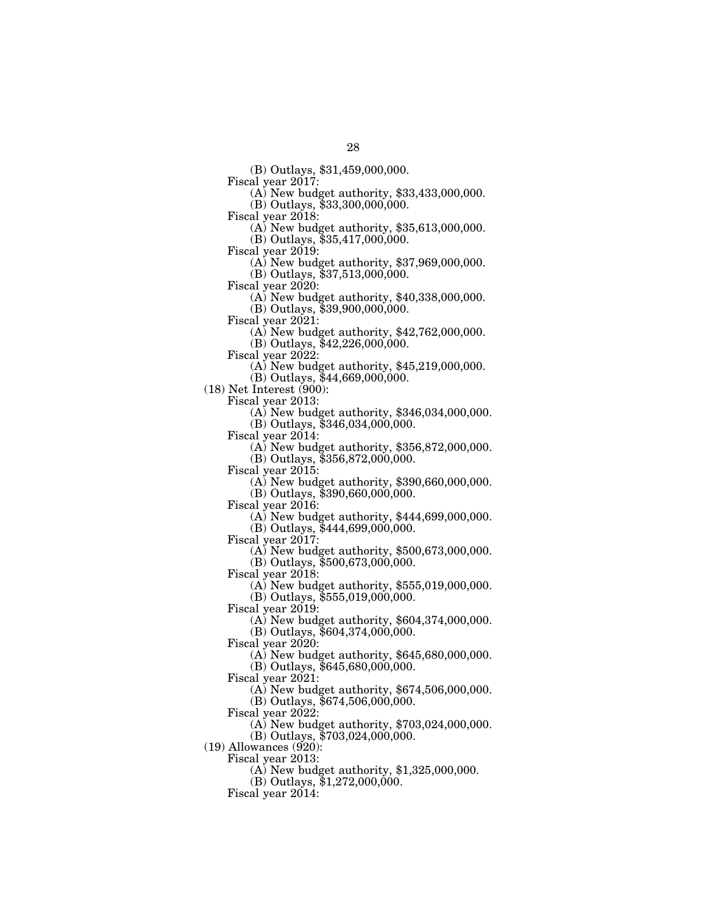(B) Outlays, $31,459,000,000.

Fiscal year 2017:

(A) New budget authority, $33,433,000,000.

(B) Outlays, $33,300,000,000.

Fiscal year 2018:

(A) New budget authority, $35,613,000,000.

(B) Outlays, $35,417,000,000.

Fiscal year 2019:

(A) New budget authority, $37,969,000,000.

(B) Outlays, $37,513,000,000.

Fiscal year 2020:

(A) New budget authority, $40,338,000,000.

(B) Outlays, $39,900,000,000.

Fiscal year 2021:

(A) New budget authority, $42,762,000,000.

(B) Outlays, $42,226,000,000.

Fiscal year 2022:

(A) New budget authority, $45,219,000,000.

(B) Outlays, $44,669,000,000.

(18) Net Interest (900):

Fiscal year 2013:

(A) New budget authority, $346,034,000,000.

(B) Outlays, $346,034,000,000.

Fiscal year 2014:

(A) New budget authority, $356,872,000,000.

(B) Outlays, $356,872,000,000.

Fiscal year 2015:

(A) New budget authority, $390,660,000,000.

(B) Outlays, $390,660,000,000.

Fiscal year 2016:

(A) New budget authority, $444,699,000,000.

(B) Outlays, $444,699,000,000.

Fiscal year 2017:

(A) New budget authority, $500,673,000,000.

(B) Outlays, $500,673,000,000.

Fiscal year 2018:

(A) New budget authority, $555,019,000,000.

(B) Outlays, $555,019,000,000.

Fiscal year 2019:

(A) New budget authority, $604,374,000,000.

(B) Outlays, $604,374,000,000.

Fiscal year 2020:

(A) New budget authority, $645,680,000,000.

(B) Outlays, $645,680,000,000.

Fiscal year 2021:

(A) New budget authority, $674,506,000,000.

(B) Outlays, $674,506,000,000.

Fiscal year 2022:

(A) New budget authority, $703,024,000,000.

(B) Outlays, $703,024,000,000.

(19) Allowances (920):

Fiscal year 2013:

(A) New budget authority, $1,325,000,000.

(B) Outlays, $1,272,000,000.

Fiscal year 2014: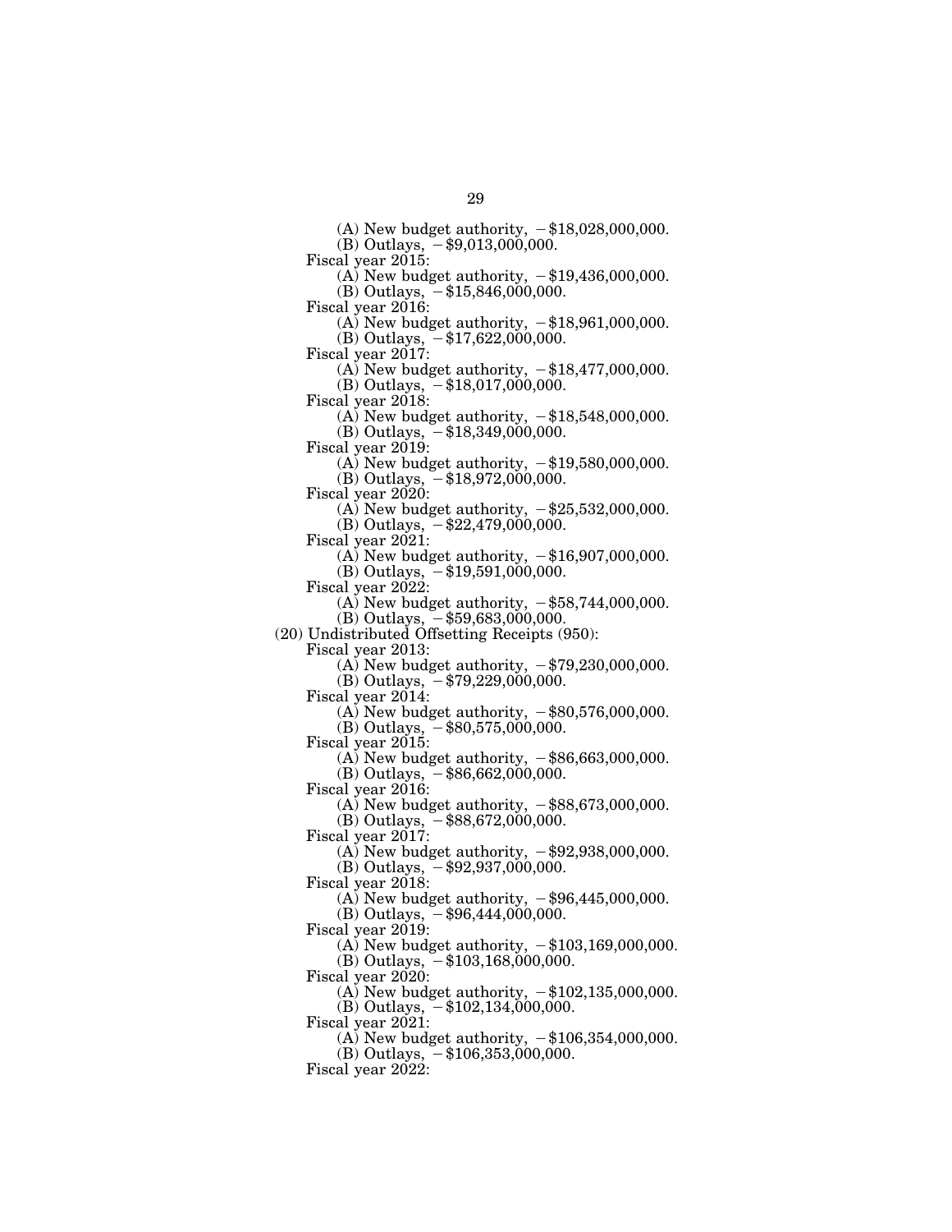(A) New budget authority, −$18,028,000,000.
(B) Outlays, −$9,013,000,000.

Fiscal year 2015:
(A) New budget authority, −$19,436,000,000.
(B) Outlays, −$15,846,000,000.

Fiscal year 2016:
(A) New budget authority, −$18,961,000,000.
(B) Outlays, −$17,622,000,000.

Fiscal year 2017:
(A) New budget authority, −$18,477,000,000.
(B) Outlays, −$18,017,000,000.

Fiscal year 2018:
(A) New budget authority, −$18,548,000,000.
(B) Outlays, −$18,349,000,000.

Fiscal year 2019:
(A) New budget authority, −$19,580,000,000.
(B) Outlays, −$18,972,000,000.

Fiscal year 2020:
(A) New budget authority, −$25,532,000,000.
(B) Outlays, −$22,479,000,000.

Fiscal year 2021:
(A) New budget authority, −$16,907,000,000.
(B) Outlays, −$19,591,000,000.

Fiscal year 2022:
(A) New budget authority, −$58,744,000,000.
(B) Outlays, −$59,683,000,000.

(20) Undistributed Offsetting Receipts (950):

Fiscal year 2013:
(A) New budget authority, −$79,230,000,000.
(B) Outlays, −$79,229,000,000.

Fiscal year 2014:
(A) New budget authority, −$80,576,000,000.
(B) Outlays, −$80,575,000,000.

Fiscal year 2015:
(A) New budget authority, −$86,663,000,000.
(B) Outlays, −$86,662,000,000.

Fiscal year 2016:
(A) New budget authority, −$88,673,000,000.
(B) Outlays, −$88,672,000,000.

Fiscal year 2017:
(A) New budget authority, −$92,938,000,000.
(B) Outlays, −$92,937,000,000.

Fiscal year 2018:
(A) New budget authority, −$96,445,000,000.
(B) Outlays, −$96,444,000,000.

Fiscal year 2019:
(A) New budget authority, −$103,169,000,000.
(B) Outlays, −$103,168,000,000.

Fiscal year 2020:
(A) New budget authority, −$102,135,000,000.
(B) Outlays, −$102,134,000,000.

Fiscal year 2021:
(A) New budget authority, −$106,354,000,000.
(B) Outlays, −$106,353,000,000.

Fiscal year 2022: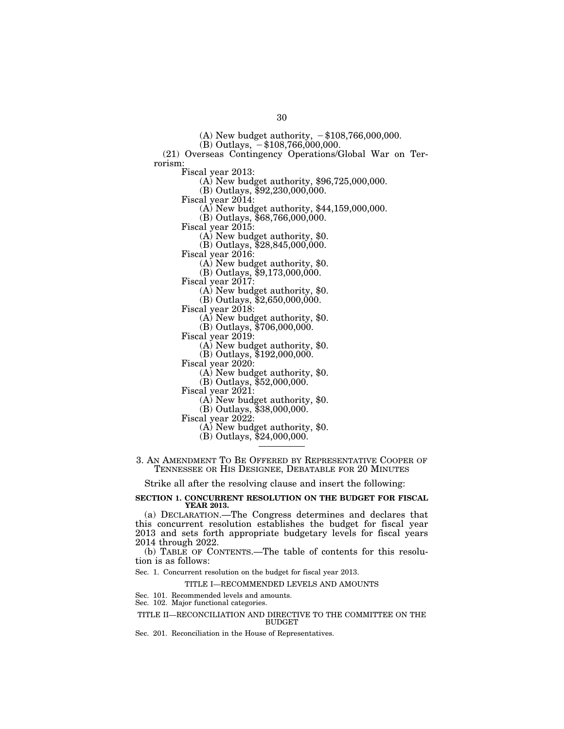(A) New budget authority, −$108,766,000,000.

(B) Outlays, −$108,766,000,000.

(21) Overseas Contingency Operations/Global War on Terrorism:

Fiscal year 2013:

(A) New budget authority, $96,725,000,000.

(B) Outlays, $92,230,000,000.

Fiscal year 2014:

(A) New budget authority, $44,159,000,000.

(B) Outlays, $68,766,000,000.

Fiscal year 2015:

(A) New budget authority, $0.

(B) Outlays, $28,845,000,000.

Fiscal year 2016:

(A) New budget authority, $0.

(B) Outlays, $9,173,000,000.

Fiscal year 2017:

(A) New budget authority, $0.

(B) Outlays, $2,650,000,000.

Fiscal year 2018:

(A) New budget authority, $0.

(B) Outlays, $706,000,000.

Fiscal year 2019:

(A) New budget authority, $0.

(B) Outlays, $192,000,000.

Fiscal year 2020:

(A) New budget authority, $0.

(B) Outlays, $52,000,000.

Fiscal year 2021:

(A) New budget authority, $0.

(B) Outlays, $38,000,000.

Fiscal year 2022:

(A) New budget authority, $0.

(B) Outlays, $24,000,000.

---

## 3. AN AMENDMENT TO BE OFFERED BY REPRESENTATIVE COOPER OF TENNESSEE OR HIS DESIGNEE, DEBATABLE FOR 20 MINUTES

Strike all after the resolving clause and insert the following:

### SECTION 1. CONCURRENT RESOLUTION ON THE BUDGET FOR FISCAL YEAR 2013.

(a) DECLARATION.—The Congress determines and declares that this concurrent resolution establishes the budget for fiscal year 2013 and sets forth appropriate budgetary levels for fiscal years 2014 through 2022.

(b) TABLE OF CONTENTS.—The table of contents for this resolution is as follows:

Sec. 1. Concurrent resolution on the budget for fiscal year 2013.

TITLE I—RECOMMENDED LEVELS AND AMOUNTS

Sec. 101. Recommended levels and amounts.
Sec. 102. Major functional categories.

TITLE II—RECONCILIATION AND DIRECTIVE TO THE COMMITTEE ON THE BUDGET

Sec. 201. Reconciliation in the House of Representatives.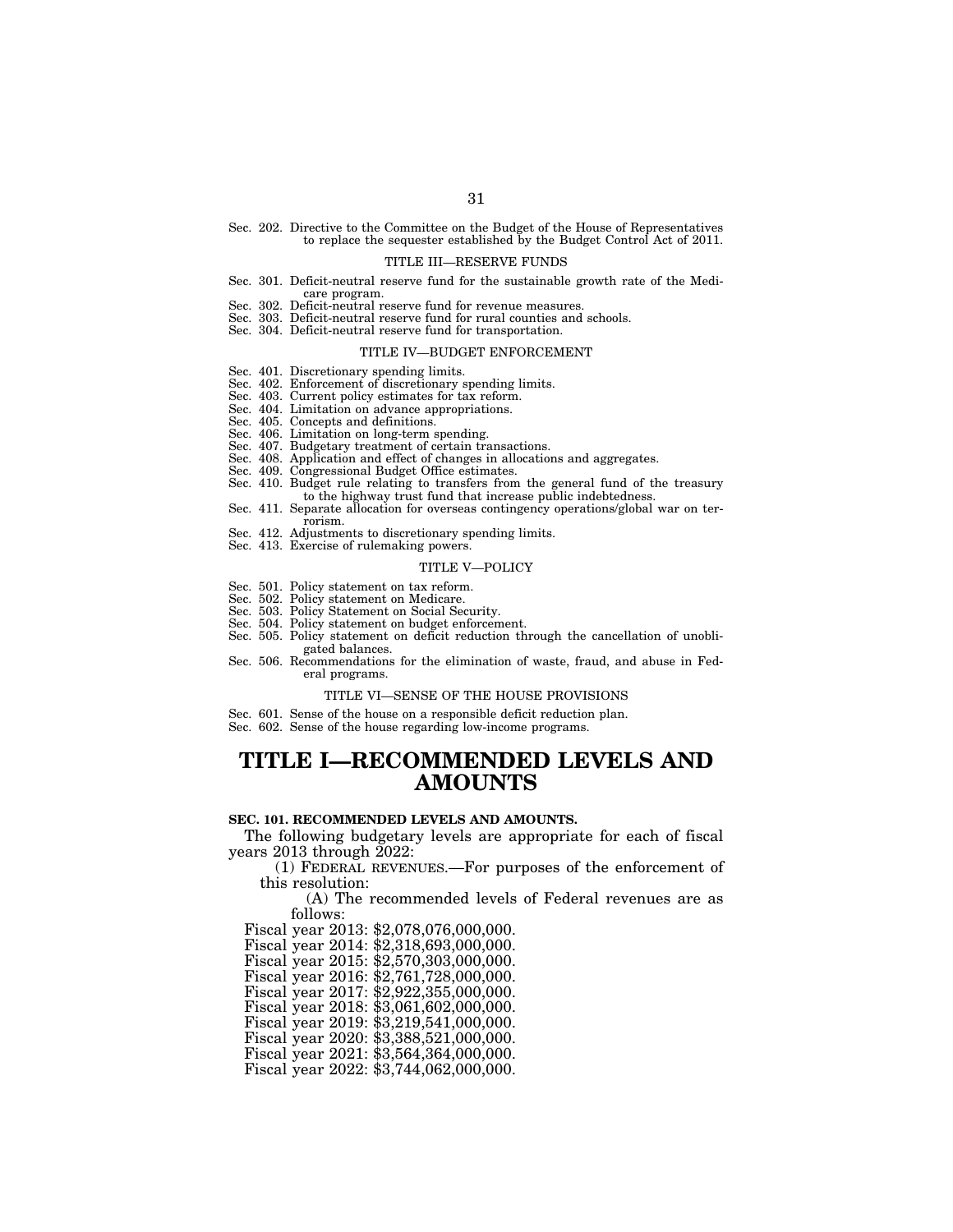Sec. 202. Directive to the Committee on the Budget of the House of Representatives to replace the sequester established by the Budget Control Act of 2011.

TITLE III—RESERVE FUNDS

Sec. 301. Deficit-neutral reserve fund for the sustainable growth rate of the Medicare program.
Sec. 302. Deficit-neutral reserve fund for revenue measures.
Sec. 303. Deficit-neutral reserve fund for rural counties and schools.
Sec. 304. Deficit-neutral reserve fund for transportation.

TITLE IV—BUDGET ENFORCEMENT

Sec. 401. Discretionary spending limits.
Sec. 402. Enforcement of discretionary spending limits.
Sec. 403. Current policy estimates for tax reform.
Sec. 404. Limitation on advance appropriations.
Sec. 405. Concepts and definitions.
Sec. 406. Limitation on long-term spending.
Sec. 407. Budgetary treatment of certain transactions.
Sec. 408. Application and effect of changes in allocations and aggregates.
Sec. 409. Congressional Budget Office estimates.
Sec. 410. Budget rule relating to transfers from the general fund of the treasury to the highway trust fund that increase public indebtedness.
Sec. 411. Separate allocation for overseas contingency operations/global war on terrorism.
Sec. 412. Adjustments to discretionary spending limits.
Sec. 413. Exercise of rulemaking powers.

TITLE V—POLICY

Sec. 501. Policy statement on tax reform.
Sec. 502. Policy statement on Medicare.
Sec. 503. Policy Statement on Social Security.
Sec. 504. Policy statement on budget enforcement.
Sec. 505. Policy statement on deficit reduction through the cancellation of unobligated balances.
Sec. 506. Recommendations for the elimination of waste, fraud, and abuse in Federal programs.

TITLE VI—SENSE OF THE HOUSE PROVISIONS

Sec. 601. Sense of the house on a responsible deficit reduction plan.
Sec. 602. Sense of the house regarding low-income programs.

# TITLE I—RECOMMENDED LEVELS AND AMOUNTS

**SEC. 101. RECOMMENDED LEVELS AND AMOUNTS.**

The following budgetary levels are appropriate for each of fiscal years 2013 through 2022:

(1) FEDERAL REVENUES.—For purposes of the enforcement of this resolution:

(A) The recommended levels of Federal revenues are as follows:

Fiscal year 2013: $2,078,076,000,000.
Fiscal year 2014: $2,318,693,000,000.
Fiscal year 2015: $2,570,303,000,000.
Fiscal year 2016: $2,761,728,000,000.
Fiscal year 2017: $2,922,355,000,000.
Fiscal year 2018: $3,061,602,000,000.
Fiscal year 2019: $3,219,541,000,000.
Fiscal year 2020: $3,388,521,000,000.
Fiscal year 2021: $3,564,364,000,000.
Fiscal year 2022: $3,744,062,000,000.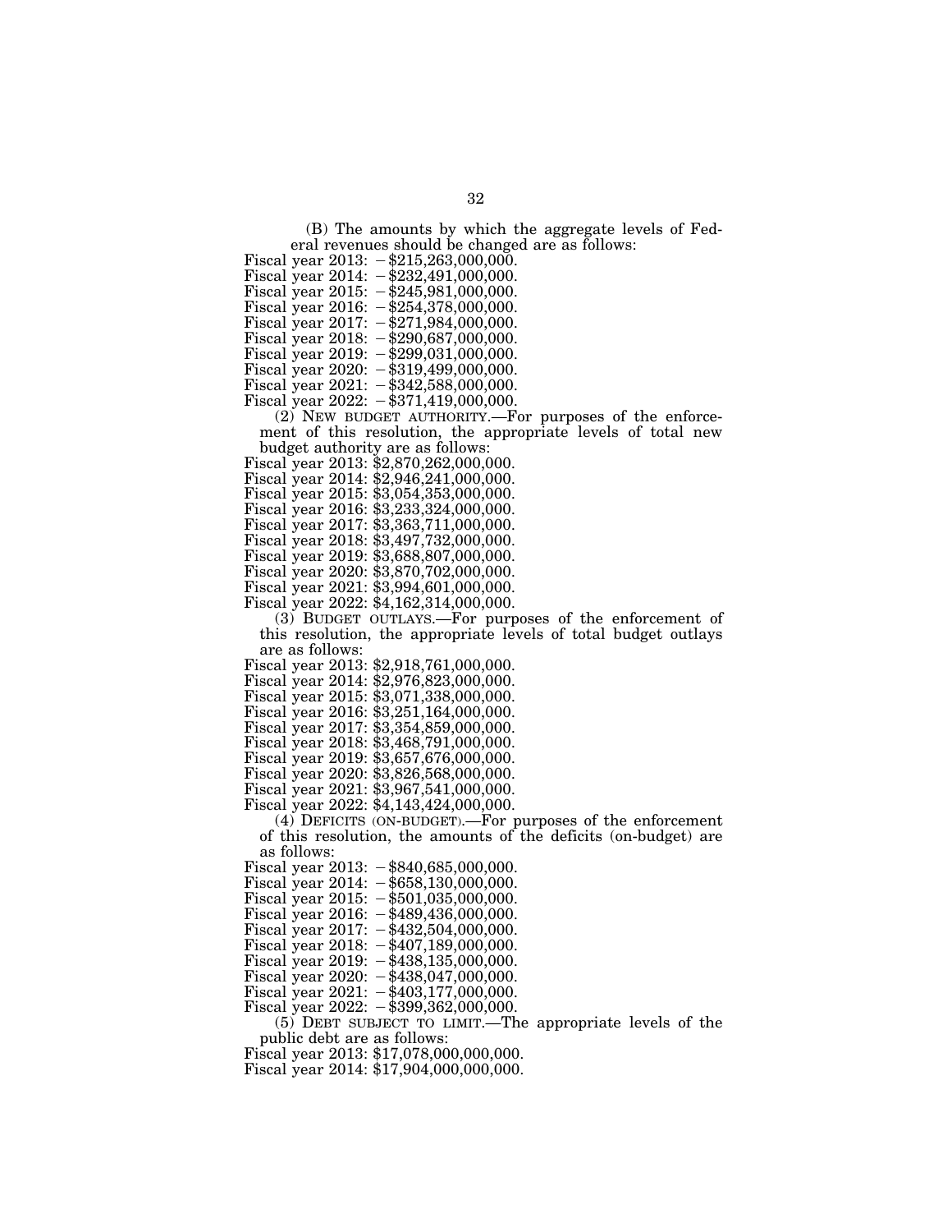(B) The amounts by which the aggregate levels of Federal revenues should be changed are as follows:

Fiscal year 2013: −$215,263,000,000.
Fiscal year 2014: −$232,491,000,000.
Fiscal year 2015: −$245,981,000,000.
Fiscal year 2016: −$254,378,000,000.
Fiscal year 2017: −$271,984,000,000.
Fiscal year 2018: −$290,687,000,000.
Fiscal year 2019: −$299,031,000,000.
Fiscal year 2020: −$319,499,000,000.
Fiscal year 2021: −$342,588,000,000.
Fiscal year 2022: −$371,419,000,000.

(2) NEW BUDGET AUTHORITY.—For purposes of the enforcement of this resolution, the appropriate levels of total new budget authority are as follows:

Fiscal year 2013: $2,870,262,000,000.
Fiscal year 2014: $2,946,241,000,000.
Fiscal year 2015: $3,054,353,000,000.
Fiscal year 2016: $3,233,324,000,000.
Fiscal year 2017: $3,363,711,000,000.
Fiscal year 2018: $3,497,732,000,000.
Fiscal year 2019: $3,688,807,000,000.
Fiscal year 2020: $3,870,702,000,000.
Fiscal year 2021: $3,994,601,000,000.
Fiscal year 2022: $4,162,314,000,000.

(3) BUDGET OUTLAYS.—For purposes of the enforcement of this resolution, the appropriate levels of total budget outlays are as follows:

Fiscal year 2013: $2,918,761,000,000.
Fiscal year 2014: $2,976,823,000,000.
Fiscal year 2015: $3,071,338,000,000.
Fiscal year 2016: $3,251,164,000,000.
Fiscal year 2017: $3,354,859,000,000.
Fiscal year 2018: $3,468,791,000,000.
Fiscal year 2019: $3,657,676,000,000.
Fiscal year 2020: $3,826,568,000,000.
Fiscal year 2021: $3,967,541,000,000.
Fiscal year 2022: $4,143,424,000,000.

(4) DEFICITS (ON-BUDGET).—For purposes of the enforcement of this resolution, the amounts of the deficits (on-budget) are as follows:

Fiscal year 2013: −$840,685,000,000.
Fiscal year 2014: −$658,130,000,000.
Fiscal year 2015: −$501,035,000,000.
Fiscal year 2016: −$489,436,000,000.
Fiscal year 2017: −$432,504,000,000.
Fiscal year 2018: −$407,189,000,000.
Fiscal year 2019: −$438,135,000,000.
Fiscal year 2020: −$438,047,000,000.
Fiscal year 2021: −$403,177,000,000.
Fiscal year 2022: −$399,362,000,000.

(5) DEBT SUBJECT TO LIMIT.—The appropriate levels of the public debt are as follows:

Fiscal year 2013: $17,078,000,000,000.
Fiscal year 2014: $17,904,000,000,000.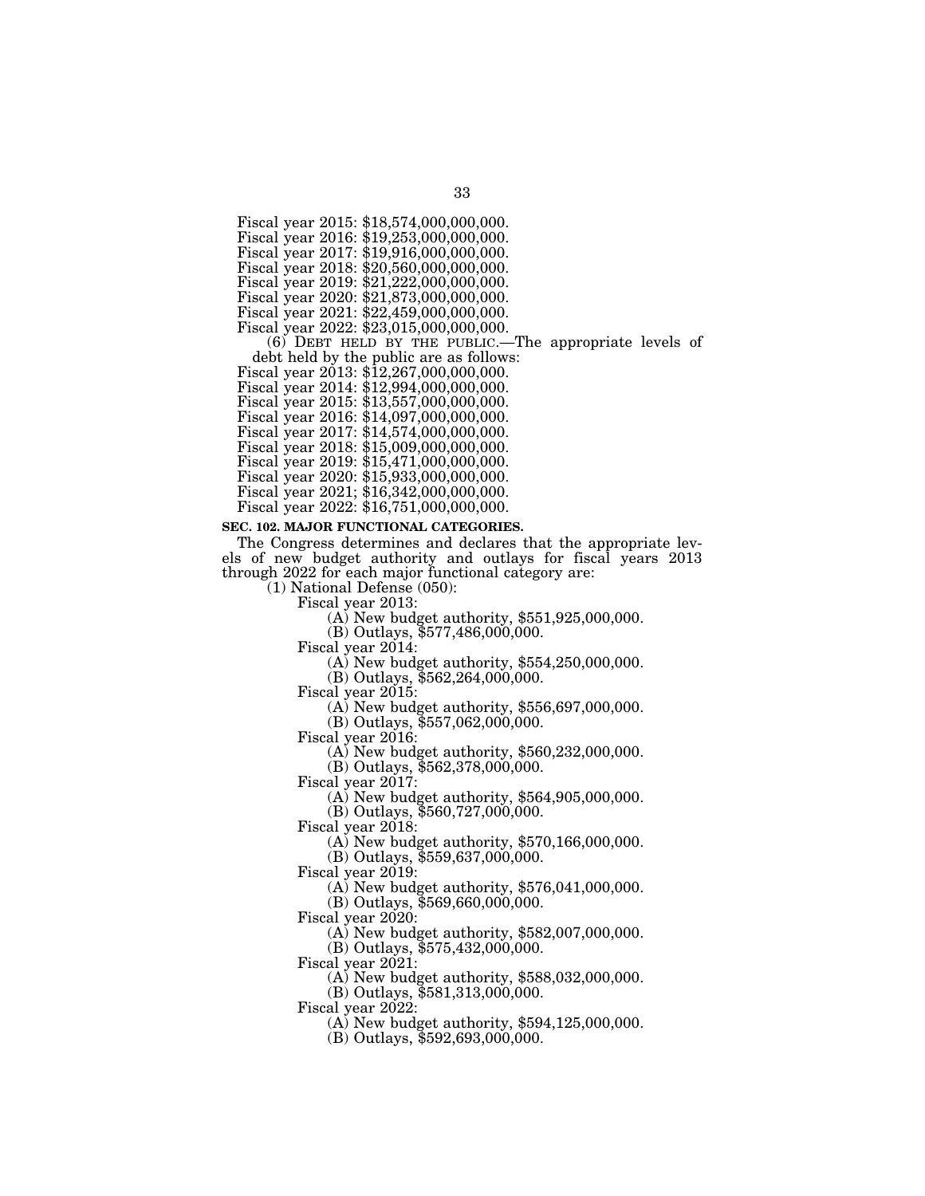Fiscal year 2015: $18,574,000,000,000.
Fiscal year 2016: $19,253,000,000,000.
Fiscal year 2017: $19,916,000,000,000.
Fiscal year 2018: $20,560,000,000,000.
Fiscal year 2019: $21,222,000,000,000.
Fiscal year 2020: $21,873,000,000,000.
Fiscal year 2021: $22,459,000,000,000.
Fiscal year 2022: $23,015,000,000,000.

(6) DEBT HELD BY THE PUBLIC.—The appropriate levels of debt held by the public are as follows:

Fiscal year 2013: $12,267,000,000,000.
Fiscal year 2014: $12,994,000,000,000.
Fiscal year 2015: $13,557,000,000,000.
Fiscal year 2016: $14,097,000,000,000.
Fiscal year 2017: $14,574,000,000,000.
Fiscal year 2018: $15,009,000,000,000.
Fiscal year 2019: $15,471,000,000,000.
Fiscal year 2020: $15,933,000,000,000.
Fiscal year 2021; $16,342,000,000,000.
Fiscal year 2022: $16,751,000,000,000.

**SEC. 102. MAJOR FUNCTIONAL CATEGORIES.**

The Congress determines and declares that the appropriate levels of new budget authority and outlays for fiscal years 2013 through 2022 for each major functional category are:

(1) National Defense (050):

Fiscal year 2013:
(A) New budget authority, $551,925,000,000.
(B) Outlays, $577,486,000,000.

Fiscal year 2014:
(A) New budget authority, $554,250,000,000.
(B) Outlays, $562,264,000,000.

Fiscal year 2015:
(A) New budget authority, $556,697,000,000.
(B) Outlays, $557,062,000,000.

Fiscal year 2016:
(A) New budget authority, $560,232,000,000.
(B) Outlays, $562,378,000,000.

Fiscal year 2017:
(A) New budget authority, $564,905,000,000.
(B) Outlays, $560,727,000,000.

Fiscal year 2018:
(A) New budget authority, $570,166,000,000.
(B) Outlays, $559,637,000,000.

Fiscal year 2019:
(A) New budget authority, $576,041,000,000.
(B) Outlays, $569,660,000,000.

Fiscal year 2020:
(A) New budget authority, $582,007,000,000.
(B) Outlays, $575,432,000,000.

Fiscal year 2021:
(A) New budget authority, $588,032,000,000.
(B) Outlays, $581,313,000,000.

Fiscal year 2022:
(A) New budget authority, $594,125,000,000.
(B) Outlays, $592,693,000,000.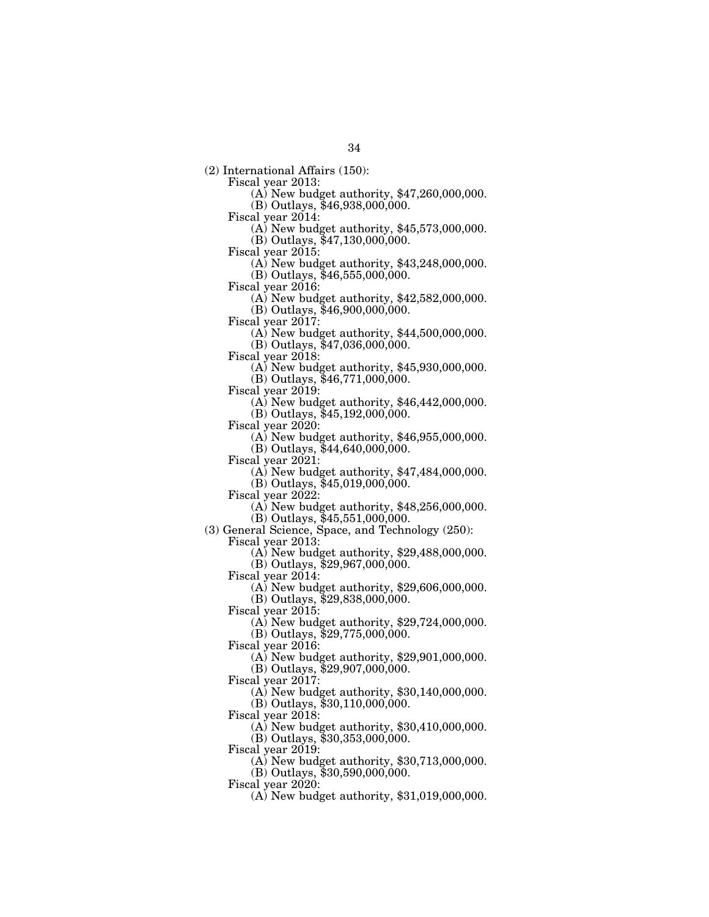(2) International Affairs (150):

Fiscal year 2013:

(A) New budget authority, $47,260,000,000.

(B) Outlays, $46,938,000,000.

Fiscal year 2014:

(A) New budget authority, $45,573,000,000.

(B) Outlays, $47,130,000,000.

Fiscal year 2015:

(A) New budget authority, $43,248,000,000.

(B) Outlays, $46,555,000,000.

Fiscal year 2016:

(A) New budget authority, $42,582,000,000.

(B) Outlays, $46,900,000,000.

Fiscal year 2017:

(A) New budget authority, $44,500,000,000.

(B) Outlays, $47,036,000,000.

Fiscal year 2018:

(A) New budget authority, $45,930,000,000.

(B) Outlays, $46,771,000,000.

Fiscal year 2019:

(A) New budget authority, $46,442,000,000.

(B) Outlays, $45,192,000,000.

Fiscal year 2020:

(A) New budget authority, $46,955,000,000.

(B) Outlays, $44,640,000,000.

Fiscal year 2021:

(A) New budget authority, $47,484,000,000.

(B) Outlays, $45,019,000,000.

Fiscal year 2022:

(A) New budget authority, $48,256,000,000.

(B) Outlays, $45,551,000,000.

(3) General Science, Space, and Technology (250):

Fiscal year 2013:

(A) New budget authority, $29,488,000,000.

(B) Outlays, $29,967,000,000.

Fiscal year 2014:

(A) New budget authority, $29,606,000,000.

(B) Outlays, $29,838,000,000.

Fiscal year 2015:

(A) New budget authority, $29,724,000,000.

(B) Outlays, $29,775,000,000.

Fiscal year 2016:

(A) New budget authority, $29,901,000,000.

(B) Outlays, $29,907,000,000.

Fiscal year 2017:

(A) New budget authority, $30,140,000,000.

(B) Outlays, $30,110,000,000.

Fiscal year 2018:

(A) New budget authority, $30,410,000,000.

(B) Outlays, $30,353,000,000.

Fiscal year 2019:

(A) New budget authority, $30,713,000,000.

(B) Outlays, $30,590,000,000.

Fiscal year 2020:

(A) New budget authority, $31,019,000,000.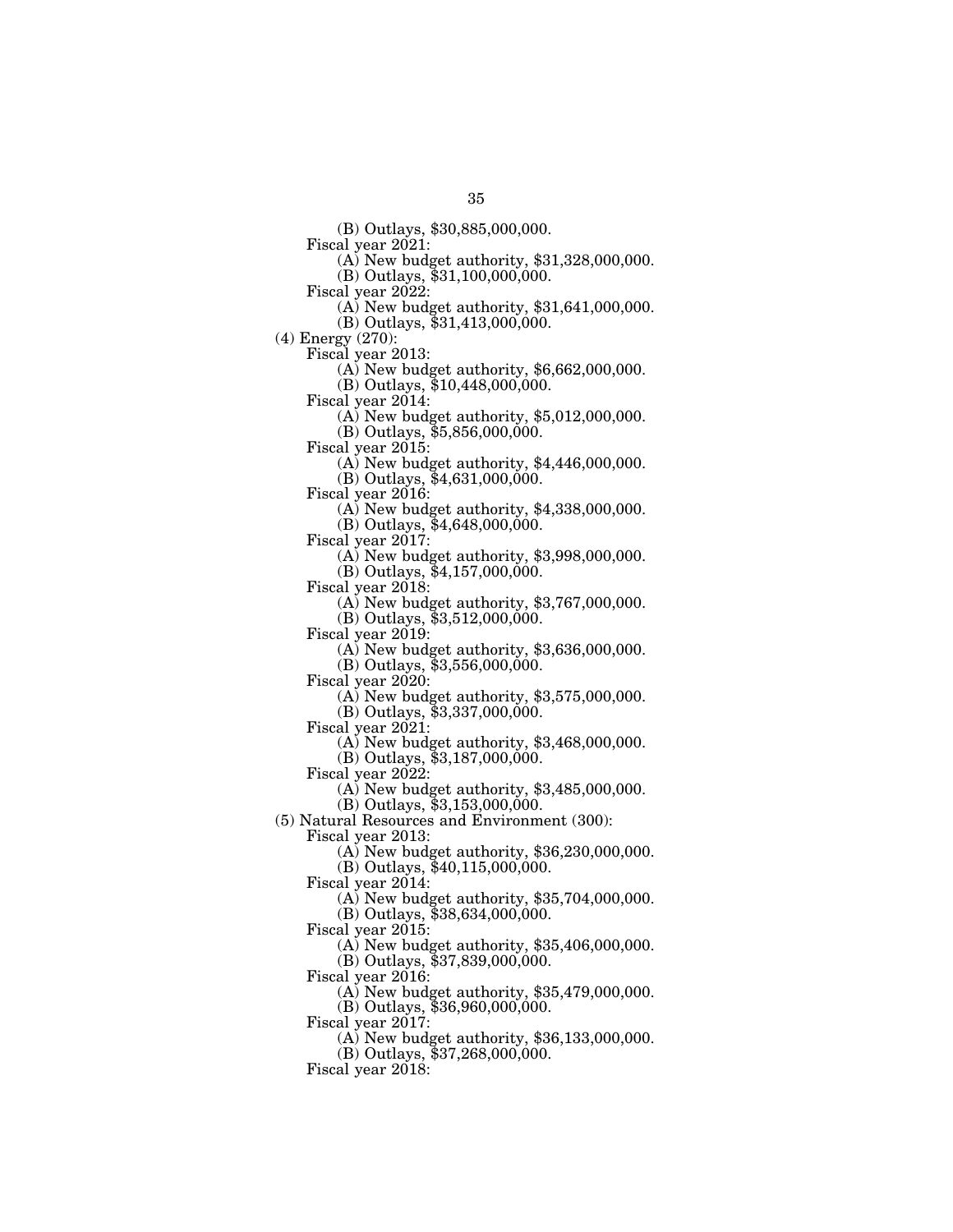(B) Outlays, $30,885,000,000.

Fiscal year 2021:

(A) New budget authority, $31,328,000,000.

(B) Outlays, $31,100,000,000.

Fiscal year 2022:

(A) New budget authority, $31,641,000,000.

(B) Outlays, $31,413,000,000.

(4) Energy (270):

Fiscal year 2013:

(A) New budget authority, $6,662,000,000.

(B) Outlays, $10,448,000,000.

Fiscal year 2014:

(A) New budget authority, $5,012,000,000.

(B) Outlays, $5,856,000,000.

Fiscal year 2015:

(A) New budget authority, $4,446,000,000.

(B) Outlays, $4,631,000,000.

Fiscal year 2016:

(A) New budget authority, $4,338,000,000.

(B) Outlays, $4,648,000,000.

Fiscal year 2017:

(A) New budget authority, $3,998,000,000.

(B) Outlays, $4,157,000,000.

Fiscal year 2018:

(A) New budget authority, $3,767,000,000.

(B) Outlays, $3,512,000,000.

Fiscal year 2019:

(A) New budget authority, $3,636,000,000.

(B) Outlays, $3,556,000,000.

Fiscal year 2020:

(A) New budget authority, $3,575,000,000.

(B) Outlays, $3,337,000,000.

Fiscal year 2021:

(A) New budget authority, $3,468,000,000.

(B) Outlays, $3,187,000,000.

Fiscal year 2022:

(A) New budget authority, $3,485,000,000.

(B) Outlays, $3,153,000,000.

(5) Natural Resources and Environment (300):

Fiscal year 2013:

(A) New budget authority, $36,230,000,000.

(B) Outlays, $40,115,000,000.

Fiscal year 2014:

(A) New budget authority, $35,704,000,000.

(B) Outlays, $38,634,000,000.

Fiscal year 2015:

(A) New budget authority, $35,406,000,000.

(B) Outlays, $37,839,000,000.

Fiscal year 2016:

(A) New budget authority, $35,479,000,000.

(B) Outlays, $36,960,000,000.

Fiscal year 2017:

(A) New budget authority, $36,133,000,000.

(B) Outlays, $37,268,000,000.

Fiscal year 2018: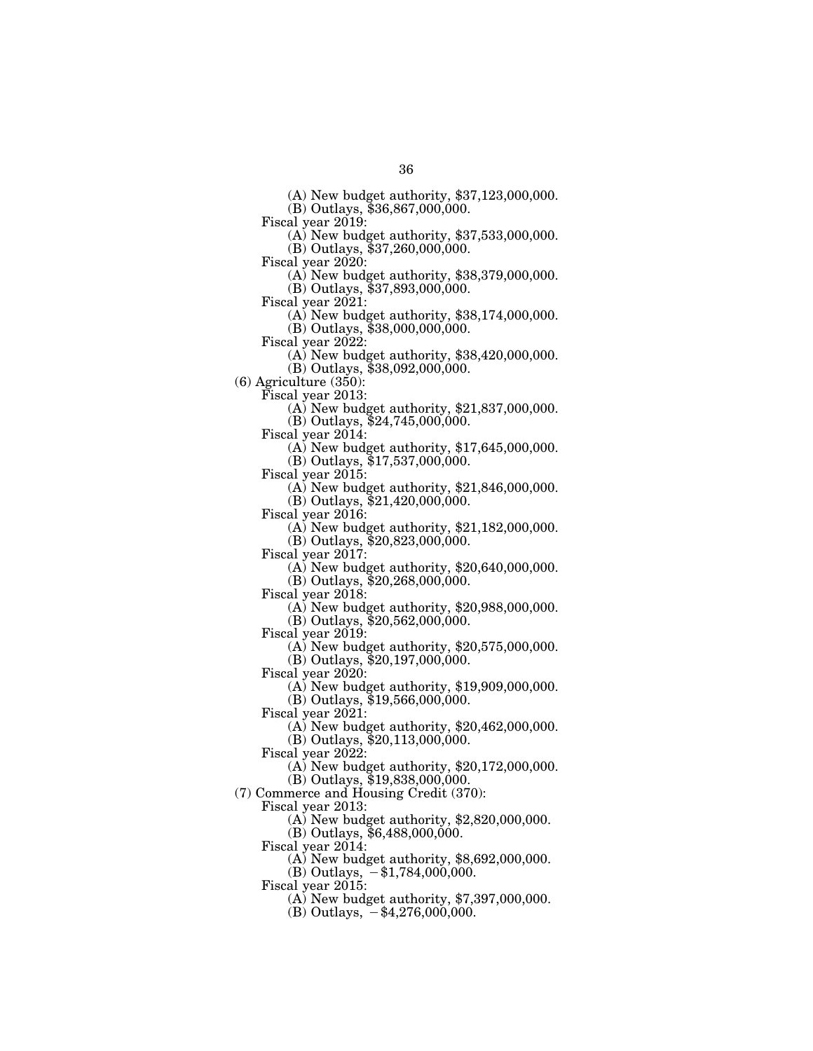(A) New budget authority, $37,123,000,000.
(B) Outlays, $36,867,000,000.

Fiscal year 2019:
(A) New budget authority, $37,533,000,000.
(B) Outlays, $37,260,000,000.

Fiscal year 2020:
(A) New budget authority, $38,379,000,000.
(B) Outlays, $37,893,000,000.

Fiscal year 2021:
(A) New budget authority, $38,174,000,000.
(B) Outlays, $38,000,000,000.

Fiscal year 2022:
(A) New budget authority, $38,420,000,000.
(B) Outlays, $38,092,000,000.

(6) Agriculture (350):

Fiscal year 2013:
(A) New budget authority, $21,837,000,000.
(B) Outlays, $24,745,000,000.

Fiscal year 2014:
(A) New budget authority, $17,645,000,000.
(B) Outlays, $17,537,000,000.

Fiscal year 2015:
(A) New budget authority, $21,846,000,000.
(B) Outlays, $21,420,000,000.

Fiscal year 2016:
(A) New budget authority, $21,182,000,000.
(B) Outlays, $20,823,000,000.

Fiscal year 2017:
(A) New budget authority, $20,640,000,000.
(B) Outlays, $20,268,000,000.

Fiscal year 2018:
(A) New budget authority, $20,988,000,000.
(B) Outlays, $20,562,000,000.

Fiscal year 2019:
(A) New budget authority, $20,575,000,000.
(B) Outlays, $20,197,000,000.

Fiscal year 2020:
(A) New budget authority, $19,909,000,000.
(B) Outlays, $19,566,000,000.

Fiscal year 2021:
(A) New budget authority, $20,462,000,000.
(B) Outlays, $20,113,000,000.

Fiscal year 2022:
(A) New budget authority, $20,172,000,000.
(B) Outlays, $19,838,000,000.

(7) Commerce and Housing Credit (370):

Fiscal year 2013:
(A) New budget authority, $2,820,000,000.
(B) Outlays, $6,488,000,000.

Fiscal year 2014:
(A) New budget authority, $8,692,000,000.
(B) Outlays, −$1,784,000,000.

Fiscal year 2015:
(A) New budget authority, $7,397,000,000.
(B) Outlays, −$4,276,000,000.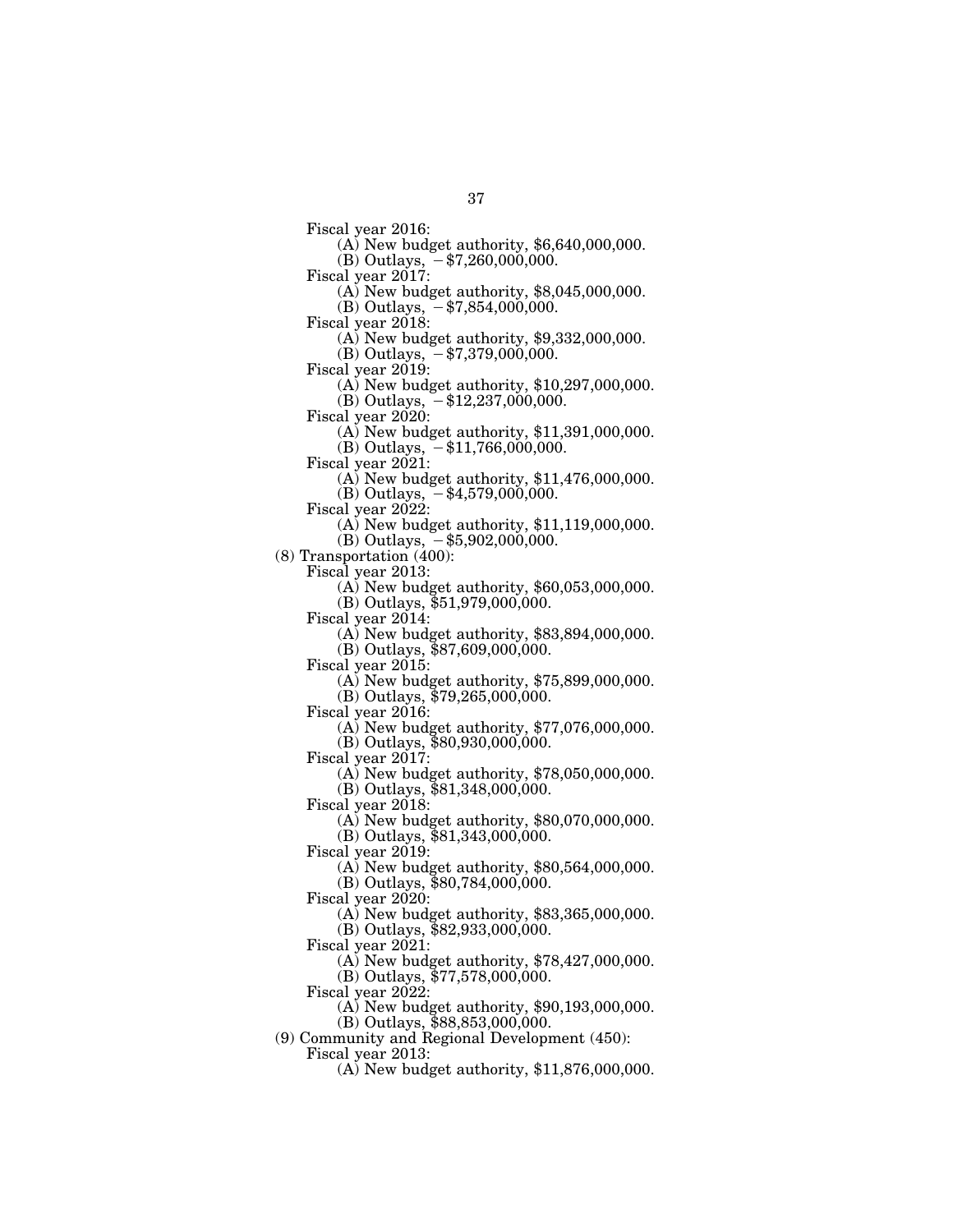Fiscal year 2016:
 (A) New budget authority, $6,640,000,000.
 (B) Outlays, −$7,260,000,000.

Fiscal year 2017:
 (A) New budget authority, $8,045,000,000.
 (B) Outlays, −$7,854,000,000.

Fiscal year 2018:
 (A) New budget authority, $9,332,000,000.
 (B) Outlays, −$7,379,000,000.

Fiscal year 2019:
 (A) New budget authority, $10,297,000,000.
 (B) Outlays, −$12,237,000,000.

Fiscal year 2020:
 (A) New budget authority, $11,391,000,000.
 (B) Outlays, −$11,766,000,000.

Fiscal year 2021:
 (A) New budget authority, $11,476,000,000.
 (B) Outlays, −$4,579,000,000.

Fiscal year 2022:
 (A) New budget authority, $11,119,000,000.
 (B) Outlays, −$5,902,000,000.

(8) Transportation (400):

Fiscal year 2013:
 (A) New budget authority, $60,053,000,000.
 (B) Outlays, $51,979,000,000.

Fiscal year 2014:
 (A) New budget authority, $83,894,000,000.
 (B) Outlays, $87,609,000,000.

Fiscal year 2015:
 (A) New budget authority, $75,899,000,000.
 (B) Outlays, $79,265,000,000.

Fiscal year 2016:
 (A) New budget authority, $77,076,000,000.
 (B) Outlays, $80,930,000,000.

Fiscal year 2017:
 (A) New budget authority, $78,050,000,000.
 (B) Outlays, $81,348,000,000.

Fiscal year 2018:
 (A) New budget authority, $80,070,000,000.
 (B) Outlays, $81,343,000,000.

Fiscal year 2019:
 (A) New budget authority, $80,564,000,000.
 (B) Outlays, $80,784,000,000.

Fiscal year 2020:
 (A) New budget authority, $83,365,000,000.
 (B) Outlays, $82,933,000,000.

Fiscal year 2021:
 (A) New budget authority, $78,427,000,000.
 (B) Outlays, $77,578,000,000.

Fiscal year 2022:
 (A) New budget authority, $90,193,000,000.
 (B) Outlays, $88,853,000,000.

(9) Community and Regional Development (450):

Fiscal year 2013:
 (A) New budget authority, $11,876,000,000.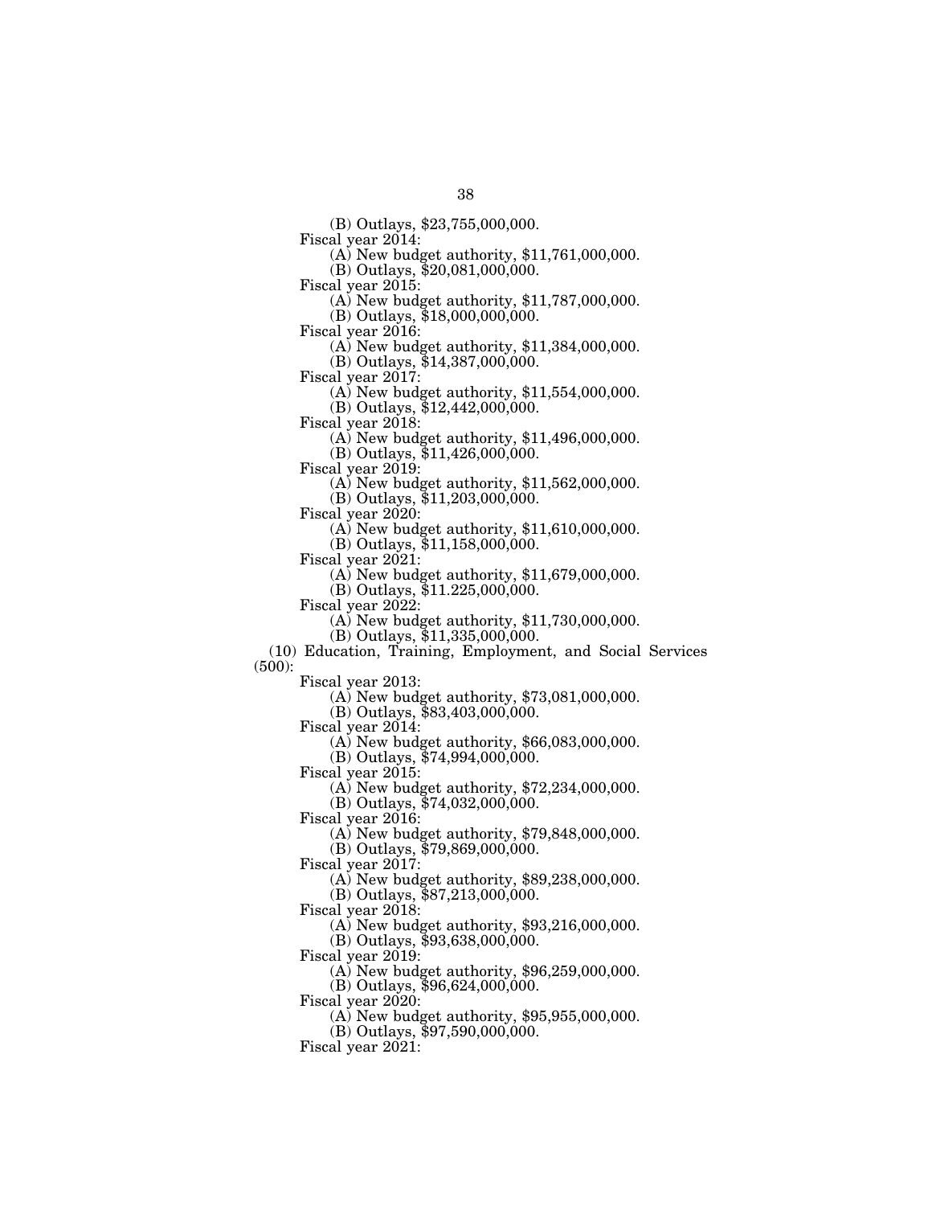(B) Outlays, $23,755,000,000.

Fiscal year 2014:

(A) New budget authority, $11,761,000,000.

(B) Outlays, $20,081,000,000.

Fiscal year 2015:

(A) New budget authority, $11,787,000,000.

(B) Outlays, $18,000,000,000.

Fiscal year 2016:

(A) New budget authority, $11,384,000,000.

(B) Outlays, $14,387,000,000.

Fiscal year 2017:

(A) New budget authority, $11,554,000,000.

(B) Outlays, $12,442,000,000.

Fiscal year 2018:

(A) New budget authority, $11,496,000,000.

(B) Outlays, $11,426,000,000.

Fiscal year 2019:

(A) New budget authority, $11,562,000,000.

(B) Outlays, $11,203,000,000.

Fiscal year 2020:

(A) New budget authority, $11,610,000,000.

(B) Outlays, $11,158,000,000.

Fiscal year 2021:

(A) New budget authority, $11,679,000,000.

(B) Outlays, $11.225,000,000.

Fiscal year 2022:

(A) New budget authority, $11,730,000,000.

(B) Outlays, $11,335,000,000.

(10) Education, Training, Employment, and Social Services (500):

Fiscal year 2013:

(A) New budget authority, $73,081,000,000.

(B) Outlays, $83,403,000,000.

Fiscal year 2014:

(A) New budget authority, $66,083,000,000.

(B) Outlays, $74,994,000,000.

Fiscal year 2015:

(A) New budget authority, $72,234,000,000.

(B) Outlays, $74,032,000,000.

Fiscal year 2016:

(A) New budget authority, $79,848,000,000.

(B) Outlays, $79,869,000,000.

Fiscal year 2017:

(A) New budget authority, $89,238,000,000.

(B) Outlays, $87,213,000,000.

Fiscal year 2018:

(A) New budget authority, $93,216,000,000.

(B) Outlays, $93,638,000,000.

Fiscal year 2019:

(A) New budget authority, $96,259,000,000.

(B) Outlays, $96,624,000,000.

Fiscal year 2020:

(A) New budget authority, $95,955,000,000.

(B) Outlays, $97,590,000,000.

Fiscal year 2021: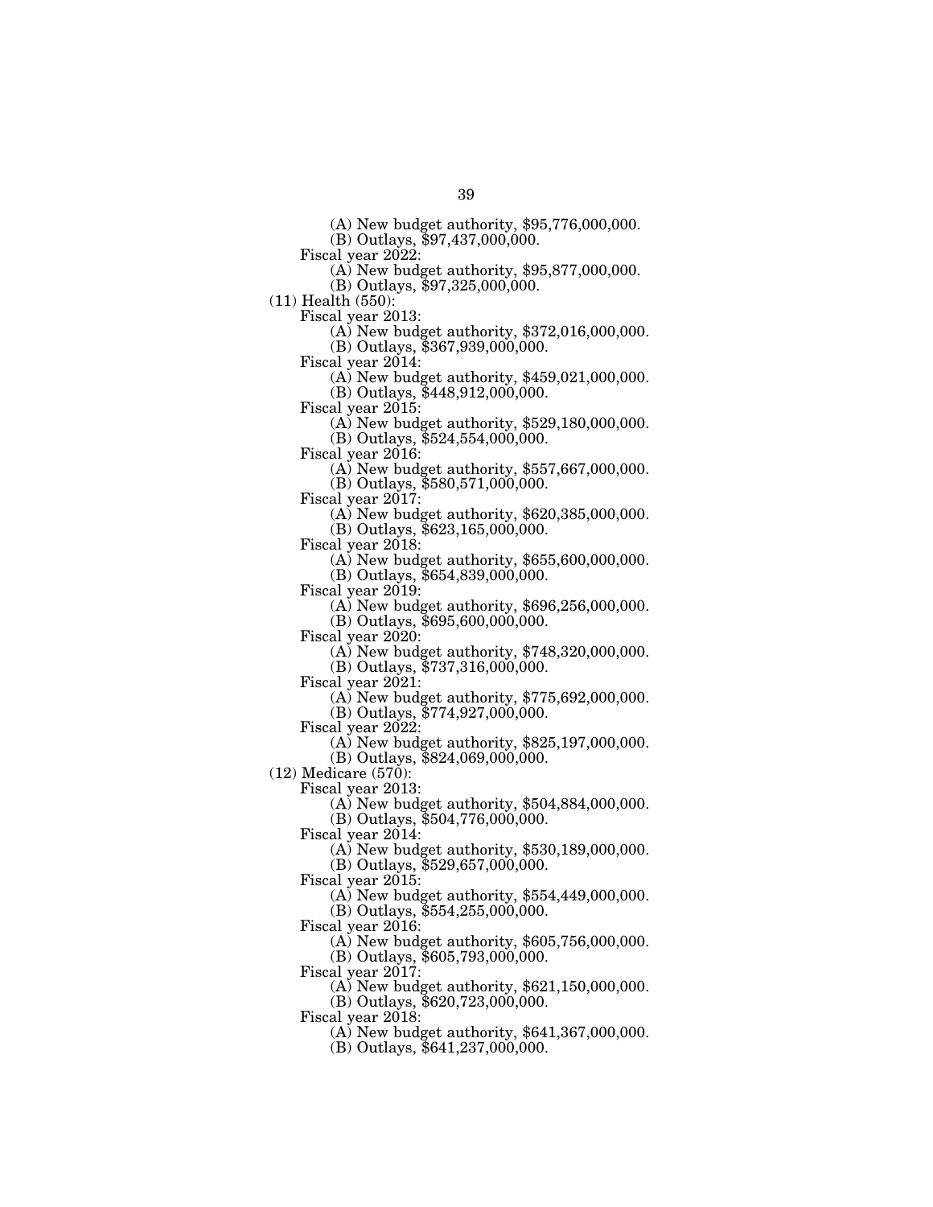(A) New budget authority, $95,776,000,000.
(B) Outlays, $97,437,000,000.

Fiscal year 2022:
(A) New budget authority, $95,877,000,000.
(B) Outlays, $97,325,000,000.

(11) Health (550):

Fiscal year 2013:
(A) New budget authority, $372,016,000,000.
(B) Outlays, $367,939,000,000.

Fiscal year 2014:
(A) New budget authority, $459,021,000,000.
(B) Outlays, $448,912,000,000.

Fiscal year 2015:
(A) New budget authority, $529,180,000,000.
(B) Outlays, $524,554,000,000.

Fiscal year 2016:
(A) New budget authority, $557,667,000,000.
(B) Outlays, $580,571,000,000.

Fiscal year 2017:
(A) New budget authority, $620,385,000,000.
(B) Outlays, $623,165,000,000.

Fiscal year 2018:
(A) New budget authority, $655,600,000,000.
(B) Outlays, $654,839,000,000.

Fiscal year 2019:
(A) New budget authority, $696,256,000,000.
(B) Outlays, $695,600,000,000.

Fiscal year 2020:
(A) New budget authority, $748,320,000,000.
(B) Outlays, $737,316,000,000.

Fiscal year 2021:
(A) New budget authority, $775,692,000,000.
(B) Outlays, $774,927,000,000.

Fiscal year 2022:
(A) New budget authority, $825,197,000,000.
(B) Outlays, $824,069,000,000.

(12) Medicare (570):

Fiscal year 2013:
(A) New budget authority, $504,884,000,000.
(B) Outlays, $504,776,000,000.

Fiscal year 2014:
(A) New budget authority, $530,189,000,000.
(B) Outlays, $529,657,000,000.

Fiscal year 2015:
(A) New budget authority, $554,449,000,000.
(B) Outlays, $554,255,000,000.

Fiscal year 2016:
(A) New budget authority, $605,756,000,000.
(B) Outlays, $605,793,000,000.

Fiscal year 2017:
(A) New budget authority, $621,150,000,000.
(B) Outlays, $620,723,000,000.

Fiscal year 2018:
(A) New budget authority, $641,367,000,000.
(B) Outlays, $641,237,000,000.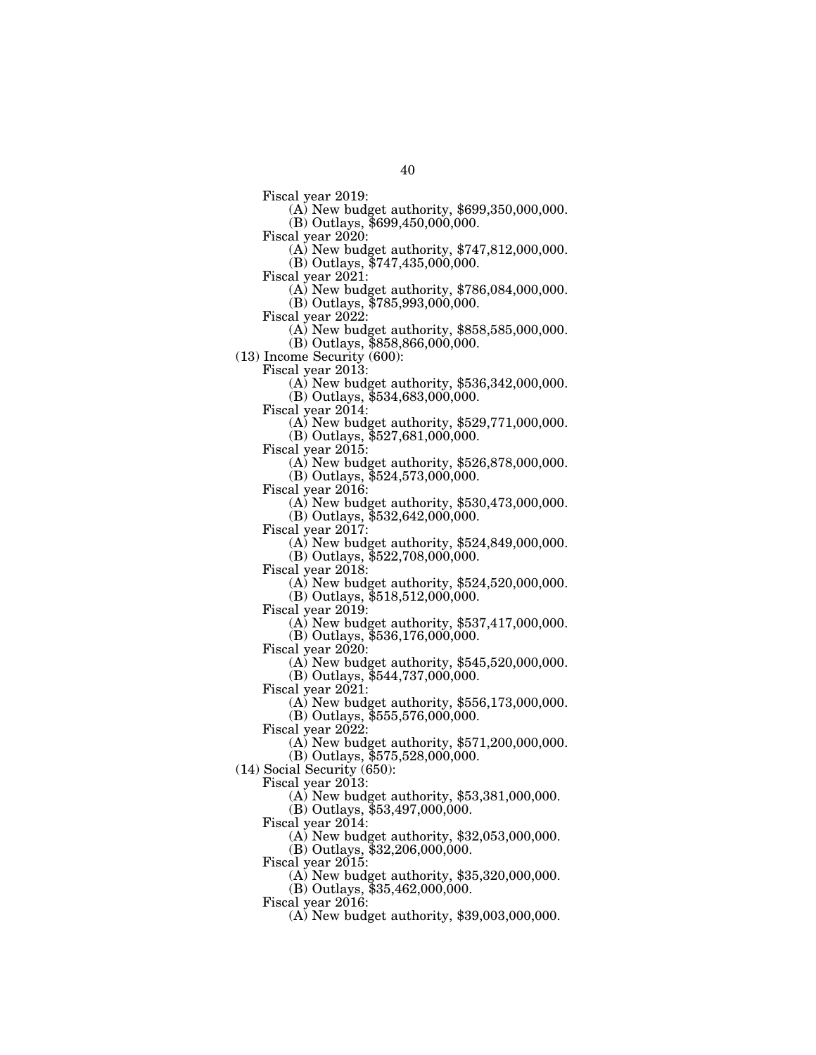Fiscal year 2019:

(A) New budget authority, $699,350,000,000.

(B) Outlays, $699,450,000,000.

Fiscal year 2020:

(A) New budget authority, $747,812,000,000.

(B) Outlays, $747,435,000,000.

Fiscal year 2021:

(A) New budget authority, $786,084,000,000.

(B) Outlays, $785,993,000,000.

Fiscal year 2022:

(A) New budget authority, $858,585,000,000.

(B) Outlays, $858,866,000,000.

(13) Income Security (600):

Fiscal year 2013:

(A) New budget authority, $536,342,000,000.

(B) Outlays, $534,683,000,000.

Fiscal year 2014:

(A) New budget authority, $529,771,000,000.

(B) Outlays, $527,681,000,000.

Fiscal year 2015:

(A) New budget authority, $526,878,000,000.

(B) Outlays, $524,573,000,000.

Fiscal year 2016:

(A) New budget authority, $530,473,000,000.

(B) Outlays, $532,642,000,000.

Fiscal year 2017:

(A) New budget authority, $524,849,000,000.

(B) Outlays, $522,708,000,000.

Fiscal year 2018:

(A) New budget authority, $524,520,000,000.

(B) Outlays, $518,512,000,000.

Fiscal year 2019:

(A) New budget authority, $537,417,000,000.

(B) Outlays, $536,176,000,000.

Fiscal year 2020:

(A) New budget authority, $545,520,000,000.

(B) Outlays, $544,737,000,000.

Fiscal year 2021:

(A) New budget authority, $556,173,000,000.

(B) Outlays, $555,576,000,000.

Fiscal year 2022:

(A) New budget authority, $571,200,000,000.

(B) Outlays, $575,528,000,000.

(14) Social Security (650):

Fiscal year 2013:

(A) New budget authority, $53,381,000,000.

(B) Outlays, $53,497,000,000.

Fiscal year 2014:

(A) New budget authority, $32,053,000,000.

(B) Outlays, $32,206,000,000.

Fiscal year 2015:

(A) New budget authority, $35,320,000,000.

(B) Outlays, $35,462,000,000.

Fiscal year 2016:

(A) New budget authority, $39,003,000,000.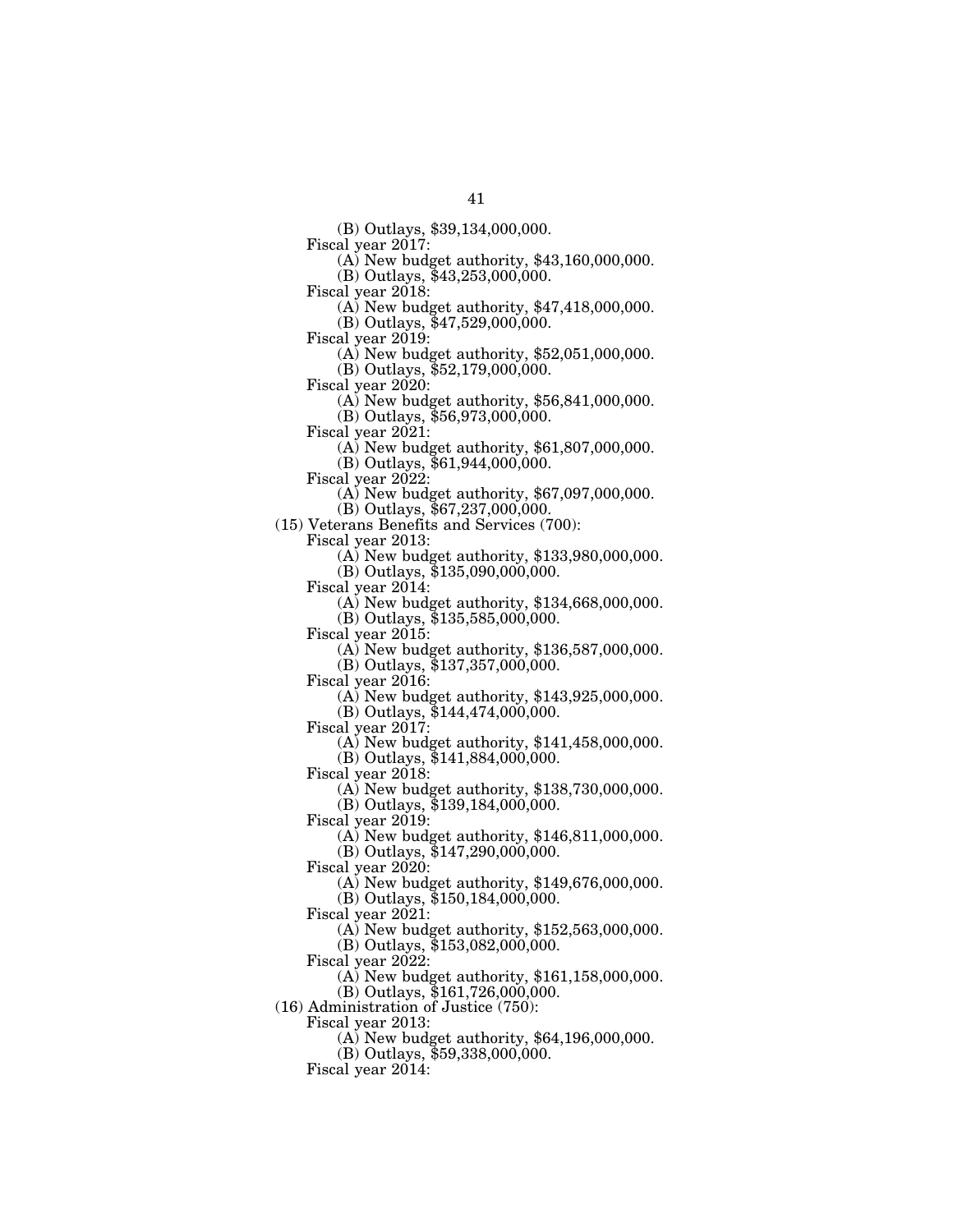(B) Outlays, $39,134,000,000.

Fiscal year 2017:

(A) New budget authority, $43,160,000,000.

(B) Outlays, $43,253,000,000.

Fiscal year 2018:

(A) New budget authority, $47,418,000,000.

(B) Outlays, $47,529,000,000.

Fiscal year 2019:

(A) New budget authority, $52,051,000,000.

(B) Outlays, $52,179,000,000.

Fiscal year 2020:

(A) New budget authority, $56,841,000,000.

(B) Outlays, $56,973,000,000.

Fiscal year 2021:

(A) New budget authority, $61,807,000,000.

(B) Outlays, $61,944,000,000.

Fiscal year 2022:

(A) New budget authority, $67,097,000,000.

(B) Outlays, $67,237,000,000.

(15) Veterans Benefits and Services (700):

Fiscal year 2013:

(A) New budget authority, $133,980,000,000.

(B) Outlays, $135,090,000,000.

Fiscal year 2014:

(A) New budget authority, $134,668,000,000.

(B) Outlays, $135,585,000,000.

Fiscal year 2015:

(A) New budget authority, $136,587,000,000.

(B) Outlays, $137,357,000,000.

Fiscal year 2016:

(A) New budget authority, $143,925,000,000.

(B) Outlays, $144,474,000,000.

Fiscal year 2017:

(A) New budget authority, $141,458,000,000.

(B) Outlays, $141,884,000,000.

Fiscal year 2018:

(A) New budget authority, $138,730,000,000.

(B) Outlays, $139,184,000,000.

Fiscal year 2019:

(A) New budget authority, $146,811,000,000.

(B) Outlays, $147,290,000,000.

Fiscal year 2020:

(A) New budget authority, $149,676,000,000.

(B) Outlays, $150,184,000,000.

Fiscal year 2021:

(A) New budget authority, $152,563,000,000.

(B) Outlays, $153,082,000,000.

Fiscal year 2022:

(A) New budget authority, $161,158,000,000.

(B) Outlays, $161,726,000,000.

(16) Administration of Justice (750):

Fiscal year 2013:

(A) New budget authority, $64,196,000,000.

(B) Outlays, $59,338,000,000.

Fiscal year 2014: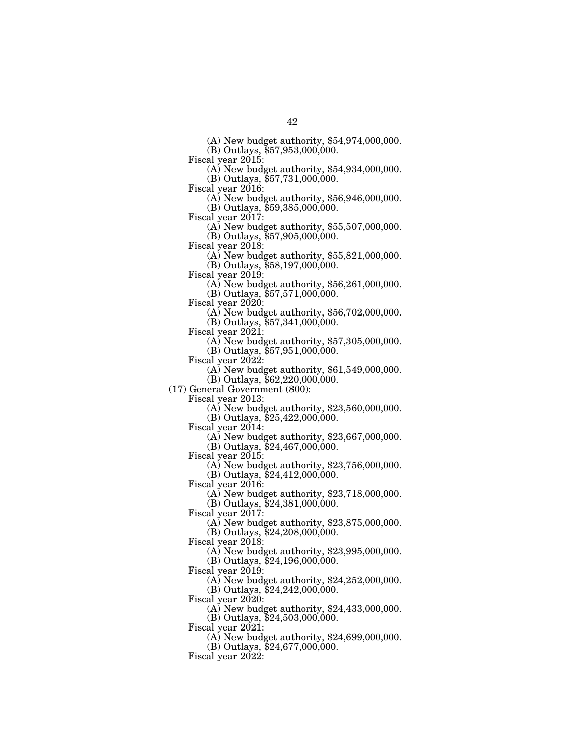(A) New budget authority, $54,974,000,000.
(B) Outlays, $57,953,000,000.

Fiscal year 2015:
(A) New budget authority, $54,934,000,000.
(B) Outlays, $57,731,000,000.

Fiscal year 2016:
(A) New budget authority, $56,946,000,000.
(B) Outlays, $59,385,000,000.

Fiscal year 2017:
(A) New budget authority, $55,507,000,000.
(B) Outlays, $57,905,000,000.

Fiscal year 2018:
(A) New budget authority, $55,821,000,000.
(B) Outlays, $58,197,000,000.

Fiscal year 2019:
(A) New budget authority, $56,261,000,000.
(B) Outlays, $57,571,000,000.

Fiscal year 2020:
(A) New budget authority, $56,702,000,000.
(B) Outlays, $57,341,000,000.

Fiscal year 2021:
(A) New budget authority, $57,305,000,000.
(B) Outlays, $57,951,000,000.

Fiscal year 2022:
(A) New budget authority, $61,549,000,000.
(B) Outlays, $62,220,000,000.

(17) General Government (800):

Fiscal year 2013:
(A) New budget authority, $23,560,000,000.
(B) Outlays, $25,422,000,000.

Fiscal year 2014:
(A) New budget authority, $23,667,000,000.
(B) Outlays, $24,467,000,000.

Fiscal year 2015:
(A) New budget authority, $23,756,000,000.
(B) Outlays, $24,412,000,000.

Fiscal year 2016:
(A) New budget authority, $23,718,000,000.
(B) Outlays, $24,381,000,000.

Fiscal year 2017:
(A) New budget authority, $23,875,000,000.
(B) Outlays, $24,208,000,000.

Fiscal year 2018:
(A) New budget authority, $23,995,000,000.
(B) Outlays, $24,196,000,000.

Fiscal year 2019:
(A) New budget authority, $24,252,000,000.
(B) Outlays, $24,242,000,000.

Fiscal year 2020:
(A) New budget authority, $24,433,000,000.
(B) Outlays, $24,503,000,000.

Fiscal year 2021:
(A) New budget authority, $24,699,000,000.
(B) Outlays, $24,677,000,000.

Fiscal year 2022: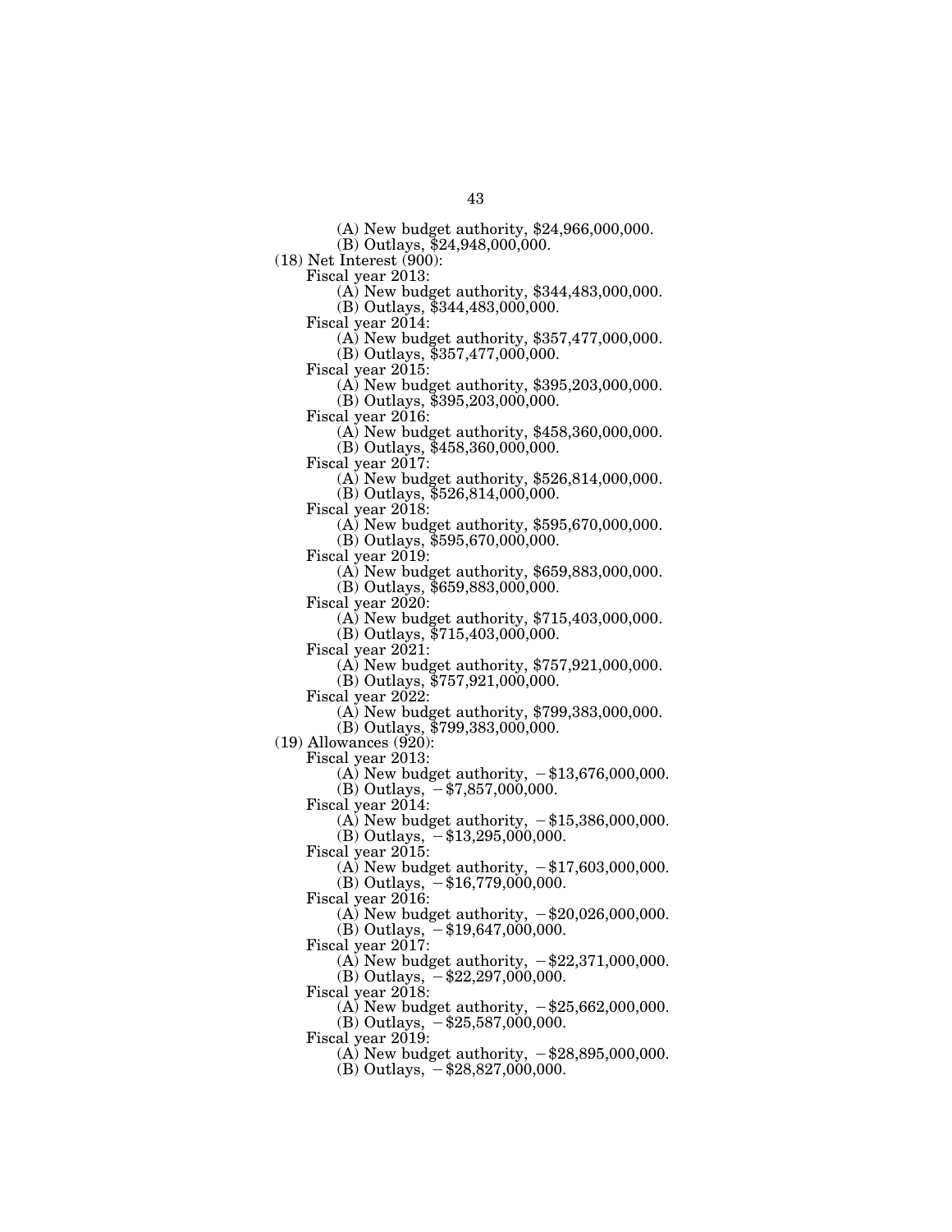(A) New budget authority, $24,966,000,000.
(B) Outlays, $24,948,000,000.

(18) Net Interest (900):

Fiscal year 2013:
(A) New budget authority, $344,483,000,000.
(B) Outlays, $344,483,000,000.

Fiscal year 2014:
(A) New budget authority, $357,477,000,000.
(B) Outlays, $357,477,000,000.

Fiscal year 2015:
(A) New budget authority, $395,203,000,000.
(B) Outlays, $395,203,000,000.

Fiscal year 2016:
(A) New budget authority, $458,360,000,000.
(B) Outlays, $458,360,000,000.

Fiscal year 2017:
(A) New budget authority, $526,814,000,000.
(B) Outlays, $526,814,000,000.

Fiscal year 2018:
(A) New budget authority, $595,670,000,000.
(B) Outlays, $595,670,000,000.

Fiscal year 2019:
(A) New budget authority, $659,883,000,000.
(B) Outlays, $659,883,000,000.

Fiscal year 2020:
(A) New budget authority, $715,403,000,000.
(B) Outlays, $715,403,000,000.

Fiscal year 2021:
(A) New budget authority, $757,921,000,000.
(B) Outlays, $757,921,000,000.

Fiscal year 2022:
(A) New budget authority, $799,383,000,000.
(B) Outlays, $799,383,000,000.

(19) Allowances (920):

Fiscal year 2013:
(A) New budget authority, −$13,676,000,000.
(B) Outlays, −$7,857,000,000.

Fiscal year 2014:
(A) New budget authority, −$15,386,000,000.
(B) Outlays, −$13,295,000,000.

Fiscal year 2015:
(A) New budget authority, −$17,603,000,000.
(B) Outlays, −$16,779,000,000.

Fiscal year 2016:
(A) New budget authority, −$20,026,000,000.
(B) Outlays, −$19,647,000,000.

Fiscal year 2017:
(A) New budget authority, −$22,371,000,000.
(B) Outlays, −$22,297,000,000.

Fiscal year 2018:
(A) New budget authority, −$25,662,000,000.
(B) Outlays, −$25,587,000,000.

Fiscal year 2019:
(A) New budget authority, −$28,895,000,000.
(B) Outlays, −$28,827,000,000.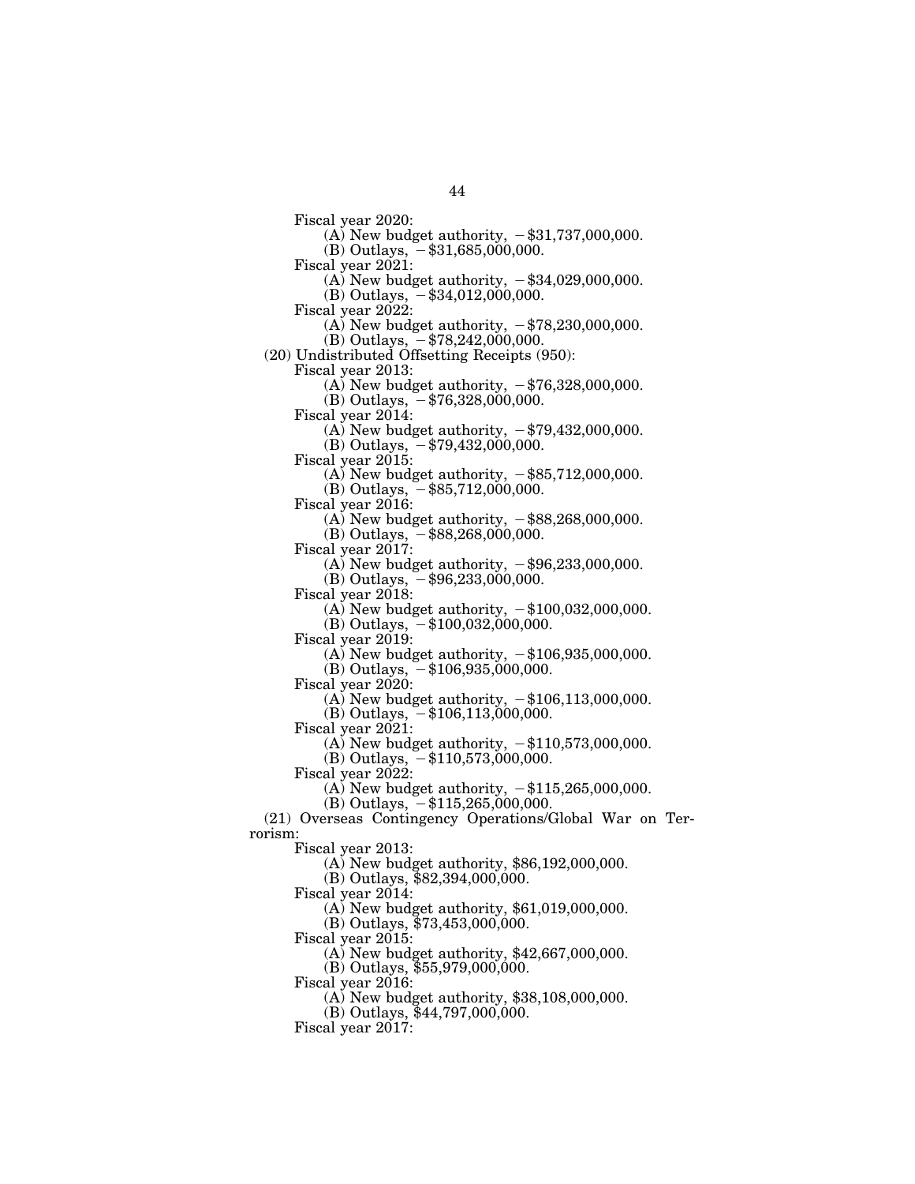Fiscal year 2020:

(A) New budget authority, −$31,737,000,000.

(B) Outlays, −$31,685,000,000.

Fiscal year 2021:

(A) New budget authority, −$34,029,000,000.

(B) Outlays, −$34,012,000,000.

Fiscal year 2022:

(A) New budget authority, −$78,230,000,000.

(B) Outlays, −$78,242,000,000.

(20) Undistributed Offsetting Receipts (950):

Fiscal year 2013:

(A) New budget authority, −$76,328,000,000.

(B) Outlays, −$76,328,000,000.

Fiscal year 2014:

(A) New budget authority, −$79,432,000,000.

(B) Outlays, −$79,432,000,000.

Fiscal year 2015:

(A) New budget authority, −$85,712,000,000.

(B) Outlays, −$85,712,000,000.

Fiscal year 2016:

(A) New budget authority, −$88,268,000,000.

(B) Outlays, −$88,268,000,000.

Fiscal year 2017:

(A) New budget authority, −$96,233,000,000.

(B) Outlays, −$96,233,000,000.

Fiscal year 2018:

(A) New budget authority, −$100,032,000,000.

(B) Outlays, −$100,032,000,000.

Fiscal year 2019:

(A) New budget authority, −$106,935,000,000.

(B) Outlays, −$106,935,000,000.

Fiscal year 2020:

(A) New budget authority, −$106,113,000,000.

(B) Outlays, −$106,113,000,000.

Fiscal year 2021:

(A) New budget authority, −$110,573,000,000.

(B) Outlays, −$110,573,000,000.

Fiscal year 2022:

(A) New budget authority, −$115,265,000,000.

(B) Outlays, −$115,265,000,000.

(21) Overseas Contingency Operations/Global War on Terrorism:

Fiscal year 2013:

(A) New budget authority, $86,192,000,000.

(B) Outlays, $82,394,000,000.

Fiscal year 2014:

(A) New budget authority, $61,019,000,000.

(B) Outlays, $73,453,000,000.

Fiscal year 2015:

(A) New budget authority, $42,667,000,000.

(B) Outlays, $55,979,000,000.

Fiscal year 2016:

(A) New budget authority, $38,108,000,000.

(B) Outlays, $44,797,000,000.

Fiscal year 2017: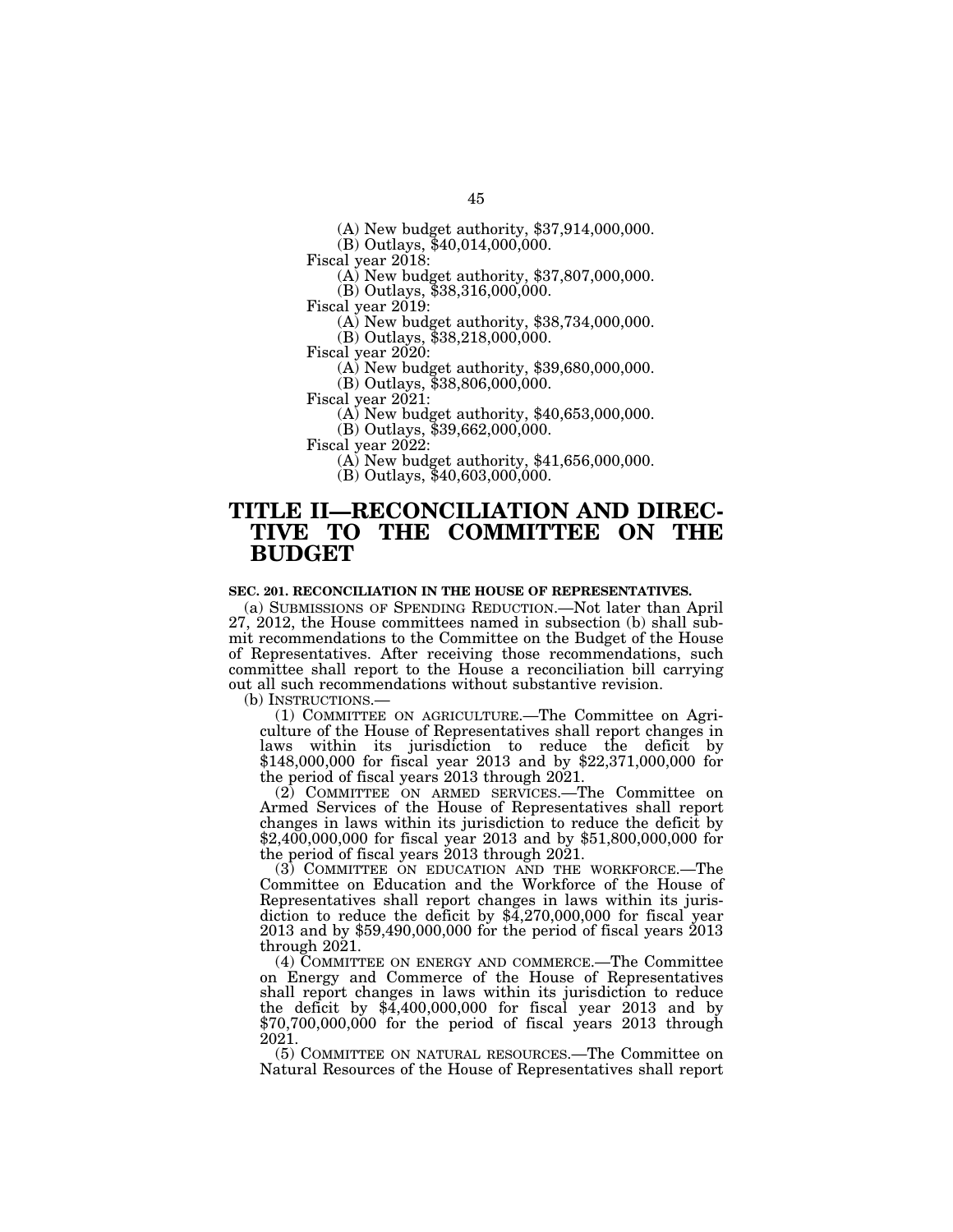(A) New budget authority, $37,914,000,000.
(B) Outlays, $40,014,000,000.

Fiscal year 2018:
(A) New budget authority, $37,807,000,000.
(B) Outlays, $38,316,000,000.

Fiscal year 2019:
(A) New budget authority, $38,734,000,000.
(B) Outlays, $38,218,000,000.

Fiscal year 2020:
(A) New budget authority, $39,680,000,000.
(B) Outlays, $38,806,000,000.

Fiscal year 2021:
(A) New budget authority, $40,653,000,000.
(B) Outlays, $39,662,000,000.

Fiscal year 2022:
(A) New budget authority, $41,656,000,000.
(B) Outlays, $40,603,000,000.

# TITLE II—RECONCILIATION AND DIRECTIVE TO THE COMMITTEE ON THE BUDGET

### SEC. 201. RECONCILIATION IN THE HOUSE OF REPRESENTATIVES.

(a) SUBMISSIONS OF SPENDING REDUCTION.—Not later than April 27, 2012, the House committees named in subsection (b) shall submit recommendations to the Committee on the Budget of the House of Representatives. After receiving those recommendations, such committee shall report to the House a reconciliation bill carrying out all such recommendations without substantive revision.

(b) INSTRUCTIONS.—

(1) COMMITTEE ON AGRICULTURE.—The Committee on Agriculture of the House of Representatives shall report changes in laws within its jurisdiction to reduce the deficit by $148,000,000 for fiscal year 2013 and by $22,371,000,000 for the period of fiscal years 2013 through 2021.

(2) COMMITTEE ON ARMED SERVICES.—The Committee on Armed Services of the House of Representatives shall report changes in laws within its jurisdiction to reduce the deficit by $2,400,000,000 for fiscal year 2013 and by $51,800,000,000 for the period of fiscal years 2013 through 2021.

(3) COMMITTEE ON EDUCATION AND THE WORKFORCE.—The Committee on Education and the Workforce of the House of Representatives shall report changes in laws within its jurisdiction to reduce the deficit by $4,270,000,000 for fiscal year 2013 and by $59,490,000,000 for the period of fiscal years 2013 through 2021.

(4) COMMITTEE ON ENERGY AND COMMERCE.—The Committee on Energy and Commerce of the House of Representatives shall report changes in laws within its jurisdiction to reduce the deficit by $4,400,000,000 for fiscal year 2013 and by $70,700,000,000 for the period of fiscal years 2013 through 2021.

(5) COMMITTEE ON NATURAL RESOURCES.—The Committee on Natural Resources of the House of Representatives shall report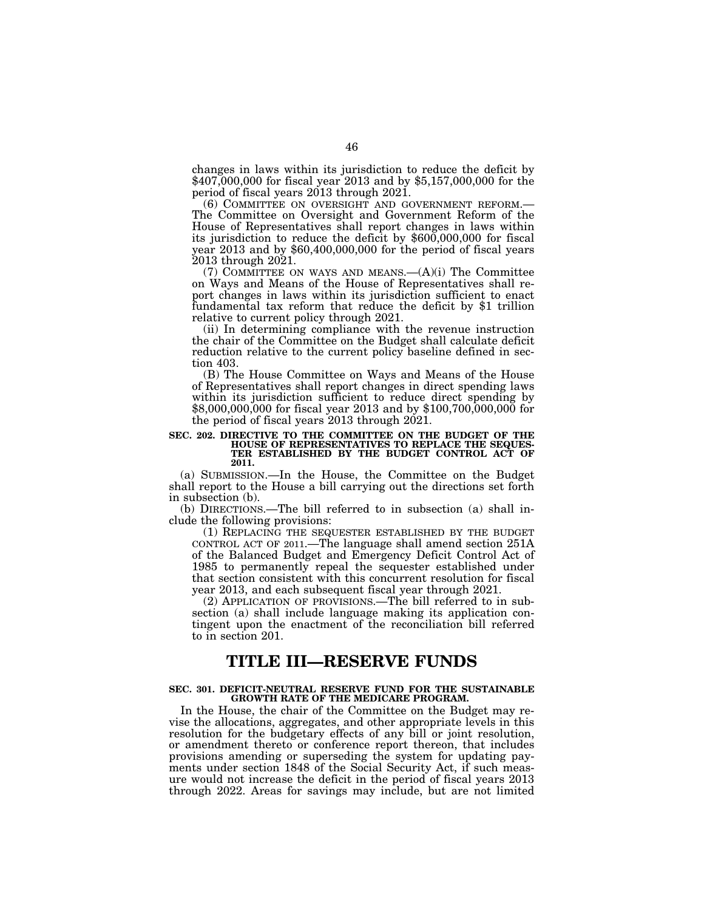changes in laws within its jurisdiction to reduce the deficit by $407,000,000 for fiscal year 2013 and by $5,157,000,000 for the period of fiscal years 2013 through 2021.

(6) COMMITTEE ON OVERSIGHT AND GOVERNMENT REFORM.—The Committee on Oversight and Government Reform of the House of Representatives shall report changes in laws within its jurisdiction to reduce the deficit by $600,000,000 for fiscal year 2013 and by $60,400,000,000 for the period of fiscal years 2013 through 2021.

(7) COMMITTEE ON WAYS AND MEANS.—(A)(i) The Committee on Ways and Means of the House of Representatives shall report changes in laws within its jurisdiction sufficient to enact fundamental tax reform that reduce the deficit by $1 trillion relative to current policy through 2021.

(ii) In determining compliance with the revenue instruction the chair of the Committee on the Budget shall calculate deficit reduction relative to the current policy baseline defined in section 403.

(B) The House Committee on Ways and Means of the House of Representatives shall report changes in direct spending laws within its jurisdiction sufficient to reduce direct spending by $8,000,000,000 for fiscal year 2013 and by $100,700,000,000 for the period of fiscal years 2013 through 2021.

#### SEC. 202. DIRECTIVE TO THE COMMITTEE ON THE BUDGET OF THE HOUSE OF REPRESENTATIVES TO REPLACE THE SEQUESTER ESTABLISHED BY THE BUDGET CONTROL ACT OF 2011.

(a) SUBMISSION.—In the House, the Committee on the Budget shall report to the House a bill carrying out the directions set forth in subsection (b).

(b) DIRECTIONS.—The bill referred to in subsection (a) shall include the following provisions:

(1) REPLACING THE SEQUESTER ESTABLISHED BY THE BUDGET CONTROL ACT OF 2011.—The language shall amend section 251A of the Balanced Budget and Emergency Deficit Control Act of 1985 to permanently repeal the sequester established under that section consistent with this concurrent resolution for fiscal year 2013, and each subsequent fiscal year through 2021.

(2) APPLICATION OF PROVISIONS.—The bill referred to in subsection (a) shall include language making its application contingent upon the enactment of the reconciliation bill referred to in section 201.

## TITLE III—RESERVE FUNDS

#### SEC. 301. DEFICIT-NEUTRAL RESERVE FUND FOR THE SUSTAINABLE GROWTH RATE OF THE MEDICARE PROGRAM.

In the House, the chair of the Committee on the Budget may revise the allocations, aggregates, and other appropriate levels in this resolution for the budgetary effects of any bill or joint resolution, or amendment thereto or conference report thereon, that includes provisions amending or superseding the system for updating payments under section 1848 of the Social Security Act, if such measure would not increase the deficit in the period of fiscal years 2013 through 2022. Areas for savings may include, but are not limited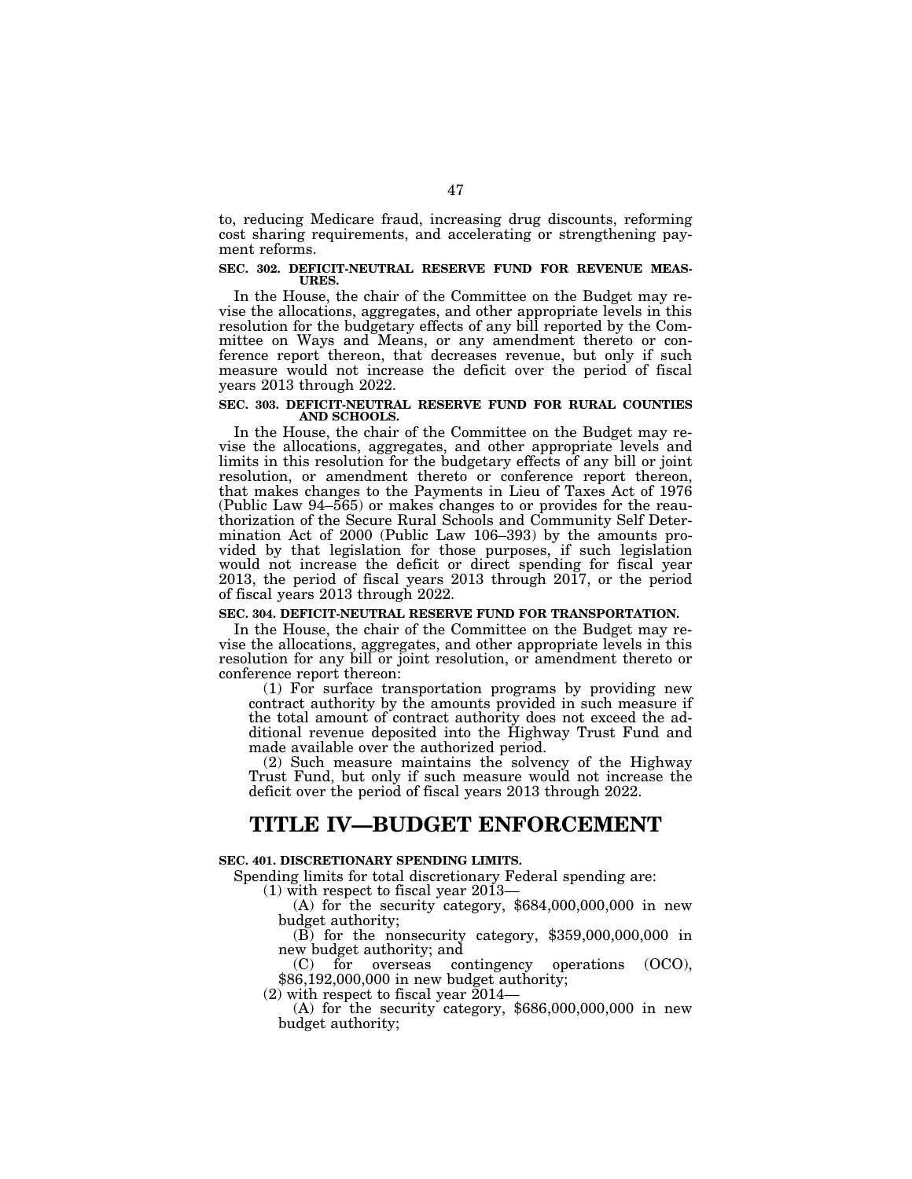to, reducing Medicare fraud, increasing drug discounts, reforming cost sharing requirements, and accelerating or strengthening payment reforms.

**SEC. 302. DEFICIT-NEUTRAL RESERVE FUND FOR REVENUE MEASURES.**

In the House, the chair of the Committee on the Budget may revise the allocations, aggregates, and other appropriate levels in this resolution for the budgetary effects of any bill reported by the Committee on Ways and Means, or any amendment thereto or conference report thereon, that decreases revenue, but only if such measure would not increase the deficit over the period of fiscal years 2013 through 2022.

**SEC. 303. DEFICIT-NEUTRAL RESERVE FUND FOR RURAL COUNTIES AND SCHOOLS.**

In the House, the chair of the Committee on the Budget may revise the allocations, aggregates, and other appropriate levels and limits in this resolution for the budgetary effects of any bill or joint resolution, or amendment thereto or conference report thereon, that makes changes to the Payments in Lieu of Taxes Act of 1976 (Public Law 94–565) or makes changes to or provides for the reauthorization of the Secure Rural Schools and Community Self Determination Act of 2000 (Public Law 106–393) by the amounts provided by that legislation for those purposes, if such legislation would not increase the deficit or direct spending for fiscal year 2013, the period of fiscal years 2013 through 2017, or the period of fiscal years 2013 through 2022.

**SEC. 304. DEFICIT-NEUTRAL RESERVE FUND FOR TRANSPORTATION.**

In the House, the chair of the Committee on the Budget may revise the allocations, aggregates, and other appropriate levels in this resolution for any bill or joint resolution, or amendment thereto or conference report thereon:

(1) For surface transportation programs by providing new contract authority by the amounts provided in such measure if the total amount of contract authority does not exceed the additional revenue deposited into the Highway Trust Fund and made available over the authorized period.

(2) Such measure maintains the solvency of the Highway Trust Fund, but only if such measure would not increase the deficit over the period of fiscal years 2013 through 2022.

# TITLE IV—BUDGET ENFORCEMENT

**SEC. 401. DISCRETIONARY SPENDING LIMITS.**

Spending limits for total discretionary Federal spending are:

(1) with respect to fiscal year 2013—

(A) for the security category, $684,000,000,000 in new budget authority;

(B) for the nonsecurity category, $359,000,000,000 in new budget authority; and

(C) for overseas contingency operations (OCO), $86,192,000,000 in new budget authority;

(2) with respect to fiscal year 2014—

(A) for the security category, $686,000,000,000 in new budget authority;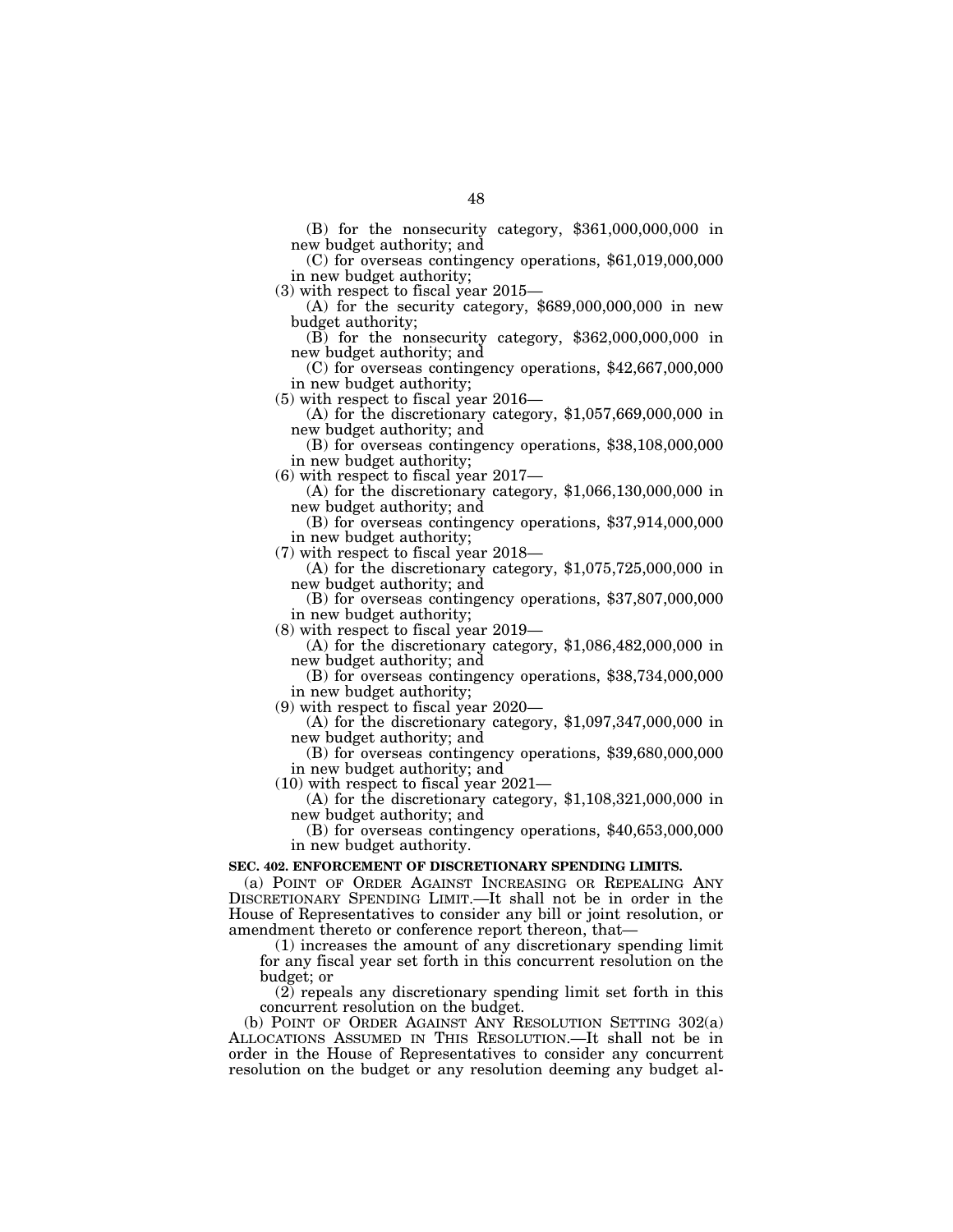(B) for the nonsecurity category, $361,000,000,000 in new budget authority; and

(C) for overseas contingency operations, $61,019,000,000 in new budget authority;

(3) with respect to fiscal year 2015—

(A) for the security category, $689,000,000,000 in new budget authority;

(B) for the nonsecurity category, $362,000,000,000 in new budget authority; and

(C) for overseas contingency operations, $42,667,000,000 in new budget authority;

(5) with respect to fiscal year 2016—

(A) for the discretionary category, $1,057,669,000,000 in new budget authority; and

(B) for overseas contingency operations, $38,108,000,000 in new budget authority;

(6) with respect to fiscal year 2017—

(A) for the discretionary category, $1,066,130,000,000 in new budget authority; and

(B) for overseas contingency operations, $37,914,000,000 in new budget authority;

(7) with respect to fiscal year 2018—

(A) for the discretionary category, $1,075,725,000,000 in new budget authority; and

(B) for overseas contingency operations, $37,807,000,000 in new budget authority;

(8) with respect to fiscal year 2019—

(A) for the discretionary category, $1,086,482,000,000 in new budget authority; and

(B) for overseas contingency operations, $38,734,000,000 in new budget authority;

(9) with respect to fiscal year 2020—

(A) for the discretionary category, $1,097,347,000,000 in new budget authority; and

(B) for overseas contingency operations, $39,680,000,000 in new budget authority; and

(10) with respect to fiscal year 2021—

(A) for the discretionary category, $1,108,321,000,000 in new budget authority; and

(B) for overseas contingency operations, $40,653,000,000 in new budget authority.

**SEC. 402. ENFORCEMENT OF DISCRETIONARY SPENDING LIMITS.**

(a) POINT OF ORDER AGAINST INCREASING OR REPEALING ANY DISCRETIONARY SPENDING LIMIT.—It shall not be in order in the House of Representatives to consider any bill or joint resolution, or amendment thereto or conference report thereon, that—

(1) increases the amount of any discretionary spending limit for any fiscal year set forth in this concurrent resolution on the budget; or

(2) repeals any discretionary spending limit set forth in this concurrent resolution on the budget.

(b) POINT OF ORDER AGAINST ANY RESOLUTION SETTING 302(a) ALLOCATIONS ASSUMED IN THIS RESOLUTION.—It shall not be in order in the House of Representatives to consider any concurrent resolution on the budget or any resolution deeming any budget al-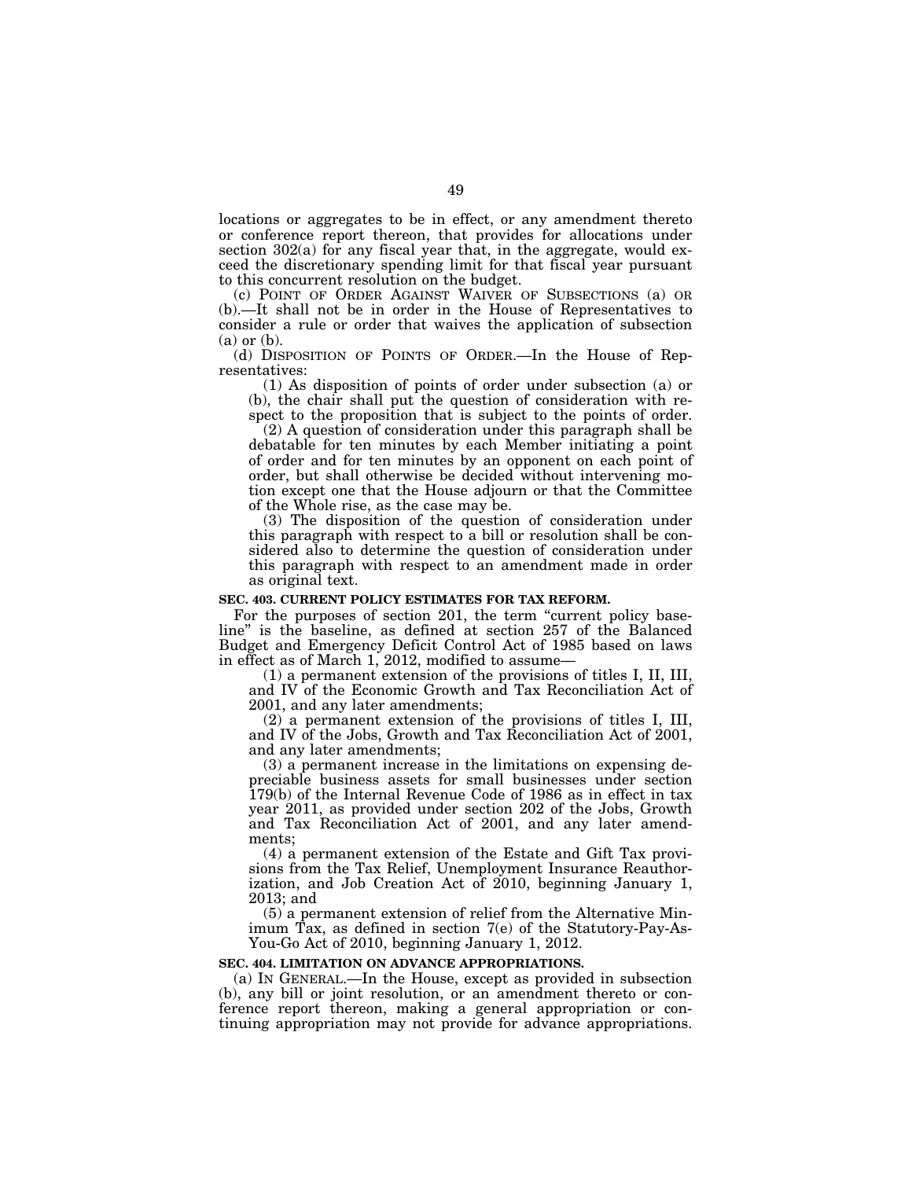locations or aggregates to be in effect, or any amendment thereto or conference report thereon, that provides for allocations under section 302(a) for any fiscal year that, in the aggregate, would exceed the discretionary spending limit for that fiscal year pursuant to this concurrent resolution on the budget.

(c) POINT OF ORDER AGAINST WAIVER OF SUBSECTIONS (a) OR (b).—It shall not be in order in the House of Representatives to consider a rule or order that waives the application of subsection (a) or (b).

(d) DISPOSITION OF POINTS OF ORDER.—In the House of Representatives:

(1) As disposition of points of order under subsection (a) or (b), the chair shall put the question of consideration with respect to the proposition that is subject to the points of order.

(2) A question of consideration under this paragraph shall be debatable for ten minutes by each Member initiating a point of order and for ten minutes by an opponent on each point of order, but shall otherwise be decided without intervening motion except one that the House adjourn or that the Committee of the Whole rise, as the case may be.

(3) The disposition of the question of consideration under this paragraph with respect to a bill or resolution shall be considered also to determine the question of consideration under this paragraph with respect to an amendment made in order as original text.

**SEC. 403. CURRENT POLICY ESTIMATES FOR TAX REFORM.**

For the purposes of section 201, the term "current policy baseline" is the baseline, as defined at section 257 of the Balanced Budget and Emergency Deficit Control Act of 1985 based on laws in effect as of March 1, 2012, modified to assume—

(1) a permanent extension of the provisions of titles I, II, III, and IV of the Economic Growth and Tax Reconciliation Act of 2001, and any later amendments;

(2) a permanent extension of the provisions of titles I, III, and IV of the Jobs, Growth and Tax Reconciliation Act of 2001, and any later amendments;

(3) a permanent increase in the limitations on expensing depreciable business assets for small businesses under section 179(b) of the Internal Revenue Code of 1986 as in effect in tax year 2011, as provided under section 202 of the Jobs, Growth and Tax Reconciliation Act of 2001, and any later amendments;

(4) a permanent extension of the Estate and Gift Tax provisions from the Tax Relief, Unemployment Insurance Reauthorization, and Job Creation Act of 2010, beginning January 1, 2013; and

(5) a permanent extension of relief from the Alternative Minimum Tax, as defined in section 7(e) of the Statutory-Pay-As-You-Go Act of 2010, beginning January 1, 2012.

**SEC. 404. LIMITATION ON ADVANCE APPROPRIATIONS.**

(a) IN GENERAL.—In the House, except as provided in subsection (b), any bill or joint resolution, or an amendment thereto or conference report thereon, making a general appropriation or continuing appropriation may not provide for advance appropriations.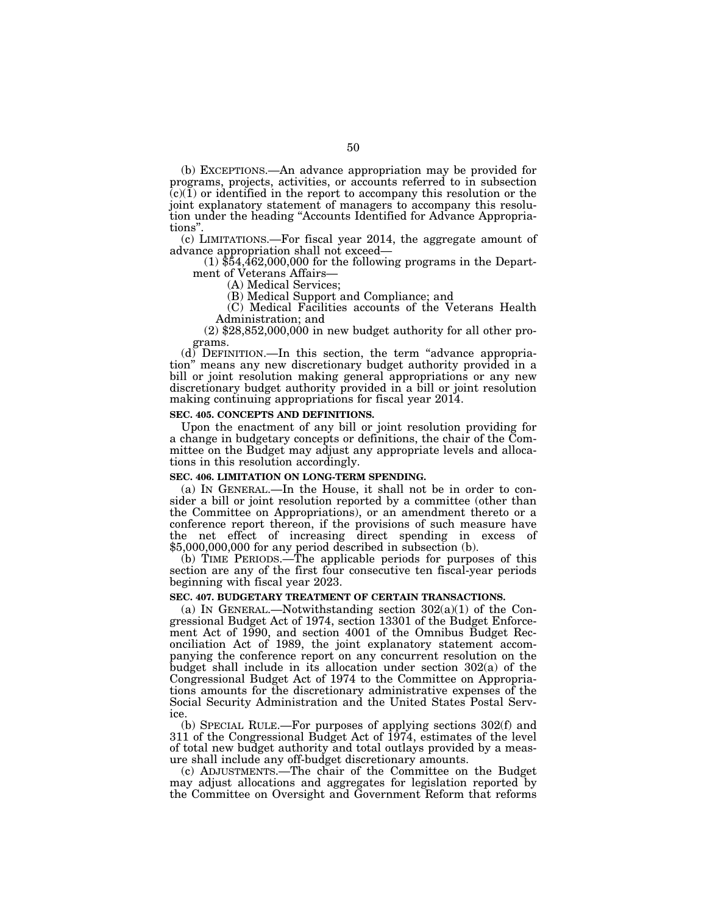(b) EXCEPTIONS.—An advance appropriation may be provided for programs, projects, activities, or accounts referred to in subsection (c)(1) or identified in the report to accompany this resolution or the joint explanatory statement of managers to accompany this resolution under the heading "Accounts Identified for Advance Appropriations".

(c) LIMITATIONS.—For fiscal year 2014, the aggregate amount of advance appropriation shall not exceed—

(1) $54,462,000,000 for the following programs in the Department of Veterans Affairs—

(A) Medical Services;

(B) Medical Support and Compliance; and

(C) Medical Facilities accounts of the Veterans Health Administration; and

(2) $28,852,000,000 in new budget authority for all other programs.

(d) DEFINITION.—In this section, the term "advance appropriation" means any new discretionary budget authority provided in a bill or joint resolution making general appropriations or any new discretionary budget authority provided in a bill or joint resolution making continuing appropriations for fiscal year 2014.

**SEC. 405. CONCEPTS AND DEFINITIONS.**

Upon the enactment of any bill or joint resolution providing for a change in budgetary concepts or definitions, the chair of the Committee on the Budget may adjust any appropriate levels and allocations in this resolution accordingly.

**SEC. 406. LIMITATION ON LONG-TERM SPENDING.**

(a) IN GENERAL.—In the House, it shall not be in order to consider a bill or joint resolution reported by a committee (other than the Committee on Appropriations), or an amendment thereto or a conference report thereon, if the provisions of such measure have the net effect of increasing direct spending in excess of $5,000,000,000 for any period described in subsection (b).

(b) TIME PERIODS.—The applicable periods for purposes of this section are any of the first four consecutive ten fiscal-year periods beginning with fiscal year 2023.

**SEC. 407. BUDGETARY TREATMENT OF CERTAIN TRANSACTIONS.**

(a) IN GENERAL.—Notwithstanding section 302(a)(1) of the Congressional Budget Act of 1974, section 13301 of the Budget Enforcement Act of 1990, and section 4001 of the Omnibus Budget Reconciliation Act of 1989, the joint explanatory statement accompanying the conference report on any concurrent resolution on the budget shall include in its allocation under section 302(a) of the Congressional Budget Act of 1974 to the Committee on Appropriations amounts for the discretionary administrative expenses of the Social Security Administration and the United States Postal Service.

(b) SPECIAL RULE.—For purposes of applying sections 302(f) and 311 of the Congressional Budget Act of 1974, estimates of the level of total new budget authority and total outlays provided by a measure shall include any off-budget discretionary amounts.

(c) ADJUSTMENTS.—The chair of the Committee on the Budget may adjust allocations and aggregates for legislation reported by the Committee on Oversight and Government Reform that reforms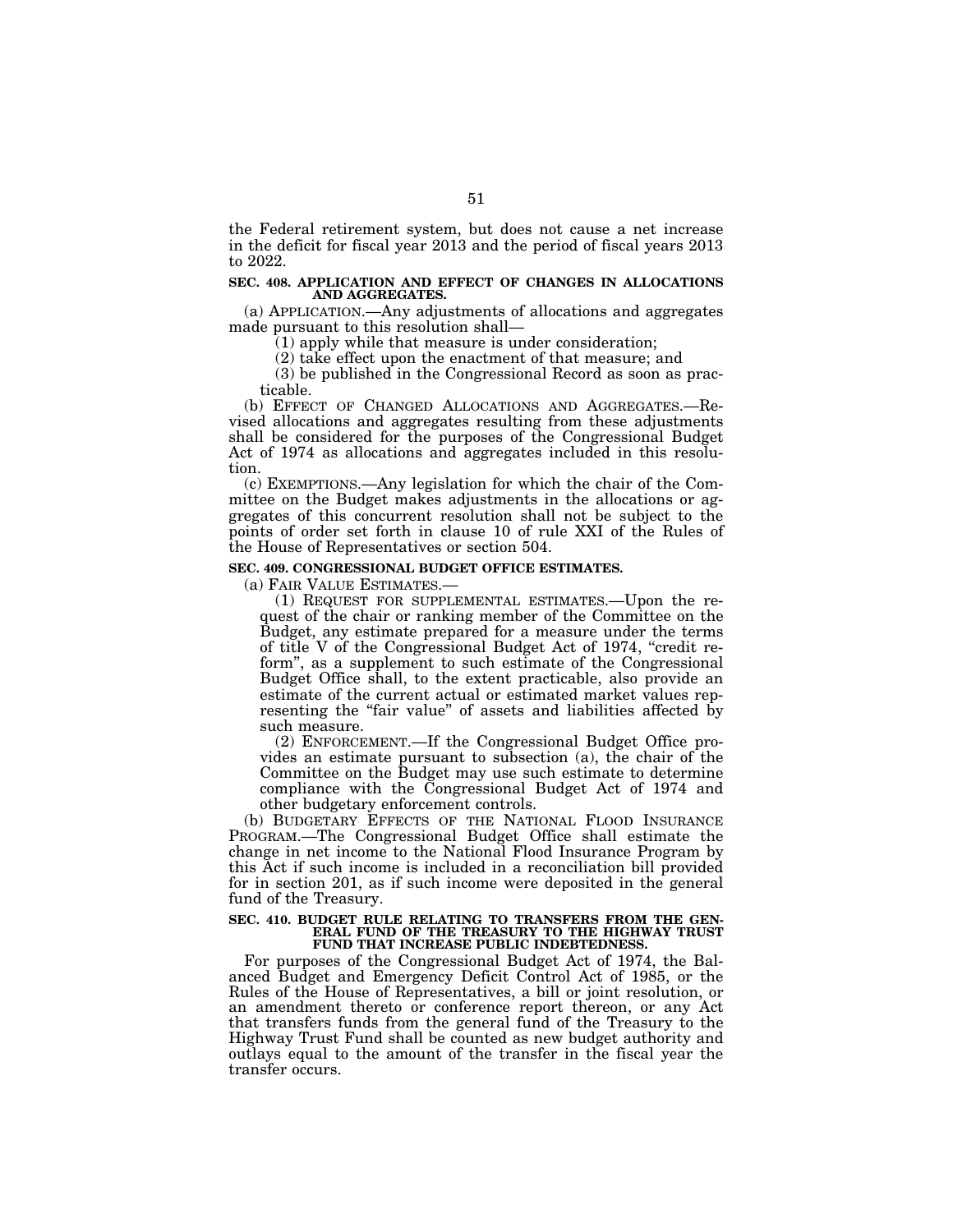the Federal retirement system, but does not cause a net increase in the deficit for fiscal year 2013 and the period of fiscal years 2013 to 2022.

**SEC. 408. APPLICATION AND EFFECT OF CHANGES IN ALLOCATIONS AND AGGREGATES.**

(a) APPLICATION.—Any adjustments of allocations and aggregates made pursuant to this resolution shall—

(1) apply while that measure is under consideration;

(2) take effect upon the enactment of that measure; and

(3) be published in the Congressional Record as soon as practicable.

(b) EFFECT OF CHANGED ALLOCATIONS AND AGGREGATES.—Revised allocations and aggregates resulting from these adjustments shall be considered for the purposes of the Congressional Budget Act of 1974 as allocations and aggregates included in this resolution.

(c) EXEMPTIONS.—Any legislation for which the chair of the Committee on the Budget makes adjustments in the allocations or aggregates of this concurrent resolution shall not be subject to the points of order set forth in clause 10 of rule XXI of the Rules of the House of Representatives or section 504.

**SEC. 409. CONGRESSIONAL BUDGET OFFICE ESTIMATES.**

(a) FAIR VALUE ESTIMATES.—

(1) REQUEST FOR SUPPLEMENTAL ESTIMATES.—Upon the request of the chair or ranking member of the Committee on the Budget, any estimate prepared for a measure under the terms of title V of the Congressional Budget Act of 1974, "credit reform", as a supplement to such estimate of the Congressional Budget Office shall, to the extent practicable, also provide an estimate of the current actual or estimated market values representing the "fair value" of assets and liabilities affected by such measure.

(2) ENFORCEMENT.—If the Congressional Budget Office provides an estimate pursuant to subsection (a), the chair of the Committee on the Budget may use such estimate to determine compliance with the Congressional Budget Act of 1974 and other budgetary enforcement controls.

(b) BUDGETARY EFFECTS OF THE NATIONAL FLOOD INSURANCE PROGRAM.—The Congressional Budget Office shall estimate the change in net income to the National Flood Insurance Program by this Act if such income is included in a reconciliation bill provided for in section 201, as if such income were deposited in the general fund of the Treasury.

**SEC. 410. BUDGET RULE RELATING TO TRANSFERS FROM THE GENERAL FUND OF THE TREASURY TO THE HIGHWAY TRUST FUND THAT INCREASE PUBLIC INDEBTEDNESS.**

For purposes of the Congressional Budget Act of 1974, the Balanced Budget and Emergency Deficit Control Act of 1985, or the Rules of the House of Representatives, a bill or joint resolution, or an amendment thereto or conference report thereon, or any Act that transfers funds from the general fund of the Treasury to the Highway Trust Fund shall be counted as new budget authority and outlays equal to the amount of the transfer in the fiscal year the transfer occurs.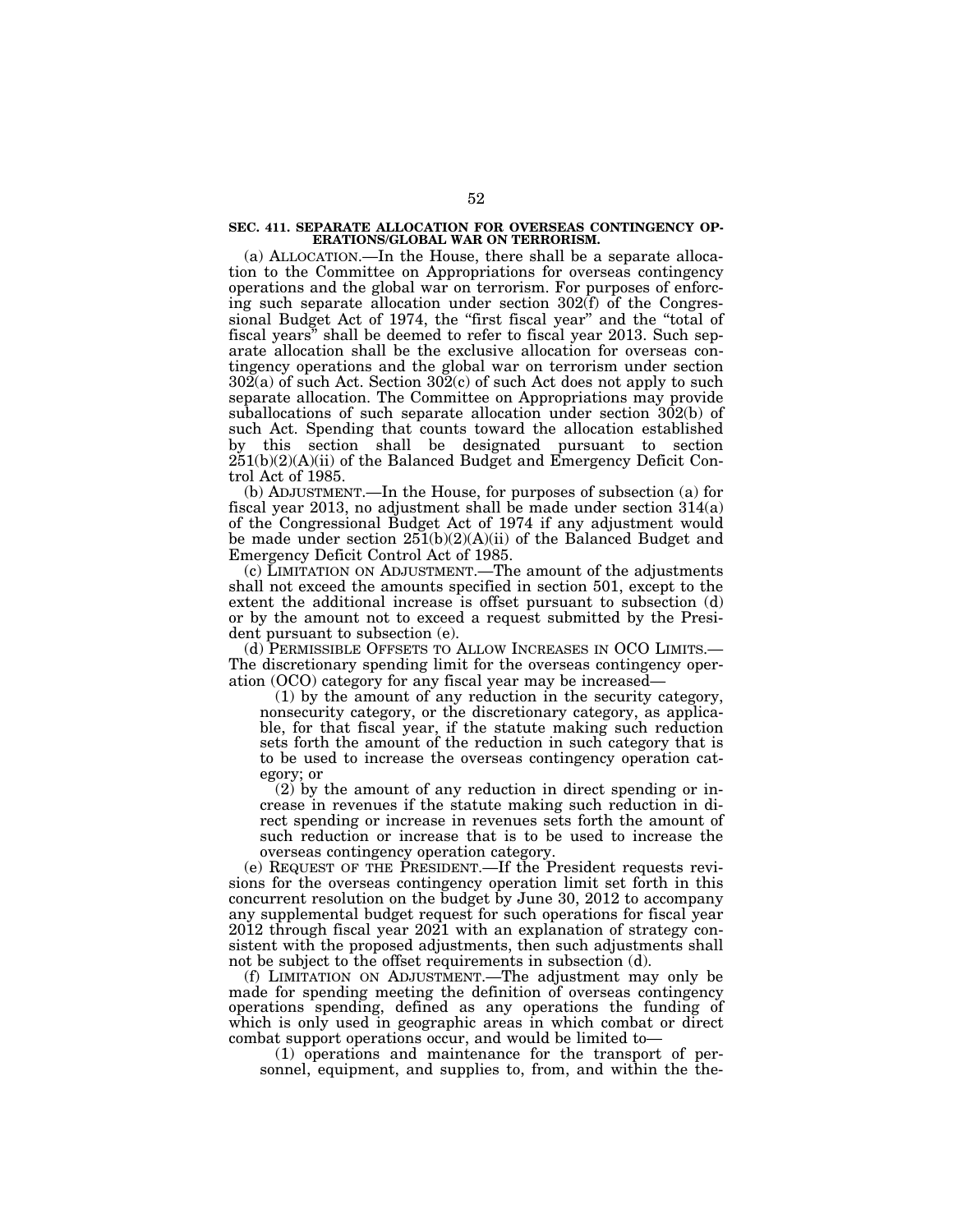**SEC. 411. SEPARATE ALLOCATION FOR OVERSEAS CONTINGENCY OPERATIONS/GLOBAL WAR ON TERRORISM.**

(a) ALLOCATION.—In the House, there shall be a separate allocation to the Committee on Appropriations for overseas contingency operations and the global war on terrorism. For purposes of enforcing such separate allocation under section 302(f) of the Congressional Budget Act of 1974, the "first fiscal year" and the "total of fiscal years" shall be deemed to refer to fiscal year 2013. Such separate allocation shall be the exclusive allocation for overseas contingency operations and the global war on terrorism under section 302(a) of such Act. Section 302(c) of such Act does not apply to such separate allocation. The Committee on Appropriations may provide suballocations of such separate allocation under section 302(b) of such Act. Spending that counts toward the allocation established by this section shall be designated pursuant to section 251(b)(2)(A)(ii) of the Balanced Budget and Emergency Deficit Control Act of 1985.

(b) ADJUSTMENT.—In the House, for purposes of subsection (a) for fiscal year 2013, no adjustment shall be made under section 314(a) of the Congressional Budget Act of 1974 if any adjustment would be made under section 251(b)(2)(A)(ii) of the Balanced Budget and Emergency Deficit Control Act of 1985.

(c) LIMITATION ON ADJUSTMENT.—The amount of the adjustments shall not exceed the amounts specified in section 501, except to the extent the additional increase is offset pursuant to subsection (d) or by the amount not to exceed a request submitted by the President pursuant to subsection (e).

(d) PERMISSIBLE OFFSETS TO ALLOW INCREASES IN OCO LIMITS.—The discretionary spending limit for the overseas contingency operation (OCO) category for any fiscal year may be increased—

(1) by the amount of any reduction in the security category, nonsecurity category, or the discretionary category, as applicable, for that fiscal year, if the statute making such reduction sets forth the amount of the reduction in such category that is to be used to increase the overseas contingency operation category; or

(2) by the amount of any reduction in direct spending or increase in revenues if the statute making such reduction in direct spending or increase in revenues sets forth the amount of such reduction or increase that is to be used to increase the overseas contingency operation category.

(e) REQUEST OF THE PRESIDENT.—If the President requests revisions for the overseas contingency operation limit set forth in this concurrent resolution on the budget by June 30, 2012 to accompany any supplemental budget request for such operations for fiscal year 2012 through fiscal year 2021 with an explanation of strategy consistent with the proposed adjustments, then such adjustments shall not be subject to the offset requirements in subsection (d).

(f) LIMITATION ON ADJUSTMENT.—The adjustment may only be made for spending meeting the definition of overseas contingency operations spending, defined as any operations the funding of which is only used in geographic areas in which combat or direct combat support operations occur, and would be limited to—

(1) operations and maintenance for the transport of personnel, equipment, and supplies to, from, and within the the-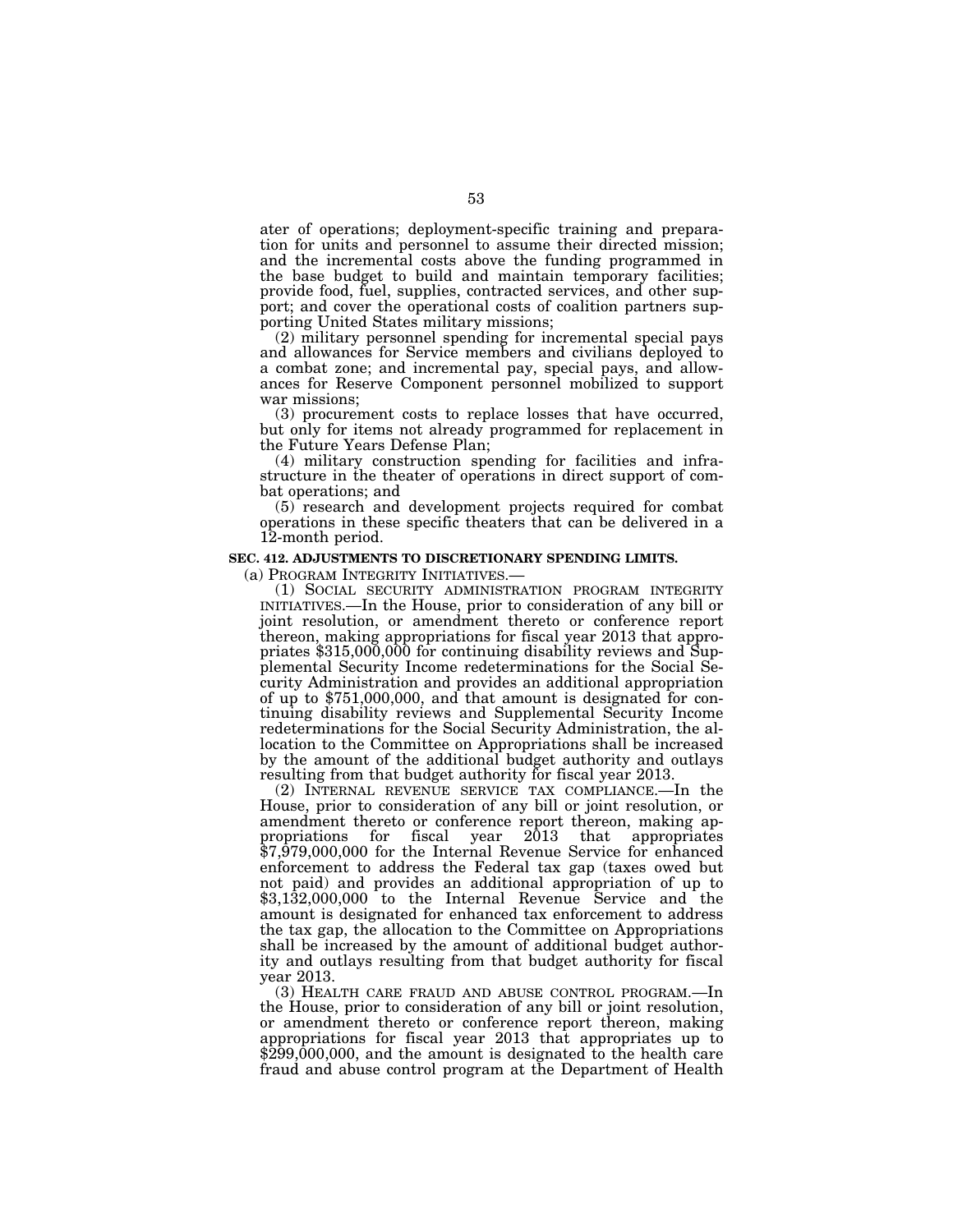ater of operations; deployment-specific training and preparation for units and personnel to assume their directed mission; and the incremental costs above the funding programmed in the base budget to build and maintain temporary facilities; provide food, fuel, supplies, contracted services, and other support; and cover the operational costs of coalition partners supporting United States military missions;

(2) military personnel spending for incremental special pays and allowances for Service members and civilians deployed to a combat zone; and incremental pay, special pays, and allowances for Reserve Component personnel mobilized to support war missions;

(3) procurement costs to replace losses that have occurred, but only for items not already programmed for replacement in the Future Years Defense Plan;

(4) military construction spending for facilities and infrastructure in the theater of operations in direct support of combat operations; and

(5) research and development projects required for combat operations in these specific theaters that can be delivered in a 12-month period.

**SEC. 412. ADJUSTMENTS TO DISCRETIONARY SPENDING LIMITS.**

(a) PROGRAM INTEGRITY INITIATIVES.—

(1) SOCIAL SECURITY ADMINISTRATION PROGRAM INTEGRITY INITIATIVES.—In the House, prior to consideration of any bill or joint resolution, or amendment thereto or conference report thereon, making appropriations for fiscal year 2013 that appropriates $315,000,000 for continuing disability reviews and Supplemental Security Income redeterminations for the Social Security Administration and provides an additional appropriation of up to $751,000,000, and that amount is designated for continuing disability reviews and Supplemental Security Income redeterminations for the Social Security Administration, the allocation to the Committee on Appropriations shall be increased by the amount of the additional budget authority and outlays resulting from that budget authority for fiscal year 2013.

(2) INTERNAL REVENUE SERVICE TAX COMPLIANCE.—In the House, prior to consideration of any bill or joint resolution, or amendment thereto or conference report thereon, making appropriations for fiscal year 2013 that appropriates $7,979,000,000 for the Internal Revenue Service for enhanced enforcement to address the Federal tax gap (taxes owed but not paid) and provides an additional appropriation of up to $3,132,000,000 to the Internal Revenue Service and the amount is designated for enhanced tax enforcement to address the tax gap, the allocation to the Committee on Appropriations shall be increased by the amount of additional budget authority and outlays resulting from that budget authority for fiscal year 2013.

(3) HEALTH CARE FRAUD AND ABUSE CONTROL PROGRAM.—In the House, prior to consideration of any bill or joint resolution, or amendment thereto or conference report thereon, making appropriations for fiscal year 2013 that appropriates up to $299,000,000, and the amount is designated to the health care fraud and abuse control program at the Department of Health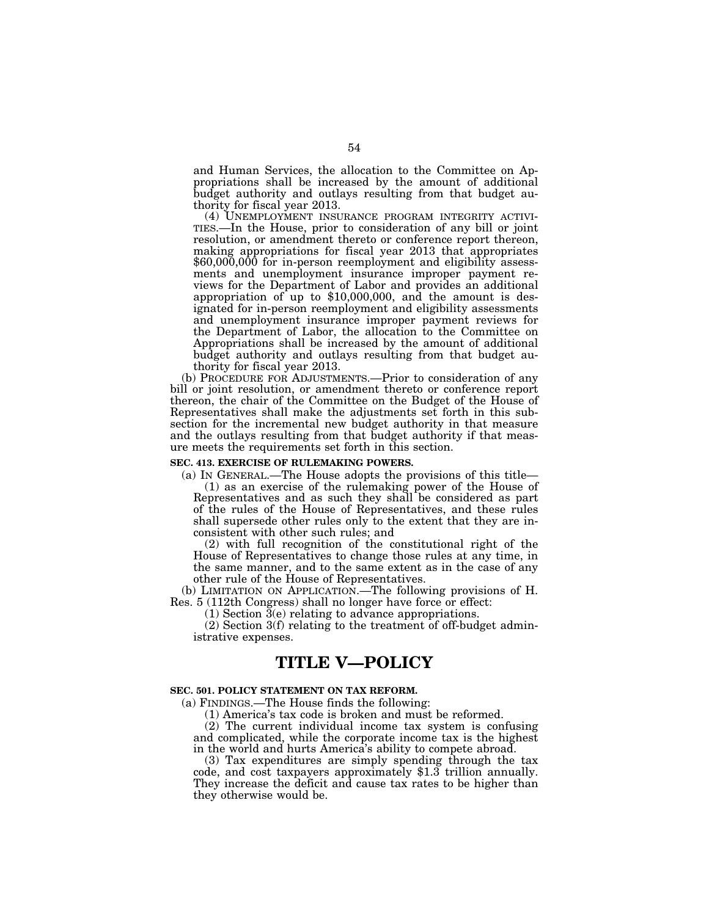and Human Services, the allocation to the Committee on Appropriations shall be increased by the amount of additional budget authority and outlays resulting from that budget authority for fiscal year 2013.

(4) UNEMPLOYMENT INSURANCE PROGRAM INTEGRITY ACTIVITIES.—In the House, prior to consideration of any bill or joint resolution, or amendment thereto or conference report thereon, making appropriations for fiscal year 2013 that appropriates $60,000,000 for in-person reemployment and eligibility assessments and unemployment insurance improper payment reviews for the Department of Labor and provides an additional appropriation of up to $10,000,000, and the amount is designated for in-person reemployment and eligibility assessments and unemployment insurance improper payment reviews for the Department of Labor, the allocation to the Committee on Appropriations shall be increased by the amount of additional budget authority and outlays resulting from that budget authority for fiscal year 2013.

(b) PROCEDURE FOR ADJUSTMENTS.—Prior to consideration of any bill or joint resolution, or amendment thereto or conference report thereon, the chair of the Committee on the Budget of the House of Representatives shall make the adjustments set forth in this subsection for the incremental new budget authority in that measure and the outlays resulting from that budget authority if that measure meets the requirements set forth in this section.

**SEC. 413. EXERCISE OF RULEMAKING POWERS.**

(a) IN GENERAL.—The House adopts the provisions of this title—

(1) as an exercise of the rulemaking power of the House of Representatives and as such they shall be considered as part of the rules of the House of Representatives, and these rules shall supersede other rules only to the extent that they are inconsistent with other such rules; and

(2) with full recognition of the constitutional right of the House of Representatives to change those rules at any time, in the same manner, and to the same extent as in the case of any other rule of the House of Representatives.

(b) LIMITATION ON APPLICATION.—The following provisions of H. Res. 5 (112th Congress) shall no longer have force or effect:

(1) Section 3(e) relating to advance appropriations.

(2) Section 3(f) relating to the treatment of off-budget administrative expenses.

# TITLE V—POLICY

**SEC. 501. POLICY STATEMENT ON TAX REFORM.**

(a) FINDINGS.—The House finds the following:

(1) America's tax code is broken and must be reformed.

(2) The current individual income tax system is confusing and complicated, while the corporate income tax is the highest in the world and hurts America's ability to compete abroad.

(3) Tax expenditures are simply spending through the tax code, and cost taxpayers approximately $1.3 trillion annually. They increase the deficit and cause tax rates to be higher than they otherwise would be.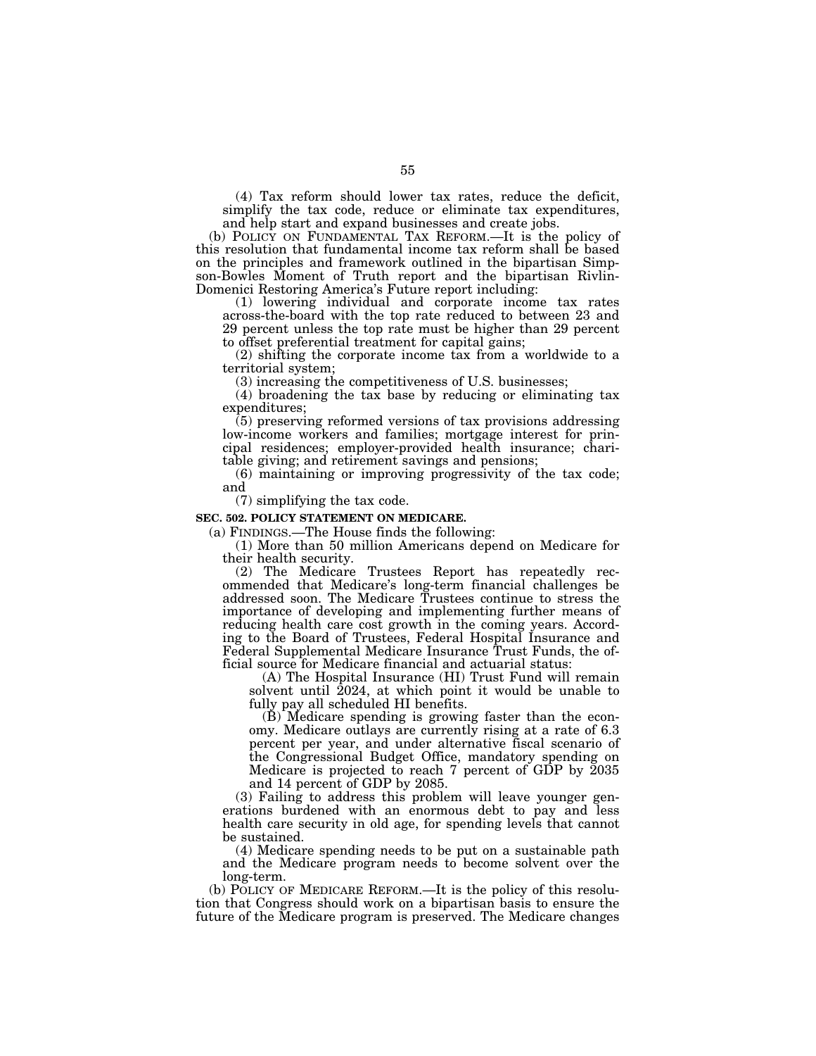(4) Tax reform should lower tax rates, reduce the deficit, simplify the tax code, reduce or eliminate tax expenditures, and help start and expand businesses and create jobs.

(b) POLICY ON FUNDAMENTAL TAX REFORM.—It is the policy of this resolution that fundamental income tax reform shall be based on the principles and framework outlined in the bipartisan Simpson-Bowles Moment of Truth report and the bipartisan Rivlin-Domenici Restoring America's Future report including:

(1) lowering individual and corporate income tax rates across-the-board with the top rate reduced to between 23 and 29 percent unless the top rate must be higher than 29 percent to offset preferential treatment for capital gains;

(2) shifting the corporate income tax from a worldwide to a territorial system;

(3) increasing the competitiveness of U.S. businesses;

(4) broadening the tax base by reducing or eliminating tax expenditures;

(5) preserving reformed versions of tax provisions addressing low-income workers and families; mortgage interest for principal residences; employer-provided health insurance; charitable giving; and retirement savings and pensions;

(6) maintaining or improving progressivity of the tax code; and

(7) simplifying the tax code.

**SEC. 502. POLICY STATEMENT ON MEDICARE.**

(a) FINDINGS.—The House finds the following:

(1) More than 50 million Americans depend on Medicare for their health security.

(2) The Medicare Trustees Report has repeatedly recommended that Medicare's long-term financial challenges be addressed soon. The Medicare Trustees continue to stress the importance of developing and implementing further means of reducing health care cost growth in the coming years. According to the Board of Trustees, Federal Hospital Insurance and Federal Supplemental Medicare Insurance Trust Funds, the official source for Medicare financial and actuarial status:

(A) The Hospital Insurance (HI) Trust Fund will remain solvent until 2024, at which point it would be unable to fully pay all scheduled HI benefits.

(B) Medicare spending is growing faster than the economy. Medicare outlays are currently rising at a rate of 6.3 percent per year, and under alternative fiscal scenario of the Congressional Budget Office, mandatory spending on Medicare is projected to reach 7 percent of GDP by 2035 and 14 percent of GDP by 2085.

(3) Failing to address this problem will leave younger generations burdened with an enormous debt to pay and less health care security in old age, for spending levels that cannot be sustained.

(4) Medicare spending needs to be put on a sustainable path and the Medicare program needs to become solvent over the long-term.

(b) POLICY OF MEDICARE REFORM.—It is the policy of this resolution that Congress should work on a bipartisan basis to ensure the future of the Medicare program is preserved. The Medicare changes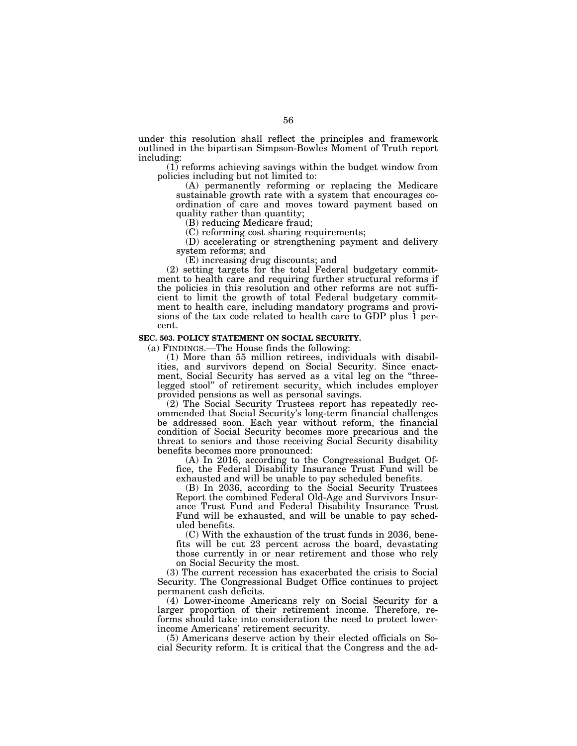under this resolution shall reflect the principles and framework outlined in the bipartisan Simpson-Bowles Moment of Truth report including:

(1) reforms achieving savings within the budget window from policies including but not limited to:

(A) permanently reforming or replacing the Medicare sustainable growth rate with a system that encourages coordination of care and moves toward payment based on quality rather than quantity;

(B) reducing Medicare fraud;

(C) reforming cost sharing requirements;

(D) accelerating or strengthening payment and delivery system reforms; and

(E) increasing drug discounts; and

(2) setting targets for the total Federal budgetary commitment to health care and requiring further structural reforms if the policies in this resolution and other reforms are not sufficient to limit the growth of total Federal budgetary commitment to health care, including mandatory programs and provisions of the tax code related to health care to GDP plus 1 percent.

**SEC. 503. POLICY STATEMENT ON SOCIAL SECURITY.**

(a) FINDINGS.—The House finds the following:

(1) More than 55 million retirees, individuals with disabilities, and survivors depend on Social Security. Since enactment, Social Security has served as a vital leg on the "three-legged stool" of retirement security, which includes employer provided pensions as well as personal savings.

(2) The Social Security Trustees report has repeatedly recommended that Social Security's long-term financial challenges be addressed soon. Each year without reform, the financial condition of Social Security becomes more precarious and the threat to seniors and those receiving Social Security disability benefits becomes more pronounced:

(A) In 2016, according to the Congressional Budget Office, the Federal Disability Insurance Trust Fund will be exhausted and will be unable to pay scheduled benefits.

(B) In 2036, according to the Social Security Trustees Report the combined Federal Old-Age and Survivors Insurance Trust Fund and Federal Disability Insurance Trust Fund will be exhausted, and will be unable to pay scheduled benefits.

(C) With the exhaustion of the trust funds in 2036, benefits will be cut 23 percent across the board, devastating those currently in or near retirement and those who rely on Social Security the most.

(3) The current recession has exacerbated the crisis to Social Security. The Congressional Budget Office continues to project permanent cash deficits.

(4) Lower-income Americans rely on Social Security for a larger proportion of their retirement income. Therefore, reforms should take into consideration the need to protect lower-income Americans' retirement security.

(5) Americans deserve action by their elected officials on Social Security reform. It is critical that the Congress and the ad-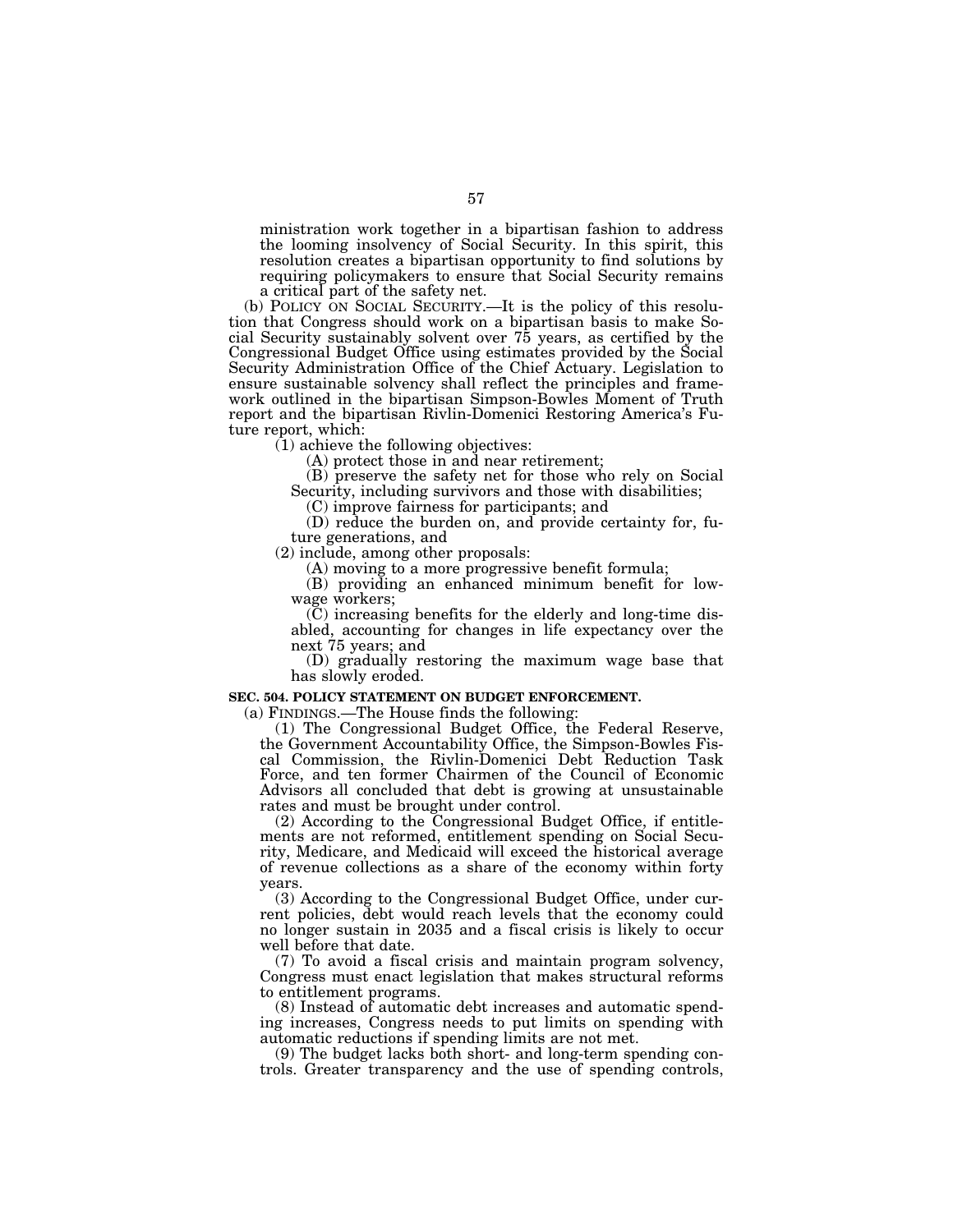ministration work together in a bipartisan fashion to address the looming insolvency of Social Security. In this spirit, this resolution creates a bipartisan opportunity to find solutions by requiring policymakers to ensure that Social Security remains a critical part of the safety net.

(b) POLICY ON SOCIAL SECURITY.—It is the policy of this resolution that Congress should work on a bipartisan basis to make Social Security sustainably solvent over 75 years, as certified by the Congressional Budget Office using estimates provided by the Social Security Administration Office of the Chief Actuary. Legislation to ensure sustainable solvency shall reflect the principles and framework outlined in the bipartisan Simpson-Bowles Moment of Truth report and the bipartisan Rivlin-Domenici Restoring America's Future report, which:

(1) achieve the following objectives:

(A) protect those in and near retirement;

(B) preserve the safety net for those who rely on Social Security, including survivors and those with disabilities;

(C) improve fairness for participants; and

(D) reduce the burden on, and provide certainty for, future generations, and

(2) include, among other proposals:

(A) moving to a more progressive benefit formula;

(B) providing an enhanced minimum benefit for low-wage workers;

(C) increasing benefits for the elderly and long-time disabled, accounting for changes in life expectancy over the next 75 years; and

(D) gradually restoring the maximum wage base that has slowly eroded.

**SEC. 504. POLICY STATEMENT ON BUDGET ENFORCEMENT.**

(a) FINDINGS.—The House finds the following:

(1) The Congressional Budget Office, the Federal Reserve, the Government Accountability Office, the Simpson-Bowles Fiscal Commission, the Rivlin-Domenici Debt Reduction Task Force, and ten former Chairmen of the Council of Economic Advisors all concluded that debt is growing at unsustainable rates and must be brought under control.

(2) According to the Congressional Budget Office, if entitlements are not reformed, entitlement spending on Social Security, Medicare, and Medicaid will exceed the historical average of revenue collections as a share of the economy within forty years.

(3) According to the Congressional Budget Office, under current policies, debt would reach levels that the economy could no longer sustain in 2035 and a fiscal crisis is likely to occur well before that date.

(7) To avoid a fiscal crisis and maintain program solvency, Congress must enact legislation that makes structural reforms to entitlement programs.

(8) Instead of automatic debt increases and automatic spending increases, Congress needs to put limits on spending with automatic reductions if spending limits are not met.

(9) The budget lacks both short- and long-term spending controls. Greater transparency and the use of spending controls,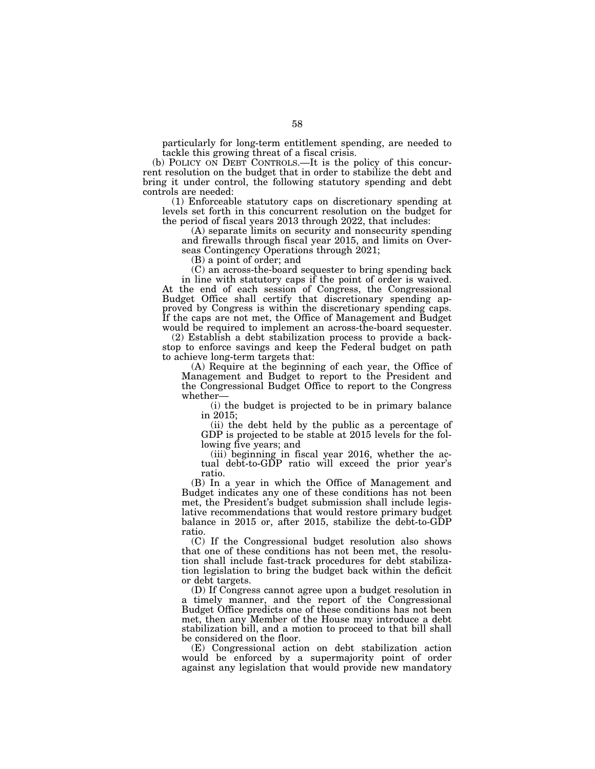particularly for long-term entitlement spending, are needed to tackle this growing threat of a fiscal crisis.

(b) POLICY ON DEBT CONTROLS.—It is the policy of this concurrent resolution on the budget that in order to stabilize the debt and bring it under control, the following statutory spending and debt controls are needed:

(1) Enforceable statutory caps on discretionary spending at levels set forth in this concurrent resolution on the budget for the period of fiscal years 2013 through 2022, that includes:

(A) separate limits on security and nonsecurity spending and firewalls through fiscal year 2015, and limits on Overseas Contingency Operations through 2021;

(B) a point of order; and

(C) an across-the-board sequester to bring spending back in line with statutory caps if the point of order is waived.

At the end of each session of Congress, the Congressional Budget Office shall certify that discretionary spending approved by Congress is within the discretionary spending caps. If the caps are not met, the Office of Management and Budget would be required to implement an across-the-board sequester.

(2) Establish a debt stabilization process to provide a backstop to enforce savings and keep the Federal budget on path to achieve long-term targets that:

(A) Require at the beginning of each year, the Office of Management and Budget to report to the President and the Congressional Budget Office to report to the Congress whether—

(i) the budget is projected to be in primary balance in 2015;

(ii) the debt held by the public as a percentage of GDP is projected to be stable at 2015 levels for the following five years; and

(iii) beginning in fiscal year 2016, whether the actual debt-to-GDP ratio will exceed the prior year's ratio.

(B) In a year in which the Office of Management and Budget indicates any one of these conditions has not been met, the President's budget submission shall include legislative recommendations that would restore primary budget balance in 2015 or, after 2015, stabilize the debt-to-GDP ratio.

(C) If the Congressional budget resolution also shows that one of these conditions has not been met, the resolution shall include fast-track procedures for debt stabilization legislation to bring the budget back within the deficit or debt targets.

(D) If Congress cannot agree upon a budget resolution in a timely manner, and the report of the Congressional Budget Office predicts one of these conditions has not been met, then any Member of the House may introduce a debt stabilization bill, and a motion to proceed to that bill shall be considered on the floor.

(E) Congressional action on debt stabilization action would be enforced by a supermajority point of order against any legislation that would provide new mandatory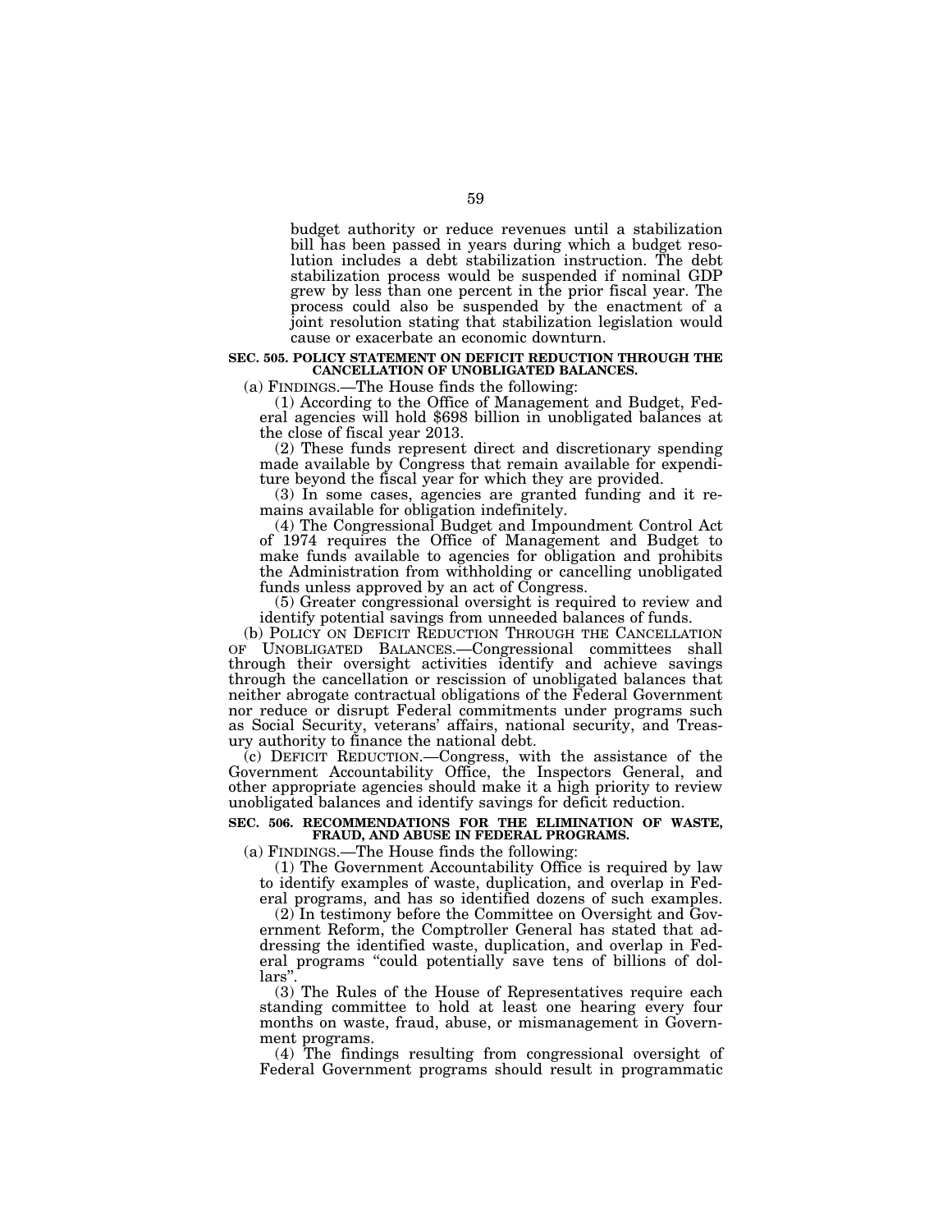budget authority or reduce revenues until a stabilization bill has been passed in years during which a budget resolution includes a debt stabilization instruction. The debt stabilization process would be suspended if nominal GDP grew by less than one percent in the prior fiscal year. The process could also be suspended by the enactment of a joint resolution stating that stabilization legislation would cause or exacerbate an economic downturn.

**SEC. 505. POLICY STATEMENT ON DEFICIT REDUCTION THROUGH THE CANCELLATION OF UNOBLIGATED BALANCES.**

(a) FINDINGS.—The House finds the following:

(1) According to the Office of Management and Budget, Federal agencies will hold $698 billion in unobligated balances at the close of fiscal year 2013.

(2) These funds represent direct and discretionary spending made available by Congress that remain available for expenditure beyond the fiscal year for which they are provided.

(3) In some cases, agencies are granted funding and it remains available for obligation indefinitely.

(4) The Congressional Budget and Impoundment Control Act of 1974 requires the Office of Management and Budget to make funds available to agencies for obligation and prohibits the Administration from withholding or cancelling unobligated funds unless approved by an act of Congress.

(5) Greater congressional oversight is required to review and identify potential savings from unneeded balances of funds.

(b) POLICY ON DEFICIT REDUCTION THROUGH THE CANCELLATION OF UNOBLIGATED BALANCES.—Congressional committees shall through their oversight activities identify and achieve savings through the cancellation or rescission of unobligated balances that neither abrogate contractual obligations of the Federal Government nor reduce or disrupt Federal commitments under programs such as Social Security, veterans' affairs, national security, and Treasury authority to finance the national debt.

(c) DEFICIT REDUCTION.—Congress, with the assistance of the Government Accountability Office, the Inspectors General, and other appropriate agencies should make it a high priority to review unobligated balances and identify savings for deficit reduction.

**SEC. 506. RECOMMENDATIONS FOR THE ELIMINATION OF WASTE, FRAUD, AND ABUSE IN FEDERAL PROGRAMS.**

(a) FINDINGS.—The House finds the following:

(1) The Government Accountability Office is required by law to identify examples of waste, duplication, and overlap in Federal programs, and has so identified dozens of such examples.

(2) In testimony before the Committee on Oversight and Government Reform, the Comptroller General has stated that addressing the identified waste, duplication, and overlap in Federal programs "could potentially save tens of billions of dollars".

(3) The Rules of the House of Representatives require each standing committee to hold at least one hearing every four months on waste, fraud, abuse, or mismanagement in Government programs.

(4) The findings resulting from congressional oversight of Federal Government programs should result in programmatic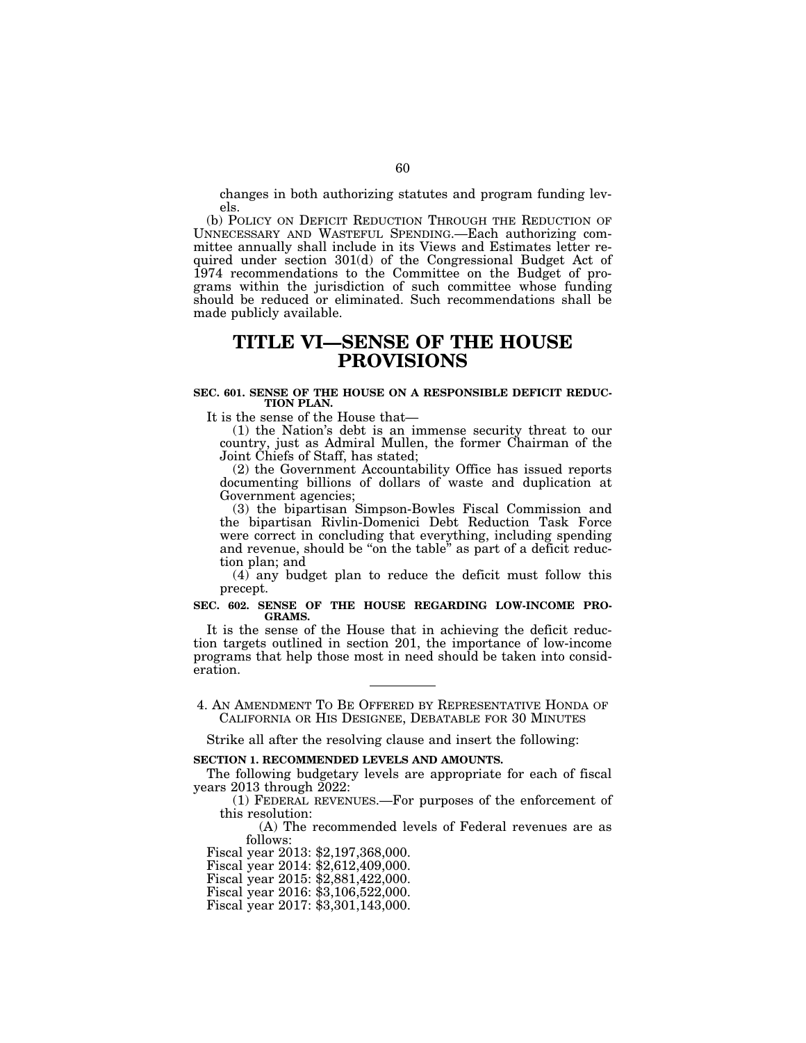changes in both authorizing statutes and program funding levels.

(b) POLICY ON DEFICIT REDUCTION THROUGH THE REDUCTION OF UNNECESSARY AND WASTEFUL SPENDING.—Each authorizing committee annually shall include in its Views and Estimates letter required under section 301(d) of the Congressional Budget Act of 1974 recommendations to the Committee on the Budget of programs within the jurisdiction of such committee whose funding should be reduced or eliminated. Such recommendations shall be made publicly available.

# TITLE VI—SENSE OF THE HOUSE PROVISIONS

**SEC. 601. SENSE OF THE HOUSE ON A RESPONSIBLE DEFICIT REDUCTION PLAN.**

It is the sense of the House that—

(1) the Nation's debt is an immense security threat to our country, just as Admiral Mullen, the former Chairman of the Joint Chiefs of Staff, has stated;

(2) the Government Accountability Office has issued reports documenting billions of dollars of waste and duplication at Government agencies;

(3) the bipartisan Simpson-Bowles Fiscal Commission and the bipartisan Rivlin-Domenici Debt Reduction Task Force were correct in concluding that everything, including spending and revenue, should be "on the table" as part of a deficit reduction plan; and

(4) any budget plan to reduce the deficit must follow this precept.

**SEC. 602. SENSE OF THE HOUSE REGARDING LOW-INCOME PROGRAMS.**

It is the sense of the House that in achieving the deficit reduction targets outlined in section 201, the importance of low-income programs that help those most in need should be taken into consideration.

---

4. AN AMENDMENT TO BE OFFERED BY REPRESENTATIVE HONDA OF CALIFORNIA OR HIS DESIGNEE, DEBATABLE FOR 30 MINUTES

Strike all after the resolving clause and insert the following:

**SECTION 1. RECOMMENDED LEVELS AND AMOUNTS.**

The following budgetary levels are appropriate for each of fiscal years 2013 through 2022:

(1) FEDERAL REVENUES.—For purposes of the enforcement of this resolution:

(A) The recommended levels of Federal revenues are as follows:

Fiscal year 2013: $2,197,368,000.
Fiscal year 2014: $2,612,409,000.
Fiscal year 2015: $2,881,422,000.
Fiscal year 2016: $3,106,522,000.
Fiscal year 2017: $3,301,143,000.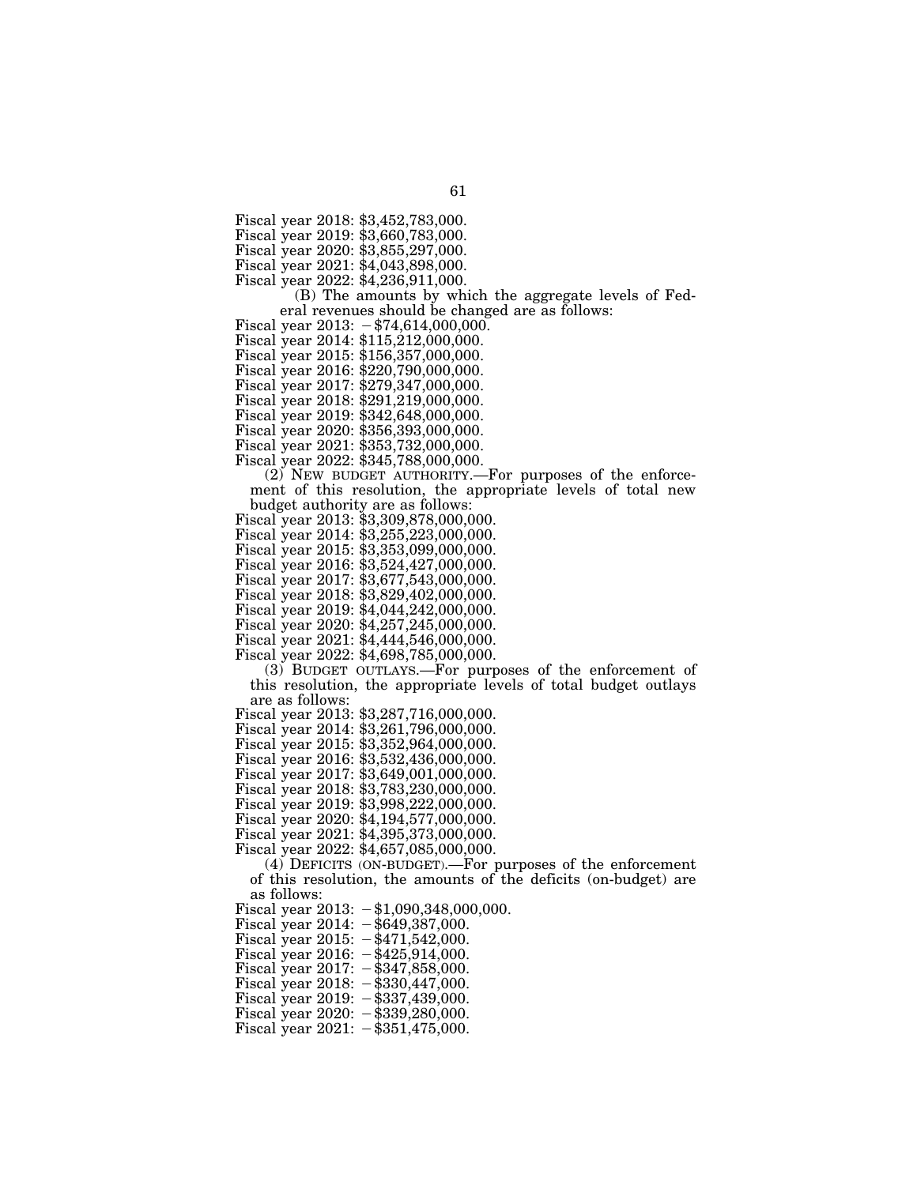Fiscal year 2018: $3,452,783,000.
Fiscal year 2019: $3,660,783,000.
Fiscal year 2020: $3,855,297,000.
Fiscal year 2021: $4,043,898,000.
Fiscal year 2022: $4,236,911,000.

(B) The amounts by which the aggregate levels of Federal revenues should be changed are as follows:

Fiscal year 2013: −$74,614,000,000.
Fiscal year 2014: $115,212,000,000.
Fiscal year 2015: $156,357,000,000.
Fiscal year 2016: $220,790,000,000.
Fiscal year 2017: $279,347,000,000.
Fiscal year 2018: $291,219,000,000.
Fiscal year 2019: $342,648,000,000.
Fiscal year 2020: $356,393,000,000.
Fiscal year 2021: $353,732,000,000.
Fiscal year 2022: $345,788,000,000.

(2) NEW BUDGET AUTHORITY.—For purposes of the enforcement of this resolution, the appropriate levels of total new budget authority are as follows:

Fiscal year 2013: $3,309,878,000,000.
Fiscal year 2014: $3,255,223,000,000.
Fiscal year 2015: $3,353,099,000,000.
Fiscal year 2016: $3,524,427,000,000.
Fiscal year 2017: $3,677,543,000,000.
Fiscal year 2018: $3,829,402,000,000.
Fiscal year 2019: $4,044,242,000,000.
Fiscal year 2020: $4,257,245,000,000.
Fiscal year 2021: $4,444,546,000,000.
Fiscal year 2022: $4,698,785,000,000.

(3) BUDGET OUTLAYS.—For purposes of the enforcement of this resolution, the appropriate levels of total budget outlays are as follows:

Fiscal year 2013: $3,287,716,000,000.
Fiscal year 2014: $3,261,796,000,000.
Fiscal year 2015: $3,352,964,000,000.
Fiscal year 2016: $3,532,436,000,000.
Fiscal year 2017: $3,649,001,000,000.
Fiscal year 2018: $3,783,230,000,000.
Fiscal year 2019: $3,998,222,000,000.
Fiscal year 2020: $4,194,577,000,000.
Fiscal year 2021: $4,395,373,000,000.
Fiscal year 2022: $4,657,085,000,000.

(4) DEFICITS (ON-BUDGET).—For purposes of the enforcement of this resolution, the amounts of the deficits (on-budget) are as follows:

Fiscal year 2013: −$1,090,348,000,000.
Fiscal year 2014: −$649,387,000.
Fiscal year 2015: −$471,542,000.
Fiscal year 2016: −$425,914,000.
Fiscal year 2017: −$347,858,000.
Fiscal year 2018: −$330,447,000.
Fiscal year 2019: −$337,439,000.
Fiscal year 2020: −$339,280,000.
Fiscal year 2021: −$351,475,000.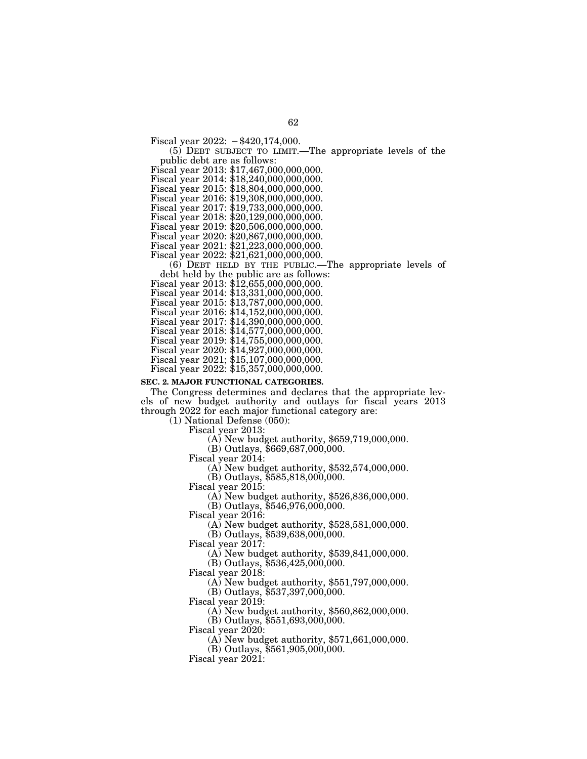Fiscal year 2022: −$420,174,000.

(5) DEBT SUBJECT TO LIMIT.—The appropriate levels of the public debt are as follows:

Fiscal year 2013: $17,467,000,000,000.
Fiscal year 2014: $18,240,000,000,000.
Fiscal year 2015: $18,804,000,000,000.
Fiscal year 2016: $19,308,000,000,000.
Fiscal year 2017: $19,733,000,000,000.
Fiscal year 2018: $20,129,000,000,000.
Fiscal year 2019: $20,506,000,000,000.
Fiscal year 2020: $20,867,000,000,000.
Fiscal year 2021: $21,223,000,000,000.
Fiscal year 2022: $21,621,000,000,000.

(6) DEBT HELD BY THE PUBLIC.—The appropriate levels of debt held by the public are as follows:

Fiscal year 2013: $12,655,000,000,000.
Fiscal year 2014: $13,331,000,000,000.
Fiscal year 2015: $13,787,000,000,000.
Fiscal year 2016: $14,152,000,000,000.
Fiscal year 2017: $14,390,000,000,000.
Fiscal year 2018: $14,577,000,000,000.
Fiscal year 2019: $14,755,000,000,000.
Fiscal year 2020: $14,927,000,000,000.
Fiscal year 2021; $15,107,000,000,000.
Fiscal year 2022: $15,357,000,000,000.

**SEC. 2. MAJOR FUNCTIONAL CATEGORIES.**

The Congress determines and declares that the appropriate levels of new budget authority and outlays for fiscal years 2013 through 2022 for each major functional category are:

(1) National Defense (050):

Fiscal year 2013:
(A) New budget authority, $659,719,000,000.
(B) Outlays, $669,687,000,000.

Fiscal year 2014:
(A) New budget authority, $532,574,000,000.
(B) Outlays, $585,818,000,000.

Fiscal year 2015:
(A) New budget authority, $526,836,000,000.
(B) Outlays, $546,976,000,000.

Fiscal year 2016:
(A) New budget authority, $528,581,000,000.
(B) Outlays, $539,638,000,000.

Fiscal year 2017:
(A) New budget authority, $539,841,000,000.
(B) Outlays, $536,425,000,000.

Fiscal year 2018:
(A) New budget authority, $551,797,000,000.
(B) Outlays, $537,397,000,000.

Fiscal year 2019:
(A) New budget authority, $560,862,000,000.
(B) Outlays, $551,693,000,000.

Fiscal year 2020:
(A) New budget authority, $571,661,000,000.
(B) Outlays, $561,905,000,000.

Fiscal year 2021: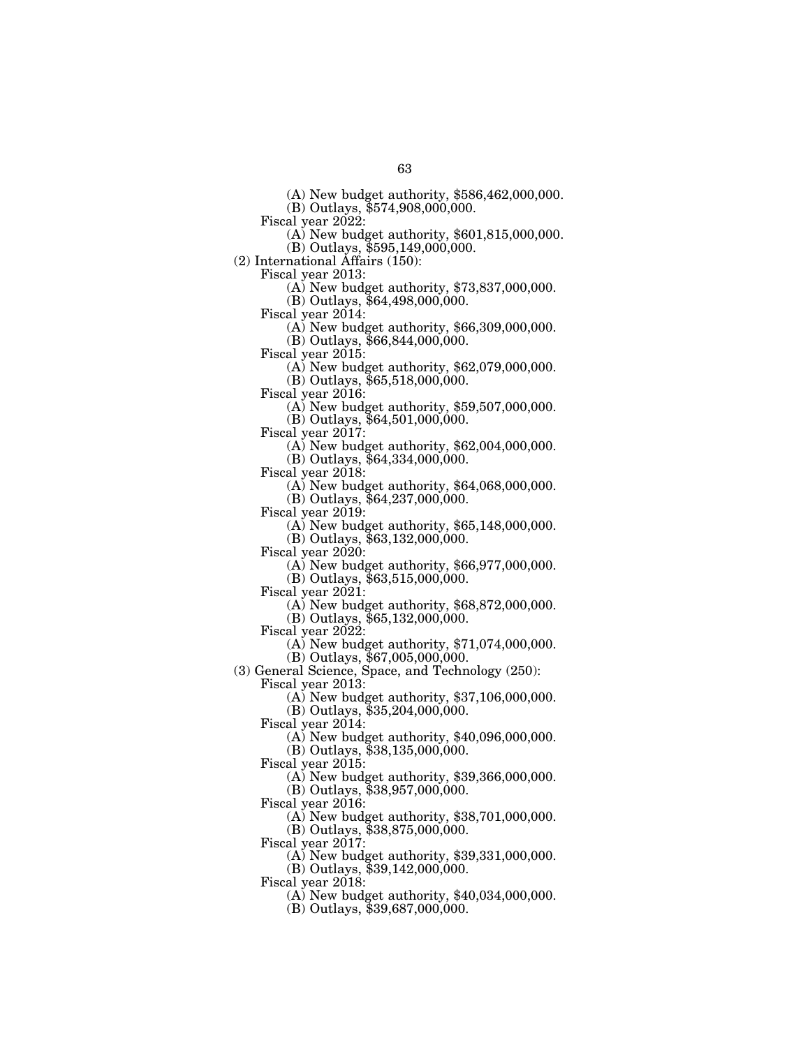(A) New budget authority, $586,462,000,000.
(B) Outlays, $574,908,000,000.

Fiscal year 2022:
(A) New budget authority, $601,815,000,000.
(B) Outlays, $595,149,000,000.

(2) International Affairs (150):

Fiscal year 2013:
(A) New budget authority, $73,837,000,000.
(B) Outlays, $64,498,000,000.

Fiscal year 2014:
(A) New budget authority, $66,309,000,000.
(B) Outlays, $66,844,000,000.

Fiscal year 2015:
(A) New budget authority, $62,079,000,000.
(B) Outlays, $65,518,000,000.

Fiscal year 2016:
(A) New budget authority, $59,507,000,000.
(B) Outlays, $64,501,000,000.

Fiscal year 2017:
(A) New budget authority, $62,004,000,000.
(B) Outlays, $64,334,000,000.

Fiscal year 2018:
(A) New budget authority, $64,068,000,000.
(B) Outlays, $64,237,000,000.

Fiscal year 2019:
(A) New budget authority, $65,148,000,000.
(B) Outlays, $63,132,000,000.

Fiscal year 2020:
(A) New budget authority, $66,977,000,000.
(B) Outlays, $63,515,000,000.

Fiscal year 2021:
(A) New budget authority, $68,872,000,000.
(B) Outlays, $65,132,000,000.

Fiscal year 2022:
(A) New budget authority, $71,074,000,000.
(B) Outlays, $67,005,000,000.

(3) General Science, Space, and Technology (250):

Fiscal year 2013:
(A) New budget authority, $37,106,000,000.
(B) Outlays, $35,204,000,000.

Fiscal year 2014:
(A) New budget authority, $40,096,000,000.
(B) Outlays, $38,135,000,000.

Fiscal year 2015:
(A) New budget authority, $39,366,000,000.
(B) Outlays, $38,957,000,000.

Fiscal year 2016:
(A) New budget authority, $38,701,000,000.
(B) Outlays, $38,875,000,000.

Fiscal year 2017:
(A) New budget authority, $39,331,000,000.
(B) Outlays, $39,142,000,000.

Fiscal year 2018:
(A) New budget authority, $40,034,000,000.
(B) Outlays, $39,687,000,000.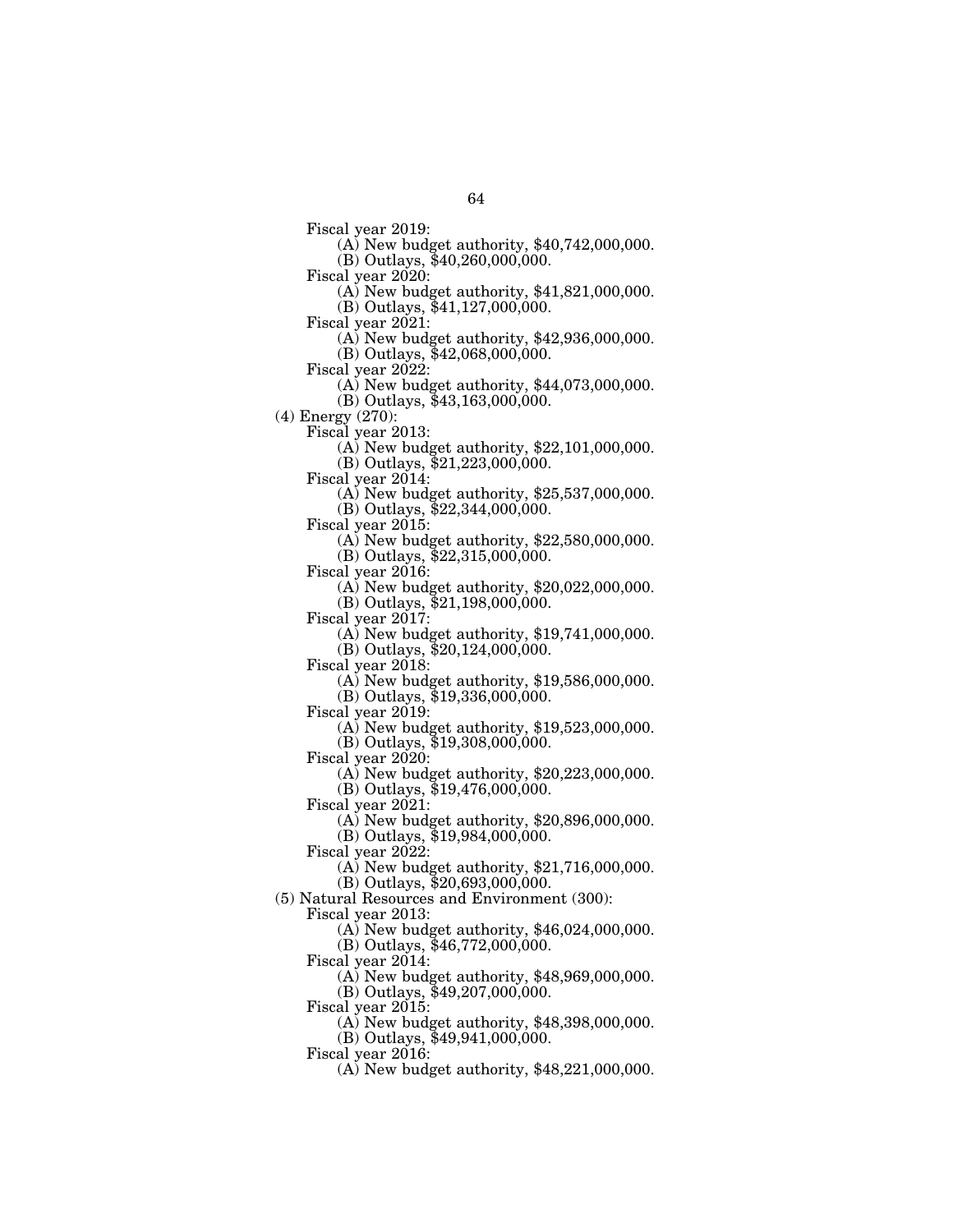Fiscal year 2019:
- (A) New budget authority, $40,742,000,000.
- (B) Outlays, $40,260,000,000.

Fiscal year 2020:
- (A) New budget authority, $41,821,000,000.
- (B) Outlays, $41,127,000,000.

Fiscal year 2021:
- (A) New budget authority, $42,936,000,000.
- (B) Outlays, $42,068,000,000.

Fiscal year 2022:
- (A) New budget authority, $44,073,000,000.
- (B) Outlays, $43,163,000,000.

(4) Energy (270):

Fiscal year 2013:
- (A) New budget authority, $22,101,000,000.
- (B) Outlays, $21,223,000,000.

Fiscal year 2014:
- (A) New budget authority, $25,537,000,000.
- (B) Outlays, $22,344,000,000.

Fiscal year 2015:
- (A) New budget authority, $22,580,000,000.
- (B) Outlays, $22,315,000,000.

Fiscal year 2016:
- (A) New budget authority, $20,022,000,000.
- (B) Outlays, $21,198,000,000.

Fiscal year 2017:
- (A) New budget authority, $19,741,000,000.
- (B) Outlays, $20,124,000,000.

Fiscal year 2018:
- (A) New budget authority, $19,586,000,000.
- (B) Outlays, $19,336,000,000.

Fiscal year 2019:
- (A) New budget authority, $19,523,000,000.
- (B) Outlays, $19,308,000,000.

Fiscal year 2020:
- (A) New budget authority, $20,223,000,000.
- (B) Outlays, $19,476,000,000.

Fiscal year 2021:
- (A) New budget authority, $20,896,000,000.
- (B) Outlays, $19,984,000,000.

Fiscal year 2022:
- (A) New budget authority, $21,716,000,000.
- (B) Outlays, $20,693,000,000.

(5) Natural Resources and Environment (300):

Fiscal year 2013:
- (A) New budget authority, $46,024,000,000.
- (B) Outlays, $46,772,000,000.

Fiscal year 2014:
- (A) New budget authority, $48,969,000,000.
- (B) Outlays, $49,207,000,000.

Fiscal year 2015:
- (A) New budget authority, $48,398,000,000.
- (B) Outlays, $49,941,000,000.

Fiscal year 2016:
- (A) New budget authority, $48,221,000,000.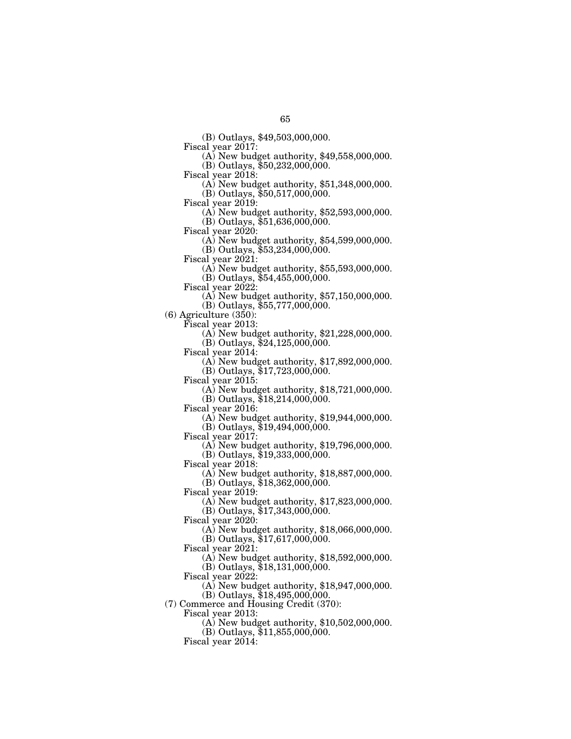(B) Outlays, $49,503,000,000.

Fiscal year 2017:

(A) New budget authority, $49,558,000,000.

(B) Outlays, $50,232,000,000.

Fiscal year 2018:

(A) New budget authority, $51,348,000,000.

(B) Outlays, $50,517,000,000.

Fiscal year 2019:

(A) New budget authority, $52,593,000,000.

(B) Outlays, $51,636,000,000.

Fiscal year 2020:

(A) New budget authority, $54,599,000,000.

(B) Outlays, $53,234,000,000.

Fiscal year 2021:

(A) New budget authority, $55,593,000,000.

(B) Outlays, $54,455,000,000.

Fiscal year 2022:

(A) New budget authority, $57,150,000,000.

(B) Outlays, $55,777,000,000.

(6) Agriculture (350):

Fiscal year 2013:

(A) New budget authority, $21,228,000,000.

(B) Outlays, $24,125,000,000.

Fiscal year 2014:

(A) New budget authority, $17,892,000,000.

(B) Outlays, $17,723,000,000.

Fiscal year 2015:

(A) New budget authority, $18,721,000,000.

(B) Outlays, $18,214,000,000.

Fiscal year 2016:

(A) New budget authority, $19,944,000,000.

(B) Outlays, $19,494,000,000.

Fiscal year 2017:

(A) New budget authority, $19,796,000,000.

(B) Outlays, $19,333,000,000.

Fiscal year 2018:

(A) New budget authority, $18,887,000,000.

(B) Outlays, $18,362,000,000.

Fiscal year 2019:

(A) New budget authority, $17,823,000,000.

(B) Outlays, $17,343,000,000.

Fiscal year 2020:

(A) New budget authority, $18,066,000,000.

(B) Outlays, $17,617,000,000.

Fiscal year 2021:

(A) New budget authority, $18,592,000,000.

(B) Outlays, $18,131,000,000.

Fiscal year 2022:

(A) New budget authority, $18,947,000,000.

(B) Outlays, $18,495,000,000.

(7) Commerce and Housing Credit (370):

Fiscal year 2013:

(A) New budget authority, $10,502,000,000.

(B) Outlays, $11,855,000,000.

Fiscal year 2014: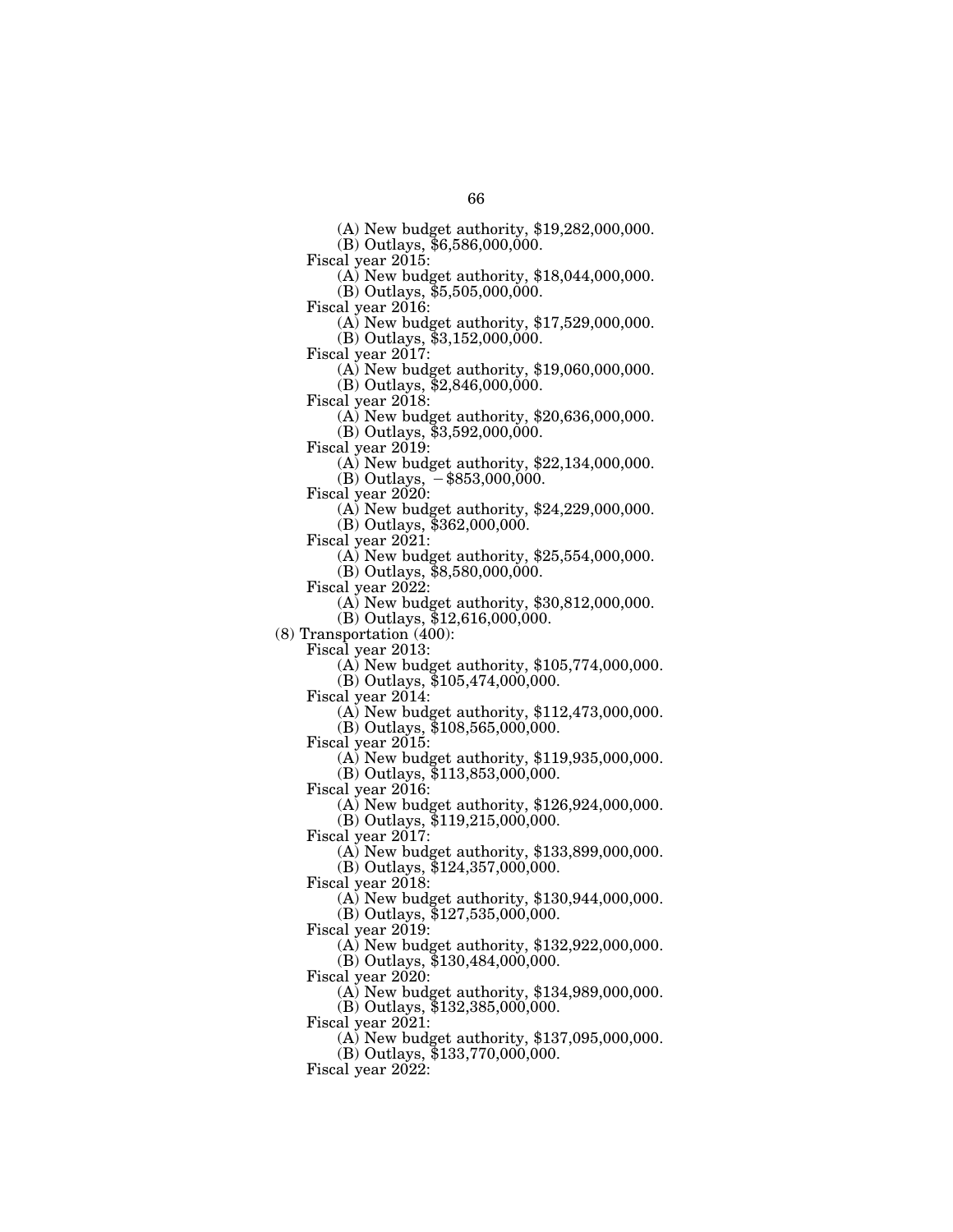(A) New budget authority, $19,282,000,000.  
(B) Outlays, $6,586,000,000.

Fiscal year 2015:  
(A) New budget authority, $18,044,000,000.  
(B) Outlays, $5,505,000,000.

Fiscal year 2016:  
(A) New budget authority, $17,529,000,000.  
(B) Outlays, $3,152,000,000.

Fiscal year 2017:  
(A) New budget authority, $19,060,000,000.  
(B) Outlays, $2,846,000,000.

Fiscal year 2018:  
(A) New budget authority, $20,636,000,000.  
(B) Outlays, $3,592,000,000.

Fiscal year 2019:  
(A) New budget authority, $22,134,000,000.  
(B) Outlays, −$853,000,000.

Fiscal year 2020:  
(A) New budget authority, $24,229,000,000.  
(B) Outlays, $362,000,000.

Fiscal year 2021:  
(A) New budget authority, $25,554,000,000.  
(B) Outlays, $8,580,000,000.

Fiscal year 2022:  
(A) New budget authority, $30,812,000,000.  
(B) Outlays, $12,616,000,000.

(8) Transportation (400):

Fiscal year 2013:  
(A) New budget authority, $105,774,000,000.  
(B) Outlays, $105,474,000,000.

Fiscal year 2014:  
(A) New budget authority, $112,473,000,000.  
(B) Outlays, $108,565,000,000.

Fiscal year 2015:  
(A) New budget authority, $119,935,000,000.  
(B) Outlays, $113,853,000,000.

Fiscal year 2016:  
(A) New budget authority, $126,924,000,000.  
(B) Outlays, $119,215,000,000.

Fiscal year 2017:  
(A) New budget authority, $133,899,000,000.  
(B) Outlays, $124,357,000,000.

Fiscal year 2018:  
(A) New budget authority, $130,944,000,000.  
(B) Outlays, $127,535,000,000.

Fiscal year 2019:  
(A) New budget authority, $132,922,000,000.  
(B) Outlays, $130,484,000,000.

Fiscal year 2020:  
(A) New budget authority, $134,989,000,000.  
(B) Outlays, $132,385,000,000.

Fiscal year 2021:  
(A) New budget authority, $137,095,000,000.  
(B) Outlays, $133,770,000,000.

Fiscal year 2022: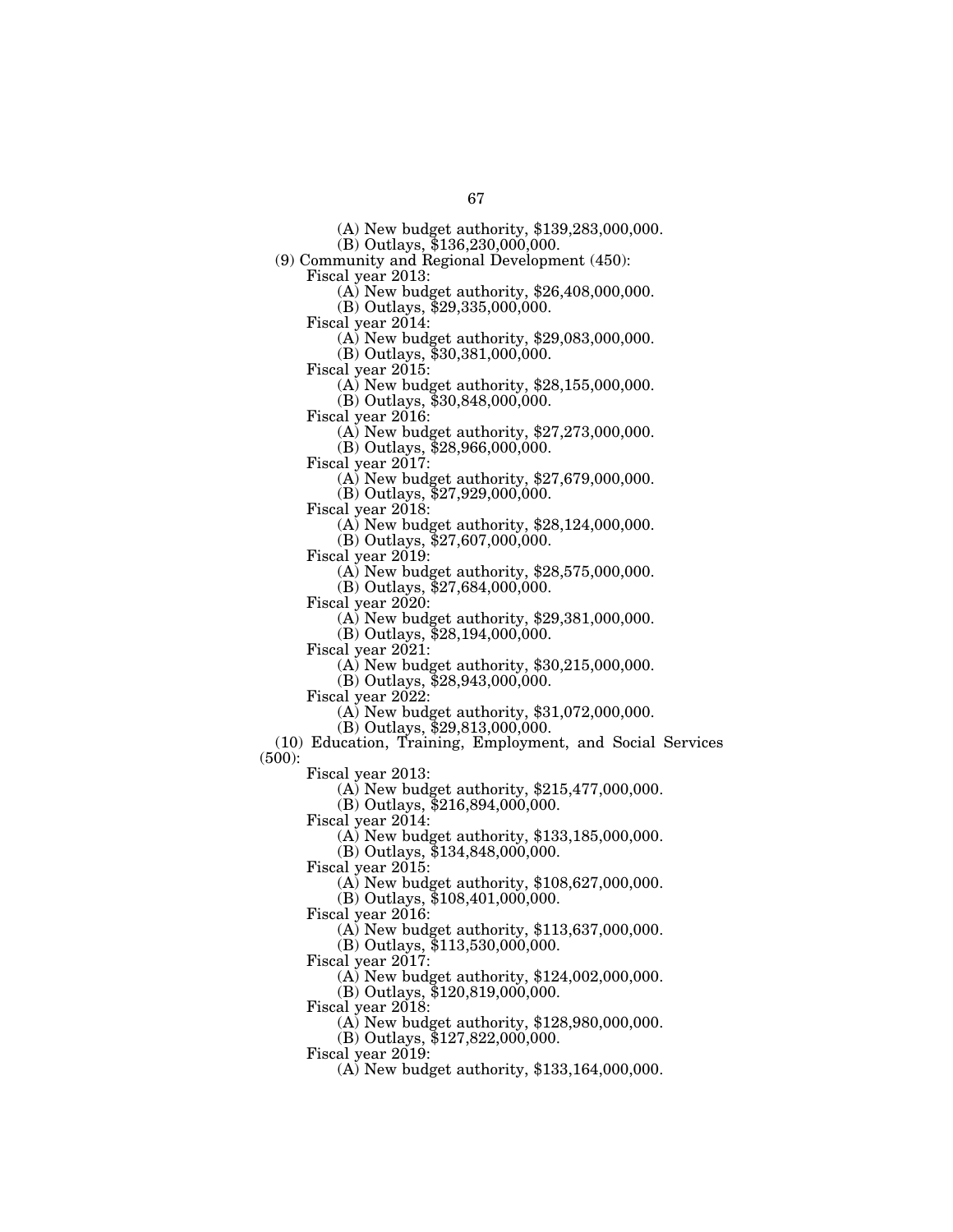(A) New budget authority, $139,283,000,000.
(B) Outlays, $136,230,000,000.

(9) Community and Regional Development (450):

Fiscal year 2013:
(A) New budget authority, $26,408,000,000.
(B) Outlays, $29,335,000,000.

Fiscal year 2014:
(A) New budget authority, $29,083,000,000.
(B) Outlays, $30,381,000,000.

Fiscal year 2015:
(A) New budget authority, $28,155,000,000.
(B) Outlays, $30,848,000,000.

Fiscal year 2016:
(A) New budget authority, $27,273,000,000.
(B) Outlays, $28,966,000,000.

Fiscal year 2017:
(A) New budget authority, $27,679,000,000.
(B) Outlays, $27,929,000,000.

Fiscal year 2018:
(A) New budget authority, $28,124,000,000.
(B) Outlays, $27,607,000,000.

Fiscal year 2019:
(A) New budget authority, $28,575,000,000.
(B) Outlays, $27,684,000,000.

Fiscal year 2020:
(A) New budget authority, $29,381,000,000.
(B) Outlays, $28,194,000,000.

Fiscal year 2021:
(A) New budget authority, $30,215,000,000.
(B) Outlays, $28,943,000,000.

Fiscal year 2022:
(A) New budget authority, $31,072,000,000.
(B) Outlays, $29,813,000,000.

(10) Education, Training, Employment, and Social Services (500):

Fiscal year 2013:
(A) New budget authority, $215,477,000,000.
(B) Outlays, $216,894,000,000.

Fiscal year 2014:
(A) New budget authority, $133,185,000,000.
(B) Outlays, $134,848,000,000.

Fiscal year 2015:
(A) New budget authority, $108,627,000,000.
(B) Outlays, $108,401,000,000.

Fiscal year 2016:
(A) New budget authority, $113,637,000,000.
(B) Outlays, $113,530,000,000.

Fiscal year 2017:
(A) New budget authority, $124,002,000,000.
(B) Outlays, $120,819,000,000.

Fiscal year 2018:
(A) New budget authority, $128,980,000,000.
(B) Outlays, $127,822,000,000.

Fiscal year 2019:
(A) New budget authority, $133,164,000,000.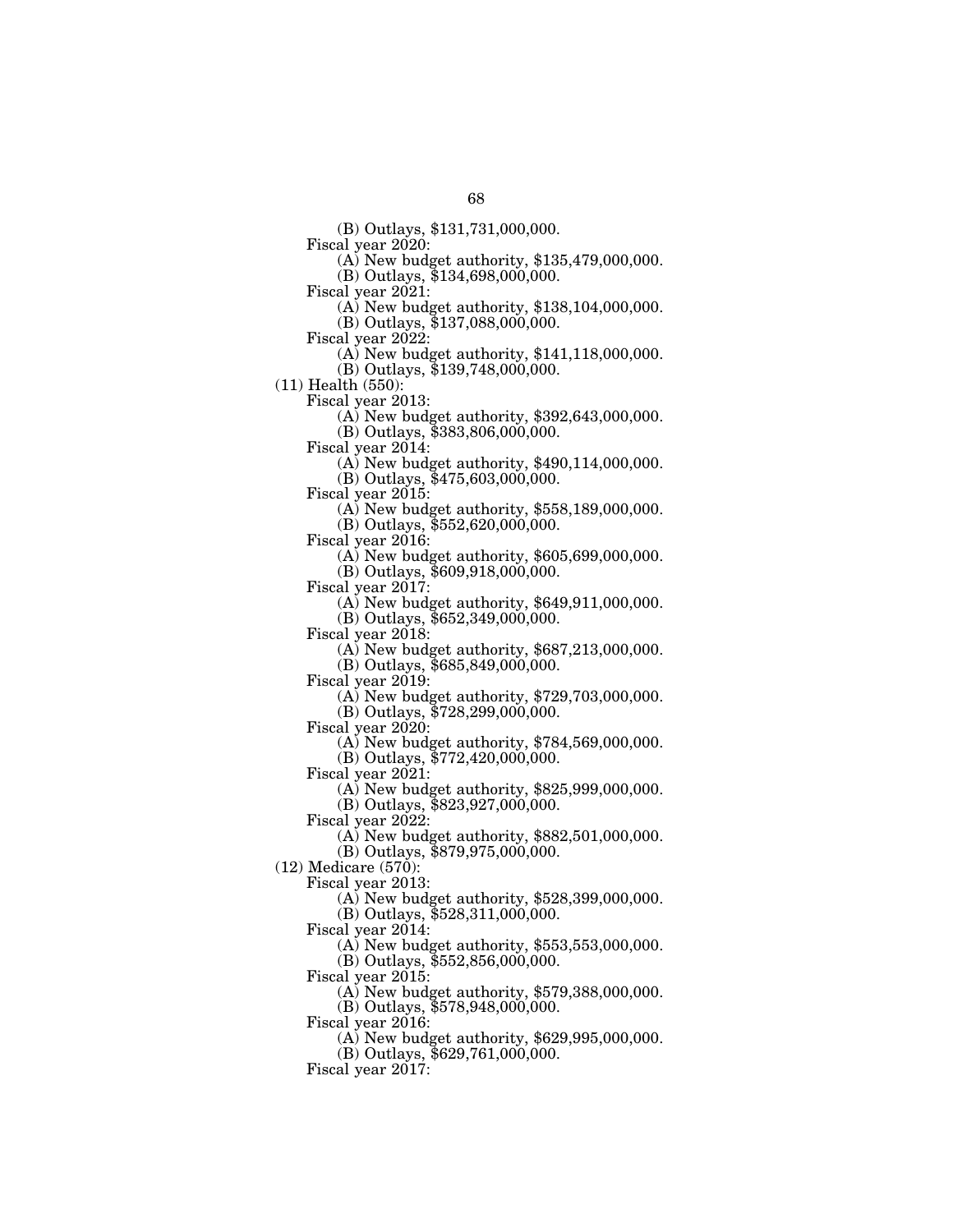(B) Outlays, $131,731,000,000.

Fiscal year 2020:

(A) New budget authority, $135,479,000,000.

(B) Outlays, $134,698,000,000.

Fiscal year 2021:

(A) New budget authority, $138,104,000,000.

(B) Outlays, $137,088,000,000.

Fiscal year 2022:

(A) New budget authority, $141,118,000,000.

(B) Outlays, $139,748,000,000.

(11) Health (550):

Fiscal year 2013:

(A) New budget authority, $392,643,000,000.

(B) Outlays, $383,806,000,000.

Fiscal year 2014:

(A) New budget authority, $490,114,000,000.

(B) Outlays, $475,603,000,000.

Fiscal year 2015:

(A) New budget authority, $558,189,000,000.

(B) Outlays, $552,620,000,000.

Fiscal year 2016:

(A) New budget authority, $605,699,000,000.

(B) Outlays, $609,918,000,000.

Fiscal year 2017:

(A) New budget authority, $649,911,000,000.

(B) Outlays, $652,349,000,000.

Fiscal year 2018:

(A) New budget authority, $687,213,000,000.

(B) Outlays, $685,849,000,000.

Fiscal year 2019:

(A) New budget authority, $729,703,000,000.

(B) Outlays, $728,299,000,000.

Fiscal year 2020:

(A) New budget authority, $784,569,000,000.

(B) Outlays, $772,420,000,000.

Fiscal year 2021:

(A) New budget authority, $825,999,000,000.

(B) Outlays, $823,927,000,000.

Fiscal year 2022:

(A) New budget authority, $882,501,000,000.

(B) Outlays, $879,975,000,000.

(12) Medicare (570):

Fiscal year 2013:

(A) New budget authority, $528,399,000,000.

(B) Outlays, $528,311,000,000.

Fiscal year 2014:

(A) New budget authority, $553,553,000,000.

(B) Outlays, $552,856,000,000.

Fiscal year 2015:

(A) New budget authority, $579,388,000,000.

(B) Outlays, $578,948,000,000.

Fiscal year 2016:

(A) New budget authority, $629,995,000,000.

(B) Outlays, $629,761,000,000.

Fiscal year 2017: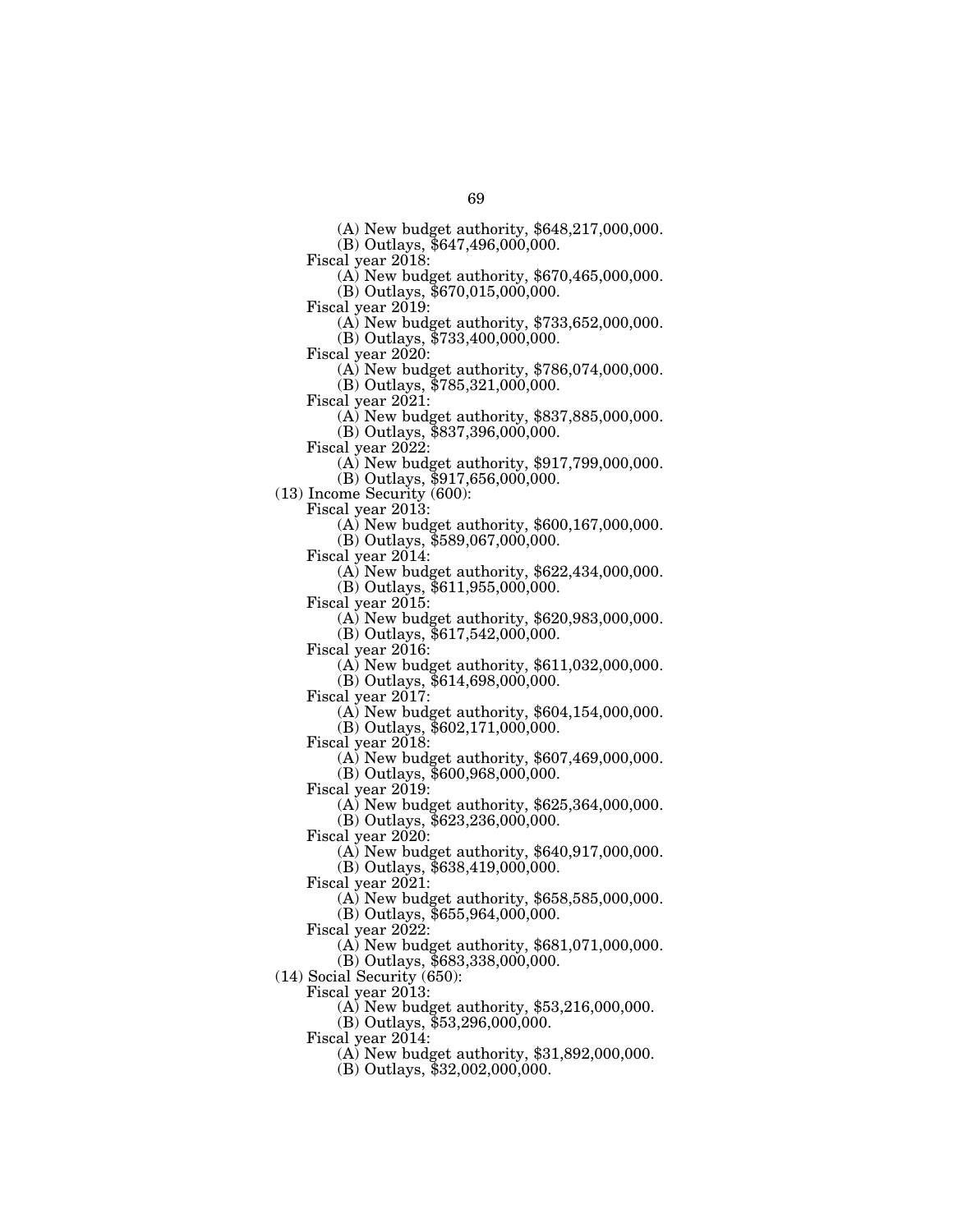(A) New budget authority, $648,217,000,000.
(B) Outlays, $647,496,000,000.

Fiscal year 2018:
(A) New budget authority, $670,465,000,000.
(B) Outlays, $670,015,000,000.

Fiscal year 2019:
(A) New budget authority, $733,652,000,000.
(B) Outlays, $733,400,000,000.

Fiscal year 2020:
(A) New budget authority, $786,074,000,000.
(B) Outlays, $785,321,000,000.

Fiscal year 2021:
(A) New budget authority, $837,885,000,000.
(B) Outlays, $837,396,000,000.

Fiscal year 2022:
(A) New budget authority, $917,799,000,000.
(B) Outlays, $917,656,000,000.

(13) Income Security (600):

Fiscal year 2013:
(A) New budget authority, $600,167,000,000.
(B) Outlays, $589,067,000,000.

Fiscal year 2014:
(A) New budget authority, $622,434,000,000.
(B) Outlays, $611,955,000,000.

Fiscal year 2015:
(A) New budget authority, $620,983,000,000.
(B) Outlays, $617,542,000,000.

Fiscal year 2016:
(A) New budget authority, $611,032,000,000.
(B) Outlays, $614,698,000,000.

Fiscal year 2017:
(A) New budget authority, $604,154,000,000.
(B) Outlays, $602,171,000,000.

Fiscal year 2018:
(A) New budget authority, $607,469,000,000.
(B) Outlays, $600,968,000,000.

Fiscal year 2019:
(A) New budget authority, $625,364,000,000.
(B) Outlays, $623,236,000,000.

Fiscal year 2020:
(A) New budget authority, $640,917,000,000.
(B) Outlays, $638,419,000,000.

Fiscal year 2021:
(A) New budget authority, $658,585,000,000.
(B) Outlays, $655,964,000,000.

Fiscal year 2022:
(A) New budget authority, $681,071,000,000.
(B) Outlays, $683,338,000,000.

(14) Social Security (650):

Fiscal year 2013:
(A) New budget authority, $53,216,000,000.
(B) Outlays, $53,296,000,000.

Fiscal year 2014:
(A) New budget authority, $31,892,000,000.
(B) Outlays, $32,002,000,000.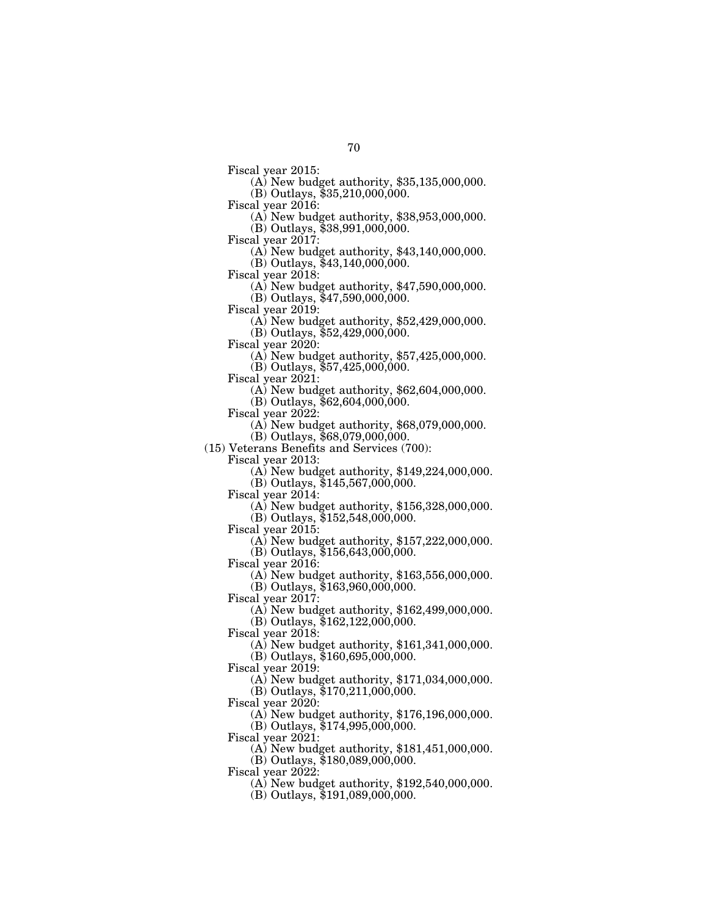Fiscal year 2015:
  (A) New budget authority, $35,135,000,000.
  (B) Outlays, $35,210,000,000.

Fiscal year 2016:
  (A) New budget authority, $38,953,000,000.
  (B) Outlays, $38,991,000,000.

Fiscal year 2017:
  (A) New budget authority, $43,140,000,000.
  (B) Outlays, $43,140,000,000.

Fiscal year 2018:
  (A) New budget authority, $47,590,000,000.
  (B) Outlays, $47,590,000,000.

Fiscal year 2019:
  (A) New budget authority, $52,429,000,000.
  (B) Outlays, $52,429,000,000.

Fiscal year 2020:
  (A) New budget authority, $57,425,000,000.
  (B) Outlays, $57,425,000,000.

Fiscal year 2021:
  (A) New budget authority, $62,604,000,000.
  (B) Outlays, $62,604,000,000.

Fiscal year 2022:
  (A) New budget authority, $68,079,000,000.
  (B) Outlays, $68,079,000,000.

(15) Veterans Benefits and Services (700):

Fiscal year 2013:
  (A) New budget authority, $149,224,000,000.
  (B) Outlays, $145,567,000,000.

Fiscal year 2014:
  (A) New budget authority, $156,328,000,000.
  (B) Outlays, $152,548,000,000.

Fiscal year 2015:
  (A) New budget authority, $157,222,000,000.
  (B) Outlays, $156,643,000,000.

Fiscal year 2016:
  (A) New budget authority, $163,556,000,000.
  (B) Outlays, $163,960,000,000.

Fiscal year 2017:
  (A) New budget authority, $162,499,000,000.
  (B) Outlays, $162,122,000,000.

Fiscal year 2018:
  (A) New budget authority, $161,341,000,000.
  (B) Outlays, $160,695,000,000.

Fiscal year 2019:
  (A) New budget authority, $171,034,000,000.
  (B) Outlays, $170,211,000,000.

Fiscal year 2020:
  (A) New budget authority, $176,196,000,000.
  (B) Outlays, $174,995,000,000.

Fiscal year 2021:
  (A) New budget authority, $181,451,000,000.
  (B) Outlays, $180,089,000,000.

Fiscal year 2022:
  (A) New budget authority, $192,540,000,000.
  (B) Outlays, $191,089,000,000.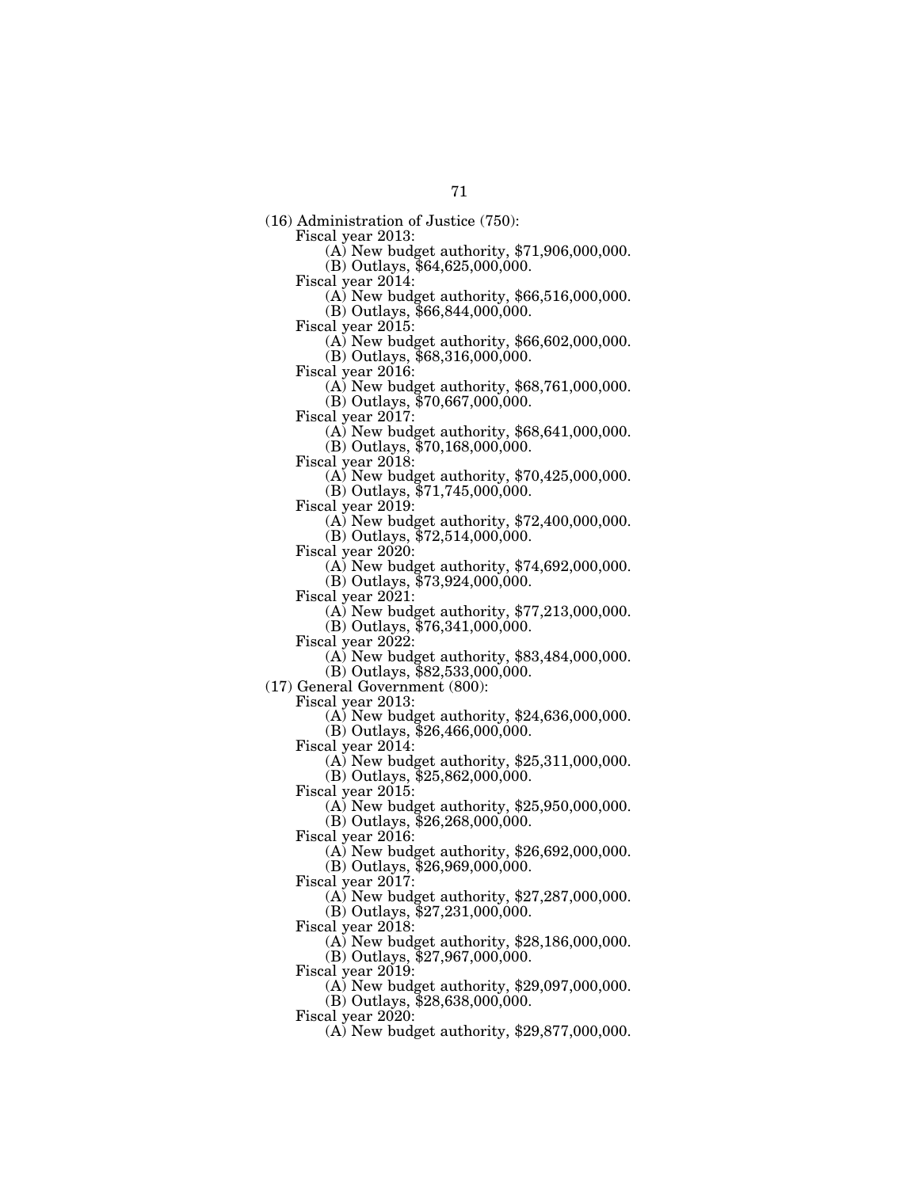(16) Administration of Justice (750):

Fiscal year 2013:

(A) New budget authority, $71,906,000,000.

(B) Outlays, $64,625,000,000.

Fiscal year 2014:

(A) New budget authority, $66,516,000,000.

(B) Outlays, $66,844,000,000.

Fiscal year 2015:

(A) New budget authority, $66,602,000,000.

(B) Outlays, $68,316,000,000.

Fiscal year 2016:

(A) New budget authority, $68,761,000,000.

(B) Outlays, $70,667,000,000.

Fiscal year 2017:

(A) New budget authority, $68,641,000,000.

(B) Outlays, $70,168,000,000.

Fiscal year 2018:

(A) New budget authority, $70,425,000,000.

(B) Outlays, $71,745,000,000.

Fiscal year 2019:

(A) New budget authority, $72,400,000,000.

(B) Outlays, $72,514,000,000.

Fiscal year 2020:

(A) New budget authority, $74,692,000,000.

(B) Outlays, $73,924,000,000.

Fiscal year 2021:

(A) New budget authority, $77,213,000,000.

(B) Outlays, $76,341,000,000.

Fiscal year 2022:

(A) New budget authority, $83,484,000,000.

(B) Outlays, $82,533,000,000.

(17) General Government (800):

Fiscal year 2013:

(A) New budget authority, $24,636,000,000.

(B) Outlays, $26,466,000,000.

Fiscal year 2014:

(A) New budget authority, $25,311,000,000.

(B) Outlays, $25,862,000,000.

Fiscal year 2015:

(A) New budget authority, $25,950,000,000.

(B) Outlays, $26,268,000,000.

Fiscal year 2016:

(A) New budget authority, $26,692,000,000.

(B) Outlays, $26,969,000,000.

Fiscal year 2017:

(A) New budget authority, $27,287,000,000.

(B) Outlays, $27,231,000,000.

Fiscal year 2018:

(A) New budget authority, $28,186,000,000.

(B) Outlays, $27,967,000,000.

Fiscal year 2019:

(A) New budget authority, $29,097,000,000.

(B) Outlays, $28,638,000,000.

Fiscal year 2020:

(A) New budget authority, $29,877,000,000.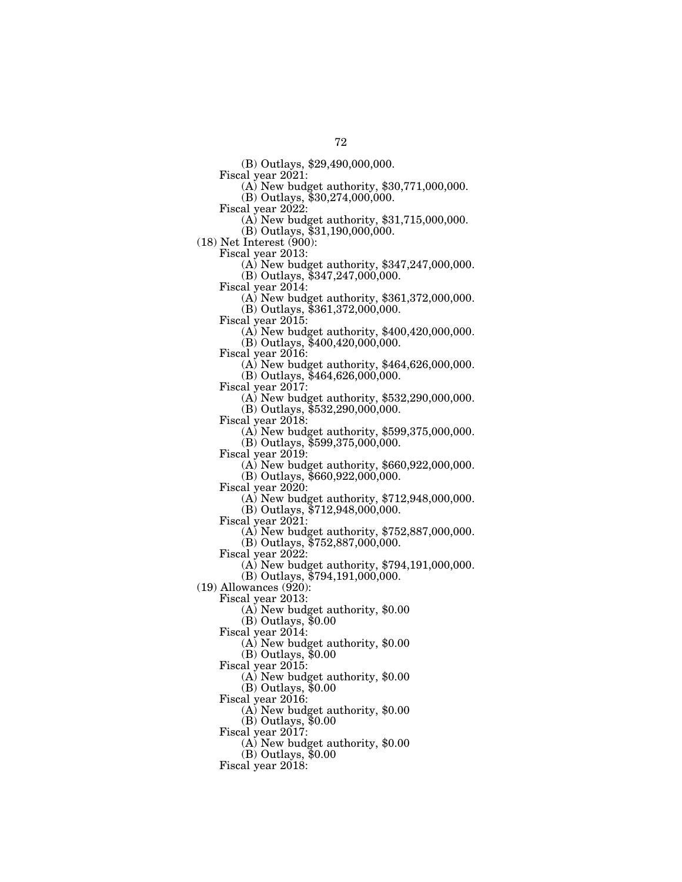(B) Outlays, $29,490,000,000.

Fiscal year 2021:

(A) New budget authority, $30,771,000,000.

(B) Outlays, $30,274,000,000.

Fiscal year 2022:

(A) New budget authority, $31,715,000,000.

(B) Outlays, $31,190,000,000.

(18) Net Interest (900):

Fiscal year 2013:

(A) New budget authority, $347,247,000,000.

(B) Outlays, $347,247,000,000.

Fiscal year 2014:

(A) New budget authority, $361,372,000,000.

(B) Outlays, $361,372,000,000.

Fiscal year 2015:

(A) New budget authority, $400,420,000,000.

(B) Outlays, $400,420,000,000.

Fiscal year 2016:

(A) New budget authority, $464,626,000,000.

(B) Outlays, $464,626,000,000.

Fiscal year 2017:

(A) New budget authority, $532,290,000,000.

(B) Outlays, $532,290,000,000.

Fiscal year 2018:

(A) New budget authority, $599,375,000,000.

(B) Outlays, $599,375,000,000.

Fiscal year 2019:

(A) New budget authority, $660,922,000,000.

(B) Outlays, $660,922,000,000.

Fiscal year 2020:

(A) New budget authority, $712,948,000,000.

(B) Outlays, $712,948,000,000.

Fiscal year 2021:

(A) New budget authority, $752,887,000,000.

(B) Outlays, $752,887,000,000.

Fiscal year 2022:

(A) New budget authority, $794,191,000,000.

(B) Outlays, $794,191,000,000.

(19) Allowances (920):

Fiscal year 2013:

(A) New budget authority, $0.00

(B) Outlays, $0.00

Fiscal year 2014:

(A) New budget authority, $0.00

(B) Outlays, $0.00

Fiscal year 2015:

(A) New budget authority, $0.00

(B) Outlays, $0.00

Fiscal year 2016:

(A) New budget authority, $0.00

(B) Outlays, $0.00

Fiscal year 2017:

(A) New budget authority, $0.00

(B) Outlays, $0.00

Fiscal year 2018: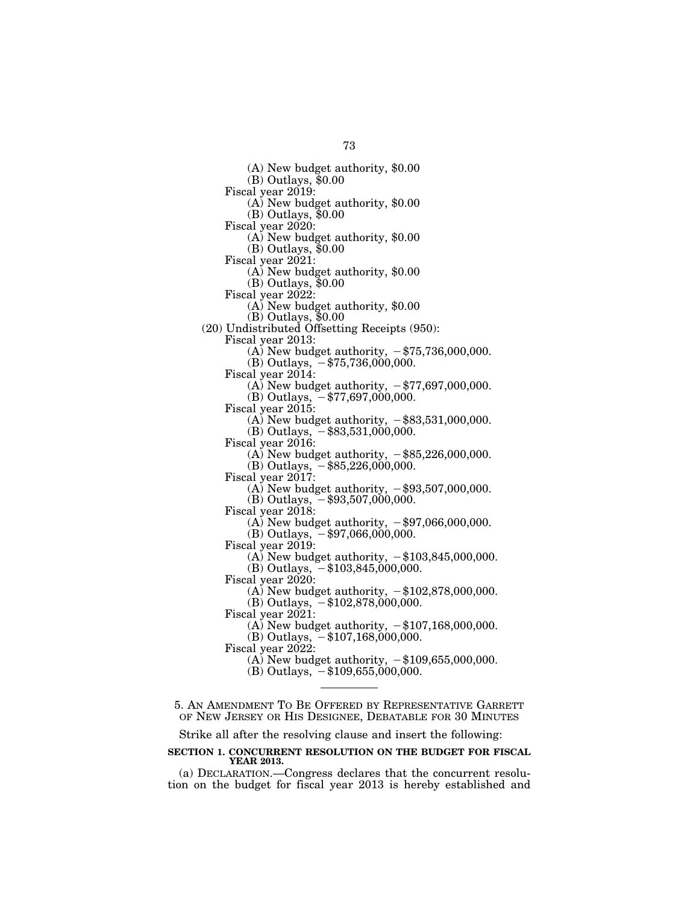(A) New budget authority, $0.00
(B) Outlays, $0.00
Fiscal year 2019:
(A) New budget authority, $0.00
(B) Outlays, $0.00
Fiscal year 2020:
(A) New budget authority, $0.00
(B) Outlays, $0.00
Fiscal year 2021:
(A) New budget authority, $0.00
(B) Outlays, $0.00
Fiscal year 2022:
(A) New budget authority, $0.00
(B) Outlays, $0.00

(20) Undistributed Offsetting Receipts (950):
Fiscal year 2013:
(A) New budget authority, −$75,736,000,000.
(B) Outlays, −$75,736,000,000.
Fiscal year 2014:
(A) New budget authority, −$77,697,000,000.
(B) Outlays, −$77,697,000,000.
Fiscal year 2015:
(A) New budget authority, −$83,531,000,000.
(B) Outlays, −$83,531,000,000.
Fiscal year 2016:
(A) New budget authority, −$85,226,000,000.
(B) Outlays, −$85,226,000,000.
Fiscal year 2017:
(A) New budget authority, −$93,507,000,000.
(B) Outlays, −$93,507,000,000.
Fiscal year 2018:
(A) New budget authority, −$97,066,000,000.
(B) Outlays, −$97,066,000,000.
Fiscal year 2019:
(A) New budget authority, −$103,845,000,000.
(B) Outlays, −$103,845,000,000.
Fiscal year 2020:
(A) New budget authority, −$102,878,000,000.
(B) Outlays, −$102,878,000,000.
Fiscal year 2021:
(A) New budget authority, −$107,168,000,000.
(B) Outlays, −$107,168,000,000.
Fiscal year 2022:
(A) New budget authority, −$109,655,000,000.
(B) Outlays, −$109,655,000,000.

---

5. AN AMENDMENT TO BE OFFERED BY REPRESENTATIVE GARRETT OF NEW JERSEY OR HIS DESIGNEE, DEBATABLE FOR 30 MINUTES

Strike all after the resolving clause and insert the following:

**SECTION 1. CONCURRENT RESOLUTION ON THE BUDGET FOR FISCAL YEAR 2013.**

(a) DECLARATION.—Congress declares that the concurrent resolution on the budget for fiscal year 2013 is hereby established and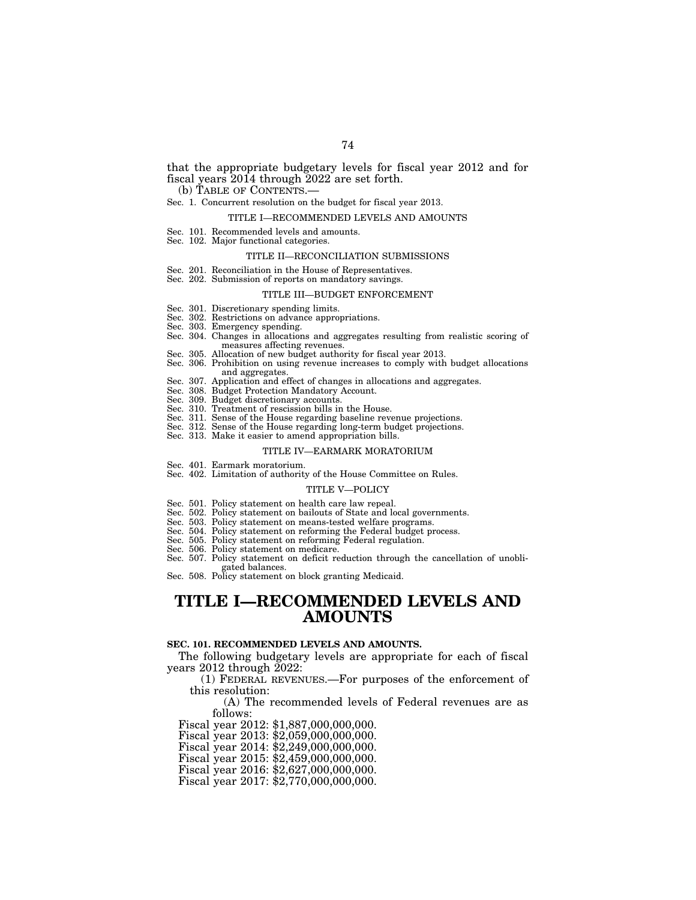that the appropriate budgetary levels for fiscal year 2012 and for fiscal years 2014 through 2022 are set forth.

(b) TABLE OF CONTENTS.—

Sec. 1. Concurrent resolution on the budget for fiscal year 2013.

TITLE I—RECOMMENDED LEVELS AND AMOUNTS

Sec. 101. Recommended levels and amounts.
Sec. 102. Major functional categories.

TITLE II—RECONCILIATION SUBMISSIONS

Sec. 201. Reconciliation in the House of Representatives.
Sec. 202. Submission of reports on mandatory savings.

TITLE III—BUDGET ENFORCEMENT

Sec. 301. Discretionary spending limits.
Sec. 302. Restrictions on advance appropriations.
Sec. 303. Emergency spending.
Sec. 304. Changes in allocations and aggregates resulting from realistic scoring of measures affecting revenues.
Sec. 305. Allocation of new budget authority for fiscal year 2013.
Sec. 306. Prohibition on using revenue increases to comply with budget allocations and aggregates.
Sec. 307. Application and effect of changes in allocations and aggregates.
Sec. 308. Budget Protection Mandatory Account.
Sec. 309. Budget discretionary accounts.
Sec. 310. Treatment of rescission bills in the House.
Sec. 311. Sense of the House regarding baseline revenue projections.
Sec. 312. Sense of the House regarding long-term budget projections.
Sec. 313. Make it easier to amend appropriation bills.

TITLE IV—EARMARK MORATORIUM

Sec. 401. Earmark moratorium.
Sec. 402. Limitation of authority of the House Committee on Rules.

TITLE V—POLICY

Sec. 501. Policy statement on health care law repeal.
Sec. 502. Policy statement on bailouts of State and local governments.
Sec. 503. Policy statement on means-tested welfare programs.
Sec. 504. Policy statement on reforming the Federal budget process.
Sec. 505. Policy statement on reforming Federal regulation.
Sec. 506. Policy statement on medicare.
Sec. 507. Policy statement on deficit reduction through the cancellation of unobligated balances.
Sec. 508. Policy statement on block granting Medicaid.

# TITLE I—RECOMMENDED LEVELS AND AMOUNTS

**SEC. 101. RECOMMENDED LEVELS AND AMOUNTS.**

The following budgetary levels are appropriate for each of fiscal years 2012 through 2022:

(1) FEDERAL REVENUES.—For purposes of the enforcement of this resolution:

(A) The recommended levels of Federal revenues are as follows:

Fiscal year 2012: $1,887,000,000,000.
Fiscal year 2013: $2,059,000,000,000.
Fiscal year 2014: $2,249,000,000,000.
Fiscal year 2015: $2,459,000,000,000.
Fiscal year 2016: $2,627,000,000,000.
Fiscal year 2017: $2,770,000,000,000.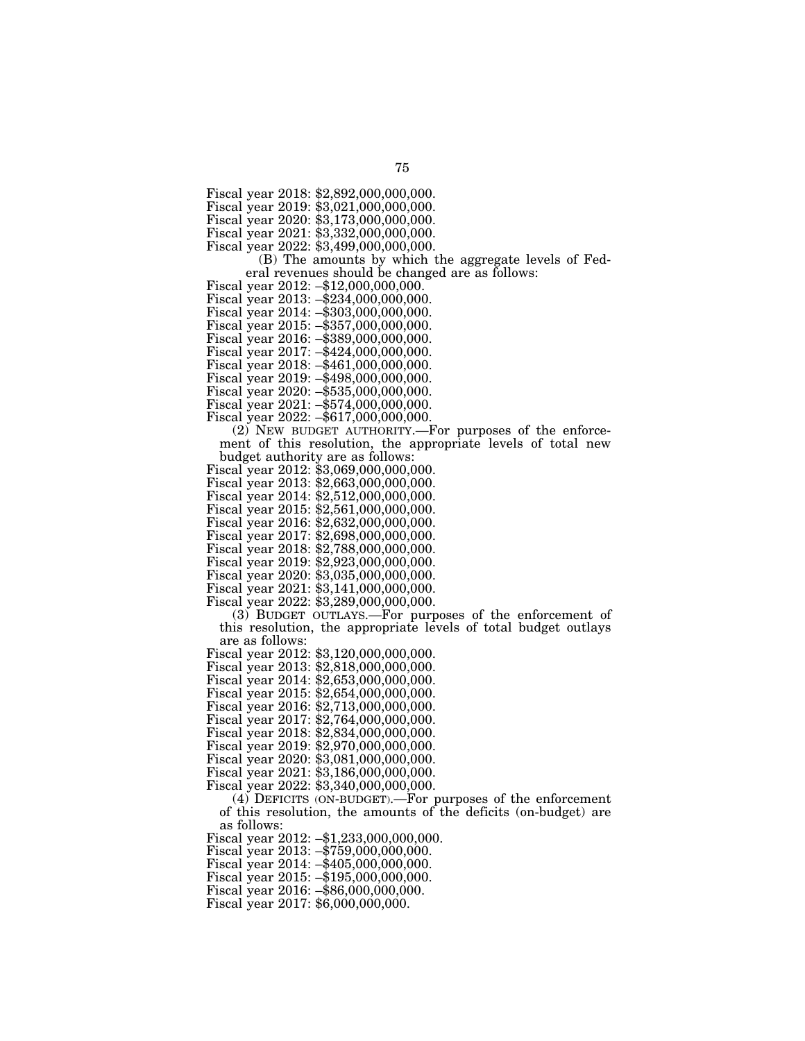Fiscal year 2018: $2,892,000,000,000.
Fiscal year 2019: $3,021,000,000,000.
Fiscal year 2020: $3,173,000,000,000.
Fiscal year 2021: $3,332,000,000,000.
Fiscal year 2022: $3,499,000,000,000.

(B) The amounts by which the aggregate levels of Federal revenues should be changed are as follows:

Fiscal year 2012: –$12,000,000,000.
Fiscal year 2013: –$234,000,000,000.
Fiscal year 2014: –$303,000,000,000.
Fiscal year 2015: –$357,000,000,000.
Fiscal year 2016: –$389,000,000,000.
Fiscal year 2017: –$424,000,000,000.
Fiscal year 2018: –$461,000,000,000.
Fiscal year 2019: –$498,000,000,000.
Fiscal year 2020: –$535,000,000,000.
Fiscal year 2021: –$574,000,000,000.
Fiscal year 2022: –$617,000,000,000.

(2) NEW BUDGET AUTHORITY.—For purposes of the enforcement of this resolution, the appropriate levels of total new budget authority are as follows:

Fiscal year 2012: $3,069,000,000,000.
Fiscal year 2013: $2,663,000,000,000.
Fiscal year 2014: $2,512,000,000,000.
Fiscal year 2015: $2,561,000,000,000.
Fiscal year 2016: $2,632,000,000,000.
Fiscal year 2017: $2,698,000,000,000.
Fiscal year 2018: $2,788,000,000,000.
Fiscal year 2019: $2,923,000,000,000.
Fiscal year 2020: $3,035,000,000,000.
Fiscal year 2021: $3,141,000,000,000.
Fiscal year 2022: $3,289,000,000,000.

(3) BUDGET OUTLAYS.—For purposes of the enforcement of this resolution, the appropriate levels of total budget outlays are as follows:

Fiscal year 2012: $3,120,000,000,000.
Fiscal year 2013: $2,818,000,000,000.
Fiscal year 2014: $2,653,000,000,000.
Fiscal year 2015: $2,654,000,000,000.
Fiscal year 2016: $2,713,000,000,000.
Fiscal year 2017: $2,764,000,000,000.
Fiscal year 2018: $2,834,000,000,000.
Fiscal year 2019: $2,970,000,000,000.
Fiscal year 2020: $3,081,000,000,000.
Fiscal year 2021: $3,186,000,000,000.
Fiscal year 2022: $3,340,000,000,000.

(4) DEFICITS (ON-BUDGET).—For purposes of the enforcement of this resolution, the amounts of the deficits (on-budget) are as follows:

Fiscal year 2012: –$1,233,000,000,000.
Fiscal year 2013: –$759,000,000,000.
Fiscal year 2014: –$405,000,000,000.
Fiscal year 2015: –$195,000,000,000.
Fiscal year 2016: –$86,000,000,000.
Fiscal year 2017: $6,000,000,000.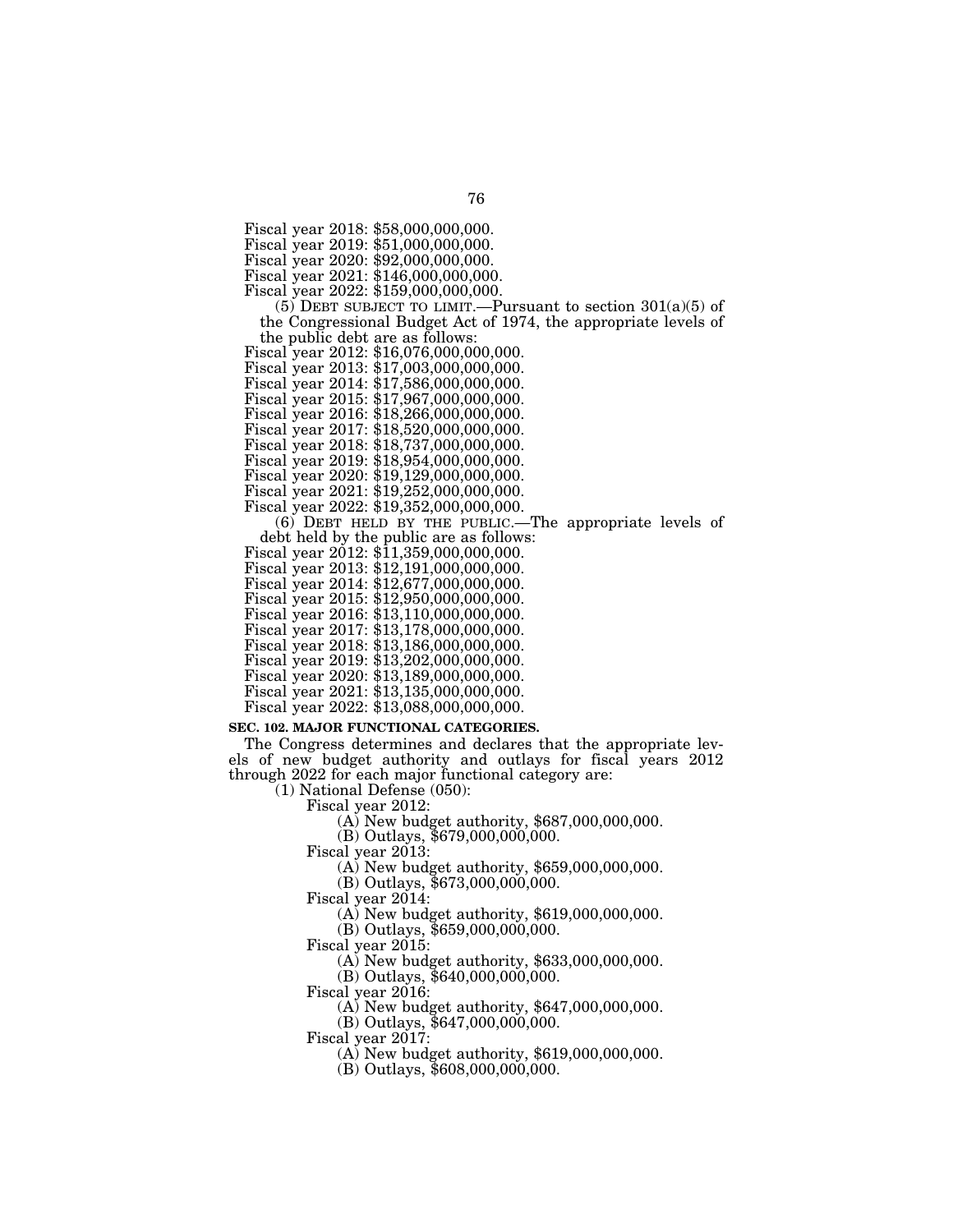Fiscal year 2018: $58,000,000,000.
Fiscal year 2019: $51,000,000,000.
Fiscal year 2020: $92,000,000,000.
Fiscal year 2021: $146,000,000,000.
Fiscal year 2022: $159,000,000,000.

(5) DEBT SUBJECT TO LIMIT.—Pursuant to section 301(a)(5) of the Congressional Budget Act of 1974, the appropriate levels of the public debt are as follows:

Fiscal year 2012: $16,076,000,000,000.
Fiscal year 2013: $17,003,000,000,000.
Fiscal year 2014: $17,586,000,000,000.
Fiscal year 2015: $17,967,000,000,000.
Fiscal year 2016: $18,266,000,000,000.
Fiscal year 2017: $18,520,000,000,000.
Fiscal year 2018: $18,737,000,000,000.
Fiscal year 2019: $18,954,000,000,000.
Fiscal year 2020: $19,129,000,000,000.
Fiscal year 2021: $19,252,000,000,000.
Fiscal year 2022: $19,352,000,000,000.

(6) DEBT HELD BY THE PUBLIC.—The appropriate levels of debt held by the public are as follows:

Fiscal year 2012: $11,359,000,000,000.
Fiscal year 2013: $12,191,000,000,000.
Fiscal year 2014: $12,677,000,000,000.
Fiscal year 2015: $12,950,000,000,000.
Fiscal year 2016: $13,110,000,000,000.
Fiscal year 2017: $13,178,000,000,000.
Fiscal year 2018: $13,186,000,000,000.
Fiscal year 2019: $13,202,000,000,000.
Fiscal year 2020: $13,189,000,000,000.
Fiscal year 2021: $13,135,000,000,000.
Fiscal year 2022: $13,088,000,000,000.

**SEC. 102. MAJOR FUNCTIONAL CATEGORIES.**

The Congress determines and declares that the appropriate levels of new budget authority and outlays for fiscal years 2012 through 2022 for each major functional category are:

(1) National Defense (050):

Fiscal year 2012:
(A) New budget authority, $687,000,000,000.
(B) Outlays, $679,000,000,000.

Fiscal year 2013:
(A) New budget authority, $659,000,000,000.
(B) Outlays, $673,000,000,000.

Fiscal year 2014:
(A) New budget authority, $619,000,000,000.
(B) Outlays, $659,000,000,000.

Fiscal year 2015:
(A) New budget authority, $633,000,000,000.
(B) Outlays, $640,000,000,000.

Fiscal year 2016:
(A) New budget authority, $647,000,000,000.
(B) Outlays, $647,000,000,000.

Fiscal year 2017:
(A) New budget authority, $619,000,000,000.
(B) Outlays, $608,000,000,000.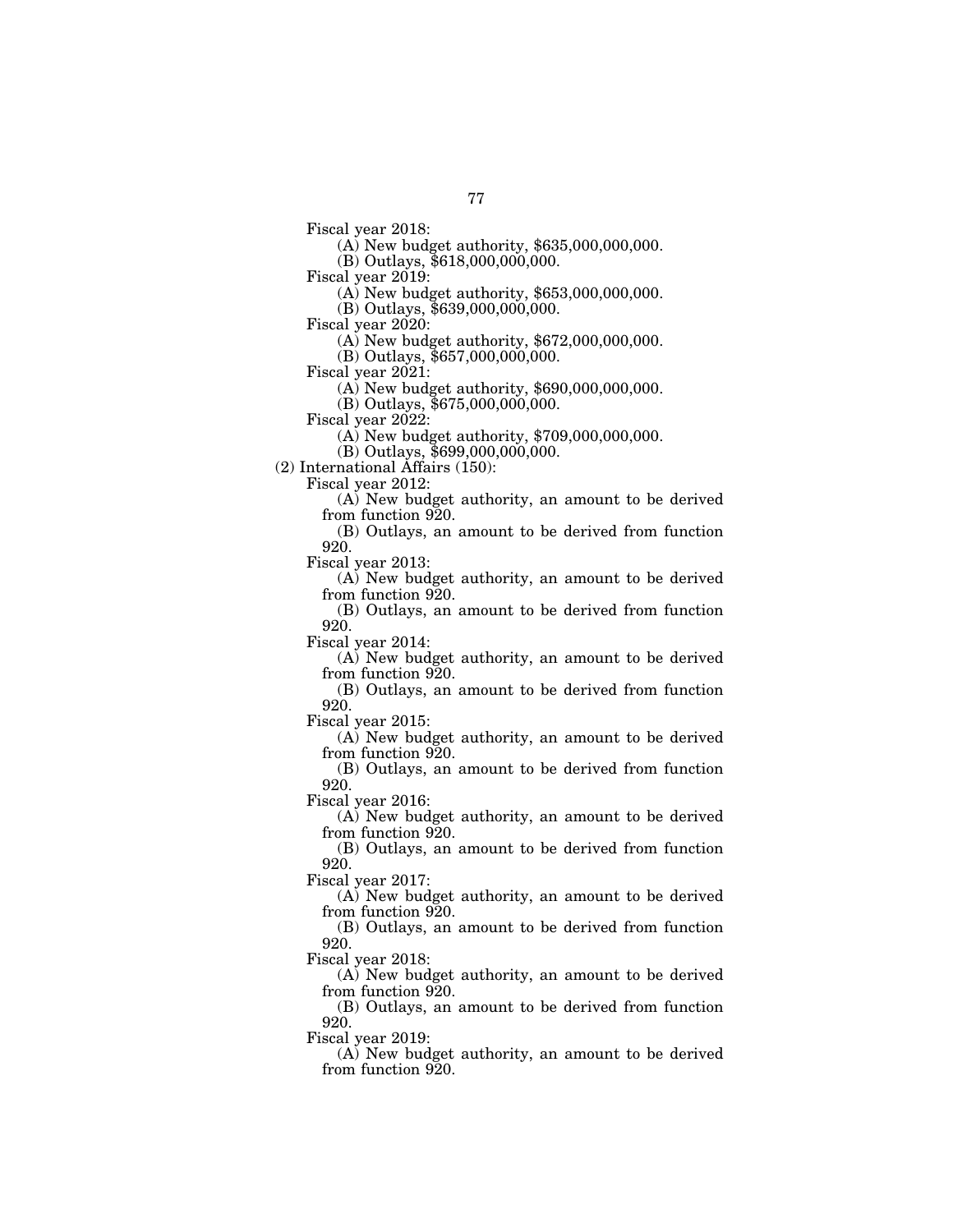Fiscal year 2018:

(A) New budget authority, $635,000,000,000.

(B) Outlays, $618,000,000,000.

Fiscal year 2019:

(A) New budget authority, $653,000,000,000.

(B) Outlays, $639,000,000,000.

Fiscal year 2020:

(A) New budget authority, $672,000,000,000.

(B) Outlays, $657,000,000,000.

Fiscal year 2021:

(A) New budget authority, $690,000,000,000.

(B) Outlays, $675,000,000,000.

Fiscal year 2022:

(A) New budget authority, $709,000,000,000.

(B) Outlays, $699,000,000,000.

(2) International Affairs (150):

Fiscal year 2012:

(A) New budget authority, an amount to be derived from function 920.

(B) Outlays, an amount to be derived from function 920.

Fiscal year 2013:

(A) New budget authority, an amount to be derived from function 920.

(B) Outlays, an amount to be derived from function 920.

Fiscal year 2014:

(A) New budget authority, an amount to be derived from function 920.

(B) Outlays, an amount to be derived from function 920.

Fiscal year 2015:

(A) New budget authority, an amount to be derived from function 920.

(B) Outlays, an amount to be derived from function 920.

Fiscal year 2016:

(A) New budget authority, an amount to be derived from function 920.

(B) Outlays, an amount to be derived from function 920.

Fiscal year 2017:

(A) New budget authority, an amount to be derived from function 920.

(B) Outlays, an amount to be derived from function 920.

Fiscal year 2018:

(A) New budget authority, an amount to be derived from function 920.

(B) Outlays, an amount to be derived from function 920.

Fiscal year 2019:

(A) New budget authority, an amount to be derived from function 920.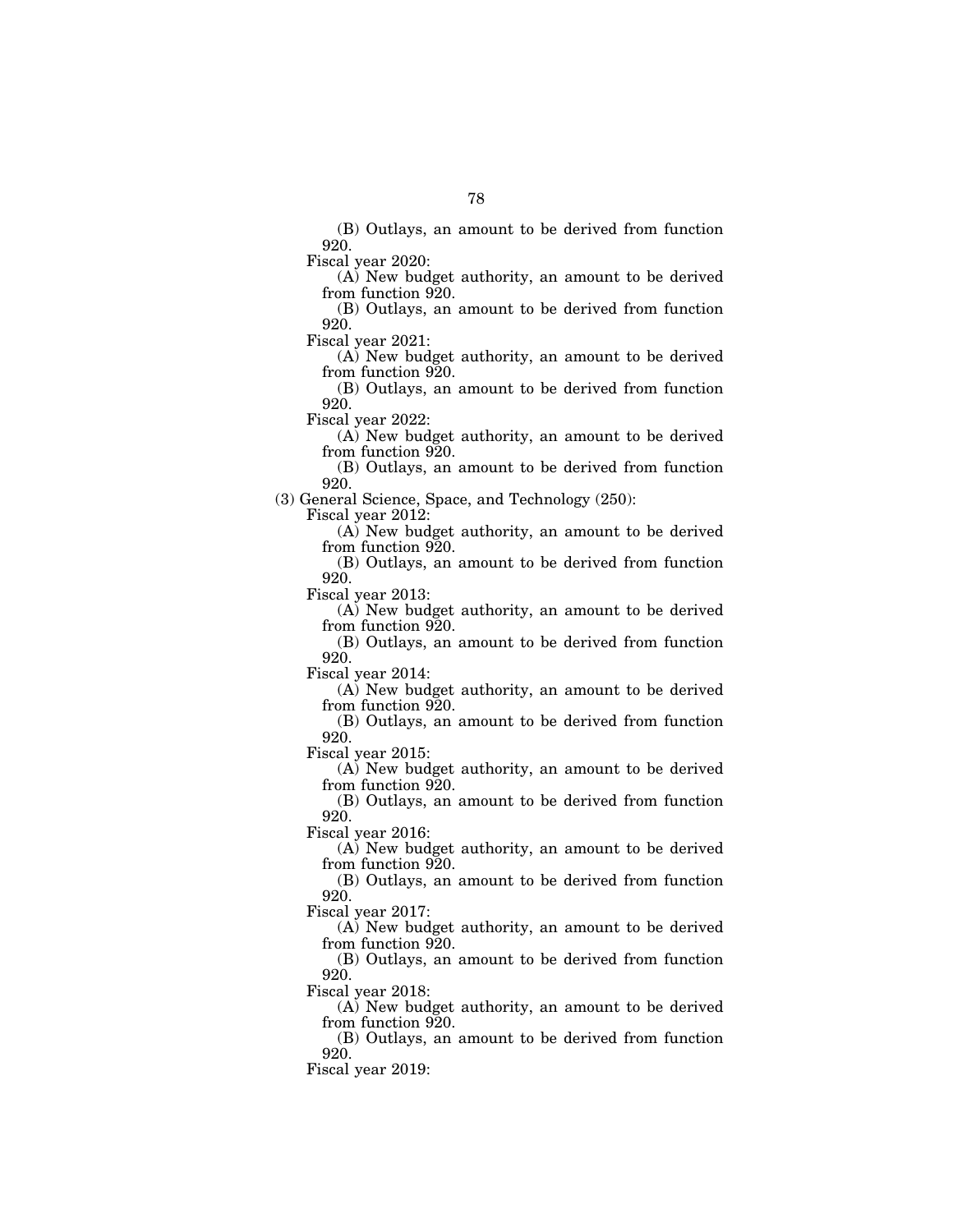(B) Outlays, an amount to be derived from function 920.

Fiscal year 2020:

(A) New budget authority, an amount to be derived from function 920.

(B) Outlays, an amount to be derived from function 920.

Fiscal year 2021:

(A) New budget authority, an amount to be derived from function 920.

(B) Outlays, an amount to be derived from function 920.

Fiscal year 2022:

(A) New budget authority, an amount to be derived from function 920.

(B) Outlays, an amount to be derived from function 920.

(3) General Science, Space, and Technology (250):

Fiscal year 2012:

(A) New budget authority, an amount to be derived from function 920.

(B) Outlays, an amount to be derived from function 920.

Fiscal year 2013:

(A) New budget authority, an amount to be derived from function 920.

(B) Outlays, an amount to be derived from function 920.

Fiscal year 2014:

(A) New budget authority, an amount to be derived from function 920.

(B) Outlays, an amount to be derived from function 920.

Fiscal year 2015:

(A) New budget authority, an amount to be derived from function 920.

(B) Outlays, an amount to be derived from function 920.

Fiscal year 2016:

(A) New budget authority, an amount to be derived from function 920.

(B) Outlays, an amount to be derived from function 920.

Fiscal year 2017:

(A) New budget authority, an amount to be derived from function 920.

(B) Outlays, an amount to be derived from function 920.

Fiscal year 2018:

(A) New budget authority, an amount to be derived from function 920.

(B) Outlays, an amount to be derived from function 920.

Fiscal year 2019: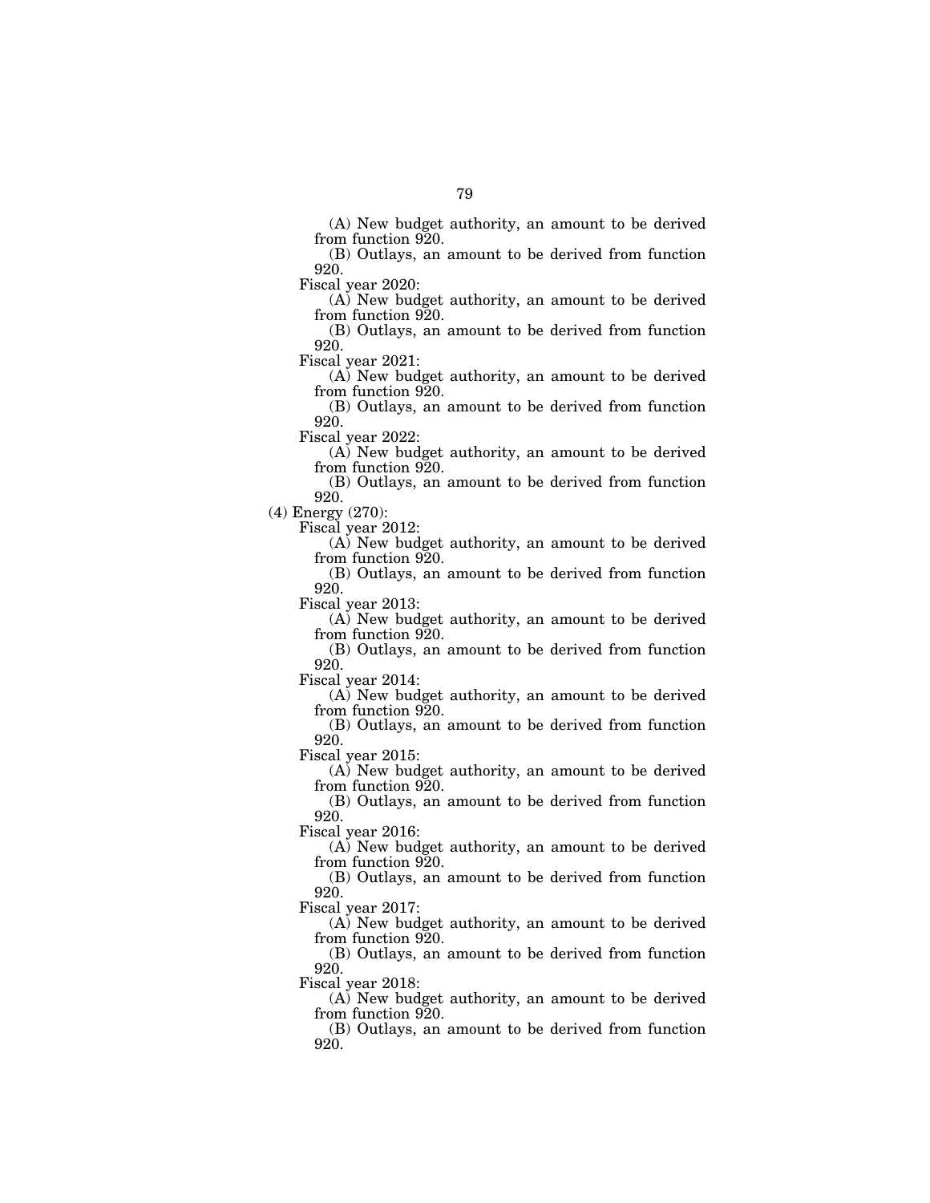(A) New budget authority, an amount to be derived from function 920.

(B) Outlays, an amount to be derived from function 920.

Fiscal year 2020:

(A) New budget authority, an amount to be derived from function 920.

(B) Outlays, an amount to be derived from function 920.

Fiscal year 2021:

(A) New budget authority, an amount to be derived from function 920.

(B) Outlays, an amount to be derived from function 920.

Fiscal year 2022:

(A) New budget authority, an amount to be derived from function 920.

(B) Outlays, an amount to be derived from function 920.

(4) Energy (270):

Fiscal year 2012:

(A) New budget authority, an amount to be derived from function 920.

(B) Outlays, an amount to be derived from function 920.

Fiscal year 2013:

(A) New budget authority, an amount to be derived from function 920.

(B) Outlays, an amount to be derived from function 920.

Fiscal year 2014:

(A) New budget authority, an amount to be derived from function 920.

(B) Outlays, an amount to be derived from function 920.

Fiscal year 2015:

(A) New budget authority, an amount to be derived from function 920.

(B) Outlays, an amount to be derived from function 920.

Fiscal year 2016:

(A) New budget authority, an amount to be derived from function 920.

(B) Outlays, an amount to be derived from function 920.

Fiscal year 2017:

(A) New budget authority, an amount to be derived from function 920.

(B) Outlays, an amount to be derived from function 920.

Fiscal year 2018:

(A) New budget authority, an amount to be derived from function 920.

(B) Outlays, an amount to be derived from function 920.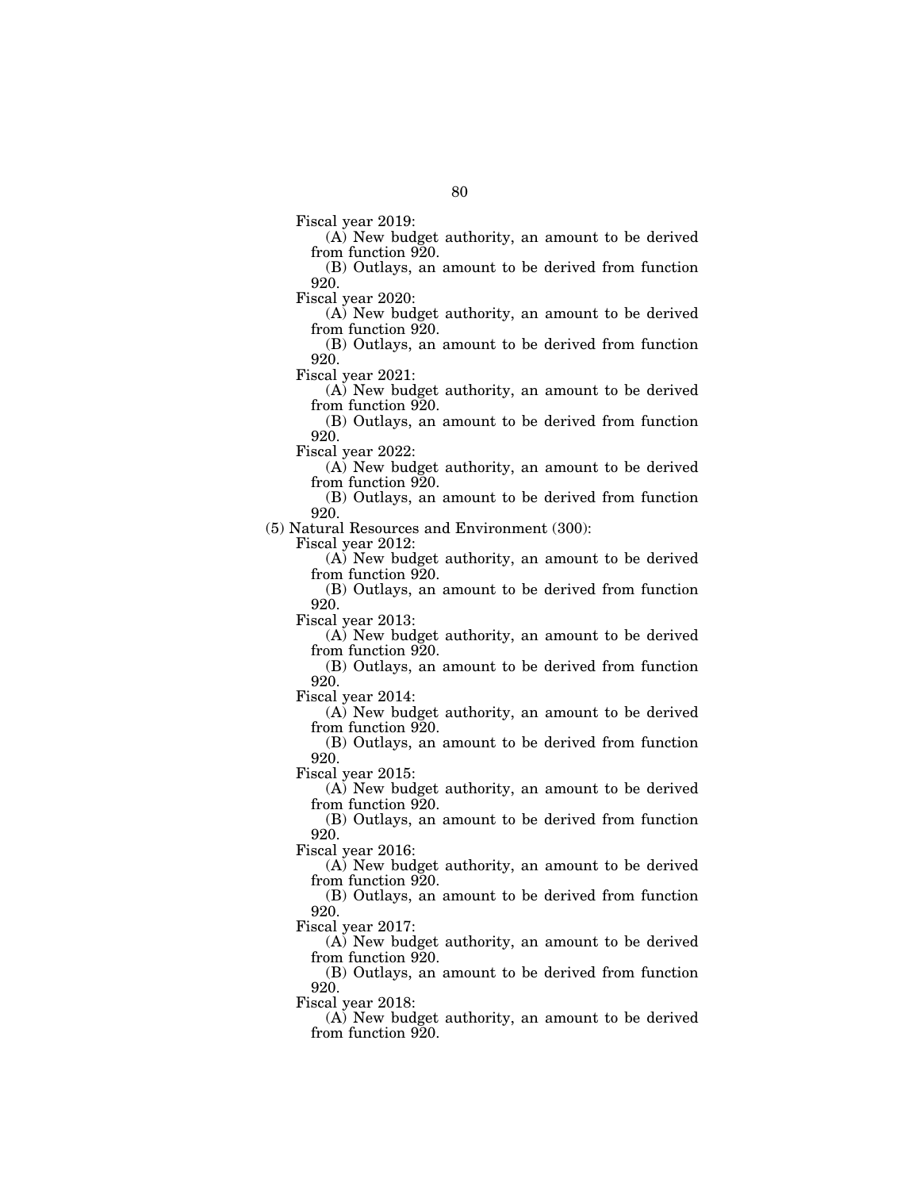Fiscal year 2019:

(A) New budget authority, an amount to be derived from function 920.

(B) Outlays, an amount to be derived from function 920.

Fiscal year 2020:

(A) New budget authority, an amount to be derived from function 920.

(B) Outlays, an amount to be derived from function 920.

Fiscal year 2021:

(A) New budget authority, an amount to be derived from function 920.

(B) Outlays, an amount to be derived from function 920.

Fiscal year 2022:

(A) New budget authority, an amount to be derived from function 920.

(B) Outlays, an amount to be derived from function 920.

(5) Natural Resources and Environment (300):

Fiscal year 2012:

(A) New budget authority, an amount to be derived from function 920.

(B) Outlays, an amount to be derived from function 920.

Fiscal year 2013:

(A) New budget authority, an amount to be derived from function 920.

(B) Outlays, an amount to be derived from function 920.

Fiscal year 2014:

(A) New budget authority, an amount to be derived from function 920.

(B) Outlays, an amount to be derived from function 920.

Fiscal year 2015:

(A) New budget authority, an amount to be derived from function 920.

(B) Outlays, an amount to be derived from function 920.

Fiscal year 2016:

(A) New budget authority, an amount to be derived from function 920.

(B) Outlays, an amount to be derived from function 920.

Fiscal year 2017:

(A) New budget authority, an amount to be derived from function 920.

(B) Outlays, an amount to be derived from function 920.

Fiscal year 2018:

(A) New budget authority, an amount to be derived from function 920.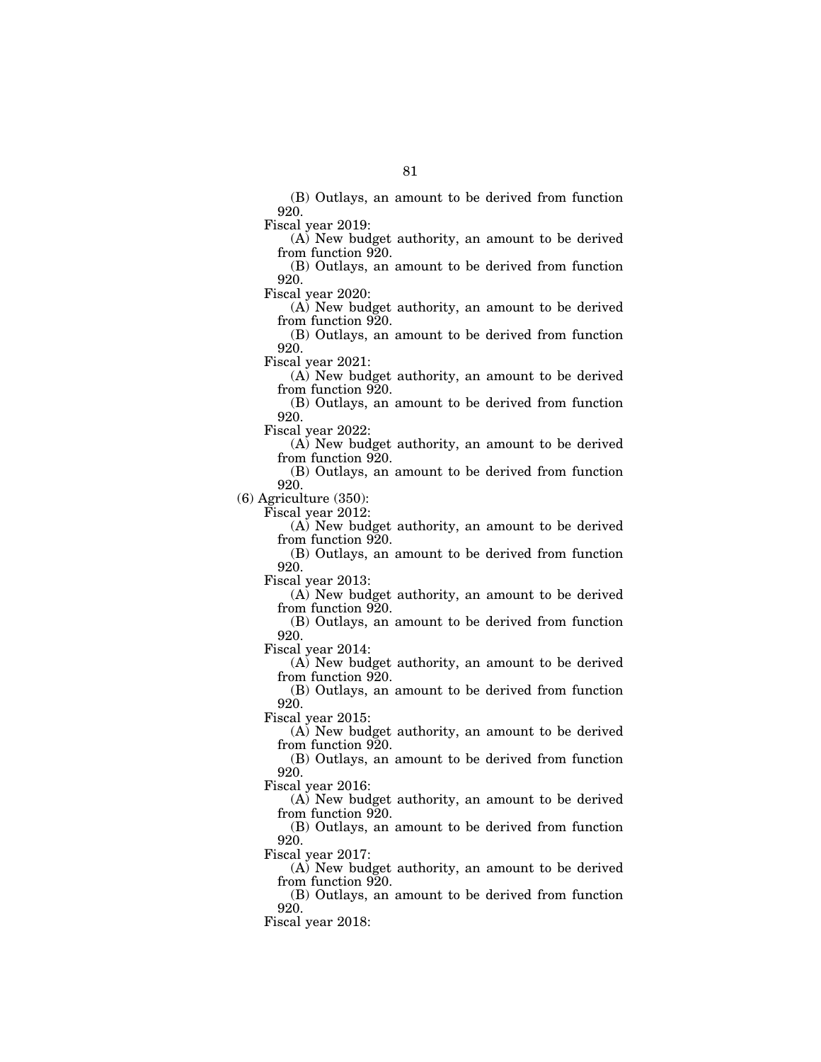(B) Outlays, an amount to be derived from function 920.

Fiscal year 2019:

(A) New budget authority, an amount to be derived from function 920.

(B) Outlays, an amount to be derived from function 920.

Fiscal year 2020:

(A) New budget authority, an amount to be derived from function 920.

(B) Outlays, an amount to be derived from function 920.

Fiscal year 2021:

(A) New budget authority, an amount to be derived from function 920.

(B) Outlays, an amount to be derived from function 920.

Fiscal year 2022:

(A) New budget authority, an amount to be derived from function 920.

(B) Outlays, an amount to be derived from function 920.

(6) Agriculture (350):

Fiscal year 2012:

(A) New budget authority, an amount to be derived from function 920.

(B) Outlays, an amount to be derived from function 920.

Fiscal year 2013:

(A) New budget authority, an amount to be derived from function 920.

(B) Outlays, an amount to be derived from function 920.

Fiscal year 2014:

(A) New budget authority, an amount to be derived from function 920.

(B) Outlays, an amount to be derived from function 920.

Fiscal year 2015:

(A) New budget authority, an amount to be derived from function 920.

(B) Outlays, an amount to be derived from function 920.

Fiscal year 2016:

(A) New budget authority, an amount to be derived from function 920.

(B) Outlays, an amount to be derived from function 920.

Fiscal year 2017:

(A) New budget authority, an amount to be derived from function 920.

(B) Outlays, an amount to be derived from function 920.

Fiscal year 2018: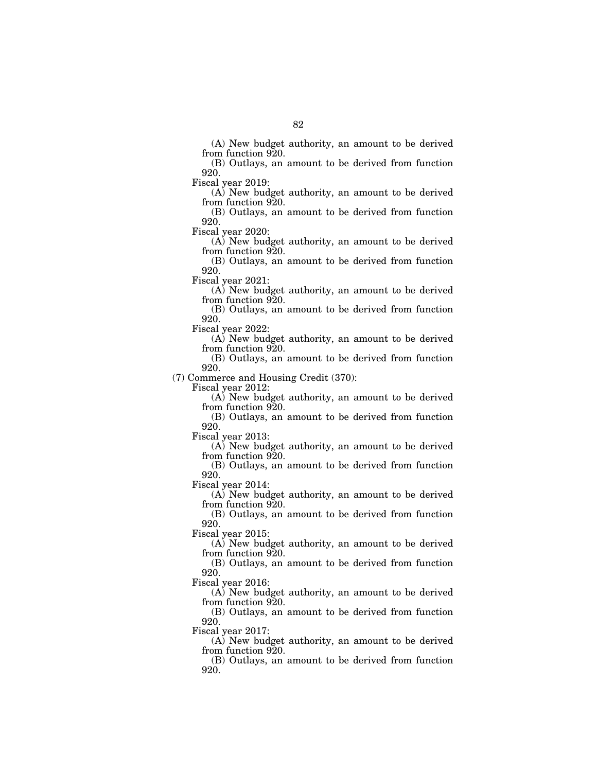(A) New budget authority, an amount to be derived from function 920.

(B) Outlays, an amount to be derived from function 920.

Fiscal year 2019:

(A) New budget authority, an amount to be derived from function 920.

(B) Outlays, an amount to be derived from function 920.

Fiscal year 2020:

(A) New budget authority, an amount to be derived from function 920.

(B) Outlays, an amount to be derived from function 920.

Fiscal year 2021:

(A) New budget authority, an amount to be derived from function 920.

(B) Outlays, an amount to be derived from function 920.

Fiscal year 2022:

(A) New budget authority, an amount to be derived from function 920.

(B) Outlays, an amount to be derived from function 920.

(7) Commerce and Housing Credit (370):

Fiscal year 2012:

(A) New budget authority, an amount to be derived from function 920.

(B) Outlays, an amount to be derived from function 920.

Fiscal year 2013:

(A) New budget authority, an amount to be derived from function 920.

(B) Outlays, an amount to be derived from function 920.

Fiscal year 2014:

(A) New budget authority, an amount to be derived from function 920.

(B) Outlays, an amount to be derived from function 920.

Fiscal year 2015:

(A) New budget authority, an amount to be derived from function 920.

(B) Outlays, an amount to be derived from function 920.

Fiscal year 2016:

(A) New budget authority, an amount to be derived from function 920.

(B) Outlays, an amount to be derived from function 920.

Fiscal year 2017:

(A) New budget authority, an amount to be derived from function 920.

(B) Outlays, an amount to be derived from function 920.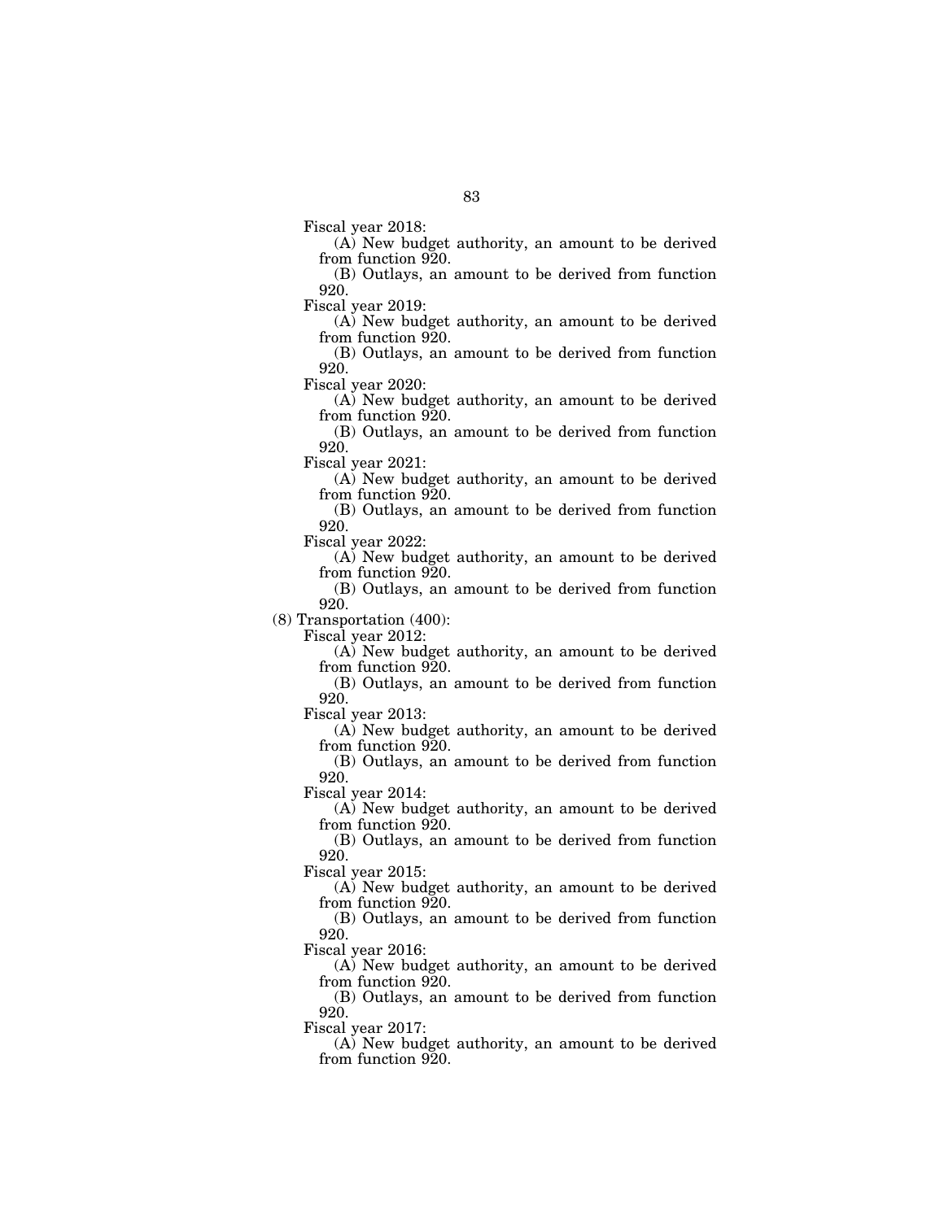Fiscal year 2018:

(A) New budget authority, an amount to be derived from function 920.

(B) Outlays, an amount to be derived from function 920.

Fiscal year 2019:

(A) New budget authority, an amount to be derived from function 920.

(B) Outlays, an amount to be derived from function 920.

Fiscal year 2020:

(A) New budget authority, an amount to be derived from function 920.

(B) Outlays, an amount to be derived from function 920.

Fiscal year 2021:

(A) New budget authority, an amount to be derived from function 920.

(B) Outlays, an amount to be derived from function 920.

Fiscal year 2022:

(A) New budget authority, an amount to be derived from function 920.

(B) Outlays, an amount to be derived from function 920.

(8) Transportation (400):

Fiscal year 2012:

(A) New budget authority, an amount to be derived from function 920.

(B) Outlays, an amount to be derived from function 920.

Fiscal year 2013:

(A) New budget authority, an amount to be derived from function 920.

(B) Outlays, an amount to be derived from function 920.

Fiscal year 2014:

(A) New budget authority, an amount to be derived from function 920.

(B) Outlays, an amount to be derived from function 920.

Fiscal year 2015:

(A) New budget authority, an amount to be derived from function 920.

(B) Outlays, an amount to be derived from function 920.

Fiscal year 2016:

(A) New budget authority, an amount to be derived from function 920.

(B) Outlays, an amount to be derived from function 920.

Fiscal year 2017:

(A) New budget authority, an amount to be derived from function 920.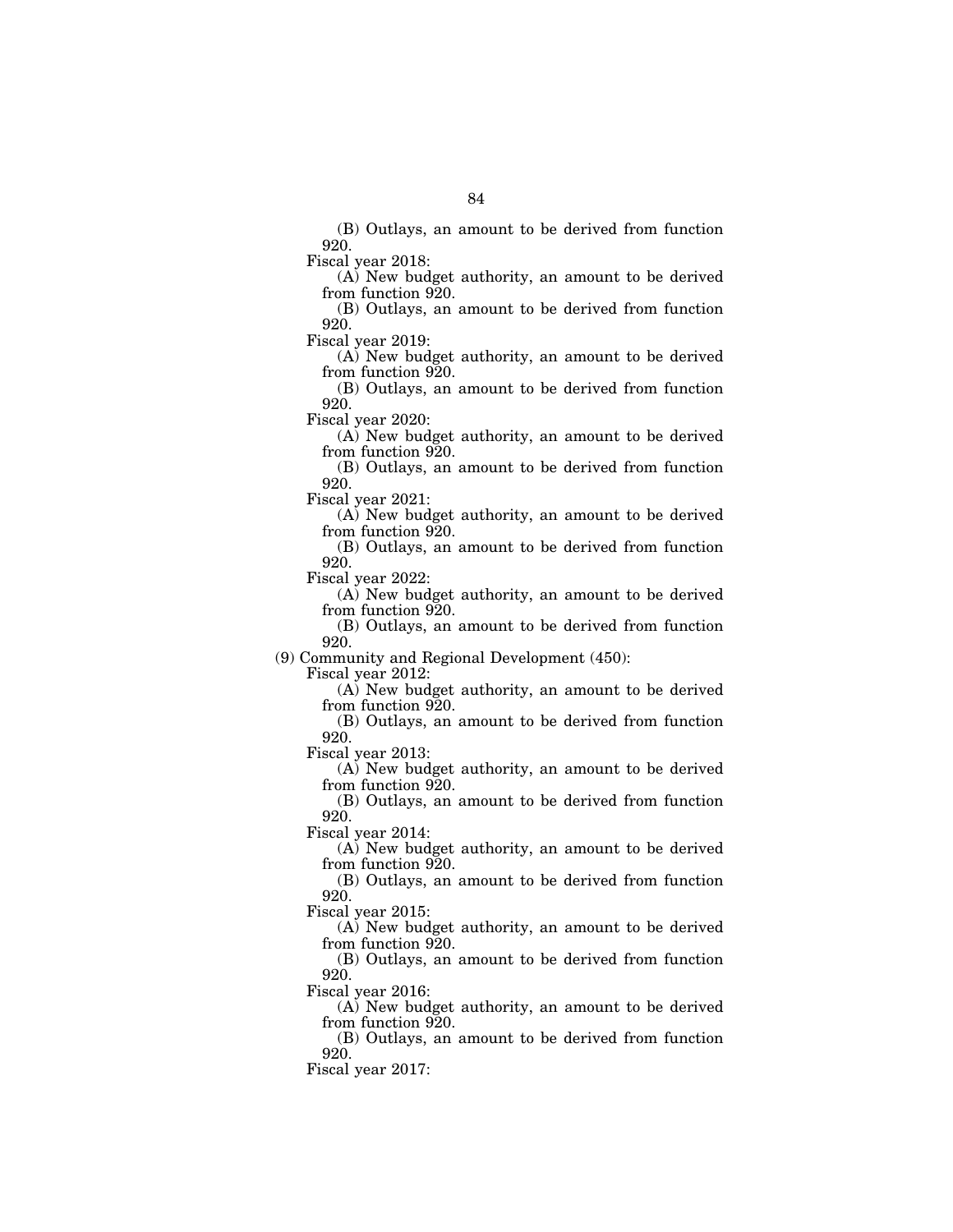(B) Outlays, an amount to be derived from function 920.

Fiscal year 2018:

(A) New budget authority, an amount to be derived from function 920.

(B) Outlays, an amount to be derived from function 920.

Fiscal year 2019:

(A) New budget authority, an amount to be derived from function 920.

(B) Outlays, an amount to be derived from function 920.

Fiscal year 2020:

(A) New budget authority, an amount to be derived from function 920.

(B) Outlays, an amount to be derived from function 920.

Fiscal year 2021:

(A) New budget authority, an amount to be derived from function 920.

(B) Outlays, an amount to be derived from function 920.

Fiscal year 2022:

(A) New budget authority, an amount to be derived from function 920.

(B) Outlays, an amount to be derived from function 920.

(9) Community and Regional Development (450):

Fiscal year 2012:

(A) New budget authority, an amount to be derived from function 920.

(B) Outlays, an amount to be derived from function 920.

Fiscal year 2013:

(A) New budget authority, an amount to be derived from function 920.

(B) Outlays, an amount to be derived from function 920.

Fiscal year 2014:

(A) New budget authority, an amount to be derived from function 920.

(B) Outlays, an amount to be derived from function 920.

Fiscal year 2015:

(A) New budget authority, an amount to be derived from function 920.

(B) Outlays, an amount to be derived from function 920.

Fiscal year 2016:

(A) New budget authority, an amount to be derived from function 920.

(B) Outlays, an amount to be derived from function 920.

Fiscal year 2017: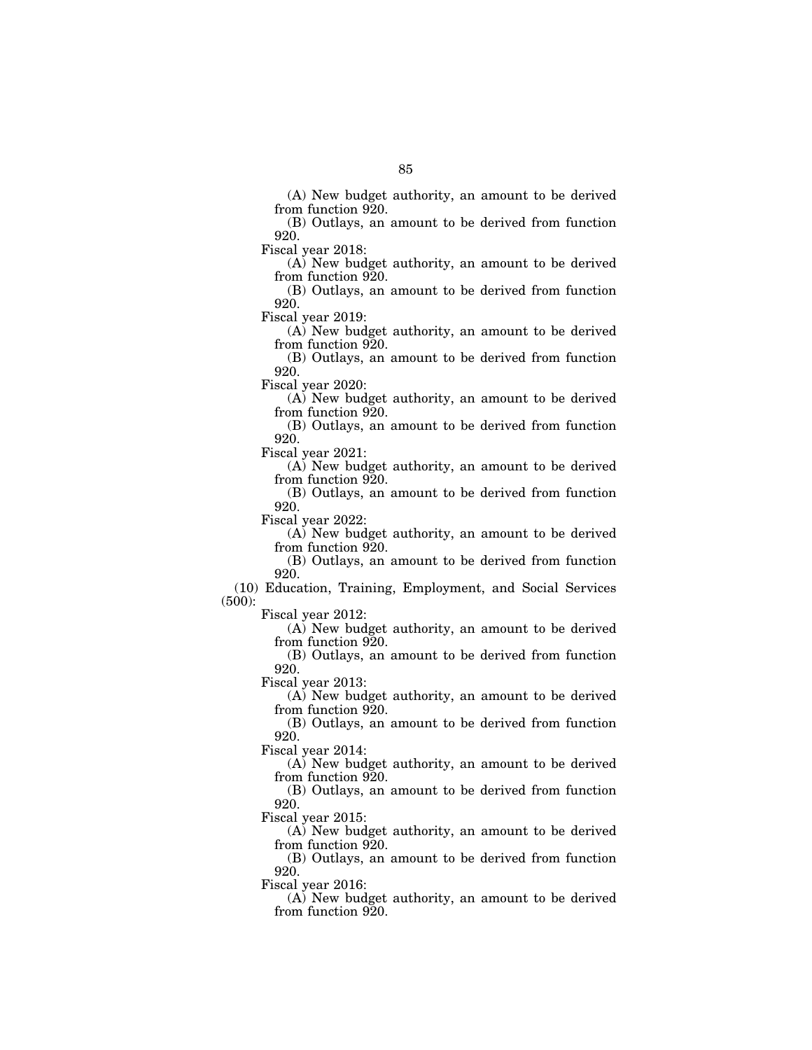(A) New budget authority, an amount to be derived from function 920.

(B) Outlays, an amount to be derived from function 920.

Fiscal year 2018:

(A) New budget authority, an amount to be derived from function 920.

(B) Outlays, an amount to be derived from function 920.

Fiscal year 2019:

(A) New budget authority, an amount to be derived from function 920.

(B) Outlays, an amount to be derived from function 920.

Fiscal year 2020:

(A) New budget authority, an amount to be derived from function 920.

(B) Outlays, an amount to be derived from function 920.

Fiscal year 2021:

(A) New budget authority, an amount to be derived from function 920.

(B) Outlays, an amount to be derived from function 920.

Fiscal year 2022:

(A) New budget authority, an amount to be derived from function 920.

(B) Outlays, an amount to be derived from function 920.

(10) Education, Training, Employment, and Social Services (500):

Fiscal year 2012:

(A) New budget authority, an amount to be derived from function 920.

(B) Outlays, an amount to be derived from function 920.

Fiscal year 2013:

(A) New budget authority, an amount to be derived from function 920.

(B) Outlays, an amount to be derived from function 920.

Fiscal year 2014:

(A) New budget authority, an amount to be derived from function 920.

(B) Outlays, an amount to be derived from function 920.

Fiscal year 2015:

(A) New budget authority, an amount to be derived from function 920.

(B) Outlays, an amount to be derived from function 920.

Fiscal year 2016:

(A) New budget authority, an amount to be derived from function 920.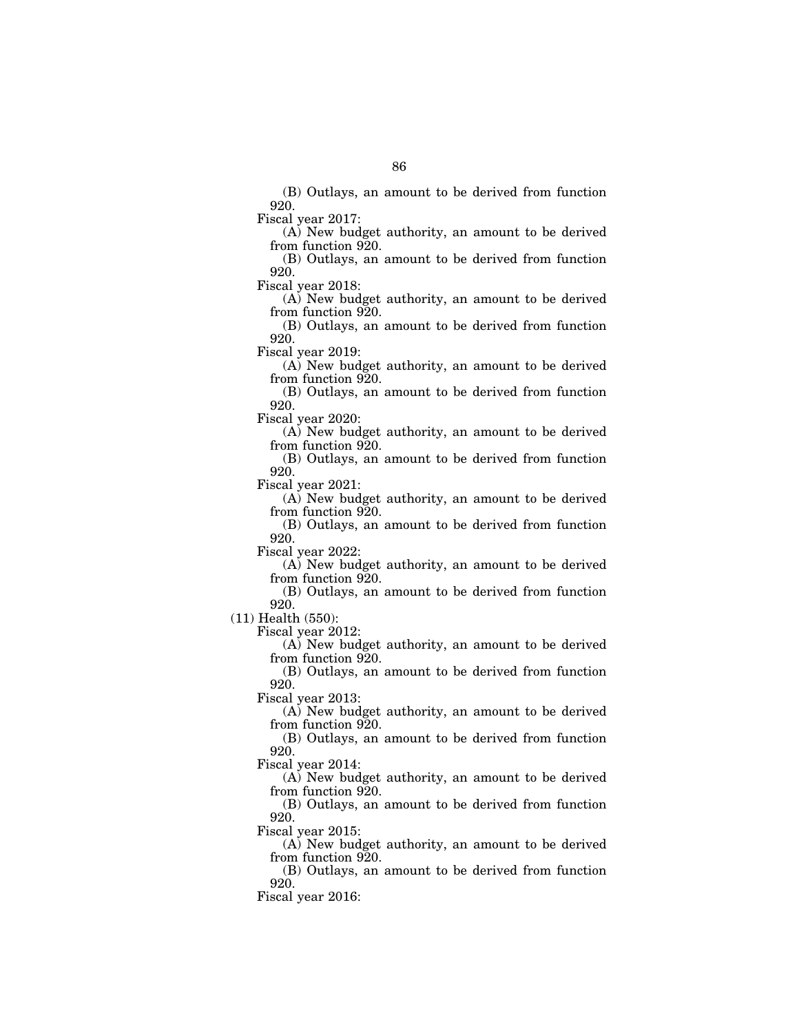(B) Outlays, an amount to be derived from function 920.

Fiscal year 2017:

(A) New budget authority, an amount to be derived from function 920.

(B) Outlays, an amount to be derived from function 920.

Fiscal year 2018:

(A) New budget authority, an amount to be derived from function 920.

(B) Outlays, an amount to be derived from function 920.

Fiscal year 2019:

(A) New budget authority, an amount to be derived from function 920.

(B) Outlays, an amount to be derived from function 920.

Fiscal year 2020:

(A) New budget authority, an amount to be derived from function 920.

(B) Outlays, an amount to be derived from function 920.

Fiscal year 2021:

(A) New budget authority, an amount to be derived from function 920.

(B) Outlays, an amount to be derived from function 920.

Fiscal year 2022:

(A) New budget authority, an amount to be derived from function 920.

(B) Outlays, an amount to be derived from function 920.

(11) Health (550):

Fiscal year 2012:

(A) New budget authority, an amount to be derived from function 920.

(B) Outlays, an amount to be derived from function 920.

Fiscal year 2013:

(A) New budget authority, an amount to be derived from function 920.

(B) Outlays, an amount to be derived from function 920.

Fiscal year 2014:

(A) New budget authority, an amount to be derived from function 920.

(B) Outlays, an amount to be derived from function 920.

Fiscal year 2015:

(A) New budget authority, an amount to be derived from function 920.

(B) Outlays, an amount to be derived from function 920.

Fiscal year 2016: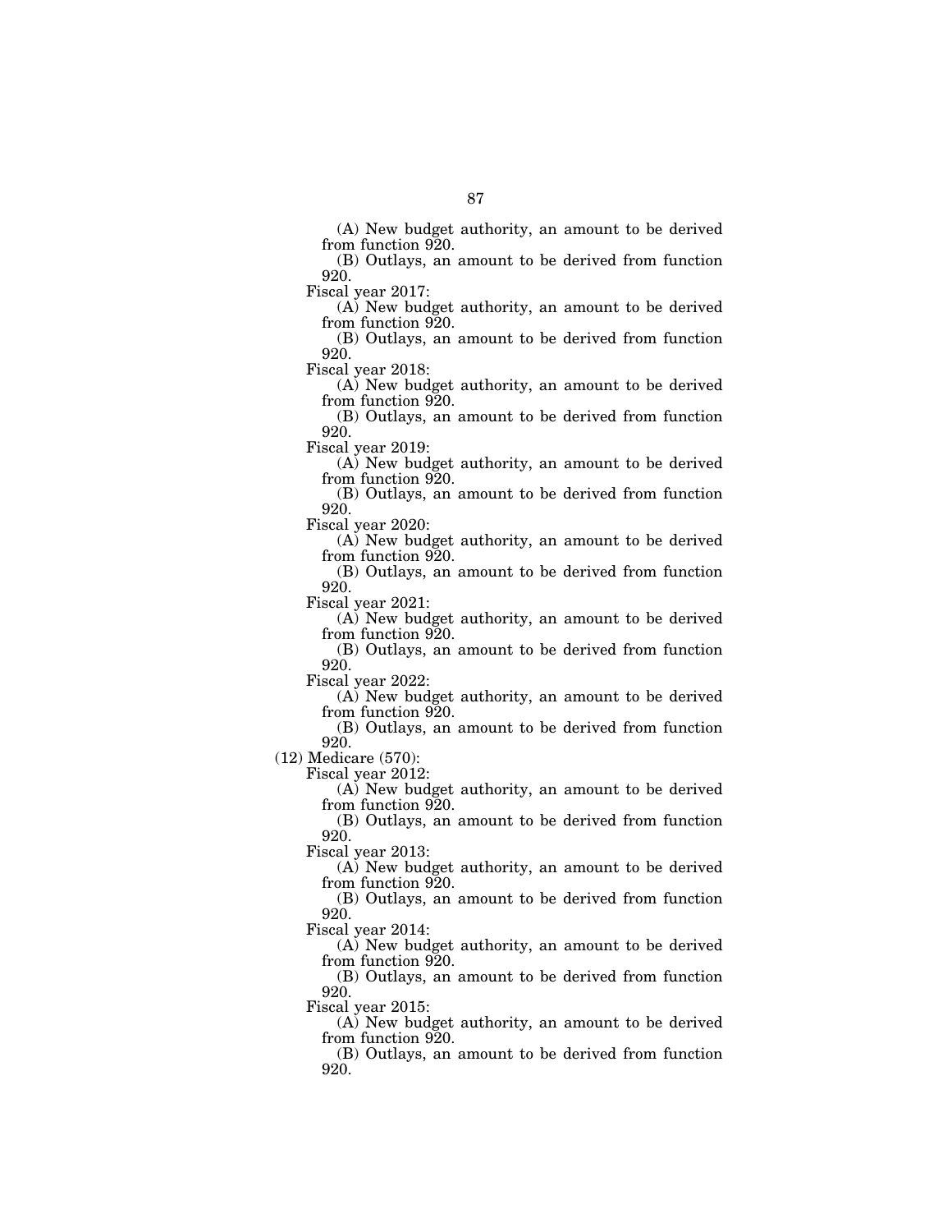(A) New budget authority, an amount to be derived from function 920.

(B) Outlays, an amount to be derived from function 920.

Fiscal year 2017:

(A) New budget authority, an amount to be derived from function 920.

(B) Outlays, an amount to be derived from function 920.

Fiscal year 2018:

(A) New budget authority, an amount to be derived from function 920.

(B) Outlays, an amount to be derived from function 920.

Fiscal year 2019:

(A) New budget authority, an amount to be derived from function 920.

(B) Outlays, an amount to be derived from function 920.

Fiscal year 2020:

(A) New budget authority, an amount to be derived from function 920.

(B) Outlays, an amount to be derived from function 920.

Fiscal year 2021:

(A) New budget authority, an amount to be derived from function 920.

(B) Outlays, an amount to be derived from function 920.

Fiscal year 2022:

(A) New budget authority, an amount to be derived from function 920.

(B) Outlays, an amount to be derived from function 920.

(12) Medicare (570):

Fiscal year 2012:

(A) New budget authority, an amount to be derived from function 920.

(B) Outlays, an amount to be derived from function 920.

Fiscal year 2013:

(A) New budget authority, an amount to be derived from function 920.

(B) Outlays, an amount to be derived from function 920.

Fiscal year 2014:

(A) New budget authority, an amount to be derived from function 920.

(B) Outlays, an amount to be derived from function 920.

Fiscal year 2015:

(A) New budget authority, an amount to be derived from function 920.

(B) Outlays, an amount to be derived from function 920.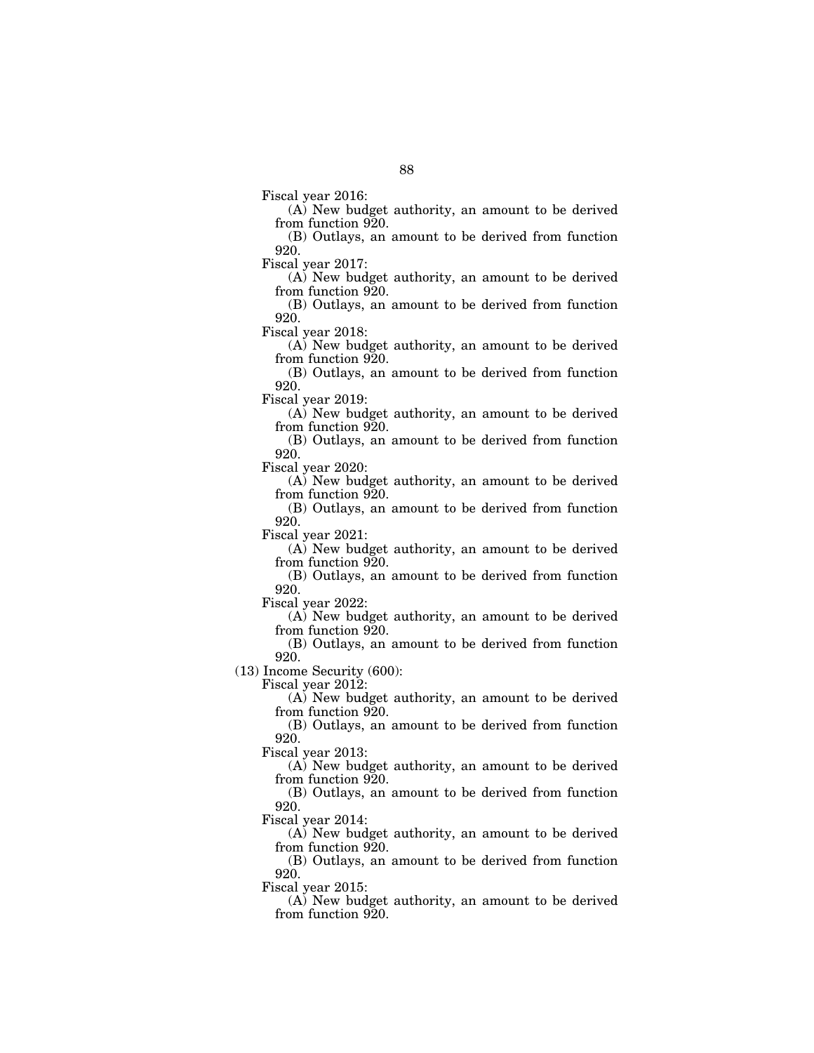Fiscal year 2016:

(A) New budget authority, an amount to be derived from function 920.

(B) Outlays, an amount to be derived from function 920.

Fiscal year 2017:

(A) New budget authority, an amount to be derived from function 920.

(B) Outlays, an amount to be derived from function 920.

Fiscal year 2018:

(A) New budget authority, an amount to be derived from function 920.

(B) Outlays, an amount to be derived from function 920.

Fiscal year 2019:

(A) New budget authority, an amount to be derived from function 920.

(B) Outlays, an amount to be derived from function 920.

Fiscal year 2020:

(A) New budget authority, an amount to be derived from function 920.

(B) Outlays, an amount to be derived from function 920.

Fiscal year 2021:

(A) New budget authority, an amount to be derived from function 920.

(B) Outlays, an amount to be derived from function 920.

Fiscal year 2022:

(A) New budget authority, an amount to be derived from function 920.

(B) Outlays, an amount to be derived from function 920.

(13) Income Security (600):

Fiscal year 2012:

(A) New budget authority, an amount to be derived from function 920.

(B) Outlays, an amount to be derived from function 920.

Fiscal year 2013:

(A) New budget authority, an amount to be derived from function 920.

(B) Outlays, an amount to be derived from function 920.

Fiscal year 2014:

(A) New budget authority, an amount to be derived from function 920.

(B) Outlays, an amount to be derived from function 920.

Fiscal year 2015:

(A) New budget authority, an amount to be derived from function 920.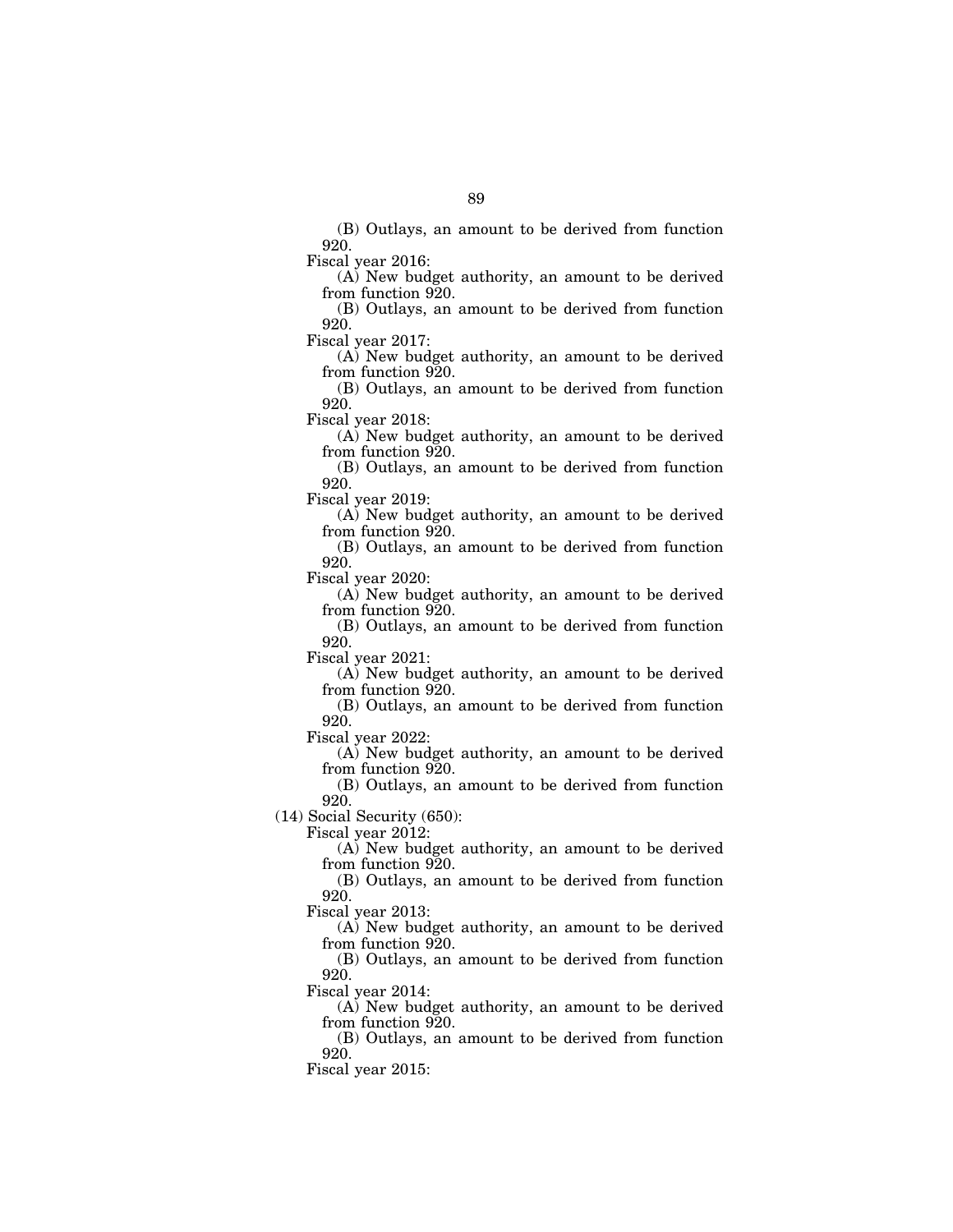(B) Outlays, an amount to be derived from function 920.

Fiscal year 2016:

(A) New budget authority, an amount to be derived from function 920.

(B) Outlays, an amount to be derived from function 920.

Fiscal year 2017:

(A) New budget authority, an amount to be derived from function 920.

(B) Outlays, an amount to be derived from function 920.

Fiscal year 2018:

(A) New budget authority, an amount to be derived from function 920.

(B) Outlays, an amount to be derived from function 920.

Fiscal year 2019:

(A) New budget authority, an amount to be derived from function 920.

(B) Outlays, an amount to be derived from function 920.

Fiscal year 2020:

(A) New budget authority, an amount to be derived from function 920.

(B) Outlays, an amount to be derived from function 920.

Fiscal year 2021:

(A) New budget authority, an amount to be derived from function 920.

(B) Outlays, an amount to be derived from function 920.

Fiscal year 2022:

(A) New budget authority, an amount to be derived from function 920.

(B) Outlays, an amount to be derived from function 920.

(14) Social Security (650):

Fiscal year 2012:

(A) New budget authority, an amount to be derived from function 920.

(B) Outlays, an amount to be derived from function 920.

Fiscal year 2013:

(A) New budget authority, an amount to be derived from function 920.

(B) Outlays, an amount to be derived from function 920.

Fiscal year 2014:

(A) New budget authority, an amount to be derived from function 920.

(B) Outlays, an amount to be derived from function 920.

Fiscal year 2015: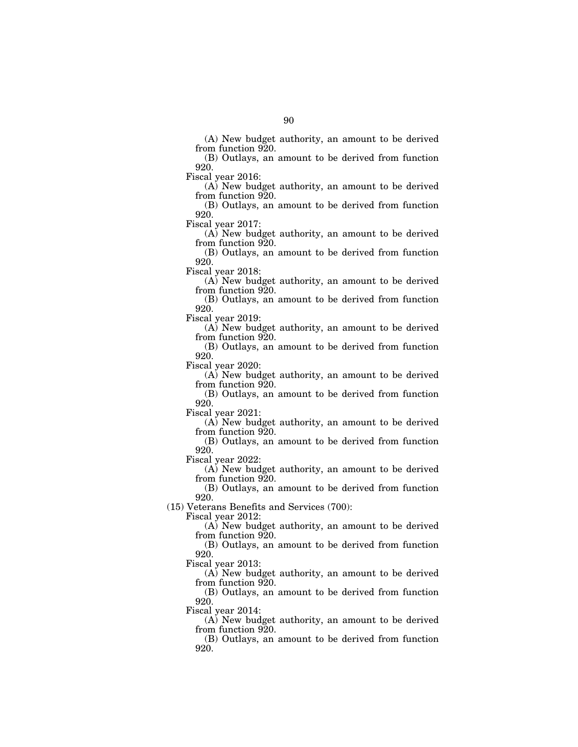(A) New budget authority, an amount to be derived from function 920.

(B) Outlays, an amount to be derived from function 920.

Fiscal year 2016:

(A) New budget authority, an amount to be derived from function 920.

(B) Outlays, an amount to be derived from function 920.

Fiscal year 2017:

(A) New budget authority, an amount to be derived from function 920.

(B) Outlays, an amount to be derived from function 920.

Fiscal year 2018:

(A) New budget authority, an amount to be derived from function 920.

(B) Outlays, an amount to be derived from function 920.

Fiscal year 2019:

(A) New budget authority, an amount to be derived from function 920.

(B) Outlays, an amount to be derived from function 920.

Fiscal year 2020:

(A) New budget authority, an amount to be derived from function 920.

(B) Outlays, an amount to be derived from function 920.

Fiscal year 2021:

(A) New budget authority, an amount to be derived from function 920.

(B) Outlays, an amount to be derived from function 920.

Fiscal year 2022:

(A) New budget authority, an amount to be derived from function 920.

(B) Outlays, an amount to be derived from function 920.

(15) Veterans Benefits and Services (700):

Fiscal year 2012:

(A) New budget authority, an amount to be derived from function 920.

(B) Outlays, an amount to be derived from function 920.

Fiscal year 2013:

(A) New budget authority, an amount to be derived from function 920.

(B) Outlays, an amount to be derived from function 920.

Fiscal year 2014:

(A) New budget authority, an amount to be derived from function 920.

(B) Outlays, an amount to be derived from function 920.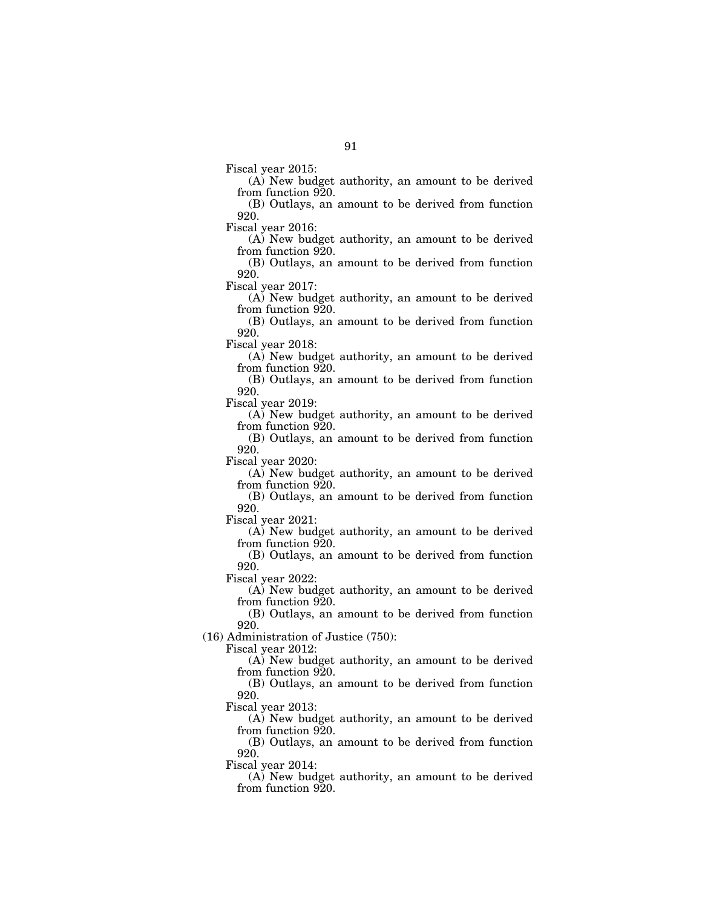Fiscal year 2015:

(A) New budget authority, an amount to be derived from function 920.

(B) Outlays, an amount to be derived from function 920.

Fiscal year 2016:

(A) New budget authority, an amount to be derived from function 920.

(B) Outlays, an amount to be derived from function 920.

Fiscal year 2017:

(A) New budget authority, an amount to be derived from function 920.

(B) Outlays, an amount to be derived from function 920.

Fiscal year 2018:

(A) New budget authority, an amount to be derived from function 920.

(B) Outlays, an amount to be derived from function 920.

Fiscal year 2019:

(A) New budget authority, an amount to be derived from function 920.

(B) Outlays, an amount to be derived from function 920.

Fiscal year 2020:

(A) New budget authority, an amount to be derived from function 920.

(B) Outlays, an amount to be derived from function 920.

Fiscal year 2021:

(A) New budget authority, an amount to be derived from function 920.

(B) Outlays, an amount to be derived from function 920.

Fiscal year 2022:

(A) New budget authority, an amount to be derived from function 920.

(B) Outlays, an amount to be derived from function 920.

(16) Administration of Justice (750):

Fiscal year 2012:

(A) New budget authority, an amount to be derived from function 920.

(B) Outlays, an amount to be derived from function 920.

Fiscal year 2013:

(A) New budget authority, an amount to be derived from function 920.

(B) Outlays, an amount to be derived from function 920.

Fiscal year 2014:

(A) New budget authority, an amount to be derived from function 920.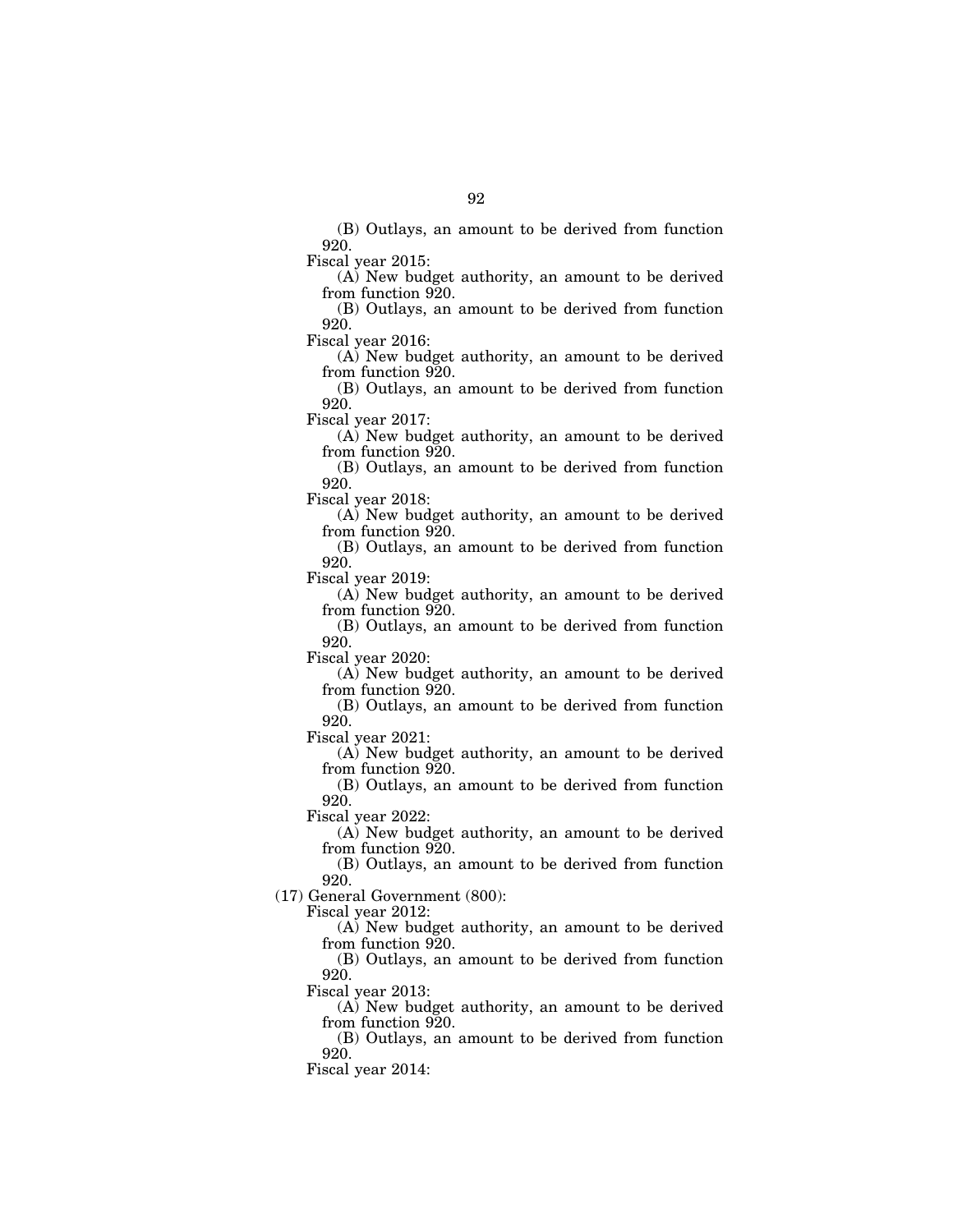(B) Outlays, an amount to be derived from function 920.

Fiscal year 2015:

(A) New budget authority, an amount to be derived from function 920.

(B) Outlays, an amount to be derived from function 920.

Fiscal year 2016:

(A) New budget authority, an amount to be derived from function 920.

(B) Outlays, an amount to be derived from function 920.

Fiscal year 2017:

(A) New budget authority, an amount to be derived from function 920.

(B) Outlays, an amount to be derived from function 920.

Fiscal year 2018:

(A) New budget authority, an amount to be derived from function 920.

(B) Outlays, an amount to be derived from function 920.

Fiscal year 2019:

(A) New budget authority, an amount to be derived from function 920.

(B) Outlays, an amount to be derived from function 920.

Fiscal year 2020:

(A) New budget authority, an amount to be derived from function 920.

(B) Outlays, an amount to be derived from function 920.

Fiscal year 2021:

(A) New budget authority, an amount to be derived from function 920.

(B) Outlays, an amount to be derived from function 920.

Fiscal year 2022:

(A) New budget authority, an amount to be derived from function 920.

(B) Outlays, an amount to be derived from function 920.

(17) General Government (800):

Fiscal year 2012:

(A) New budget authority, an amount to be derived from function 920.

(B) Outlays, an amount to be derived from function 920.

Fiscal year 2013:

(A) New budget authority, an amount to be derived from function 920.

(B) Outlays, an amount to be derived from function 920.

Fiscal year 2014: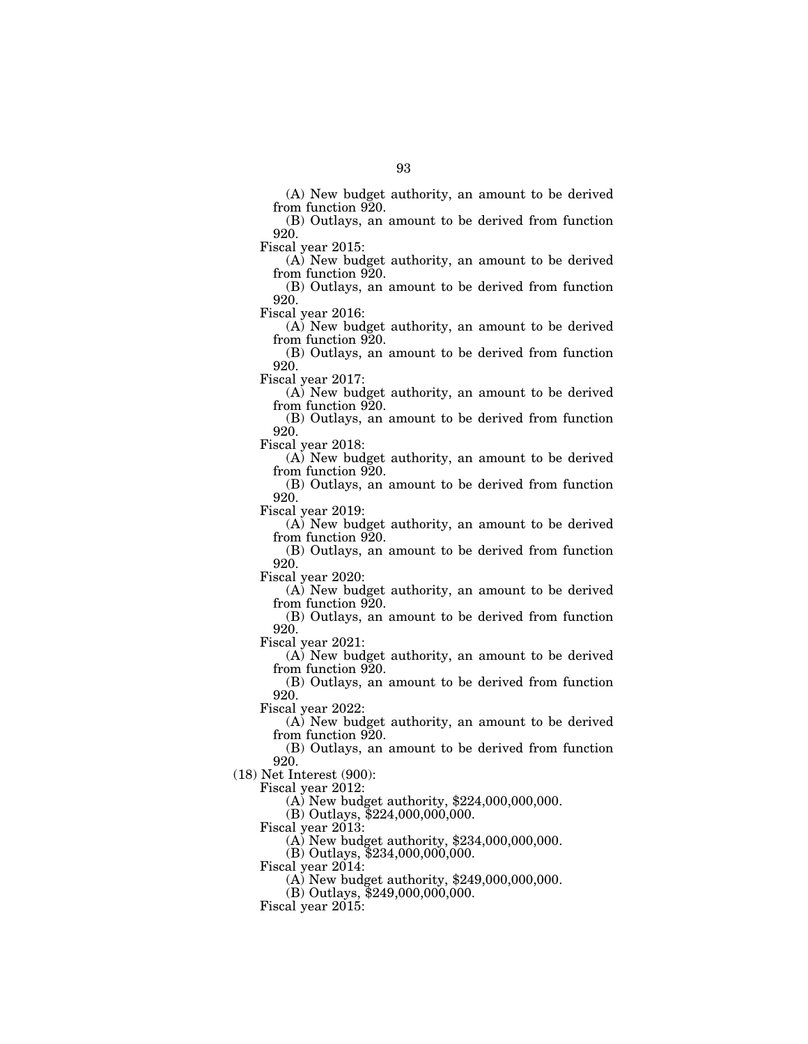(A) New budget authority, an amount to be derived from function 920.

(B) Outlays, an amount to be derived from function 920.

Fiscal year 2015:

(A) New budget authority, an amount to be derived from function 920.

(B) Outlays, an amount to be derived from function 920.

Fiscal year 2016:

(A) New budget authority, an amount to be derived from function 920.

(B) Outlays, an amount to be derived from function 920.

Fiscal year 2017:

(A) New budget authority, an amount to be derived from function 920.

(B) Outlays, an amount to be derived from function 920.

Fiscal year 2018:

(A) New budget authority, an amount to be derived from function 920.

(B) Outlays, an amount to be derived from function 920.

Fiscal year 2019:

(A) New budget authority, an amount to be derived from function 920.

(B) Outlays, an amount to be derived from function 920.

Fiscal year 2020:

(A) New budget authority, an amount to be derived from function 920.

(B) Outlays, an amount to be derived from function 920.

Fiscal year 2021:

(A) New budget authority, an amount to be derived from function 920.

(B) Outlays, an amount to be derived from function 920.

Fiscal year 2022:

(A) New budget authority, an amount to be derived from function 920.

(B) Outlays, an amount to be derived from function 920.

(18) Net Interest (900):

Fiscal year 2012:

(A) New budget authority, $224,000,000,000.

(B) Outlays, $224,000,000,000.

Fiscal year 2013:

(A) New budget authority, $234,000,000,000.

(B) Outlays, $234,000,000,000.

Fiscal year 2014:

(A) New budget authority, $249,000,000,000.

(B) Outlays, $249,000,000,000.

Fiscal year 2015: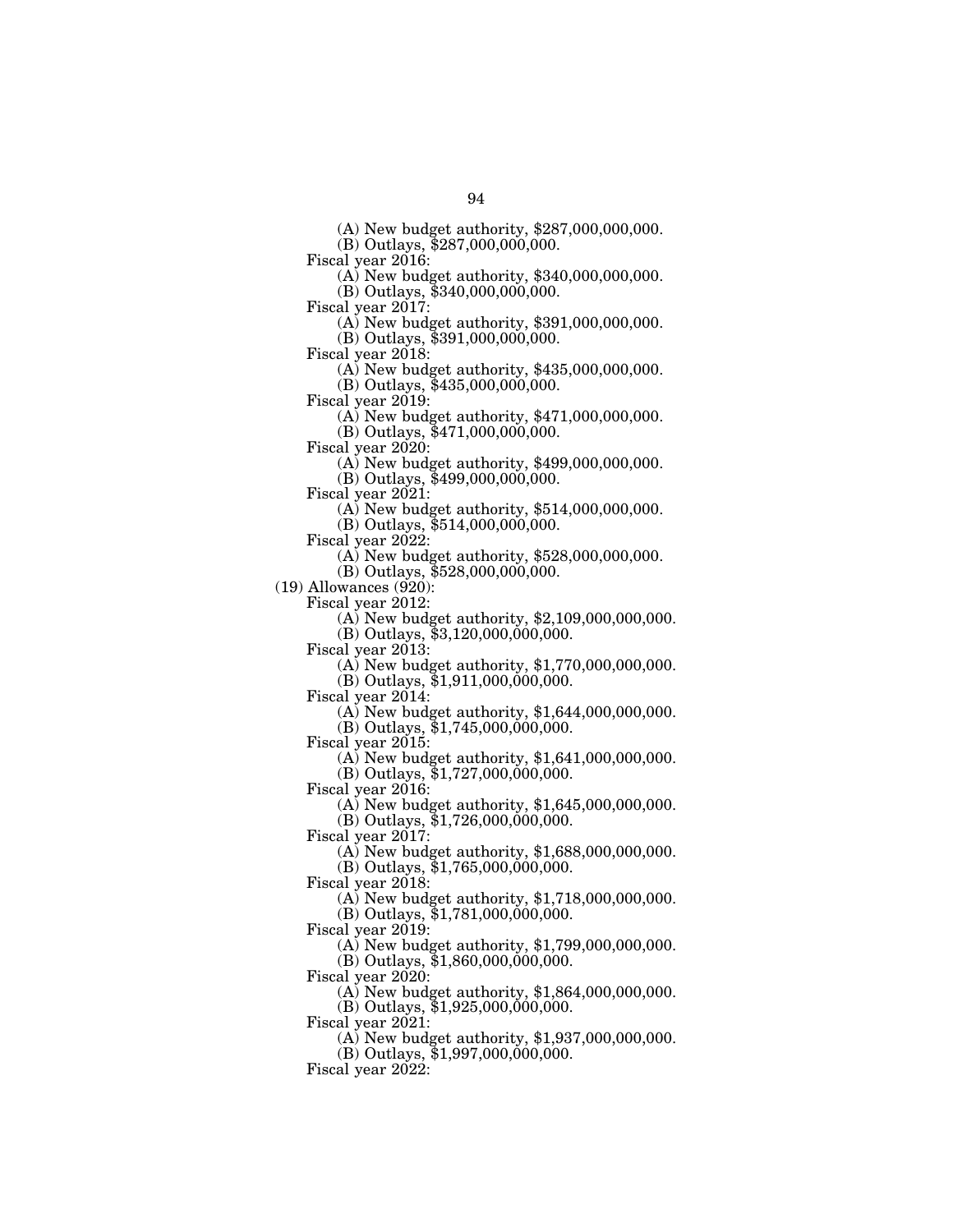(A) New budget authority, $287,000,000,000.

(B) Outlays, $287,000,000,000.

Fiscal year 2016:

(A) New budget authority, $340,000,000,000.

(B) Outlays, $340,000,000,000.

Fiscal year 2017:

(A) New budget authority, $391,000,000,000.

(B) Outlays, $391,000,000,000.

Fiscal year 2018:

(A) New budget authority, $435,000,000,000.

(B) Outlays, $435,000,000,000.

Fiscal year 2019:

(A) New budget authority, $471,000,000,000.

(B) Outlays, $471,000,000,000.

Fiscal year 2020:

(A) New budget authority, $499,000,000,000.

(B) Outlays, $499,000,000,000.

Fiscal year 2021:

(A) New budget authority, $514,000,000,000.

(B) Outlays, $514,000,000,000.

Fiscal year 2022:

(A) New budget authority, $528,000,000,000.

(B) Outlays, $528,000,000,000.

(19) Allowances (920):

Fiscal year 2012:

(A) New budget authority, $2,109,000,000,000.

(B) Outlays, $3,120,000,000,000.

Fiscal year 2013:

(A) New budget authority, $1,770,000,000,000.

(B) Outlays, $1,911,000,000,000.

Fiscal year 2014:

(A) New budget authority, $1,644,000,000,000.

(B) Outlays, $1,745,000,000,000.

Fiscal year 2015:

(A) New budget authority, $1,641,000,000,000.

(B) Outlays, $1,727,000,000,000.

Fiscal year 2016:

(A) New budget authority, $1,645,000,000,000.

(B) Outlays, $1,726,000,000,000.

Fiscal year 2017:

(A) New budget authority, $1,688,000,000,000.

(B) Outlays, $1,765,000,000,000.

Fiscal year 2018:

(A) New budget authority, $1,718,000,000,000.

(B) Outlays, $1,781,000,000,000.

Fiscal year 2019:

(A) New budget authority, $1,799,000,000,000.

(B) Outlays, $1,860,000,000,000.

Fiscal year 2020:

(A) New budget authority, $1,864,000,000,000.

(B) Outlays, $1,925,000,000,000.

Fiscal year 2021:

(A) New budget authority, $1,937,000,000,000.

(B) Outlays, $1,997,000,000,000.

Fiscal year 2022: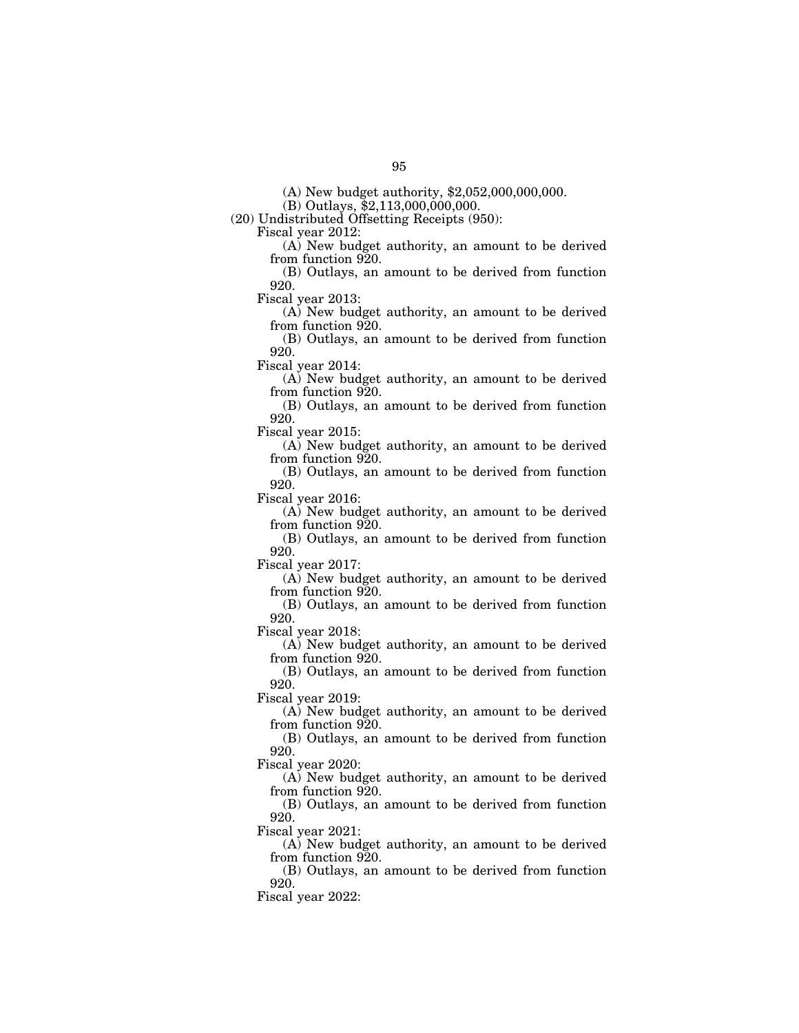(A) New budget authority, $2,052,000,000,000.

(B) Outlays, $2,113,000,000,000.

(20) Undistributed Offsetting Receipts (950):

Fiscal year 2012:

(A) New budget authority, an amount to be derived from function 920.

(B) Outlays, an amount to be derived from function 920.

Fiscal year 2013:

(A) New budget authority, an amount to be derived from function 920.

(B) Outlays, an amount to be derived from function 920.

Fiscal year 2014:

(A) New budget authority, an amount to be derived from function 920.

(B) Outlays, an amount to be derived from function 920.

Fiscal year 2015:

(A) New budget authority, an amount to be derived from function 920.

(B) Outlays, an amount to be derived from function 920.

Fiscal year 2016:

(A) New budget authority, an amount to be derived from function 920.

(B) Outlays, an amount to be derived from function 920.

Fiscal year 2017:

(A) New budget authority, an amount to be derived from function 920.

(B) Outlays, an amount to be derived from function 920.

Fiscal year 2018:

(A) New budget authority, an amount to be derived from function 920.

(B) Outlays, an amount to be derived from function 920.

Fiscal year 2019:

(A) New budget authority, an amount to be derived from function 920.

(B) Outlays, an amount to be derived from function 920.

Fiscal year 2020:

(A) New budget authority, an amount to be derived from function 920.

(B) Outlays, an amount to be derived from function 920.

Fiscal year 2021:

(A) New budget authority, an amount to be derived from function 920.

(B) Outlays, an amount to be derived from function 920.

Fiscal year 2022: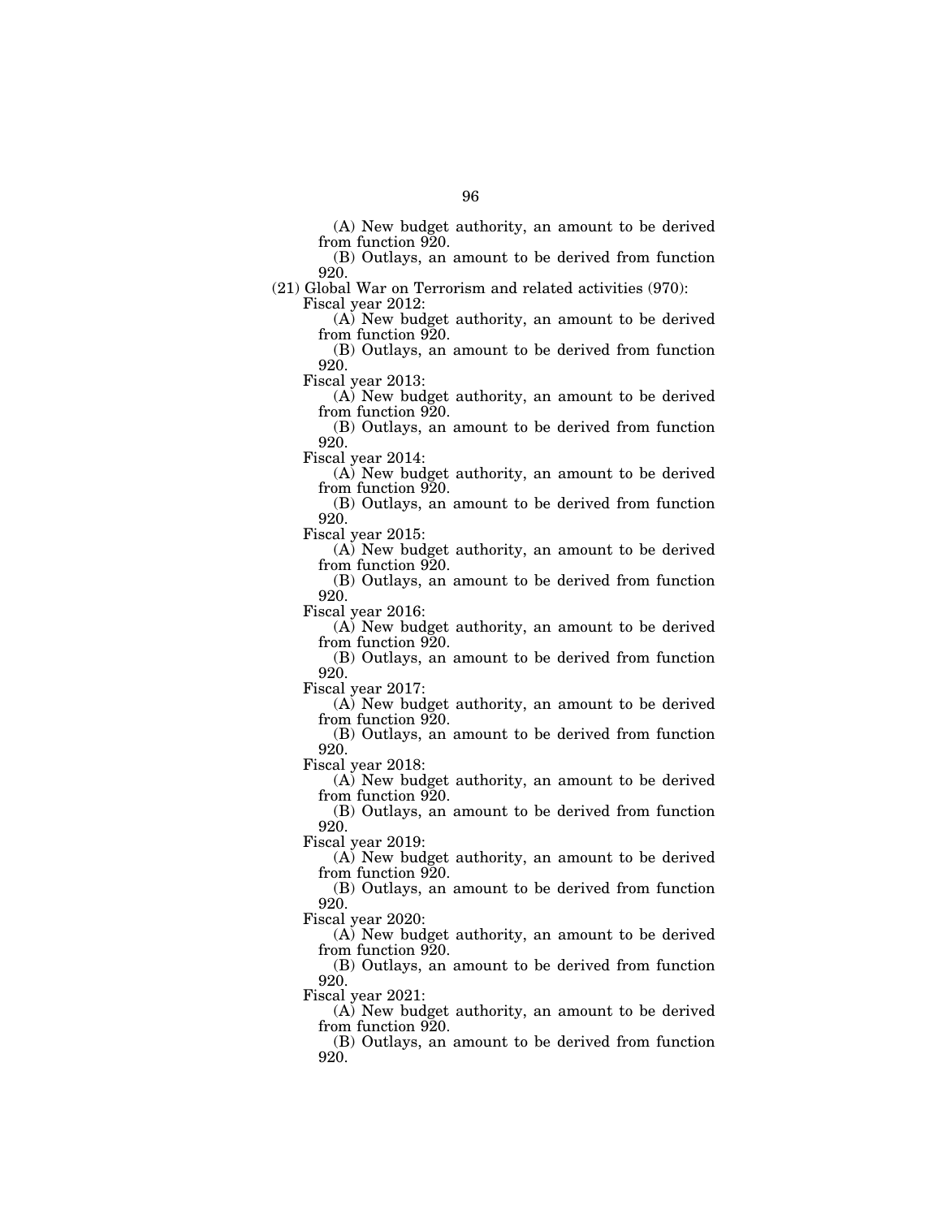(A) New budget authority, an amount to be derived from function 920.

(B) Outlays, an amount to be derived from function 920.

(21) Global War on Terrorism and related activities (970):

Fiscal year 2012:

(A) New budget authority, an amount to be derived from function 920.

(B) Outlays, an amount to be derived from function 920.

Fiscal year 2013:

(A) New budget authority, an amount to be derived from function 920.

(B) Outlays, an amount to be derived from function 920.

Fiscal year 2014:

(A) New budget authority, an amount to be derived from function 920.

(B) Outlays, an amount to be derived from function 920.

Fiscal year 2015:

(A) New budget authority, an amount to be derived from function 920.

(B) Outlays, an amount to be derived from function 920.

Fiscal year 2016:

(A) New budget authority, an amount to be derived from function 920.

(B) Outlays, an amount to be derived from function 920.

Fiscal year 2017:

(A) New budget authority, an amount to be derived from function 920.

(B) Outlays, an amount to be derived from function 920.

Fiscal year 2018:

(A) New budget authority, an amount to be derived from function 920.

(B) Outlays, an amount to be derived from function 920.

Fiscal year 2019:

(A) New budget authority, an amount to be derived from function 920.

(B) Outlays, an amount to be derived from function 920.

Fiscal year 2020:

(A) New budget authority, an amount to be derived from function 920.

(B) Outlays, an amount to be derived from function 920.

Fiscal year 2021:

(A) New budget authority, an amount to be derived from function 920.

(B) Outlays, an amount to be derived from function 920.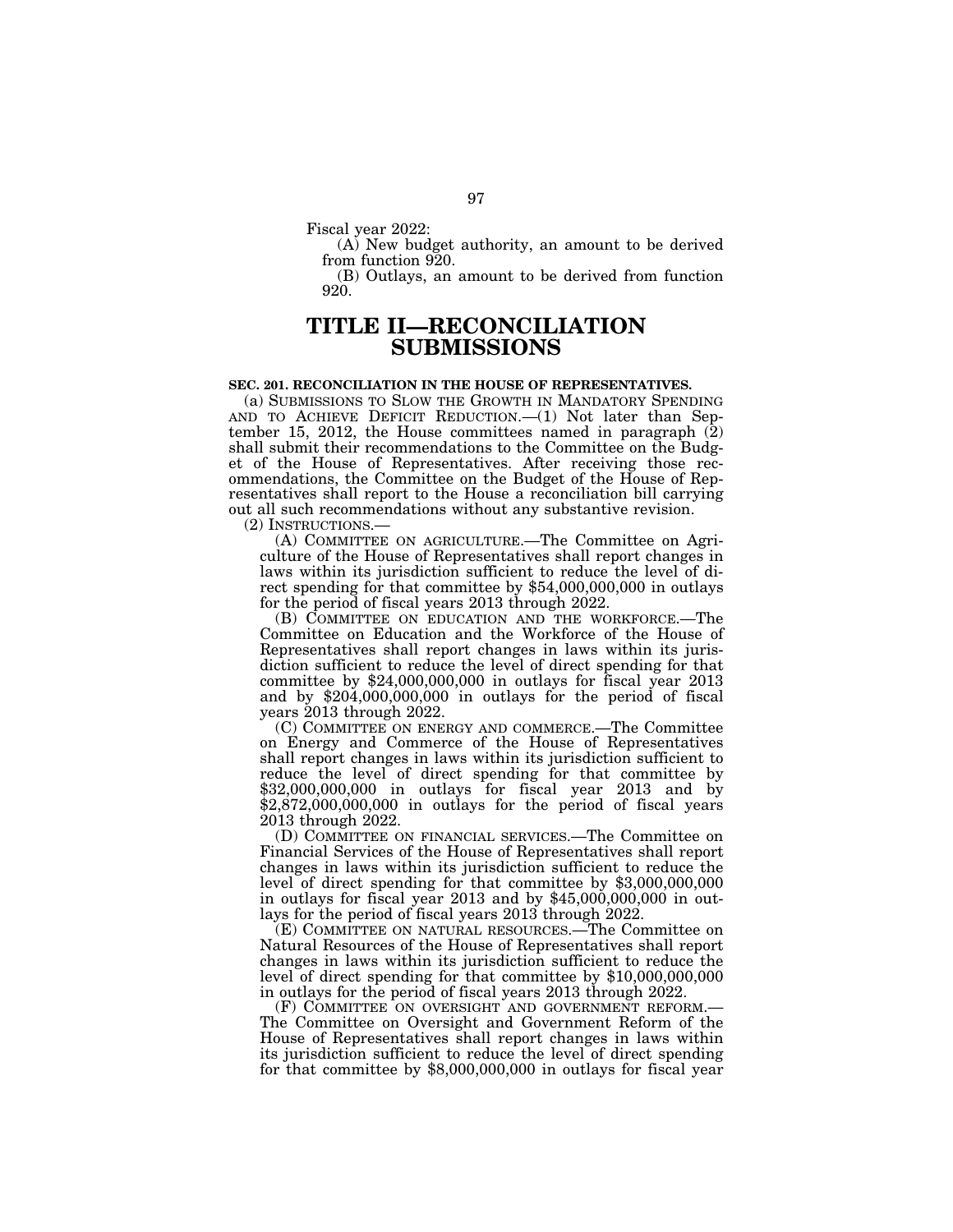Fiscal year 2022:

(A) New budget authority, an amount to be derived from function 920.

(B) Outlays, an amount to be derived from function 920.

# TITLE II—RECONCILIATION SUBMISSIONS

### SEC. 201. RECONCILIATION IN THE HOUSE OF REPRESENTATIVES.

(a) SUBMISSIONS TO SLOW THE GROWTH IN MANDATORY SPENDING AND TO ACHIEVE DEFICIT REDUCTION.—(1) Not later than September 15, 2012, the House committees named in paragraph (2) shall submit their recommendations to the Committee on the Budget of the House of Representatives. After receiving those recommendations, the Committee on the Budget of the House of Representatives shall report to the House a reconciliation bill carrying out all such recommendations without any substantive revision.

(2) INSTRUCTIONS.—

(A) COMMITTEE ON AGRICULTURE.—The Committee on Agriculture of the House of Representatives shall report changes in laws within its jurisdiction sufficient to reduce the level of direct spending for that committee by $54,000,000,000 in outlays for the period of fiscal years 2013 through 2022.

(B) COMMITTEE ON EDUCATION AND THE WORKFORCE.—The Committee on Education and the Workforce of the House of Representatives shall report changes in laws within its jurisdiction sufficient to reduce the level of direct spending for that committee by $24,000,000,000 in outlays for fiscal year 2013 and by $204,000,000,000 in outlays for the period of fiscal years 2013 through 2022.

(C) COMMITTEE ON ENERGY AND COMMERCE.—The Committee on Energy and Commerce of the House of Representatives shall report changes in laws within its jurisdiction sufficient to reduce the level of direct spending for that committee by $32,000,000,000 in outlays for fiscal year 2013 and by $2,872,000,000,000 in outlays for the period of fiscal years 2013 through 2022.

(D) COMMITTEE ON FINANCIAL SERVICES.—The Committee on Financial Services of the House of Representatives shall report changes in laws within its jurisdiction sufficient to reduce the level of direct spending for that committee by $3,000,000,000 in outlays for fiscal year 2013 and by $45,000,000,000 in outlays for the period of fiscal years 2013 through 2022.

(E) COMMITTEE ON NATURAL RESOURCES.—The Committee on Natural Resources of the House of Representatives shall report changes in laws within its jurisdiction sufficient to reduce the level of direct spending for that committee by $10,000,000,000 in outlays for the period of fiscal years 2013 through 2022.

(F) COMMITTEE ON OVERSIGHT AND GOVERNMENT REFORM.—The Committee on Oversight and Government Reform of the House of Representatives shall report changes in laws within its jurisdiction sufficient to reduce the level of direct spending for that committee by $8,000,000,000 in outlays for fiscal year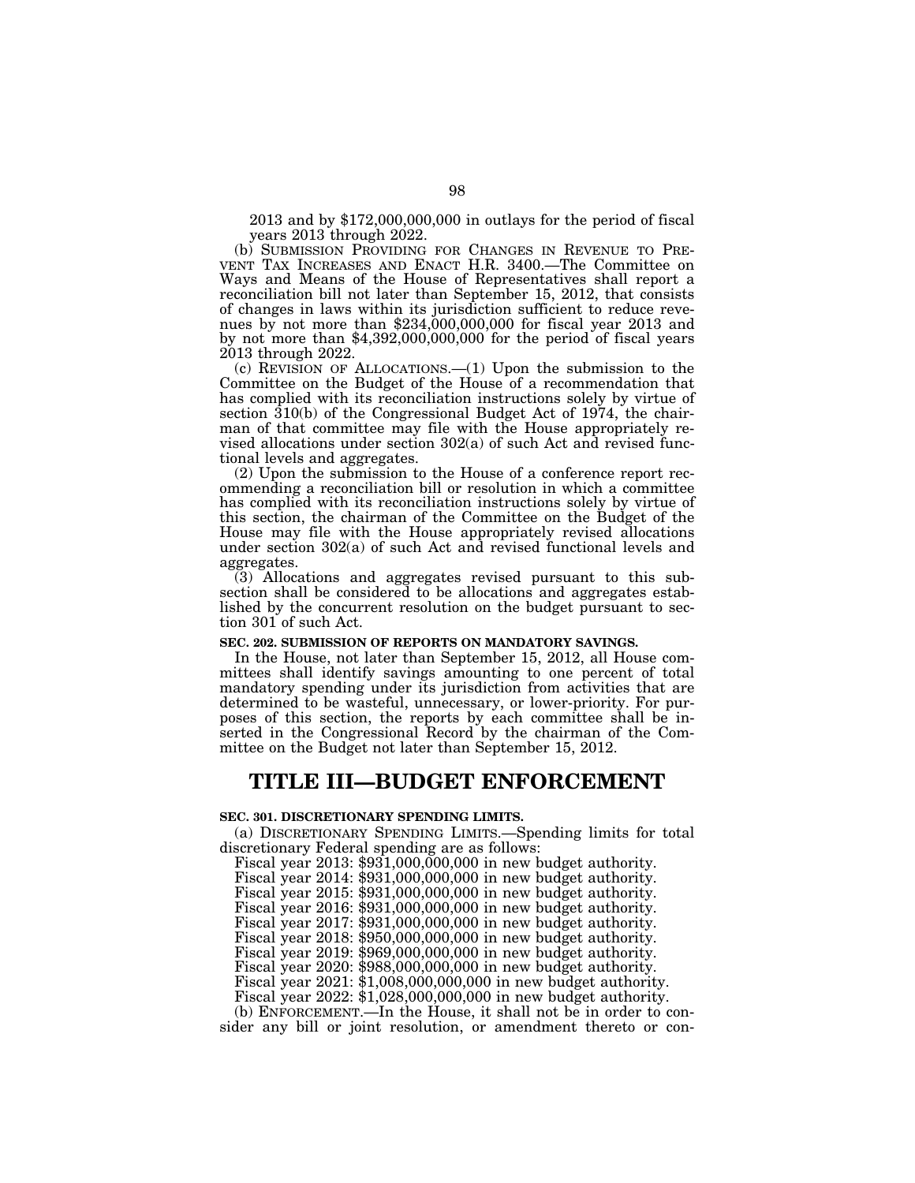2013 and by $172,000,000,000 in outlays for the period of fiscal years 2013 through 2022.

(b) SUBMISSION PROVIDING FOR CHANGES IN REVENUE TO PREVENT TAX INCREASES AND ENACT H.R. 3400.—The Committee on Ways and Means of the House of Representatives shall report a reconciliation bill not later than September 15, 2012, that consists of changes in laws within its jurisdiction sufficient to reduce revenues by not more than $234,000,000,000 for fiscal year 2013 and by not more than $4,392,000,000,000 for the period of fiscal years 2013 through 2022.

(c) REVISION OF ALLOCATIONS.—(1) Upon the submission to the Committee on the Budget of the House of a recommendation that has complied with its reconciliation instructions solely by virtue of section 310(b) of the Congressional Budget Act of 1974, the chairman of that committee may file with the House appropriately revised allocations under section 302(a) of such Act and revised functional levels and aggregates.

(2) Upon the submission to the House of a conference report recommending a reconciliation bill or resolution in which a committee has complied with its reconciliation instructions solely by virtue of this section, the chairman of the Committee on the Budget of the House may file with the House appropriately revised allocations under section 302(a) of such Act and revised functional levels and aggregates.

(3) Allocations and aggregates revised pursuant to this subsection shall be considered to be allocations and aggregates established by the concurrent resolution on the budget pursuant to section 301 of such Act.

**SEC. 202. SUBMISSION OF REPORTS ON MANDATORY SAVINGS.**

In the House, not later than September 15, 2012, all House committees shall identify savings amounting to one percent of total mandatory spending under its jurisdiction from activities that are determined to be wasteful, unnecessary, or lower-priority. For purposes of this section, the reports by each committee shall be inserted in the Congressional Record by the chairman of the Committee on the Budget not later than September 15, 2012.

# TITLE III—BUDGET ENFORCEMENT

**SEC. 301. DISCRETIONARY SPENDING LIMITS.**

(a) DISCRETIONARY SPENDING LIMITS.—Spending limits for total discretionary Federal spending are as follows:

Fiscal year 2013: $931,000,000,000 in new budget authority.
Fiscal year 2014: $931,000,000,000 in new budget authority.
Fiscal year 2015: $931,000,000,000 in new budget authority.
Fiscal year 2016: $931,000,000,000 in new budget authority.
Fiscal year 2017: $931,000,000,000 in new budget authority.
Fiscal year 2018: $950,000,000,000 in new budget authority.
Fiscal year 2019: $969,000,000,000 in new budget authority.
Fiscal year 2020: $988,000,000,000 in new budget authority.
Fiscal year 2021: $1,008,000,000,000 in new budget authority.
Fiscal year 2022: $1,028,000,000,000 in new budget authority.

(b) ENFORCEMENT.—In the House, it shall not be in order to consider any bill or joint resolution, or amendment thereto or con-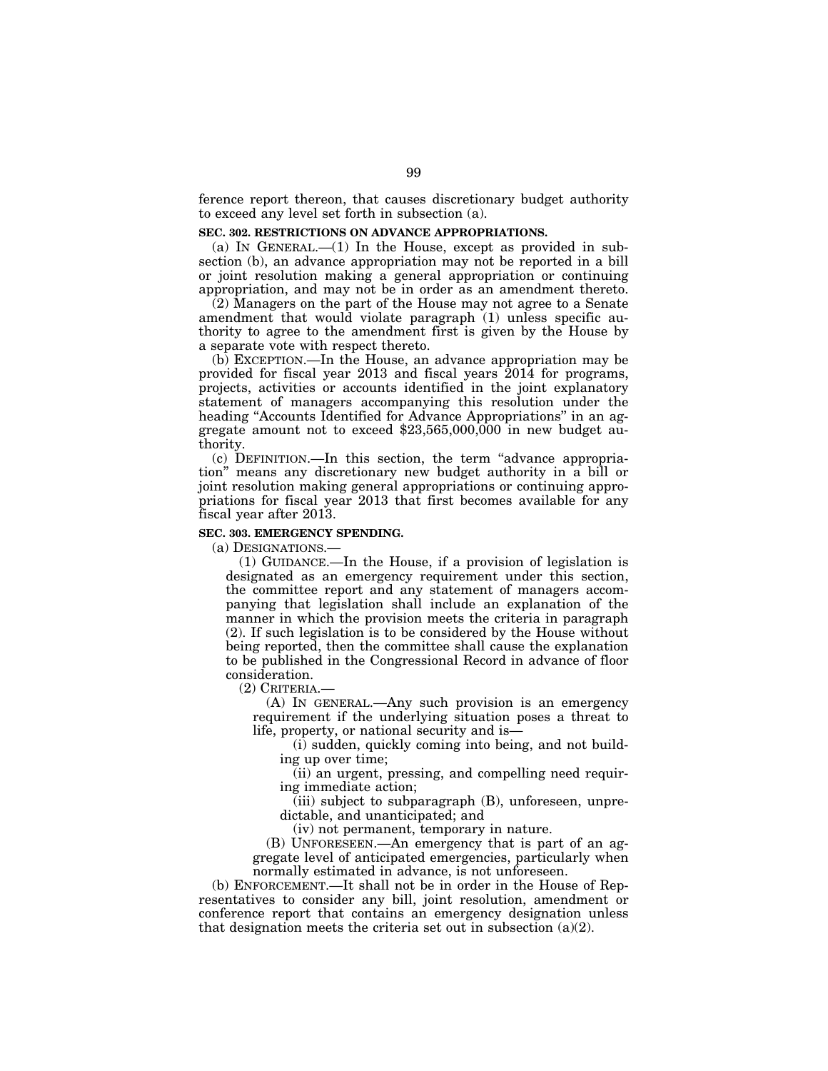ference report thereon, that causes discretionary budget authority to exceed any level set forth in subsection (a).

**SEC. 302. RESTRICTIONS ON ADVANCE APPROPRIATIONS.**

(a) IN GENERAL.—(1) In the House, except as provided in subsection (b), an advance appropriation may not be reported in a bill or joint resolution making a general appropriation or continuing appropriation, and may not be in order as an amendment thereto.

(2) Managers on the part of the House may not agree to a Senate amendment that would violate paragraph (1) unless specific authority to agree to the amendment first is given by the House by a separate vote with respect thereto.

(b) EXCEPTION.—In the House, an advance appropriation may be provided for fiscal year 2013 and fiscal years 2014 for programs, projects, activities or accounts identified in the joint explanatory statement of managers accompanying this resolution under the heading "Accounts Identified for Advance Appropriations" in an aggregate amount not to exceed $23,565,000,000 in new budget authority.

(c) DEFINITION.—In this section, the term "advance appropriation" means any discretionary new budget authority in a bill or joint resolution making general appropriations or continuing appropriations for fiscal year 2013 that first becomes available for any fiscal year after 2013.

**SEC. 303. EMERGENCY SPENDING.**

(a) DESIGNATIONS.—

(1) GUIDANCE.—In the House, if a provision of legislation is designated as an emergency requirement under this section, the committee report and any statement of managers accompanying that legislation shall include an explanation of the manner in which the provision meets the criteria in paragraph (2). If such legislation is to be considered by the House without being reported, then the committee shall cause the explanation to be published in the Congressional Record in advance of floor consideration.

(2) CRITERIA.—

(A) IN GENERAL.—Any such provision is an emergency requirement if the underlying situation poses a threat to life, property, or national security and is—

(i) sudden, quickly coming into being, and not building up over time;

(ii) an urgent, pressing, and compelling need requiring immediate action;

(iii) subject to subparagraph (B), unforeseen, unpredictable, and unanticipated; and

(iv) not permanent, temporary in nature.

(B) UNFORESEEN.—An emergency that is part of an aggregate level of anticipated emergencies, particularly when normally estimated in advance, is not unforeseen.

(b) ENFORCEMENT.—It shall not be in order in the House of Representatives to consider any bill, joint resolution, amendment or conference report that contains an emergency designation unless that designation meets the criteria set out in subsection (a)(2).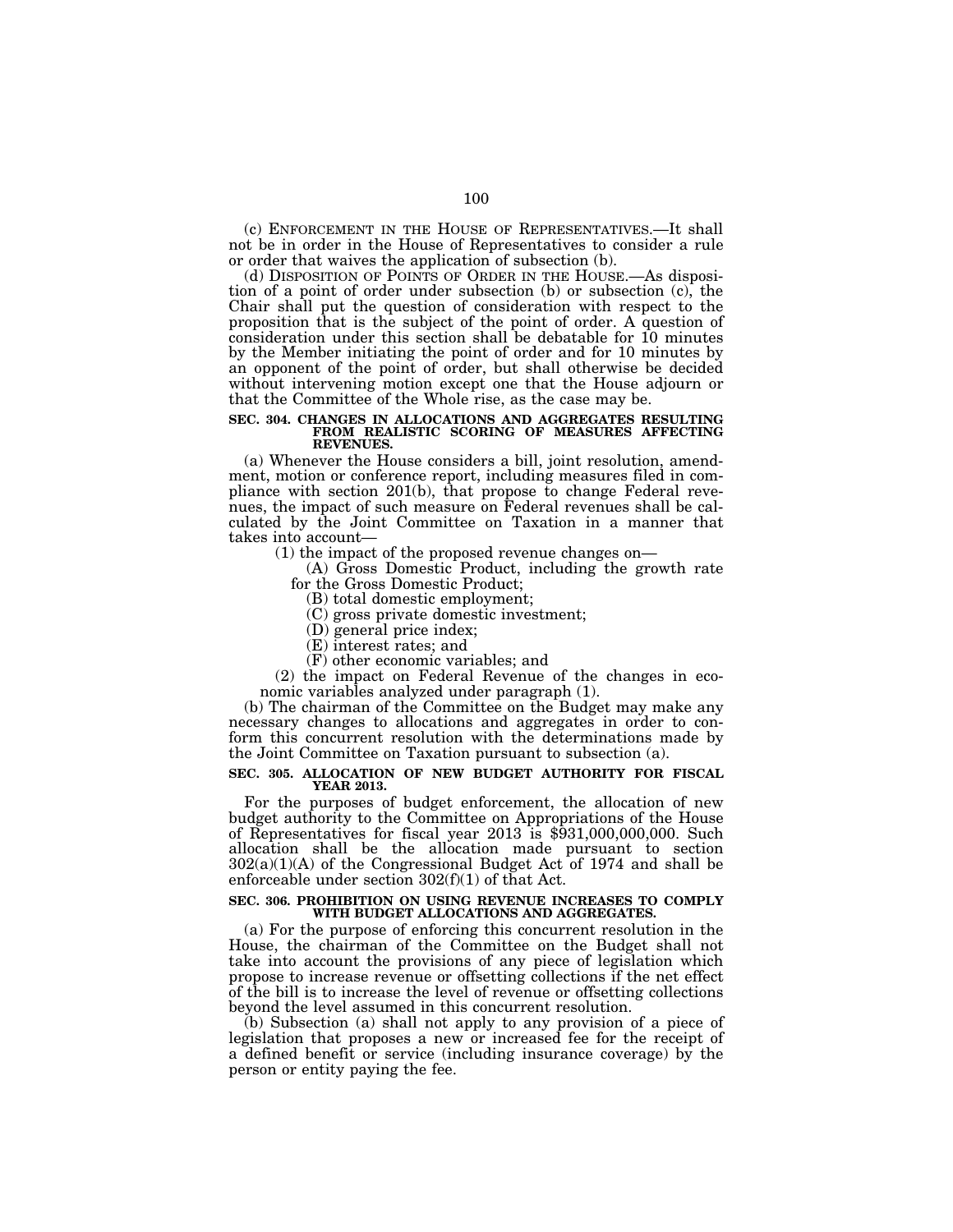(c) ENFORCEMENT IN THE HOUSE OF REPRESENTATIVES.—It shall not be in order in the House of Representatives to consider a rule or order that waives the application of subsection (b).

(d) DISPOSITION OF POINTS OF ORDER IN THE HOUSE.—As disposition of a point of order under subsection (b) or subsection (c), the Chair shall put the question of consideration with respect to the proposition that is the subject of the point of order. A question of consideration under this section shall be debatable for 10 minutes by the Member initiating the point of order and for 10 minutes by an opponent of the point of order, but shall otherwise be decided without intervening motion except one that the House adjourn or that the Committee of the Whole rise, as the case may be.

**SEC. 304. CHANGES IN ALLOCATIONS AND AGGREGATES RESULTING FROM REALISTIC SCORING OF MEASURES AFFECTING REVENUES.**

(a) Whenever the House considers a bill, joint resolution, amendment, motion or conference report, including measures filed in compliance with section 201(b), that propose to change Federal revenues, the impact of such measure on Federal revenues shall be calculated by the Joint Committee on Taxation in a manner that takes into account—

(1) the impact of the proposed revenue changes on—

(A) Gross Domestic Product, including the growth rate for the Gross Domestic Product;

(B) total domestic employment;

(C) gross private domestic investment;

(D) general price index;

(E) interest rates; and

(F) other economic variables; and

(2) the impact on Federal Revenue of the changes in economic variables analyzed under paragraph (1).

(b) The chairman of the Committee on the Budget may make any necessary changes to allocations and aggregates in order to conform this concurrent resolution with the determinations made by the Joint Committee on Taxation pursuant to subsection (a).

**SEC. 305. ALLOCATION OF NEW BUDGET AUTHORITY FOR FISCAL YEAR 2013.**

For the purposes of budget enforcement, the allocation of new budget authority to the Committee on Appropriations of the House of Representatives for fiscal year 2013 is $931,000,000,000. Such allocation shall be the allocation made pursuant to section 302(a)(1)(A) of the Congressional Budget Act of 1974 and shall be enforceable under section 302(f)(1) of that Act.

**SEC. 306. PROHIBITION ON USING REVENUE INCREASES TO COMPLY WITH BUDGET ALLOCATIONS AND AGGREGATES.**

(a) For the purpose of enforcing this concurrent resolution in the House, the chairman of the Committee on the Budget shall not take into account the provisions of any piece of legislation which propose to increase revenue or offsetting collections if the net effect of the bill is to increase the level of revenue or offsetting collections beyond the level assumed in this concurrent resolution.

(b) Subsection (a) shall not apply to any provision of a piece of legislation that proposes a new or increased fee for the receipt of a defined benefit or service (including insurance coverage) by the person or entity paying the fee.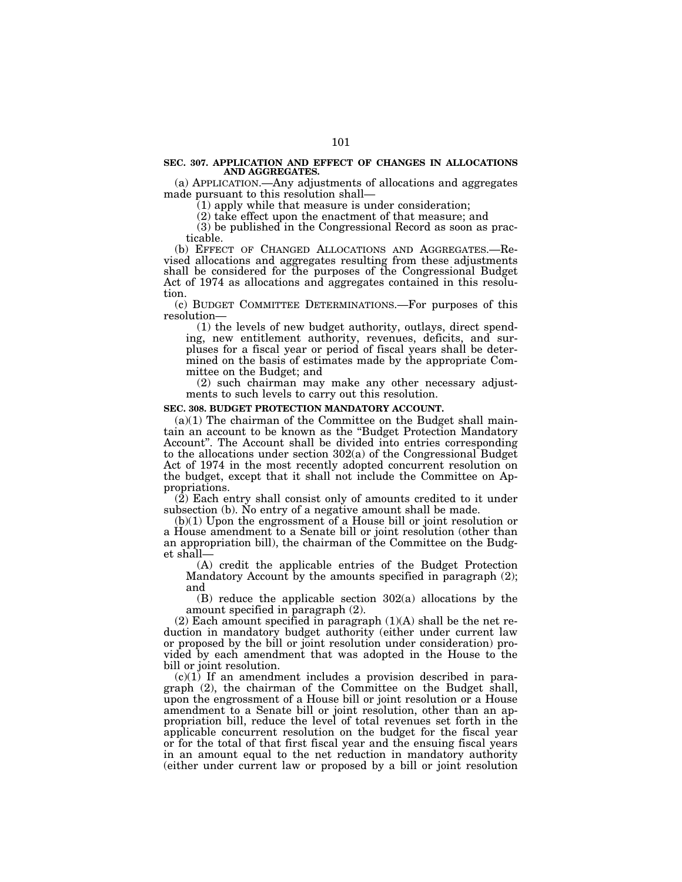**SEC. 307. APPLICATION AND EFFECT OF CHANGES IN ALLOCATIONS AND AGGREGATES.**

(a) APPLICATION.—Any adjustments of allocations and aggregates made pursuant to this resolution shall—

(1) apply while that measure is under consideration;

(2) take effect upon the enactment of that measure; and

(3) be published in the Congressional Record as soon as practicable.

(b) EFFECT OF CHANGED ALLOCATIONS AND AGGREGATES.—Revised allocations and aggregates resulting from these adjustments shall be considered for the purposes of the Congressional Budget Act of 1974 as allocations and aggregates contained in this resolution.

(c) BUDGET COMMITTEE DETERMINATIONS.—For purposes of this resolution—

(1) the levels of new budget authority, outlays, direct spending, new entitlement authority, revenues, deficits, and surpluses for a fiscal year or period of fiscal years shall be determined on the basis of estimates made by the appropriate Committee on the Budget; and

(2) such chairman may make any other necessary adjustments to such levels to carry out this resolution.

**SEC. 308. BUDGET PROTECTION MANDATORY ACCOUNT.**

(a)(1) The chairman of the Committee on the Budget shall maintain an account to be known as the "Budget Protection Mandatory Account". The Account shall be divided into entries corresponding to the allocations under section 302(a) of the Congressional Budget Act of 1974 in the most recently adopted concurrent resolution on the budget, except that it shall not include the Committee on Appropriations.

(2) Each entry shall consist only of amounts credited to it under subsection (b). No entry of a negative amount shall be made.

(b)(1) Upon the engrossment of a House bill or joint resolution or a House amendment to a Senate bill or joint resolution (other than an appropriation bill), the chairman of the Committee on the Budget shall—

(A) credit the applicable entries of the Budget Protection Mandatory Account by the amounts specified in paragraph (2); and

(B) reduce the applicable section 302(a) allocations by the amount specified in paragraph (2).

(2) Each amount specified in paragraph (1)(A) shall be the net reduction in mandatory budget authority (either under current law or proposed by the bill or joint resolution under consideration) provided by each amendment that was adopted in the House to the bill or joint resolution.

(c)(1) If an amendment includes a provision described in paragraph (2), the chairman of the Committee on the Budget shall, upon the engrossment of a House bill or joint resolution or a House amendment to a Senate bill or joint resolution, other than an appropriation bill, reduce the level of total revenues set forth in the applicable concurrent resolution on the budget for the fiscal year or for the total of that first fiscal year and the ensuing fiscal years in an amount equal to the net reduction in mandatory authority (either under current law or proposed by a bill or joint resolution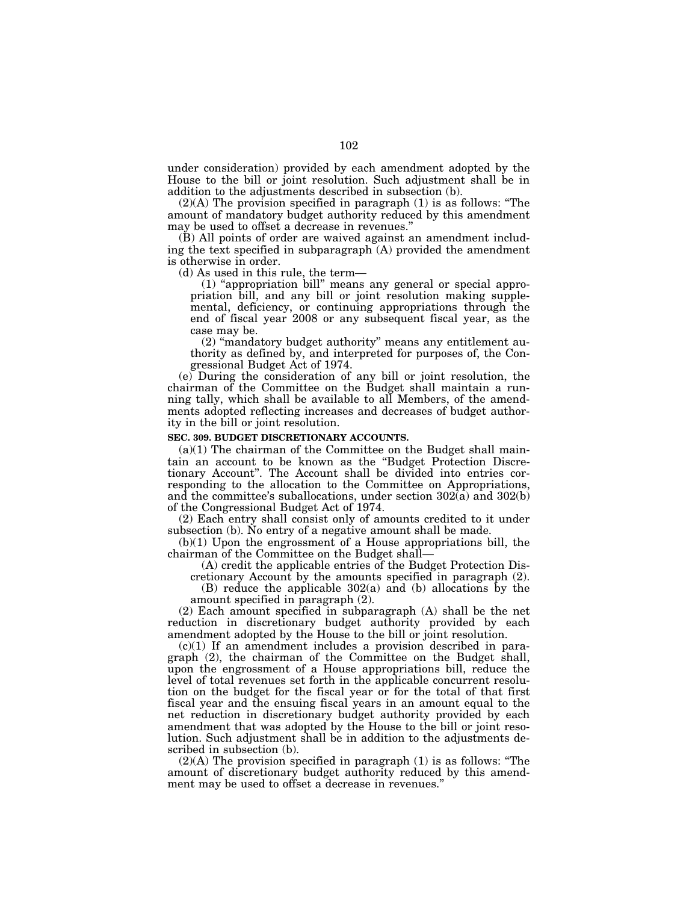under consideration) provided by each amendment adopted by the House to the bill or joint resolution. Such adjustment shall be in addition to the adjustments described in subsection (b).

(2)(A) The provision specified in paragraph (1) is as follows: "The amount of mandatory budget authority reduced by this amendment may be used to offset a decrease in revenues."

(B) All points of order are waived against an amendment including the text specified in subparagraph (A) provided the amendment is otherwise in order.

(d) As used in this rule, the term—

(1) "appropriation bill" means any general or special appropriation bill, and any bill or joint resolution making supplemental, deficiency, or continuing appropriations through the end of fiscal year 2008 or any subsequent fiscal year, as the case may be.

(2) "mandatory budget authority" means any entitlement authority as defined by, and interpreted for purposes of, the Congressional Budget Act of 1974.

(e) During the consideration of any bill or joint resolution, the chairman of the Committee on the Budget shall maintain a running tally, which shall be available to all Members, of the amendments adopted reflecting increases and decreases of budget authority in the bill or joint resolution.

**SEC. 309. BUDGET DISCRETIONARY ACCOUNTS.**

(a)(1) The chairman of the Committee on the Budget shall maintain an account to be known as the "Budget Protection Discretionary Account". The Account shall be divided into entries corresponding to the allocation to the Committee on Appropriations, and the committee's suballocations, under section 302(a) and 302(b) of the Congressional Budget Act of 1974.

(2) Each entry shall consist only of amounts credited to it under subsection (b). No entry of a negative amount shall be made.

(b)(1) Upon the engrossment of a House appropriations bill, the chairman of the Committee on the Budget shall—

(A) credit the applicable entries of the Budget Protection Discretionary Account by the amounts specified in paragraph (2).

(B) reduce the applicable 302(a) and (b) allocations by the amount specified in paragraph (2).

(2) Each amount specified in subparagraph (A) shall be the net reduction in discretionary budget authority provided by each amendment adopted by the House to the bill or joint resolution.

(c)(1) If an amendment includes a provision described in paragraph (2), the chairman of the Committee on the Budget shall, upon the engrossment of a House appropriations bill, reduce the level of total revenues set forth in the applicable concurrent resolution on the budget for the fiscal year or for the total of that first fiscal year and the ensuing fiscal years in an amount equal to the net reduction in discretionary budget authority provided by each amendment that was adopted by the House to the bill or joint resolution. Such adjustment shall be in addition to the adjustments described in subsection (b).

(2)(A) The provision specified in paragraph (1) is as follows: "The amount of discretionary budget authority reduced by this amendment may be used to offset a decrease in revenues."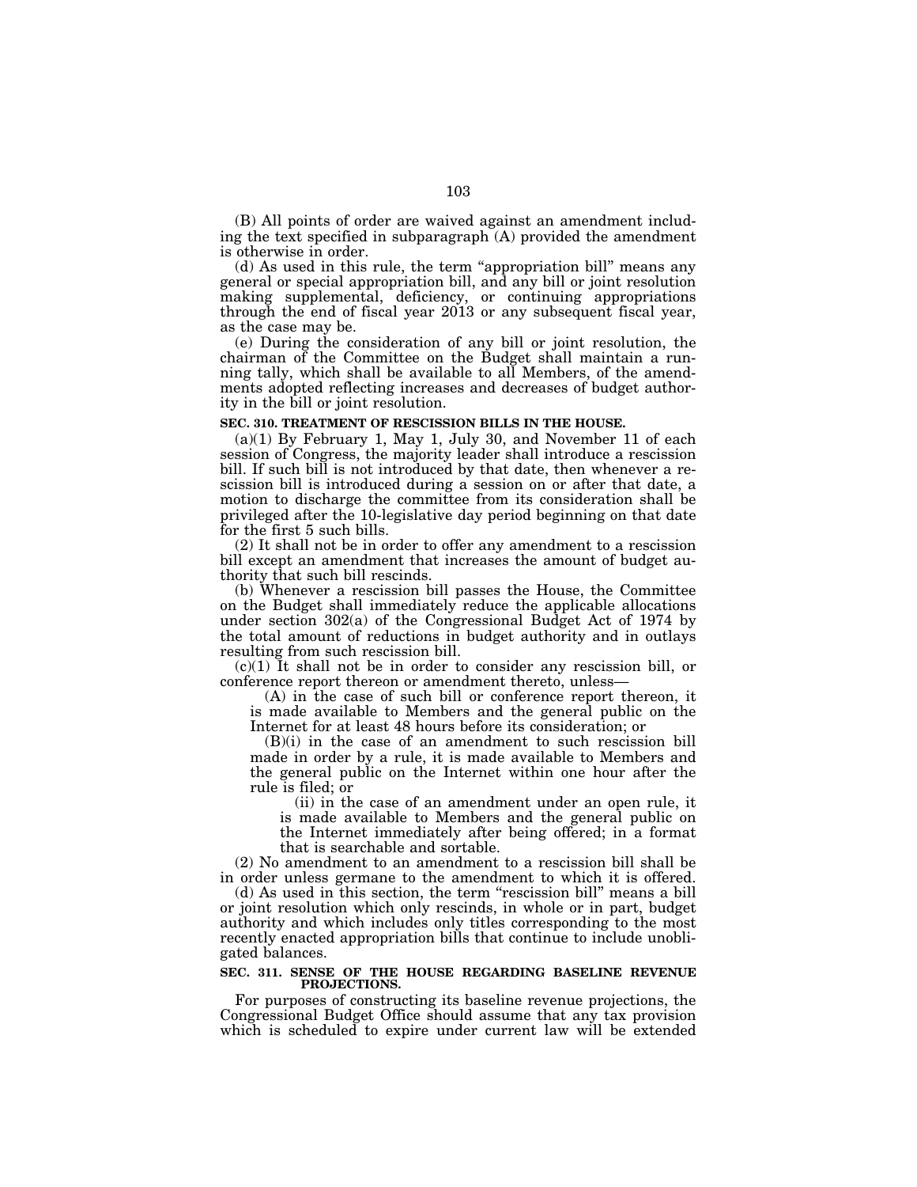(B) All points of order are waived against an amendment including the text specified in subparagraph (A) provided the amendment is otherwise in order.

(d) As used in this rule, the term "appropriation bill" means any general or special appropriation bill, and any bill or joint resolution making supplemental, deficiency, or continuing appropriations through the end of fiscal year 2013 or any subsequent fiscal year, as the case may be.

(e) During the consideration of any bill or joint resolution, the chairman of the Committee on the Budget shall maintain a running tally, which shall be available to all Members, of the amendments adopted reflecting increases and decreases of budget authority in the bill or joint resolution.

**SEC. 310. TREATMENT OF RESCISSION BILLS IN THE HOUSE.**

(a)(1) By February 1, May 1, July 30, and November 11 of each session of Congress, the majority leader shall introduce a rescission bill. If such bill is not introduced by that date, then whenever a rescission bill is introduced during a session on or after that date, a motion to discharge the committee from its consideration shall be privileged after the 10-legislative day period beginning on that date for the first 5 such bills.

(2) It shall not be in order to offer any amendment to a rescission bill except an amendment that increases the amount of budget authority that such bill rescinds.

(b) Whenever a rescission bill passes the House, the Committee on the Budget shall immediately reduce the applicable allocations under section 302(a) of the Congressional Budget Act of 1974 by the total amount of reductions in budget authority and in outlays resulting from such rescission bill.

(c)(1) It shall not be in order to consider any rescission bill, or conference report thereon or amendment thereto, unless—

(A) in the case of such bill or conference report thereon, it is made available to Members and the general public on the Internet for at least 48 hours before its consideration; or

(B)(i) in the case of an amendment to such rescission bill made in order by a rule, it is made available to Members and the general public on the Internet within one hour after the rule is filed; or

(ii) in the case of an amendment under an open rule, it is made available to Members and the general public on the Internet immediately after being offered; in a format that is searchable and sortable.

(2) No amendment to an amendment to a rescission bill shall be in order unless germane to the amendment to which it is offered.

(d) As used in this section, the term "rescission bill" means a bill or joint resolution which only rescinds, in whole or in part, budget authority and which includes only titles corresponding to the most recently enacted appropriation bills that continue to include unobligated balances.

**SEC. 311. SENSE OF THE HOUSE REGARDING BASELINE REVENUE PROJECTIONS.**

For purposes of constructing its baseline revenue projections, the Congressional Budget Office should assume that any tax provision which is scheduled to expire under current law will be extended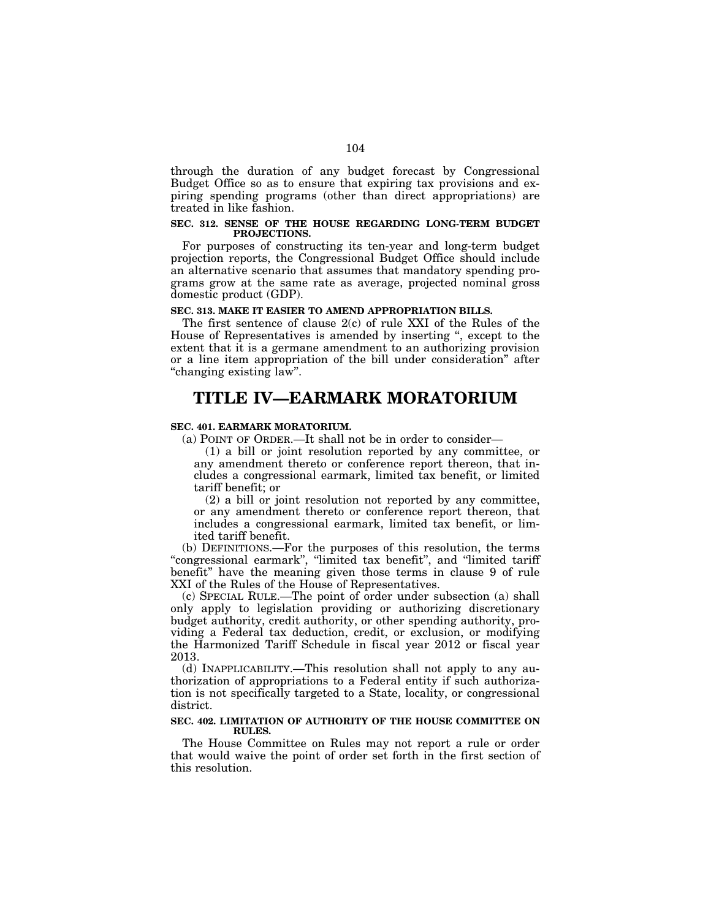through the duration of any budget forecast by Congressional Budget Office so as to ensure that expiring tax provisions and expiring spending programs (other than direct appropriations) are treated in like fashion.

**SEC. 312. SENSE OF THE HOUSE REGARDING LONG-TERM BUDGET PROJECTIONS.**

For purposes of constructing its ten-year and long-term budget projection reports, the Congressional Budget Office should include an alternative scenario that assumes that mandatory spending programs grow at the same rate as average, projected nominal gross domestic product (GDP).

**SEC. 313. MAKE IT EASIER TO AMEND APPROPRIATION BILLS.**

The first sentence of clause 2(c) of rule XXI of the Rules of the House of Representatives is amended by inserting ", except to the extent that it is a germane amendment to an authorizing provision or a line item appropriation of the bill under consideration" after "changing existing law".

# TITLE IV—EARMARK MORATORIUM

**SEC. 401. EARMARK MORATORIUM.**

(a) POINT OF ORDER.—It shall not be in order to consider—

(1) a bill or joint resolution reported by any committee, or any amendment thereto or conference report thereon, that includes a congressional earmark, limited tax benefit, or limited tariff benefit; or

(2) a bill or joint resolution not reported by any committee, or any amendment thereto or conference report thereon, that includes a congressional earmark, limited tax benefit, or limited tariff benefit.

(b) DEFINITIONS.—For the purposes of this resolution, the terms "congressional earmark", "limited tax benefit", and "limited tariff benefit" have the meaning given those terms in clause 9 of rule XXI of the Rules of the House of Representatives.

(c) SPECIAL RULE.—The point of order under subsection (a) shall only apply to legislation providing or authorizing discretionary budget authority, credit authority, or other spending authority, providing a Federal tax deduction, credit, or exclusion, or modifying the Harmonized Tariff Schedule in fiscal year 2012 or fiscal year 2013.

(d) INAPPLICABILITY.—This resolution shall not apply to any authorization of appropriations to a Federal entity if such authorization is not specifically targeted to a State, locality, or congressional district.

**SEC. 402. LIMITATION OF AUTHORITY OF THE HOUSE COMMITTEE ON RULES.**

The House Committee on Rules may not report a rule or order that would waive the point of order set forth in the first section of this resolution.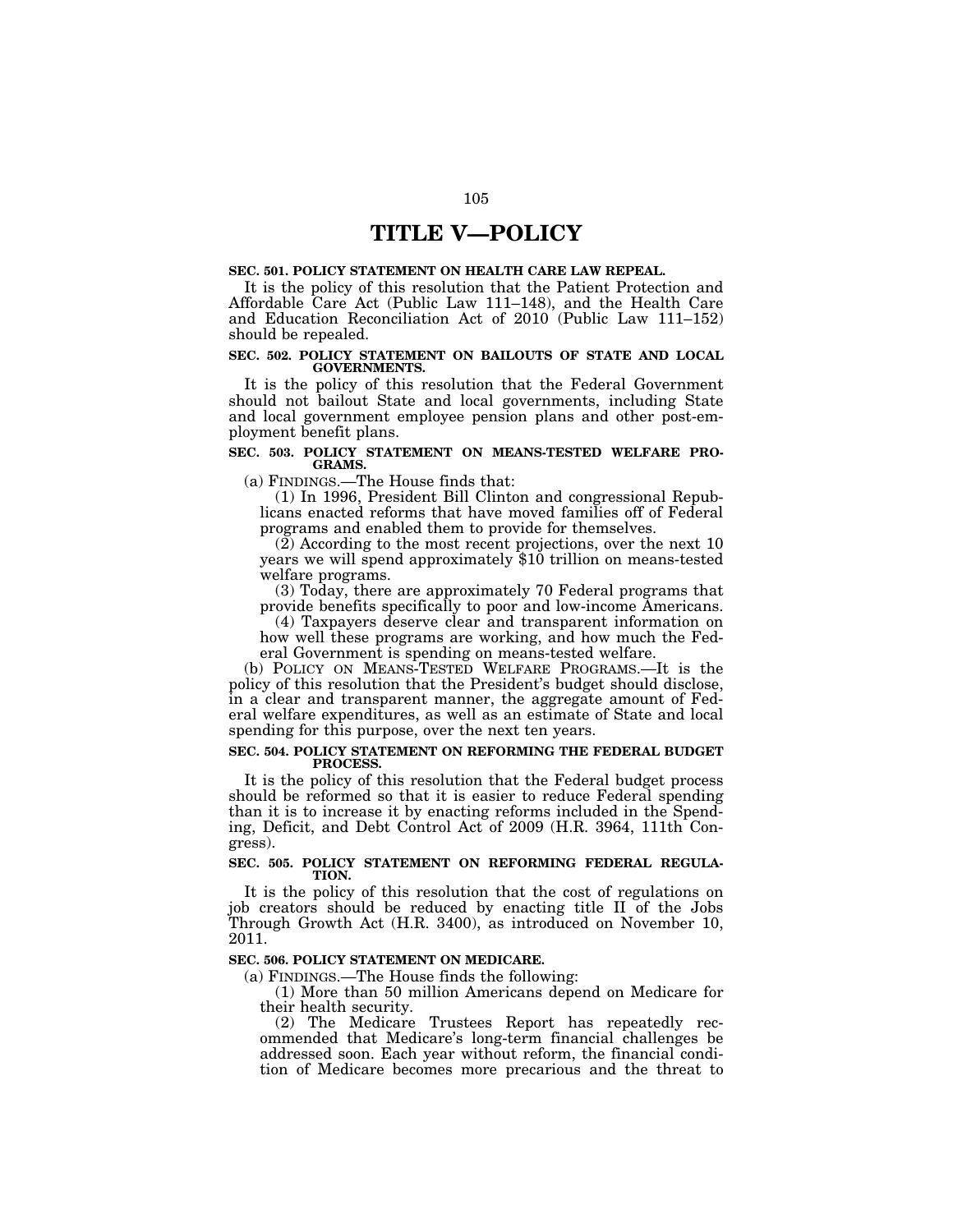# TITLE V—POLICY

**SEC. 501. POLICY STATEMENT ON HEALTH CARE LAW REPEAL.**

It is the policy of this resolution that the Patient Protection and Affordable Care Act (Public Law 111–148), and the Health Care and Education Reconciliation Act of 2010 (Public Law 111–152) should be repealed.

**SEC. 502. POLICY STATEMENT ON BAILOUTS OF STATE AND LOCAL GOVERNMENTS.**

It is the policy of this resolution that the Federal Government should not bailout State and local governments, including State and local government employee pension plans and other post-employment benefit plans.

**SEC. 503. POLICY STATEMENT ON MEANS-TESTED WELFARE PROGRAMS.**

(a) FINDINGS.—The House finds that:

(1) In 1996, President Bill Clinton and congressional Republicans enacted reforms that have moved families off of Federal programs and enabled them to provide for themselves.

(2) According to the most recent projections, over the next 10 years we will spend approximately $10 trillion on means-tested welfare programs.

(3) Today, there are approximately 70 Federal programs that provide benefits specifically to poor and low-income Americans.

(4) Taxpayers deserve clear and transparent information on how well these programs are working, and how much the Federal Government is spending on means-tested welfare.

(b) POLICY ON MEANS-TESTED WELFARE PROGRAMS.—It is the policy of this resolution that the President's budget should disclose, in a clear and transparent manner, the aggregate amount of Federal welfare expenditures, as well as an estimate of State and local spending for this purpose, over the next ten years.

**SEC. 504. POLICY STATEMENT ON REFORMING THE FEDERAL BUDGET PROCESS.**

It is the policy of this resolution that the Federal budget process should be reformed so that it is easier to reduce Federal spending than it is to increase it by enacting reforms included in the Spending, Deficit, and Debt Control Act of 2009 (H.R. 3964, 111th Congress).

**SEC. 505. POLICY STATEMENT ON REFORMING FEDERAL REGULATION.**

It is the policy of this resolution that the cost of regulations on job creators should be reduced by enacting title II of the Jobs Through Growth Act (H.R. 3400), as introduced on November 10, 2011.

**SEC. 506. POLICY STATEMENT ON MEDICARE.**

(a) FINDINGS.—The House finds the following:

(1) More than 50 million Americans depend on Medicare for their health security.

(2) The Medicare Trustees Report has repeatedly recommended that Medicare's long-term financial challenges be addressed soon. Each year without reform, the financial condition of Medicare becomes more precarious and the threat to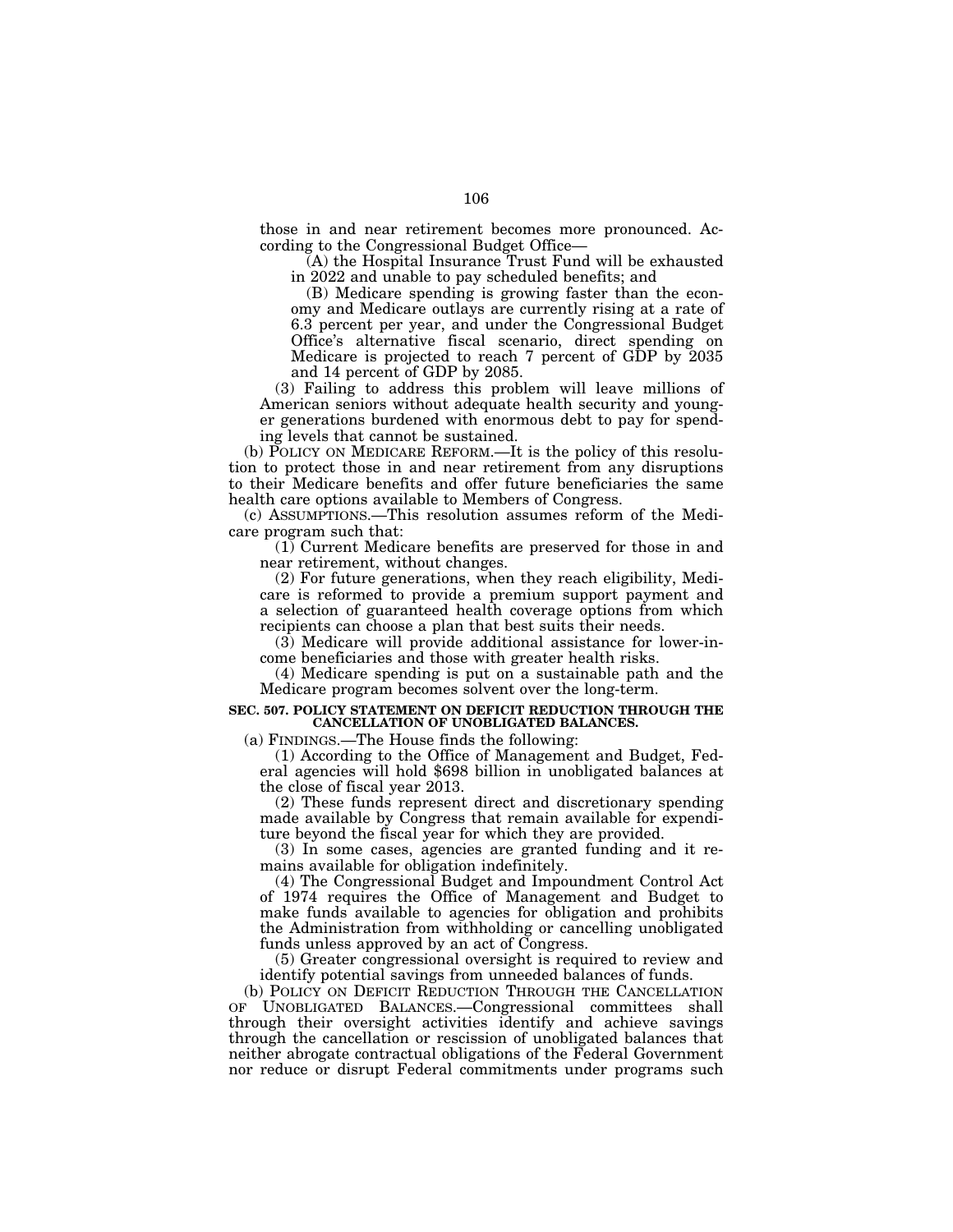those in and near retirement becomes more pronounced. According to the Congressional Budget Office—

(A) the Hospital Insurance Trust Fund will be exhausted in 2022 and unable to pay scheduled benefits; and

(B) Medicare spending is growing faster than the economy and Medicare outlays are currently rising at a rate of 6.3 percent per year, and under the Congressional Budget Office's alternative fiscal scenario, direct spending on Medicare is projected to reach 7 percent of GDP by 2035 and 14 percent of GDP by 2085.

(3) Failing to address this problem will leave millions of American seniors without adequate health security and younger generations burdened with enormous debt to pay for spending levels that cannot be sustained.

(b) POLICY ON MEDICARE REFORM.—It is the policy of this resolution to protect those in and near retirement from any disruptions to their Medicare benefits and offer future beneficiaries the same health care options available to Members of Congress.

(c) ASSUMPTIONS.—This resolution assumes reform of the Medicare program such that:

(1) Current Medicare benefits are preserved for those in and near retirement, without changes.

(2) For future generations, when they reach eligibility, Medicare is reformed to provide a premium support payment and a selection of guaranteed health coverage options from which recipients can choose a plan that best suits their needs.

(3) Medicare will provide additional assistance for lower-income beneficiaries and those with greater health risks.

(4) Medicare spending is put on a sustainable path and the Medicare program becomes solvent over the long-term.

**SEC. 507. POLICY STATEMENT ON DEFICIT REDUCTION THROUGH THE CANCELLATION OF UNOBLIGATED BALANCES.**

(a) FINDINGS.—The House finds the following:

(1) According to the Office of Management and Budget, Federal agencies will hold $698 billion in unobligated balances at the close of fiscal year 2013.

(2) These funds represent direct and discretionary spending made available by Congress that remain available for expenditure beyond the fiscal year for which they are provided.

(3) In some cases, agencies are granted funding and it remains available for obligation indefinitely.

(4) The Congressional Budget and Impoundment Control Act of 1974 requires the Office of Management and Budget to make funds available to agencies for obligation and prohibits the Administration from withholding or cancelling unobligated funds unless approved by an act of Congress.

(5) Greater congressional oversight is required to review and identify potential savings from unneeded balances of funds.

(b) POLICY ON DEFICIT REDUCTION THROUGH THE CANCELLATION OF UNOBLIGATED BALANCES.—Congressional committees shall through their oversight activities identify and achieve savings through the cancellation or rescission of unobligated balances that neither abrogate contractual obligations of the Federal Government nor reduce or disrupt Federal commitments under programs such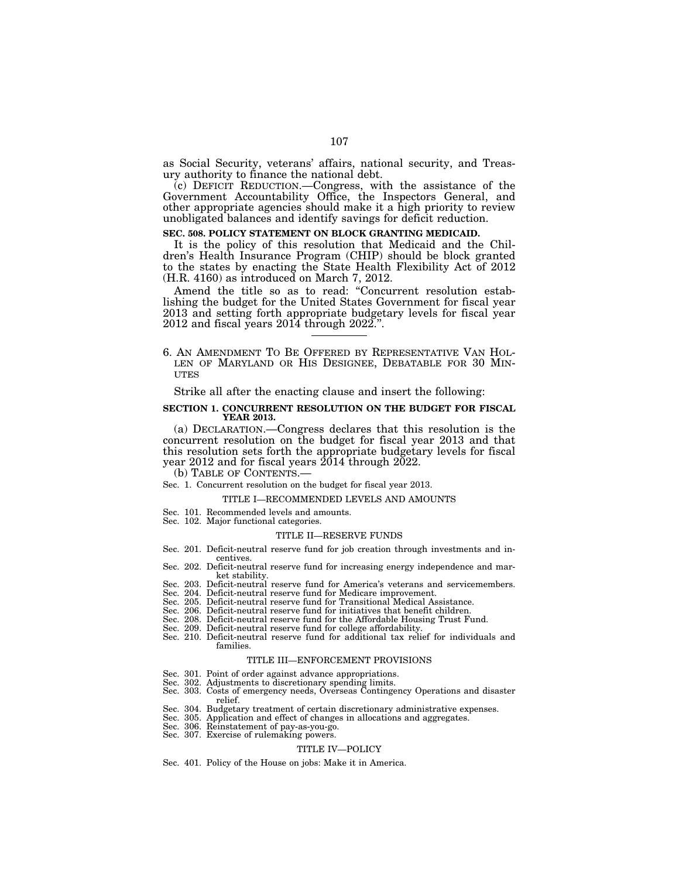as Social Security, veterans' affairs, national security, and Treasury authority to finance the national debt.

(c) DEFICIT REDUCTION.—Congress, with the assistance of the Government Accountability Office, the Inspectors General, and other appropriate agencies should make it a high priority to review unobligated balances and identify savings for deficit reduction.

**SEC. 508. POLICY STATEMENT ON BLOCK GRANTING MEDICAID.**

It is the policy of this resolution that Medicaid and the Children's Health Insurance Program (CHIP) should be block granted to the states by enacting the State Health Flexibility Act of 2012 (H.R. 4160) as introduced on March 7, 2012.

Amend the title so as to read: "Concurrent resolution establishing the budget for the United States Government for fiscal year 2013 and setting forth appropriate budgetary levels for fiscal year 2012 and fiscal years 2014 through 2022.".

---

6. AN AMENDMENT TO BE OFFERED BY REPRESENTATIVE VAN HOLLEN OF MARYLAND OR HIS DESIGNEE, DEBATABLE FOR 30 MINUTES

Strike all after the enacting clause and insert the following:

**SECTION 1. CONCURRENT RESOLUTION ON THE BUDGET FOR FISCAL YEAR 2013.**

(a) DECLARATION.—Congress declares that this resolution is the concurrent resolution on the budget for fiscal year 2013 and that this resolution sets forth the appropriate budgetary levels for fiscal year 2012 and for fiscal years 2014 through 2022.

(b) TABLE OF CONTENTS.—

Sec. 1. Concurrent resolution on the budget for fiscal year 2013.

TITLE I—RECOMMENDED LEVELS AND AMOUNTS

Sec. 101. Recommended levels and amounts.
Sec. 102. Major functional categories.

TITLE II—RESERVE FUNDS

Sec. 201. Deficit-neutral reserve fund for job creation through investments and incentives.
Sec. 202. Deficit-neutral reserve fund for increasing energy independence and market stability.
Sec. 203. Deficit-neutral reserve fund for America's veterans and servicemembers.
Sec. 204. Deficit-neutral reserve fund for Medicare improvement.
Sec. 205. Deficit-neutral reserve fund for Transitional Medical Assistance.
Sec. 206. Deficit-neutral reserve fund for initiatives that benefit children.
Sec. 208. Deficit-neutral reserve fund for the Affordable Housing Trust Fund.
Sec. 209. Deficit-neutral reserve fund for college affordability.
Sec. 210. Deficit-neutral reserve fund for additional tax relief for individuals and families.

TITLE III—ENFORCEMENT PROVISIONS

Sec. 301. Point of order against advance appropriations.
Sec. 302. Adjustments to discretionary spending limits.
Sec. 303. Costs of emergency needs, Overseas Contingency Operations and disaster relief.
Sec. 304. Budgetary treatment of certain discretionary administrative expenses.
Sec. 305. Application and effect of changes in allocations and aggregates.
Sec. 306. Reinstatement of pay-as-you-go.
Sec. 307. Exercise of rulemaking powers.

TITLE IV—POLICY

Sec. 401. Policy of the House on jobs: Make it in America.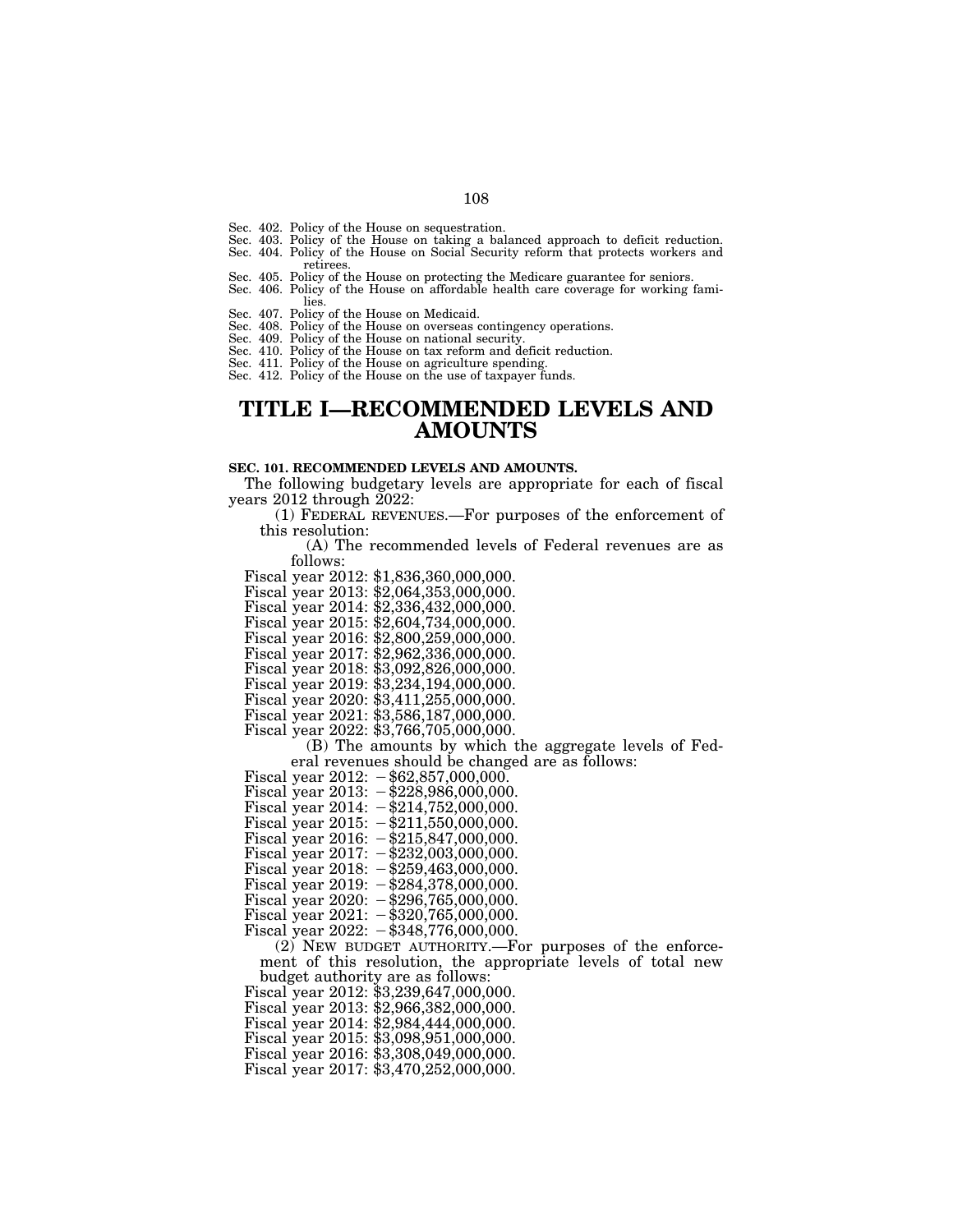Sec. 402. Policy of the House on sequestration.
Sec. 403. Policy of the House on taking a balanced approach to deficit reduction.
Sec. 404. Policy of the House on Social Security reform that protects workers and retirees.
Sec. 405. Policy of the House on protecting the Medicare guarantee for seniors.
Sec. 406. Policy of the House on affordable health care coverage for working families.
Sec. 407. Policy of the House on Medicaid.
Sec. 408. Policy of the House on overseas contingency operations.
Sec. 409. Policy of the House on national security.
Sec. 410. Policy of the House on tax reform and deficit reduction.
Sec. 411. Policy of the House on agriculture spending.
Sec. 412. Policy of the House on the use of taxpayer funds.

# TITLE I—RECOMMENDED LEVELS AND AMOUNTS

**SEC. 101. RECOMMENDED LEVELS AND AMOUNTS.**

The following budgetary levels are appropriate for each of fiscal years 2012 through 2022:

(1) FEDERAL REVENUES.—For purposes of the enforcement of this resolution:

(A) The recommended levels of Federal revenues are as follows:

Fiscal year 2012: $1,836,360,000,000.
Fiscal year 2013: $2,064,353,000,000.
Fiscal year 2014: $2,336,432,000,000.
Fiscal year 2015: $2,604,734,000,000.
Fiscal year 2016: $2,800,259,000,000.
Fiscal year 2017: $2,962,336,000,000.
Fiscal year 2018: $3,092,826,000,000.
Fiscal year 2019: $3,234,194,000,000.
Fiscal year 2020: $3,411,255,000,000.
Fiscal year 2021: $3,586,187,000,000.
Fiscal year 2022: $3,766,705,000,000.

(B) The amounts by which the aggregate levels of Federal revenues should be changed are as follows:

Fiscal year 2012: −$62,857,000,000.
Fiscal year 2013: −$228,986,000,000.
Fiscal year 2014: −$214,752,000,000.
Fiscal year 2015: −$211,550,000,000.
Fiscal year 2016: −$215,847,000,000.
Fiscal year 2017: −$232,003,000,000.
Fiscal year 2018: −$259,463,000,000.
Fiscal year 2019: −$284,378,000,000.
Fiscal year 2020: −$296,765,000,000.
Fiscal year 2021: −$320,765,000,000.
Fiscal year 2022: −$348,776,000,000.

(2) NEW BUDGET AUTHORITY.—For purposes of the enforcement of this resolution, the appropriate levels of total new budget authority are as follows:

Fiscal year 2012: $3,239,647,000,000.
Fiscal year 2013: $2,966,382,000,000.
Fiscal year 2014: $2,984,444,000,000.
Fiscal year 2015: $3,098,951,000,000.
Fiscal year 2016: $3,308,049,000,000.
Fiscal year 2017: $3,470,252,000,000.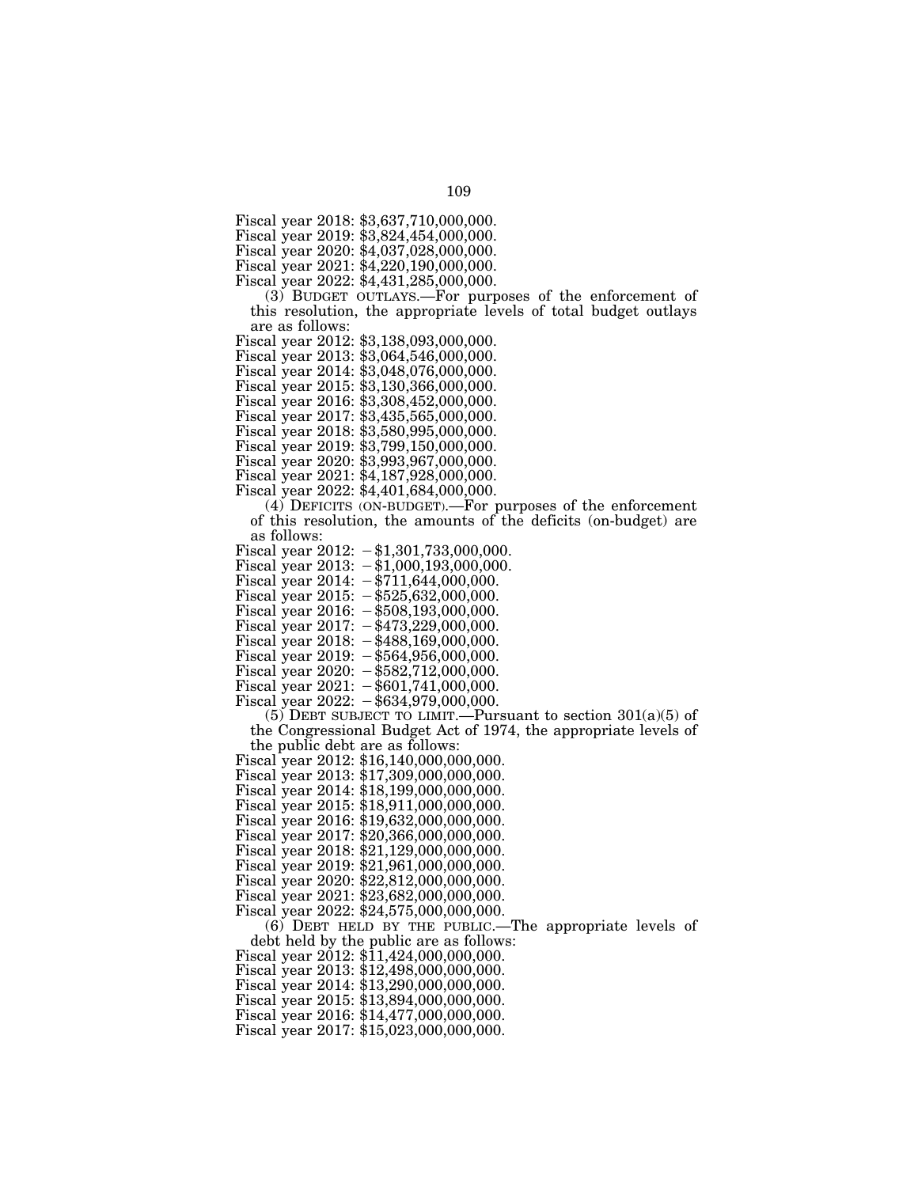Fiscal year 2018: $3,637,710,000,000.
Fiscal year 2019: $3,824,454,000,000.
Fiscal year 2020: $4,037,028,000,000.
Fiscal year 2021: $4,220,190,000,000.
Fiscal year 2022: $4,431,285,000,000.

(3) BUDGET OUTLAYS.—For purposes of the enforcement of this resolution, the appropriate levels of total budget outlays are as follows:

Fiscal year 2012: $3,138,093,000,000.
Fiscal year 2013: $3,064,546,000,000.
Fiscal year 2014: $3,048,076,000,000.
Fiscal year 2015: $3,130,366,000,000.
Fiscal year 2016: $3,308,452,000,000.
Fiscal year 2017: $3,435,565,000,000.
Fiscal year 2018: $3,580,995,000,000.
Fiscal year 2019: $3,799,150,000,000.
Fiscal year 2020: $3,993,967,000,000.
Fiscal year 2021: $4,187,928,000,000.
Fiscal year 2022: $4,401,684,000,000.

(4) DEFICITS (ON-BUDGET).—For purposes of the enforcement of this resolution, the amounts of the deficits (on-budget) are as follows:

Fiscal year 2012: −$1,301,733,000,000.
Fiscal year 2013: −$1,000,193,000,000.
Fiscal year 2014: −$711,644,000,000.
Fiscal year 2015: −$525,632,000,000.
Fiscal year 2016: −$508,193,000,000.
Fiscal year 2017: −$473,229,000,000.
Fiscal year 2018: −$488,169,000,000.
Fiscal year 2019: −$564,956,000,000.
Fiscal year 2020: −$582,712,000,000.
Fiscal year 2021: −$601,741,000,000.
Fiscal year 2022: −$634,979,000,000.

(5) DEBT SUBJECT TO LIMIT.—Pursuant to section 301(a)(5) of the Congressional Budget Act of 1974, the appropriate levels of the public debt are as follows:

Fiscal year 2012: $16,140,000,000,000.
Fiscal year 2013: $17,309,000,000,000.
Fiscal year 2014: $18,199,000,000,000.
Fiscal year 2015: $18,911,000,000,000.
Fiscal year 2016: $19,632,000,000,000.
Fiscal year 2017: $20,366,000,000,000.
Fiscal year 2018: $21,129,000,000,000.
Fiscal year 2019: $21,961,000,000,000.
Fiscal year 2020: $22,812,000,000,000.
Fiscal year 2021: $23,682,000,000,000.
Fiscal year 2022: $24,575,000,000,000.

(6) DEBT HELD BY THE PUBLIC.—The appropriate levels of debt held by the public are as follows:

Fiscal year 2012: $11,424,000,000,000.
Fiscal year 2013: $12,498,000,000,000.
Fiscal year 2014: $13,290,000,000,000.
Fiscal year 2015: $13,894,000,000,000.
Fiscal year 2016: $14,477,000,000,000.
Fiscal year 2017: $15,023,000,000,000.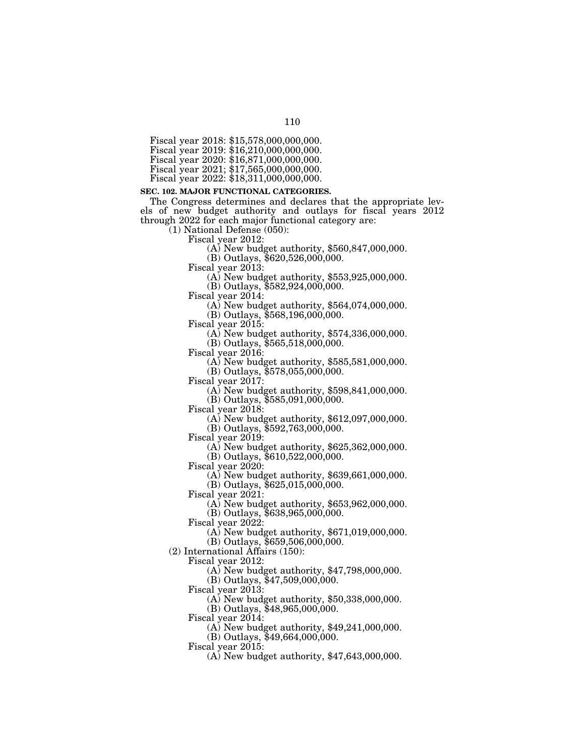Fiscal year 2018: $15,578,000,000,000.
Fiscal year 2019: $16,210,000,000,000.
Fiscal year 2020: $16,871,000,000,000.
Fiscal year 2021; $17,565,000,000,000.
Fiscal year 2022: $18,311,000,000,000.

**SEC. 102. MAJOR FUNCTIONAL CATEGORIES.**

The Congress determines and declares that the appropriate levels of new budget authority and outlays for fiscal years 2012 through 2022 for each major functional category are:

(1) National Defense (050):

Fiscal year 2012:
(A) New budget authority, $560,847,000,000.
(B) Outlays, $620,526,000,000.

Fiscal year 2013:
(A) New budget authority, $553,925,000,000.
(B) Outlays, $582,924,000,000.

Fiscal year 2014:
(A) New budget authority, $564,074,000,000.
(B) Outlays, $568,196,000,000.

Fiscal year 2015:
(A) New budget authority, $574,336,000,000.
(B) Outlays, $565,518,000,000.

Fiscal year 2016:
(A) New budget authority, $585,581,000,000.
(B) Outlays, $578,055,000,000.

Fiscal year 2017:
(A) New budget authority, $598,841,000,000.
(B) Outlays, $585,091,000,000.

Fiscal year 2018:
(A) New budget authority, $612,097,000,000.
(B) Outlays, $592,763,000,000.

Fiscal year 2019:
(A) New budget authority, $625,362,000,000.
(B) Outlays, $610,522,000,000.

Fiscal year 2020:
(A) New budget authority, $639,661,000,000.
(B) Outlays, $625,015,000,000.

Fiscal year 2021:
(A) New budget authority, $653,962,000,000.
(B) Outlays, $638,965,000,000.

Fiscal year 2022:
(A) New budget authority, $671,019,000,000.
(B) Outlays, $659,506,000,000.

(2) International Affairs (150):

Fiscal year 2012:
(A) New budget authority, $47,798,000,000.
(B) Outlays, $47,509,000,000.

Fiscal year 2013:
(A) New budget authority, $50,338,000,000.
(B) Outlays, $48,965,000,000.

Fiscal year 2014:
(A) New budget authority, $49,241,000,000.
(B) Outlays, $49,664,000,000.

Fiscal year 2015:
(A) New budget authority, $47,643,000,000.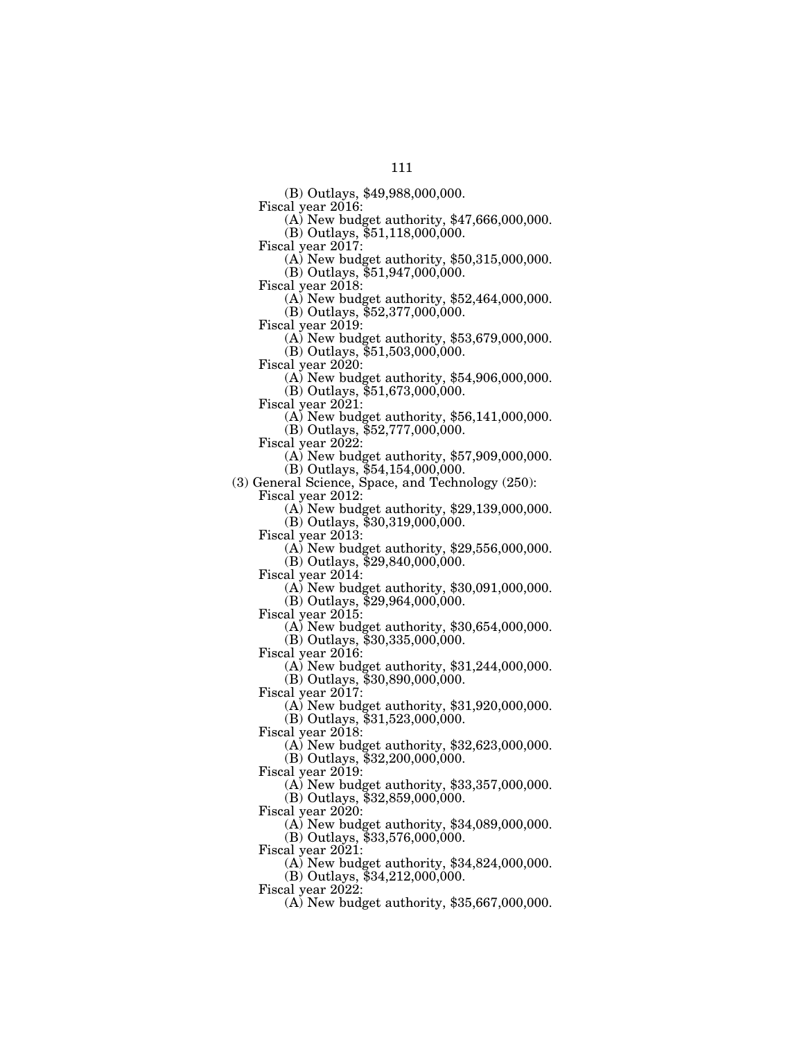(B) Outlays, $49,988,000,000.

Fiscal year 2016:

(A) New budget authority, $47,666,000,000.

(B) Outlays, $51,118,000,000.

Fiscal year 2017:

(A) New budget authority, $50,315,000,000.

(B) Outlays, $51,947,000,000.

Fiscal year 2018:

(A) New budget authority, $52,464,000,000.

(B) Outlays, $52,377,000,000.

Fiscal year 2019:

(A) New budget authority, $53,679,000,000.

(B) Outlays, $51,503,000,000.

Fiscal year 2020:

(A) New budget authority, $54,906,000,000.

(B) Outlays, $51,673,000,000.

Fiscal year 2021:

(A) New budget authority, $56,141,000,000.

(B) Outlays, $52,777,000,000.

Fiscal year 2022:

(A) New budget authority, $57,909,000,000.

(B) Outlays, $54,154,000,000.

(3) General Science, Space, and Technology (250):

Fiscal year 2012:

(A) New budget authority, $29,139,000,000.

(B) Outlays, $30,319,000,000.

Fiscal year 2013:

(A) New budget authority, $29,556,000,000.

(B) Outlays, $29,840,000,000.

Fiscal year 2014:

(A) New budget authority, $30,091,000,000.

(B) Outlays, $29,964,000,000.

Fiscal year 2015:

(A) New budget authority, $30,654,000,000.

(B) Outlays, $30,335,000,000.

Fiscal year 2016:

(A) New budget authority, $31,244,000,000.

(B) Outlays, $30,890,000,000.

Fiscal year 2017:

(A) New budget authority, $31,920,000,000.

(B) Outlays, $31,523,000,000.

Fiscal year 2018:

(A) New budget authority, $32,623,000,000.

(B) Outlays, $32,200,000,000.

Fiscal year 2019:

(A) New budget authority, $33,357,000,000.

(B) Outlays, $32,859,000,000.

Fiscal year 2020:

(A) New budget authority, $34,089,000,000.

(B) Outlays, $33,576,000,000.

Fiscal year 2021:

(A) New budget authority, $34,824,000,000.

(B) Outlays, $34,212,000,000.

Fiscal year 2022:

(A) New budget authority, $35,667,000,000.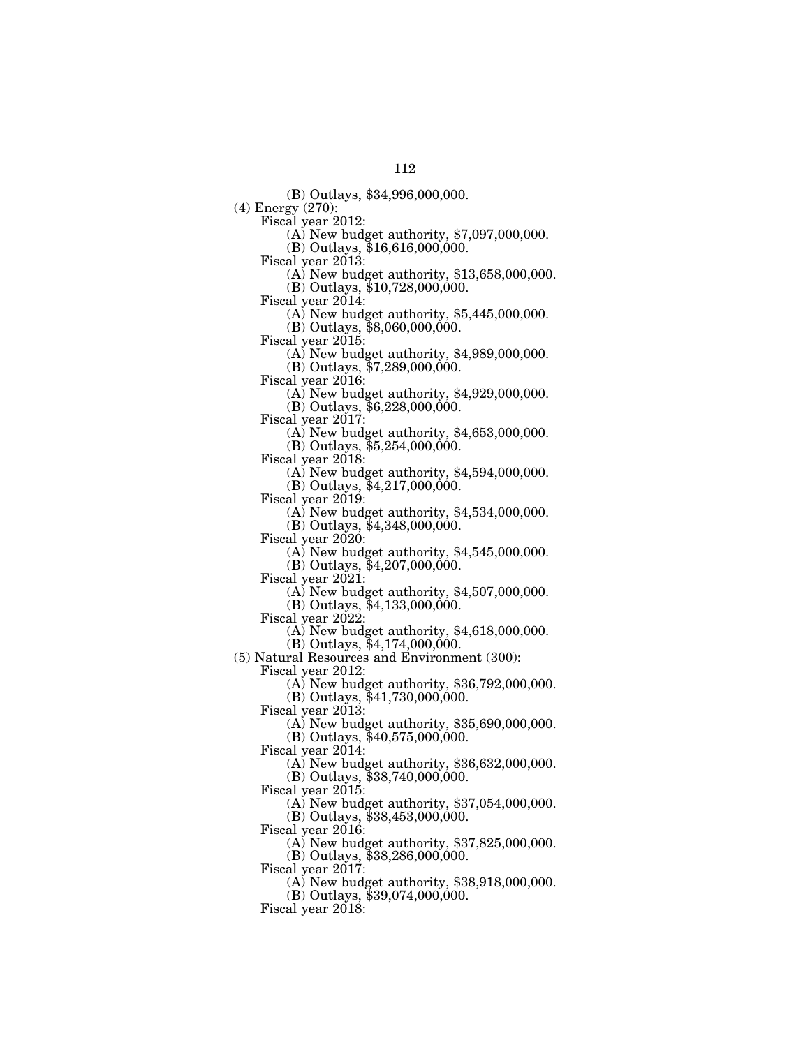(B) Outlays, $34,996,000,000.

(4) Energy (270):

Fiscal year 2012:

(A) New budget authority, $7,097,000,000.

(B) Outlays, $16,616,000,000.

Fiscal year 2013:

(A) New budget authority, $13,658,000,000.

(B) Outlays, $10,728,000,000.

Fiscal year 2014:

(A) New budget authority, $5,445,000,000.

(B) Outlays, $8,060,000,000.

Fiscal year 2015:

(A) New budget authority, $4,989,000,000.

(B) Outlays, $7,289,000,000.

Fiscal year 2016:

(A) New budget authority, $4,929,000,000.

(B) Outlays, $6,228,000,000.

Fiscal year 2017:

(A) New budget authority, $4,653,000,000.

(B) Outlays, $5,254,000,000.

Fiscal year 2018:

(A) New budget authority, $4,594,000,000.

(B) Outlays, $4,217,000,000.

Fiscal year 2019:

(A) New budget authority, $4,534,000,000.

(B) Outlays, $4,348,000,000.

Fiscal year 2020:

(A) New budget authority, $4,545,000,000.

(B) Outlays, $4,207,000,000.

Fiscal year 2021:

(A) New budget authority, $4,507,000,000.

(B) Outlays, $4,133,000,000.

Fiscal year 2022:

(A) New budget authority, $4,618,000,000.

(B) Outlays, $4,174,000,000.

(5) Natural Resources and Environment (300):

Fiscal year 2012:

(A) New budget authority, $36,792,000,000.

(B) Outlays, $41,730,000,000.

Fiscal year 2013:

(A) New budget authority, $35,690,000,000.

(B) Outlays, $40,575,000,000.

Fiscal year 2014:

(A) New budget authority, $36,632,000,000.

(B) Outlays, $38,740,000,000.

Fiscal year 2015:

(A) New budget authority, $37,054,000,000.

(B) Outlays, $38,453,000,000.

Fiscal year 2016:

(A) New budget authority, $37,825,000,000.

(B) Outlays, $38,286,000,000.

Fiscal year 2017:

(A) New budget authority, $38,918,000,000.

(B) Outlays, $39,074,000,000.

Fiscal year 2018: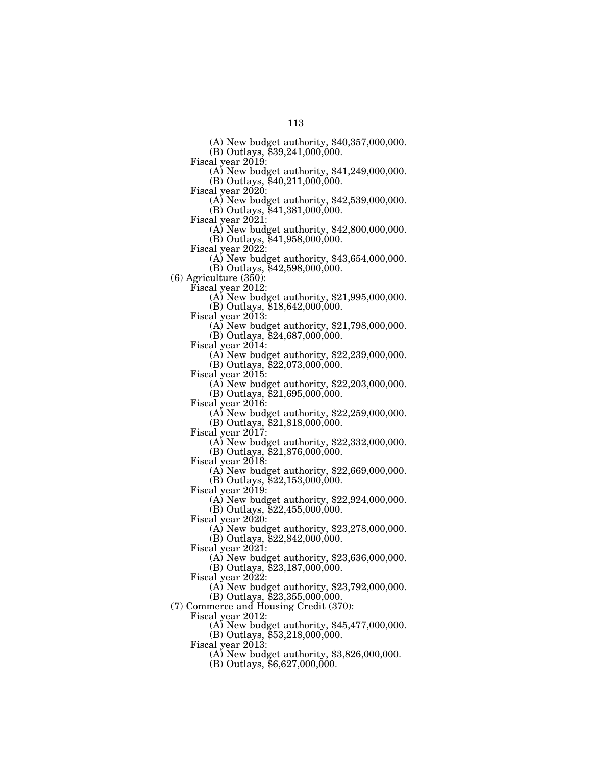(A) New budget authority, $40,357,000,000.
(B) Outlays, $39,241,000,000.

Fiscal year 2019:
(A) New budget authority, $41,249,000,000.
(B) Outlays, $40,211,000,000.

Fiscal year 2020:
(A) New budget authority, $42,539,000,000.
(B) Outlays, $41,381,000,000.

Fiscal year 2021:
(A) New budget authority, $42,800,000,000.
(B) Outlays, $41,958,000,000.

Fiscal year 2022:
(A) New budget authority, $43,654,000,000.
(B) Outlays, $42,598,000,000.

(6) Agriculture (350):

Fiscal year 2012:
(A) New budget authority, $21,995,000,000.
(B) Outlays, $18,642,000,000.

Fiscal year 2013:
(A) New budget authority, $21,798,000,000.
(B) Outlays, $24,687,000,000.

Fiscal year 2014:
(A) New budget authority, $22,239,000,000.
(B) Outlays, $22,073,000,000.

Fiscal year 2015:
(A) New budget authority, $22,203,000,000.
(B) Outlays, $21,695,000,000.

Fiscal year 2016:
(A) New budget authority, $22,259,000,000.
(B) Outlays, $21,818,000,000.

Fiscal year 2017:
(A) New budget authority, $22,332,000,000.
(B) Outlays, $21,876,000,000.

Fiscal year 2018:
(A) New budget authority, $22,669,000,000.
(B) Outlays, $22,153,000,000.

Fiscal year 2019:
(A) New budget authority, $22,924,000,000.
(B) Outlays, $22,455,000,000.

Fiscal year 2020:
(A) New budget authority, $23,278,000,000.
(B) Outlays, $22,842,000,000.

Fiscal year 2021:
(A) New budget authority, $23,636,000,000.
(B) Outlays, $23,187,000,000.

Fiscal year 2022:
(A) New budget authority, $23,792,000,000.
(B) Outlays, $23,355,000,000.

(7) Commerce and Housing Credit (370):

Fiscal year 2012:
(A) New budget authority, $45,477,000,000.
(B) Outlays, $53,218,000,000.

Fiscal year 2013:
(A) New budget authority, $3,826,000,000.
(B) Outlays, $6,627,000,000.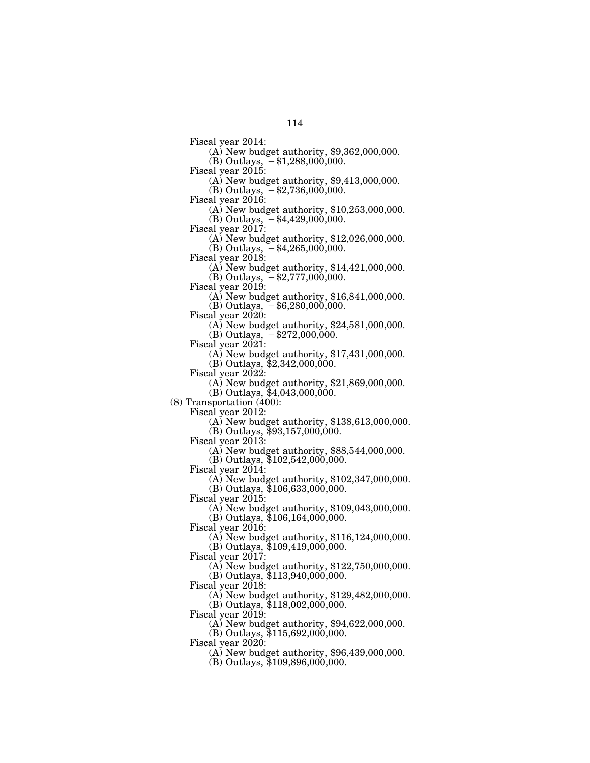Fiscal year 2014:

(A) New budget authority, $9,362,000,000.

(B) Outlays, −$1,288,000,000.

Fiscal year 2015:

(A) New budget authority, $9,413,000,000.

(B) Outlays, −$2,736,000,000.

Fiscal year 2016:

(A) New budget authority, $10,253,000,000.

(B) Outlays, −$4,429,000,000.

Fiscal year 2017:

(A) New budget authority, $12,026,000,000.

(B) Outlays, −$4,265,000,000.

Fiscal year 2018:

(A) New budget authority, $14,421,000,000.

(B) Outlays, −$2,777,000,000.

Fiscal year 2019:

(A) New budget authority, $16,841,000,000.

(B) Outlays, −$6,280,000,000.

Fiscal year 2020:

(A) New budget authority, $24,581,000,000.

(B) Outlays, −$272,000,000.

Fiscal year 2021:

(A) New budget authority, $17,431,000,000.

(B) Outlays, $2,342,000,000.

Fiscal year 2022:

(A) New budget authority, $21,869,000,000.

(B) Outlays, $4,043,000,000.

(8) Transportation (400):

Fiscal year 2012:

(A) New budget authority, $138,613,000,000.

(B) Outlays, $93,157,000,000.

Fiscal year 2013:

(A) New budget authority, $88,544,000,000.

(B) Outlays, $102,542,000,000.

Fiscal year 2014:

(A) New budget authority, $102,347,000,000.

(B) Outlays, $106,633,000,000.

Fiscal year 2015:

(A) New budget authority, $109,043,000,000.

(B) Outlays, $106,164,000,000.

Fiscal year 2016:

(A) New budget authority, $116,124,000,000.

(B) Outlays, $109,419,000,000.

Fiscal year 2017:

(A) New budget authority, $122,750,000,000.

(B) Outlays, $113,940,000,000.

Fiscal year 2018:

(A) New budget authority, $129,482,000,000.

(B) Outlays, $118,002,000,000.

Fiscal year 2019:

(A) New budget authority, $94,622,000,000.

(B) Outlays, $115,692,000,000.

Fiscal year 2020:

(A) New budget authority, $96,439,000,000.

(B) Outlays, $109,896,000,000.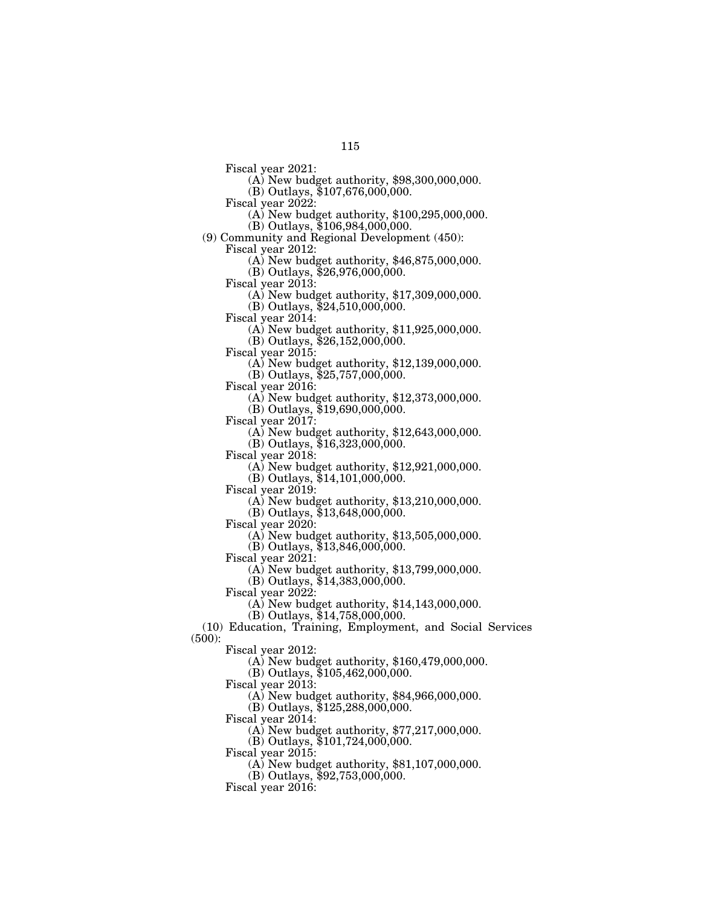Fiscal year 2021:
  (A) New budget authority, $98,300,000,000.
  (B) Outlays, $107,676,000,000.

Fiscal year 2022:
  (A) New budget authority, $100,295,000,000.
  (B) Outlays, $106,984,000,000.

(9) Community and Regional Development (450):

Fiscal year 2012:
  (A) New budget authority, $46,875,000,000.
  (B) Outlays, $26,976,000,000.

Fiscal year 2013:
  (A) New budget authority, $17,309,000,000.
  (B) Outlays, $24,510,000,000.

Fiscal year 2014:
  (A) New budget authority, $11,925,000,000.
  (B) Outlays, $26,152,000,000.

Fiscal year 2015:
  (A) New budget authority, $12,139,000,000.
  (B) Outlays, $25,757,000,000.

Fiscal year 2016:
  (A) New budget authority, $12,373,000,000.
  (B) Outlays, $19,690,000,000.

Fiscal year 2017:
  (A) New budget authority, $12,643,000,000.
  (B) Outlays, $16,323,000,000.

Fiscal year 2018:
  (A) New budget authority, $12,921,000,000.
  (B) Outlays, $14,101,000,000.

Fiscal year 2019:
  (A) New budget authority, $13,210,000,000.
  (B) Outlays, $13,648,000,000.

Fiscal year 2020:
  (A) New budget authority, $13,505,000,000.
  (B) Outlays, $13,846,000,000.

Fiscal year 2021:
  (A) New budget authority, $13,799,000,000.
  (B) Outlays, $14,383,000,000.

Fiscal year 2022:
  (A) New budget authority, $14,143,000,000.
  (B) Outlays, $14,758,000,000.

(10) Education, Training, Employment, and Social Services (500):

Fiscal year 2012:
  (A) New budget authority, $160,479,000,000.
  (B) Outlays, $105,462,000,000.

Fiscal year 2013:
  (A) New budget authority, $84,966,000,000.
  (B) Outlays, $125,288,000,000.

Fiscal year 2014:
  (A) New budget authority, $77,217,000,000.
  (B) Outlays, $101,724,000,000.

Fiscal year 2015:
  (A) New budget authority, $81,107,000,000.
  (B) Outlays, $92,753,000,000.

Fiscal year 2016: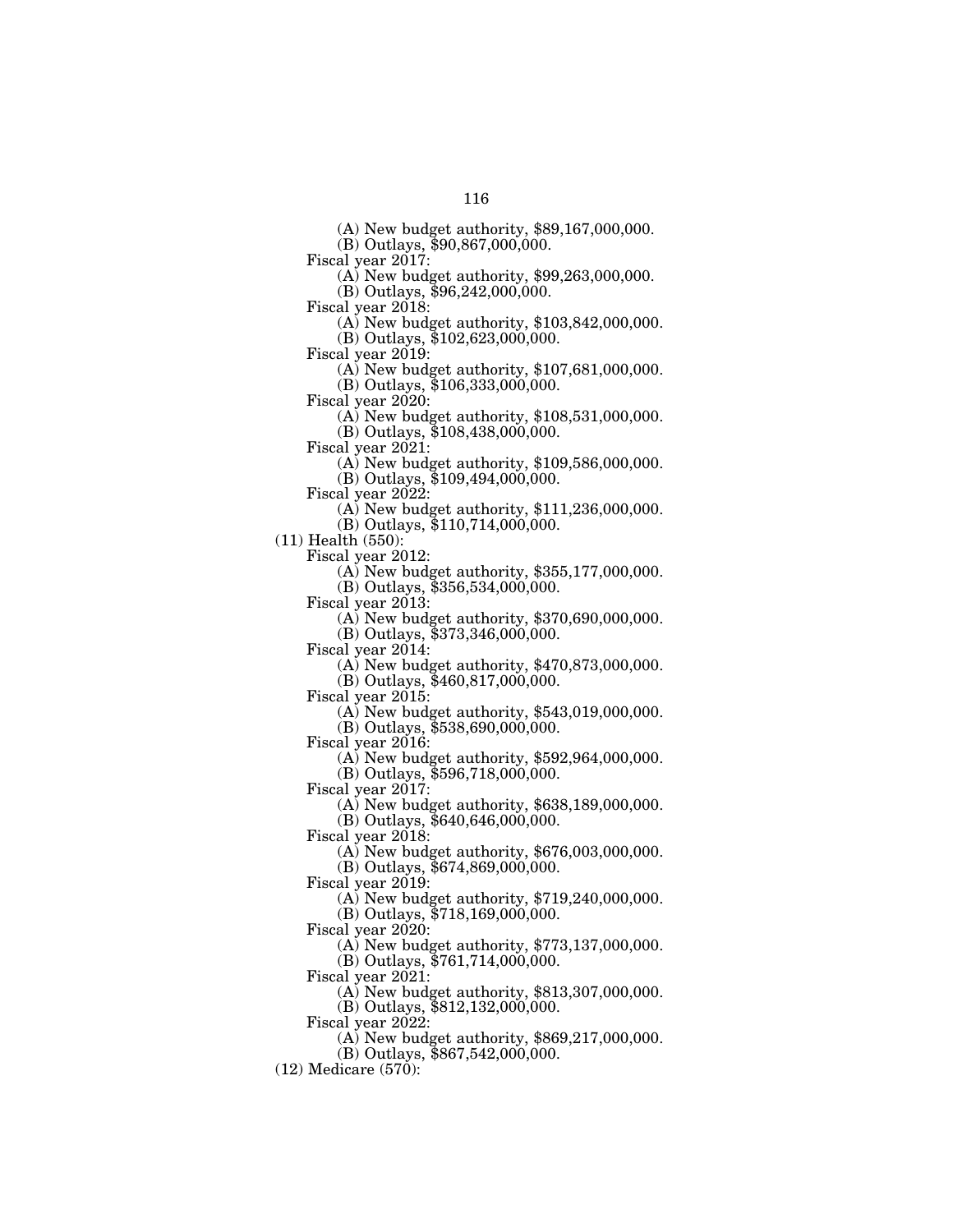(A) New budget authority, $89,167,000,000.
(B) Outlays, $90,867,000,000.

Fiscal year 2017:
(A) New budget authority, $99,263,000,000.
(B) Outlays, $96,242,000,000.

Fiscal year 2018:
(A) New budget authority, $103,842,000,000.
(B) Outlays, $102,623,000,000.

Fiscal year 2019:
(A) New budget authority, $107,681,000,000.
(B) Outlays, $106,333,000,000.

Fiscal year 2020:
(A) New budget authority, $108,531,000,000.
(B) Outlays, $108,438,000,000.

Fiscal year 2021:
(A) New budget authority, $109,586,000,000.
(B) Outlays, $109,494,000,000.

Fiscal year 2022:
(A) New budget authority, $111,236,000,000.
(B) Outlays, $110,714,000,000.

(11) Health (550):

Fiscal year 2012:
(A) New budget authority, $355,177,000,000.
(B) Outlays, $356,534,000,000.

Fiscal year 2013:
(A) New budget authority, $370,690,000,000.
(B) Outlays, $373,346,000,000.

Fiscal year 2014:
(A) New budget authority, $470,873,000,000.
(B) Outlays, $460,817,000,000.

Fiscal year 2015:
(A) New budget authority, $543,019,000,000.
(B) Outlays, $538,690,000,000.

Fiscal year 2016:
(A) New budget authority, $592,964,000,000.
(B) Outlays, $596,718,000,000.

Fiscal year 2017:
(A) New budget authority, $638,189,000,000.
(B) Outlays, $640,646,000,000.

Fiscal year 2018:
(A) New budget authority, $676,003,000,000.
(B) Outlays, $674,869,000,000.

Fiscal year 2019:
(A) New budget authority, $719,240,000,000.
(B) Outlays, $718,169,000,000.

Fiscal year 2020:
(A) New budget authority, $773,137,000,000.
(B) Outlays, $761,714,000,000.

Fiscal year 2021:
(A) New budget authority, $813,307,000,000.
(B) Outlays, $812,132,000,000.

Fiscal year 2022:
(A) New budget authority, $869,217,000,000.
(B) Outlays, $867,542,000,000.

(12) Medicare (570):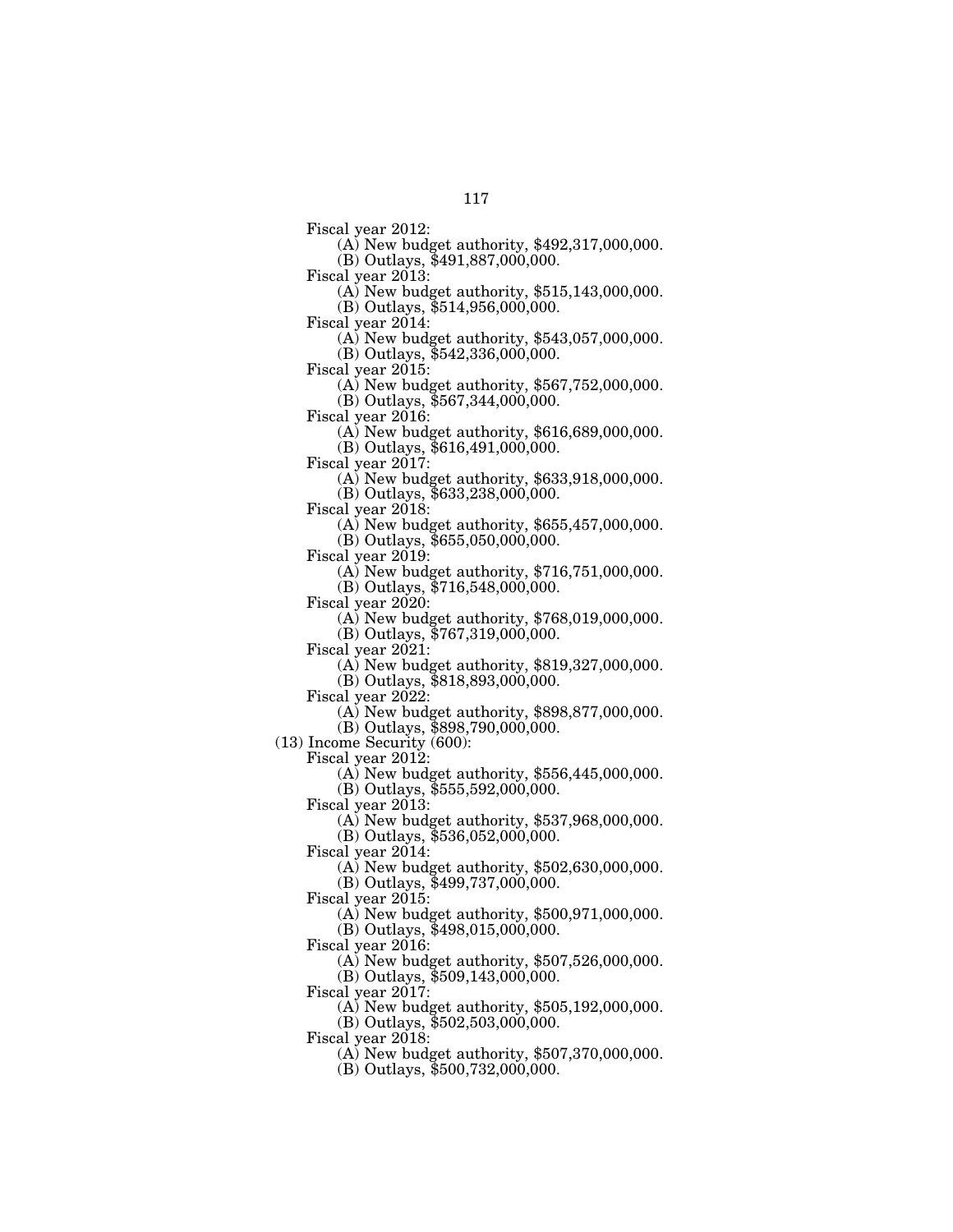Fiscal year 2012:

(A) New budget authority, $492,317,000,000.

(B) Outlays, $491,887,000,000.

Fiscal year 2013:

(A) New budget authority, $515,143,000,000.

(B) Outlays, $514,956,000,000.

Fiscal year 2014:

(A) New budget authority, $543,057,000,000.

(B) Outlays, $542,336,000,000.

Fiscal year 2015:

(A) New budget authority, $567,752,000,000.

(B) Outlays, $567,344,000,000.

Fiscal year 2016:

(A) New budget authority, $616,689,000,000.

(B) Outlays, $616,491,000,000.

Fiscal year 2017:

(A) New budget authority, $633,918,000,000.

(B) Outlays, $633,238,000,000.

Fiscal year 2018:

(A) New budget authority, $655,457,000,000.

(B) Outlays, $655,050,000,000.

Fiscal year 2019:

(A) New budget authority, $716,751,000,000.

(B) Outlays, $716,548,000,000.

Fiscal year 2020:

(A) New budget authority, $768,019,000,000.

(B) Outlays, $767,319,000,000.

Fiscal year 2021:

(A) New budget authority, $819,327,000,000.

(B) Outlays, $818,893,000,000.

Fiscal year 2022:

(A) New budget authority, $898,877,000,000.

(B) Outlays, $898,790,000,000.

(13) Income Security (600):

Fiscal year 2012:

(A) New budget authority, $556,445,000,000.

(B) Outlays, $555,592,000,000.

Fiscal year 2013:

(A) New budget authority, $537,968,000,000.

(B) Outlays, $536,052,000,000.

Fiscal year 2014:

(A) New budget authority, $502,630,000,000.

(B) Outlays, $499,737,000,000.

Fiscal year 2015:

(A) New budget authority, $500,971,000,000.

(B) Outlays, $498,015,000,000.

Fiscal year 2016:

(A) New budget authority, $507,526,000,000.

(B) Outlays, $509,143,000,000.

Fiscal year 2017:

(A) New budget authority, $505,192,000,000.

(B) Outlays, $502,503,000,000.

Fiscal year 2018:

(A) New budget authority, $507,370,000,000.

(B) Outlays, $500,732,000,000.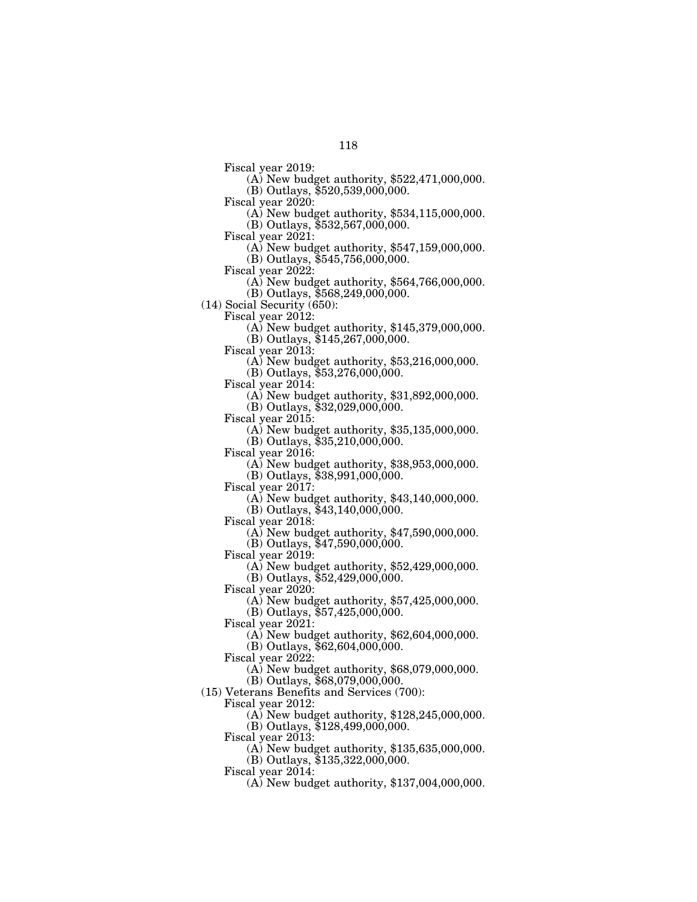Fiscal year 2019:

(A) New budget authority, $522,471,000,000.

(B) Outlays, $520,539,000,000.

Fiscal year 2020:

(A) New budget authority, $534,115,000,000.

(B) Outlays, $532,567,000,000.

Fiscal year 2021:

(A) New budget authority, $547,159,000,000.

(B) Outlays, $545,756,000,000.

Fiscal year 2022:

(A) New budget authority, $564,766,000,000.

(B) Outlays, $568,249,000,000.

(14) Social Security (650):

Fiscal year 2012:

(A) New budget authority, $145,379,000,000.

(B) Outlays, $145,267,000,000.

Fiscal year 2013:

(A) New budget authority, $53,216,000,000.

(B) Outlays, $53,276,000,000.

Fiscal year 2014:

(A) New budget authority, $31,892,000,000.

(B) Outlays, $32,029,000,000.

Fiscal year 2015:

(A) New budget authority, $35,135,000,000.

(B) Outlays, $35,210,000,000.

Fiscal year 2016:

(A) New budget authority, $38,953,000,000.

(B) Outlays, $38,991,000,000.

Fiscal year 2017:

(A) New budget authority, $43,140,000,000.

(B) Outlays, $43,140,000,000.

Fiscal year 2018:

(A) New budget authority, $47,590,000,000.

(B) Outlays, $47,590,000,000.

Fiscal year 2019:

(A) New budget authority, $52,429,000,000.

(B) Outlays, $52,429,000,000.

Fiscal year 2020:

(A) New budget authority, $57,425,000,000.

(B) Outlays, $57,425,000,000.

Fiscal year 2021:

(A) New budget authority, $62,604,000,000.

(B) Outlays, $62,604,000,000.

Fiscal year 2022:

(A) New budget authority, $68,079,000,000.

(B) Outlays, $68,079,000,000.

(15) Veterans Benefits and Services (700):

Fiscal year 2012:

(A) New budget authority, $128,245,000,000.

(B) Outlays, $128,499,000,000.

Fiscal year 2013:

(A) New budget authority, $135,635,000,000.

(B) Outlays, $135,322,000,000.

Fiscal year 2014:

(A) New budget authority, $137,004,000,000.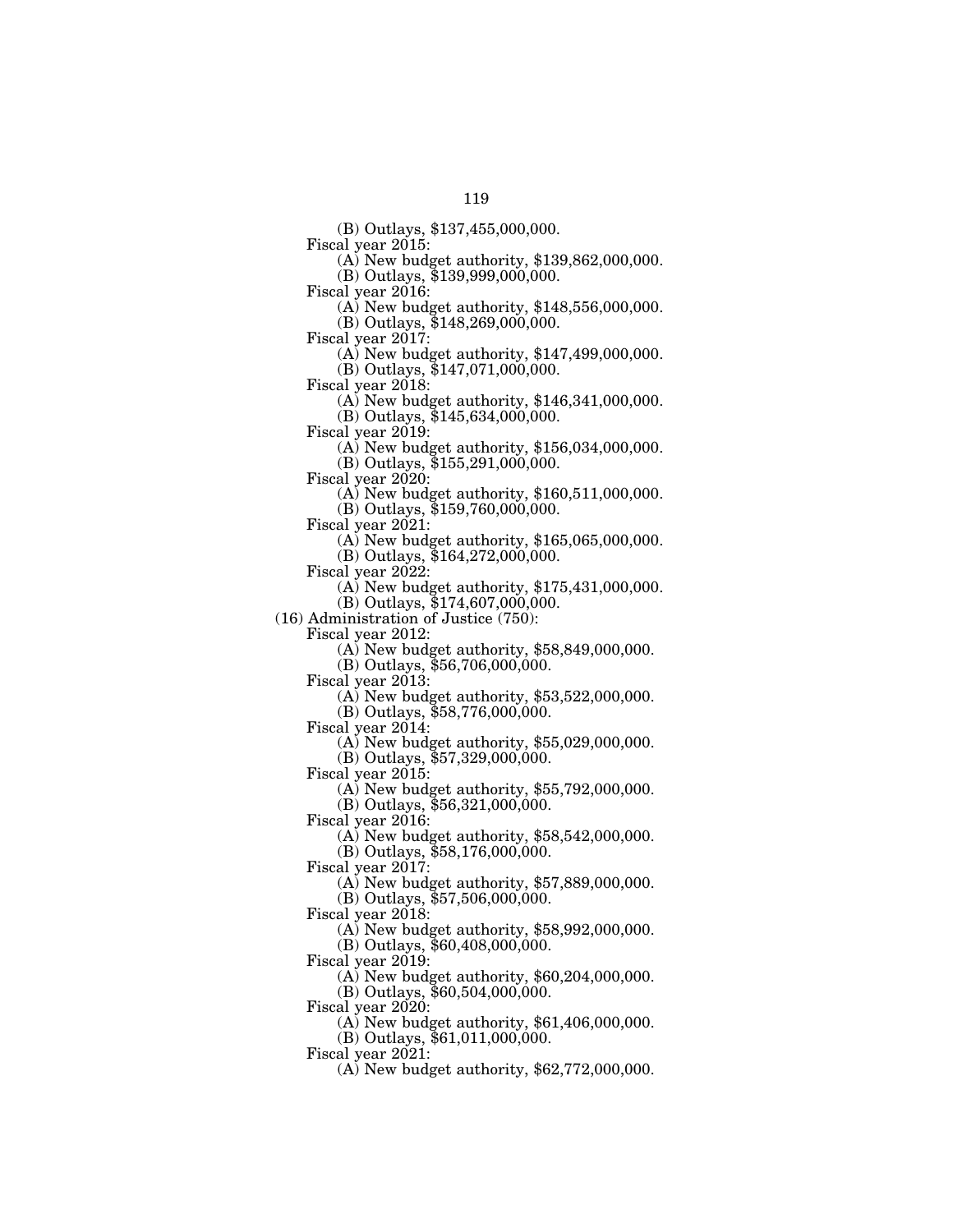(B) Outlays, $137,455,000,000.

Fiscal year 2015:

(A) New budget authority, $139,862,000,000.

(B) Outlays, $139,999,000,000.

Fiscal year 2016:

(A) New budget authority, $148,556,000,000.

(B) Outlays, $148,269,000,000.

Fiscal year 2017:

(A) New budget authority, $147,499,000,000.

(B) Outlays, $147,071,000,000.

Fiscal year 2018:

(A) New budget authority, $146,341,000,000.

(B) Outlays, $145,634,000,000.

Fiscal year 2019:

(A) New budget authority, $156,034,000,000.

(B) Outlays, $155,291,000,000.

Fiscal year 2020:

(A) New budget authority, $160,511,000,000.

(B) Outlays, $159,760,000,000.

Fiscal year 2021:

(A) New budget authority, $165,065,000,000.

(B) Outlays, $164,272,000,000.

Fiscal year 2022:

(A) New budget authority, $175,431,000,000.

(B) Outlays, $174,607,000,000.

(16) Administration of Justice (750):

Fiscal year 2012:

(A) New budget authority, $58,849,000,000.

(B) Outlays, $56,706,000,000.

Fiscal year 2013:

(A) New budget authority, $53,522,000,000.

(B) Outlays, $58,776,000,000.

Fiscal year 2014:

(A) New budget authority, $55,029,000,000.

(B) Outlays, $57,329,000,000.

Fiscal year 2015:

(A) New budget authority, $55,792,000,000.

(B) Outlays, $56,321,000,000.

Fiscal year 2016:

(A) New budget authority, $58,542,000,000.

(B) Outlays, $58,176,000,000.

Fiscal year 2017:

(A) New budget authority, $57,889,000,000.

(B) Outlays, $57,506,000,000.

Fiscal year 2018:

(A) New budget authority, $58,992,000,000.

(B) Outlays, $60,408,000,000.

Fiscal year 2019:

(A) New budget authority, $60,204,000,000.

(B) Outlays, $60,504,000,000.

Fiscal year 2020:

(A) New budget authority, $61,406,000,000.

(B) Outlays, $61,011,000,000.

Fiscal year 2021:

(A) New budget authority, $62,772,000,000.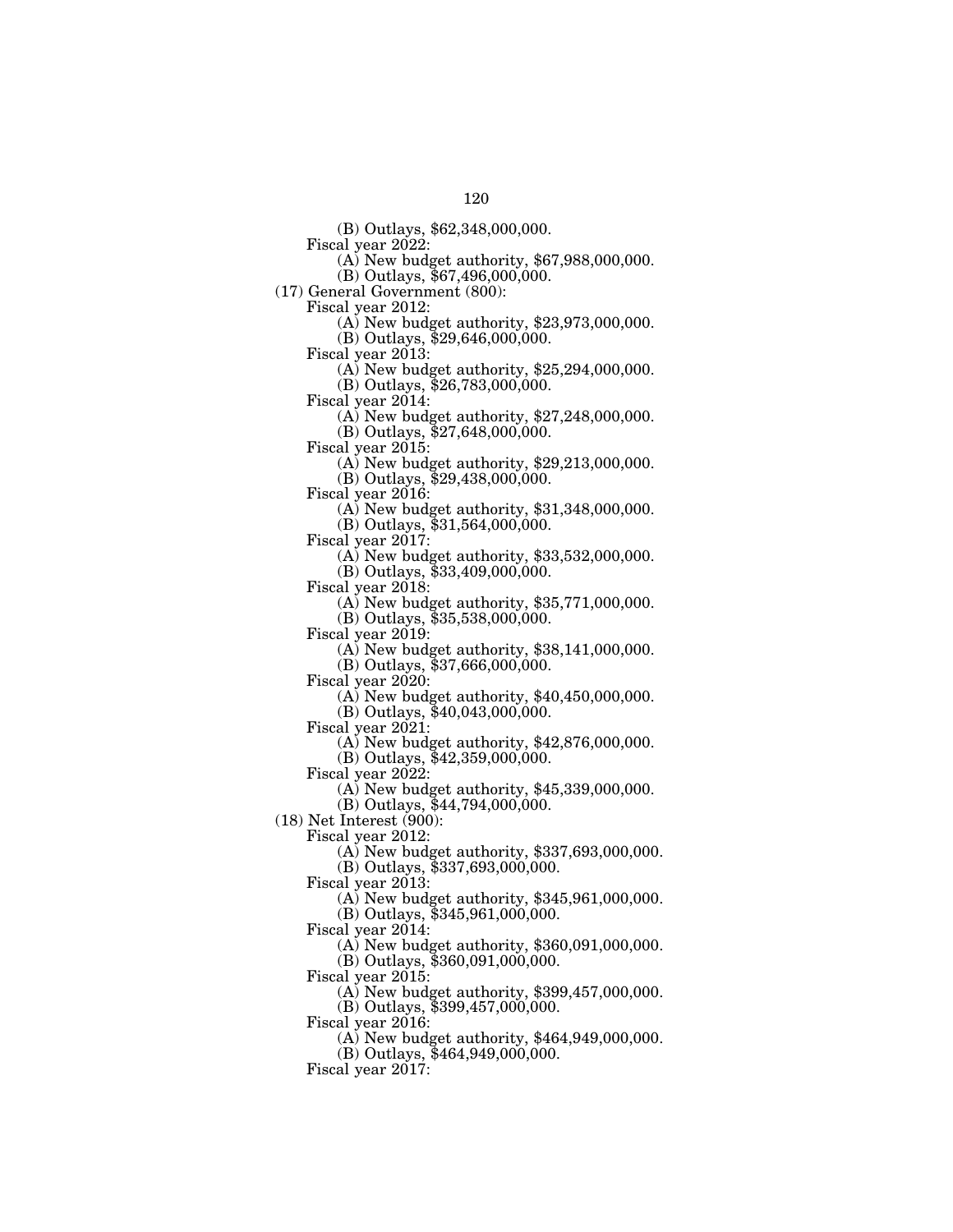(B) Outlays, $62,348,000,000.

Fiscal year 2022:

(A) New budget authority, $67,988,000,000.

(B) Outlays, $67,496,000,000.

(17) General Government (800):

Fiscal year 2012:

(A) New budget authority, $23,973,000,000.

(B) Outlays, $29,646,000,000.

Fiscal year 2013:

(A) New budget authority, $25,294,000,000.

(B) Outlays, $26,783,000,000.

Fiscal year 2014:

(A) New budget authority, $27,248,000,000.

(B) Outlays, $27,648,000,000.

Fiscal year 2015:

(A) New budget authority, $29,213,000,000.

(B) Outlays, $29,438,000,000.

Fiscal year 2016:

(A) New budget authority, $31,348,000,000.

(B) Outlays, $31,564,000,000.

Fiscal year 2017:

(A) New budget authority, $33,532,000,000.

(B) Outlays, $33,409,000,000.

Fiscal year 2018:

(A) New budget authority, $35,771,000,000.

(B) Outlays, $35,538,000,000.

Fiscal year 2019:

(A) New budget authority, $38,141,000,000.

(B) Outlays, $37,666,000,000.

Fiscal year 2020:

(A) New budget authority, $40,450,000,000.

(B) Outlays, $40,043,000,000.

Fiscal year 2021:

(A) New budget authority, $42,876,000,000.

(B) Outlays, $42,359,000,000.

Fiscal year 2022:

(A) New budget authority, $45,339,000,000.

(B) Outlays, $44,794,000,000.

(18) Net Interest (900):

Fiscal year 2012:

(A) New budget authority, $337,693,000,000.

(B) Outlays, $337,693,000,000.

Fiscal year 2013:

(A) New budget authority, $345,961,000,000.

(B) Outlays, $345,961,000,000.

Fiscal year 2014:

(A) New budget authority, $360,091,000,000.

(B) Outlays, $360,091,000,000.

Fiscal year 2015:

(A) New budget authority, $399,457,000,000.

(B) Outlays, $399,457,000,000.

Fiscal year 2016:

(A) New budget authority, $464,949,000,000.

(B) Outlays, $464,949,000,000.

Fiscal year 2017: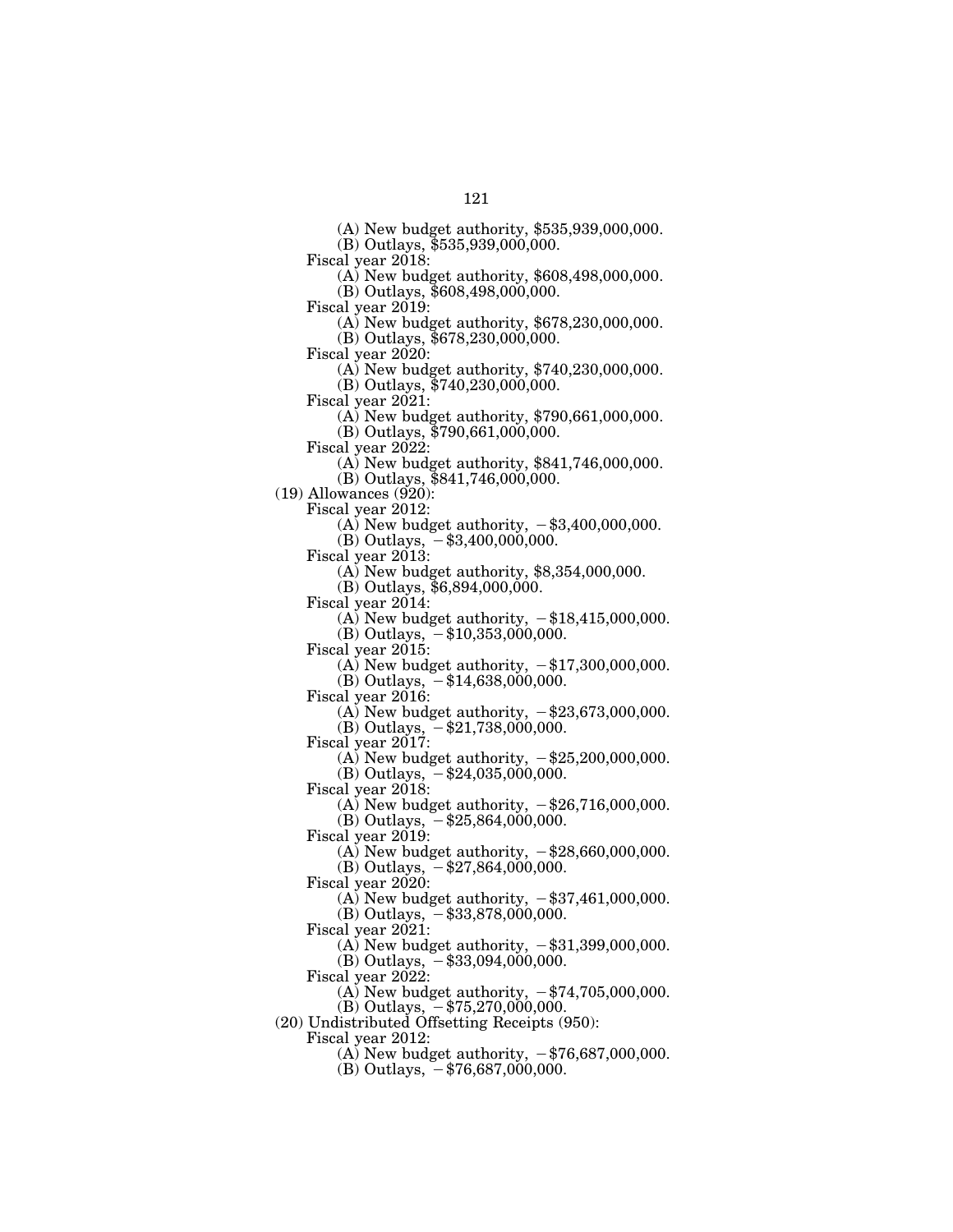(A) New budget authority, $535,939,000,000.
(B) Outlays, $535,939,000,000.

Fiscal year 2018:
(A) New budget authority, $608,498,000,000.
(B) Outlays, $608,498,000,000.

Fiscal year 2019:
(A) New budget authority, $678,230,000,000.
(B) Outlays, $678,230,000,000.

Fiscal year 2020:
(A) New budget authority, $740,230,000,000.
(B) Outlays, $740,230,000,000.

Fiscal year 2021:
(A) New budget authority, $790,661,000,000.
(B) Outlays, $790,661,000,000.

Fiscal year 2022:
(A) New budget authority, $841,746,000,000.
(B) Outlays, $841,746,000,000.

(19) Allowances (920):

Fiscal year 2012:
(A) New budget authority, −$3,400,000,000.
(B) Outlays, −$3,400,000,000.

Fiscal year 2013:
(A) New budget authority, $8,354,000,000.
(B) Outlays, $6,894,000,000.

Fiscal year 2014:
(A) New budget authority, −$18,415,000,000.
(B) Outlays, −$10,353,000,000.

Fiscal year 2015:
(A) New budget authority, −$17,300,000,000.
(B) Outlays, −$14,638,000,000.

Fiscal year 2016:
(A) New budget authority, −$23,673,000,000.
(B) Outlays, −$21,738,000,000.

Fiscal year 2017:
(A) New budget authority, −$25,200,000,000.
(B) Outlays, −$24,035,000,000.

Fiscal year 2018:
(A) New budget authority, −$26,716,000,000.
(B) Outlays, −$25,864,000,000.

Fiscal year 2019:
(A) New budget authority, −$28,660,000,000.
(B) Outlays, −$27,864,000,000.

Fiscal year 2020:
(A) New budget authority, −$37,461,000,000.
(B) Outlays, −$33,878,000,000.

Fiscal year 2021:
(A) New budget authority, −$31,399,000,000.
(B) Outlays, −$33,094,000,000.

Fiscal year 2022:
(A) New budget authority, −$74,705,000,000.
(B) Outlays, −$75,270,000,000.

(20) Undistributed Offsetting Receipts (950):

Fiscal year 2012:
(A) New budget authority, −$76,687,000,000.
(B) Outlays, −$76,687,000,000.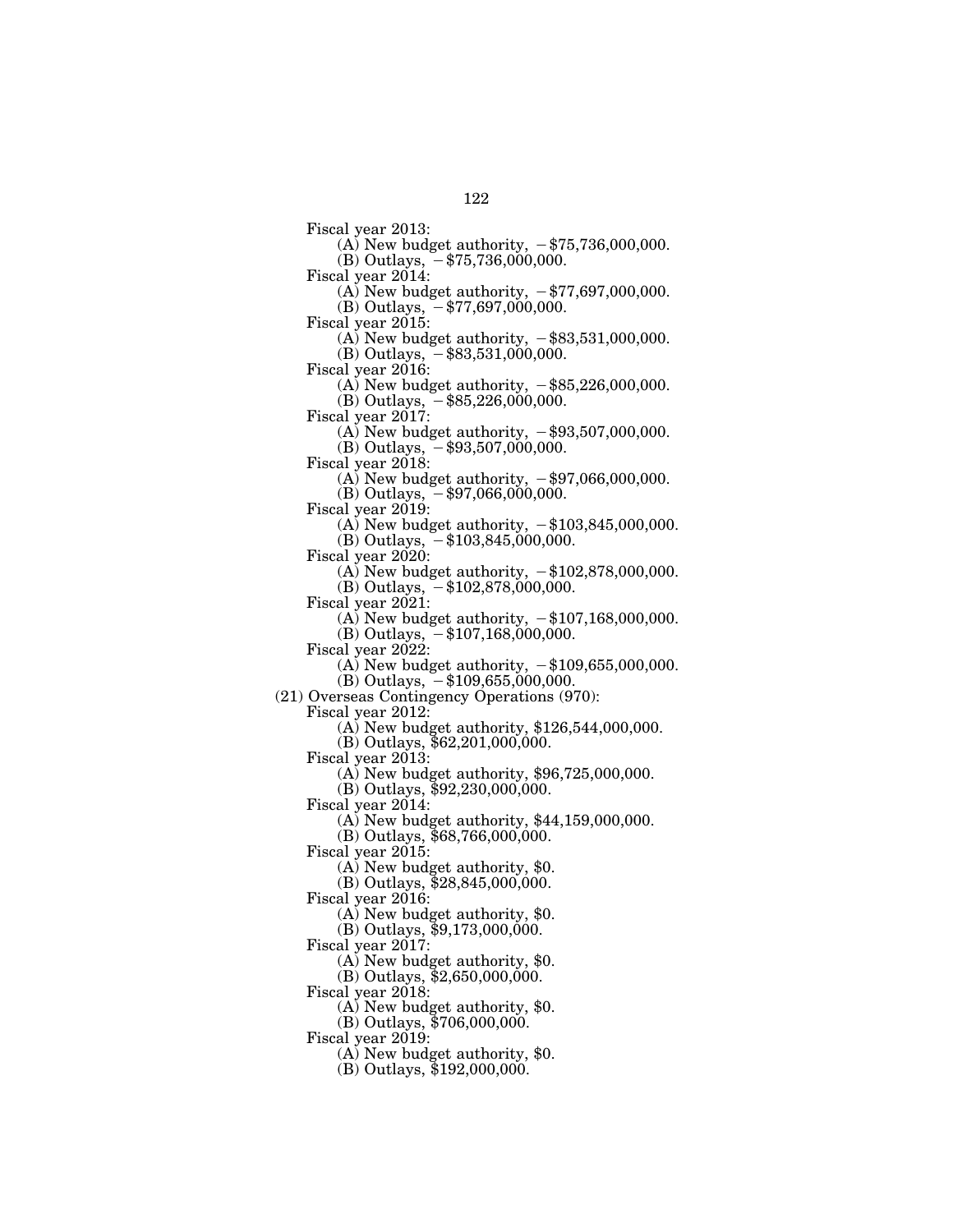Fiscal year 2013:
(A) New budget authority, −$75,736,000,000.
(B) Outlays, −$75,736,000,000.

Fiscal year 2014:
(A) New budget authority, −$77,697,000,000.
(B) Outlays, −$77,697,000,000.

Fiscal year 2015:
(A) New budget authority, −$83,531,000,000.
(B) Outlays, −$83,531,000,000.

Fiscal year 2016:
(A) New budget authority, −$85,226,000,000.
(B) Outlays, −$85,226,000,000.

Fiscal year 2017:
(A) New budget authority, −$93,507,000,000.
(B) Outlays, −$93,507,000,000.

Fiscal year 2018:
(A) New budget authority, −$97,066,000,000.
(B) Outlays, −$97,066,000,000.

Fiscal year 2019:
(A) New budget authority, −$103,845,000,000.
(B) Outlays, −$103,845,000,000.

Fiscal year 2020:
(A) New budget authority, −$102,878,000,000.
(B) Outlays, −$102,878,000,000.

Fiscal year 2021:
(A) New budget authority, −$107,168,000,000.
(B) Outlays, −$107,168,000,000.

Fiscal year 2022:
(A) New budget authority, −$109,655,000,000.
(B) Outlays, −$109,655,000,000.

(21) Overseas Contingency Operations (970):

Fiscal year 2012:
(A) New budget authority, $126,544,000,000.
(B) Outlays, $62,201,000,000.

Fiscal year 2013:
(A) New budget authority, $96,725,000,000.
(B) Outlays, $92,230,000,000.

Fiscal year 2014:
(A) New budget authority, $44,159,000,000.
(B) Outlays, $68,766,000,000.

Fiscal year 2015:
(A) New budget authority, $0.
(B) Outlays, $28,845,000,000.

Fiscal year 2016:
(A) New budget authority, $0.
(B) Outlays, $9,173,000,000.

Fiscal year 2017:
(A) New budget authority, $0.
(B) Outlays, $2,650,000,000.

Fiscal year 2018:
(A) New budget authority, $0.
(B) Outlays, $706,000,000.

Fiscal year 2019:
(A) New budget authority, $0.
(B) Outlays, $192,000,000.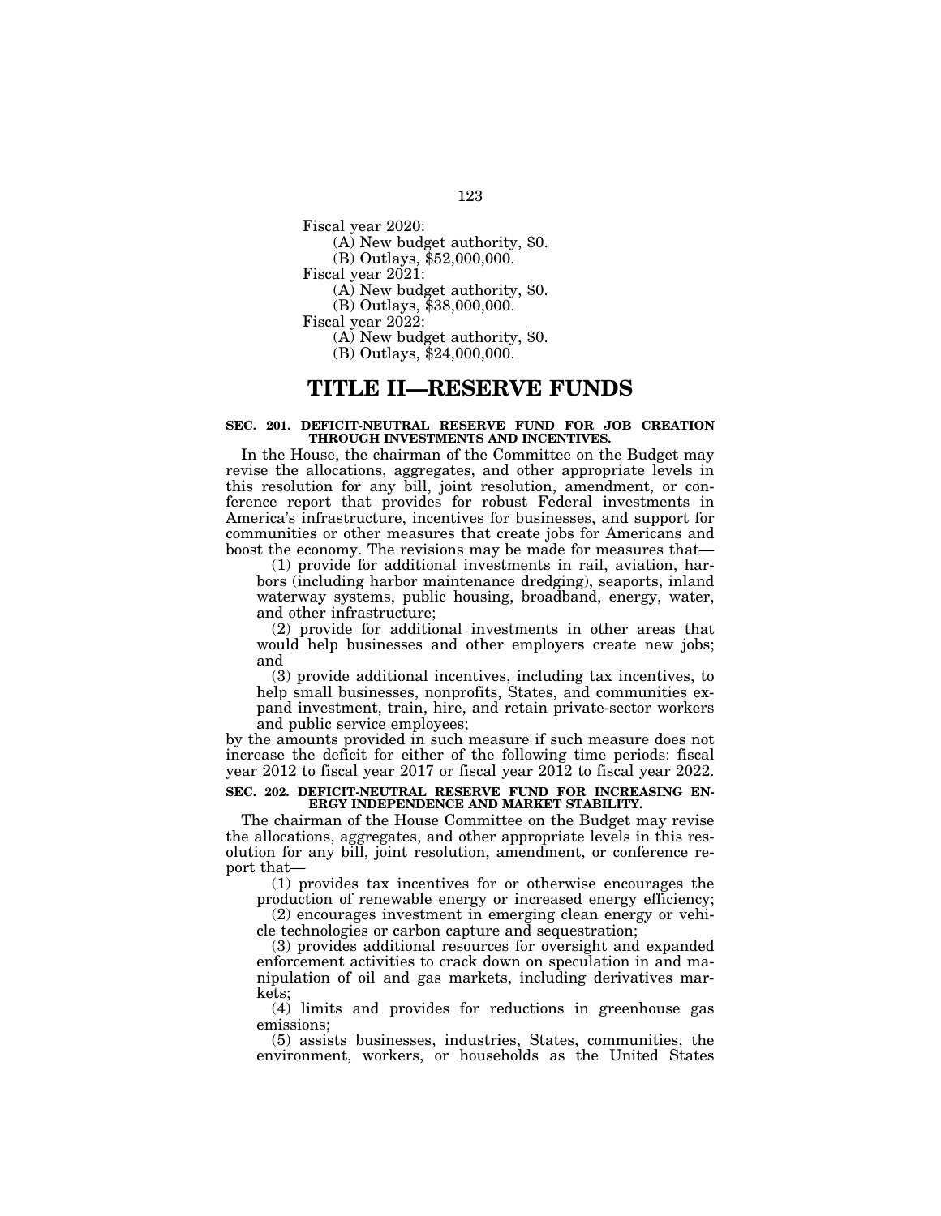Fiscal year 2020:
(A) New budget authority, $0.
(B) Outlays, $52,000,000.

Fiscal year 2021:
(A) New budget authority, $0.
(B) Outlays, $38,000,000.

Fiscal year 2022:
(A) New budget authority, $0.
(B) Outlays, $24,000,000.

# TITLE II—RESERVE FUNDS

**SEC. 201. DEFICIT-NEUTRAL RESERVE FUND FOR JOB CREATION THROUGH INVESTMENTS AND INCENTIVES.**

In the House, the chairman of the Committee on the Budget may revise the allocations, aggregates, and other appropriate levels in this resolution for any bill, joint resolution, amendment, or conference report that provides for robust Federal investments in America's infrastructure, incentives for businesses, and support for communities or other measures that create jobs for Americans and boost the economy. The revisions may be made for measures that—

(1) provide for additional investments in rail, aviation, harbors (including harbor maintenance dredging), seaports, inland waterway systems, public housing, broadband, energy, water, and other infrastructure;

(2) provide for additional investments in other areas that would help businesses and other employers create new jobs; and

(3) provide additional incentives, including tax incentives, to help small businesses, nonprofits, States, and communities expand investment, train, hire, and retain private-sector workers and public service employees;

by the amounts provided in such measure if such measure does not increase the deficit for either of the following time periods: fiscal year 2012 to fiscal year 2017 or fiscal year 2012 to fiscal year 2022.

**SEC. 202. DEFICIT-NEUTRAL RESERVE FUND FOR INCREASING ENERGY INDEPENDENCE AND MARKET STABILITY.**

The chairman of the House Committee on the Budget may revise the allocations, aggregates, and other appropriate levels in this resolution for any bill, joint resolution, amendment, or conference report that—

(1) provides tax incentives for or otherwise encourages the production of renewable energy or increased energy efficiency;

(2) encourages investment in emerging clean energy or vehicle technologies or carbon capture and sequestration;

(3) provides additional resources for oversight and expanded enforcement activities to crack down on speculation in and manipulation of oil and gas markets, including derivatives markets;

(4) limits and provides for reductions in greenhouse gas emissions;

(5) assists businesses, industries, States, communities, the environment, workers, or households as the United States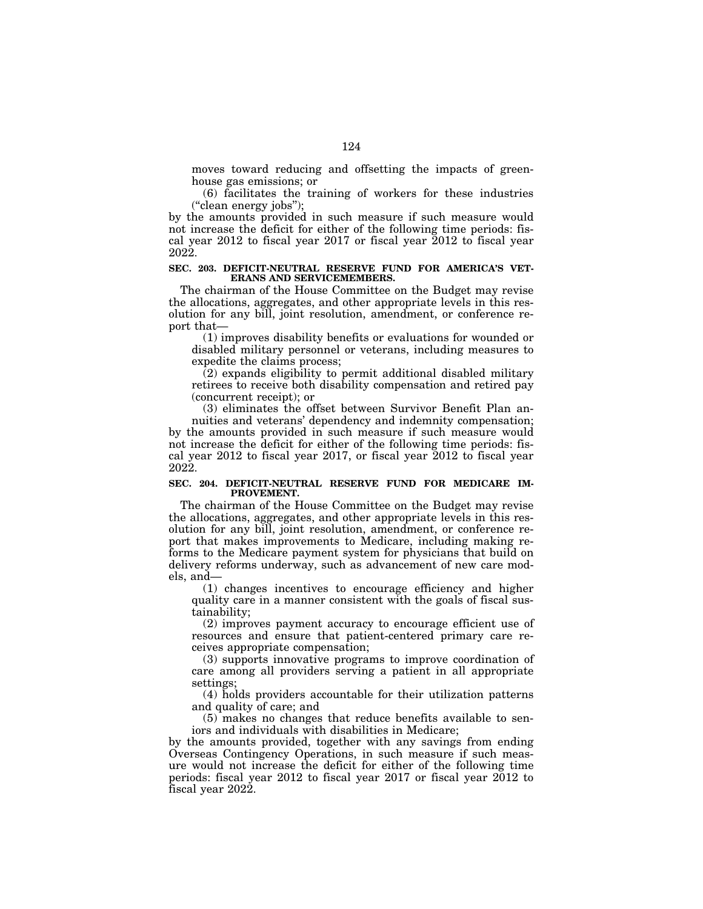moves toward reducing and offsetting the impacts of greenhouse gas emissions; or

(6) facilitates the training of workers for these industries ("clean energy jobs");

by the amounts provided in such measure if such measure would not increase the deficit for either of the following time periods: fiscal year 2012 to fiscal year 2017 or fiscal year 2012 to fiscal year 2022.

**SEC. 203. DEFICIT-NEUTRAL RESERVE FUND FOR AMERICA'S VETERANS AND SERVICEMEMBERS.**

The chairman of the House Committee on the Budget may revise the allocations, aggregates, and other appropriate levels in this resolution for any bill, joint resolution, amendment, or conference report that—

(1) improves disability benefits or evaluations for wounded or disabled military personnel or veterans, including measures to expedite the claims process;

(2) expands eligibility to permit additional disabled military retirees to receive both disability compensation and retired pay (concurrent receipt); or

(3) eliminates the offset between Survivor Benefit Plan annuities and veterans' dependency and indemnity compensation;

by the amounts provided in such measure if such measure would not increase the deficit for either of the following time periods: fiscal year 2012 to fiscal year 2017, or fiscal year 2012 to fiscal year 2022.

**SEC. 204. DEFICIT-NEUTRAL RESERVE FUND FOR MEDICARE IMPROVEMENT.**

The chairman of the House Committee on the Budget may revise the allocations, aggregates, and other appropriate levels in this resolution for any bill, joint resolution, amendment, or conference report that makes improvements to Medicare, including making reforms to the Medicare payment system for physicians that build on delivery reforms underway, such as advancement of new care models, and—

(1) changes incentives to encourage efficiency and higher quality care in a manner consistent with the goals of fiscal sustainability;

(2) improves payment accuracy to encourage efficient use of resources and ensure that patient-centered primary care receives appropriate compensation;

(3) supports innovative programs to improve coordination of care among all providers serving a patient in all appropriate settings;

(4) holds providers accountable for their utilization patterns and quality of care; and

(5) makes no changes that reduce benefits available to seniors and individuals with disabilities in Medicare;

by the amounts provided, together with any savings from ending Overseas Contingency Operations, in such measure if such measure would not increase the deficit for either of the following time periods: fiscal year 2012 to fiscal year 2017 or fiscal year 2012 to fiscal year 2022.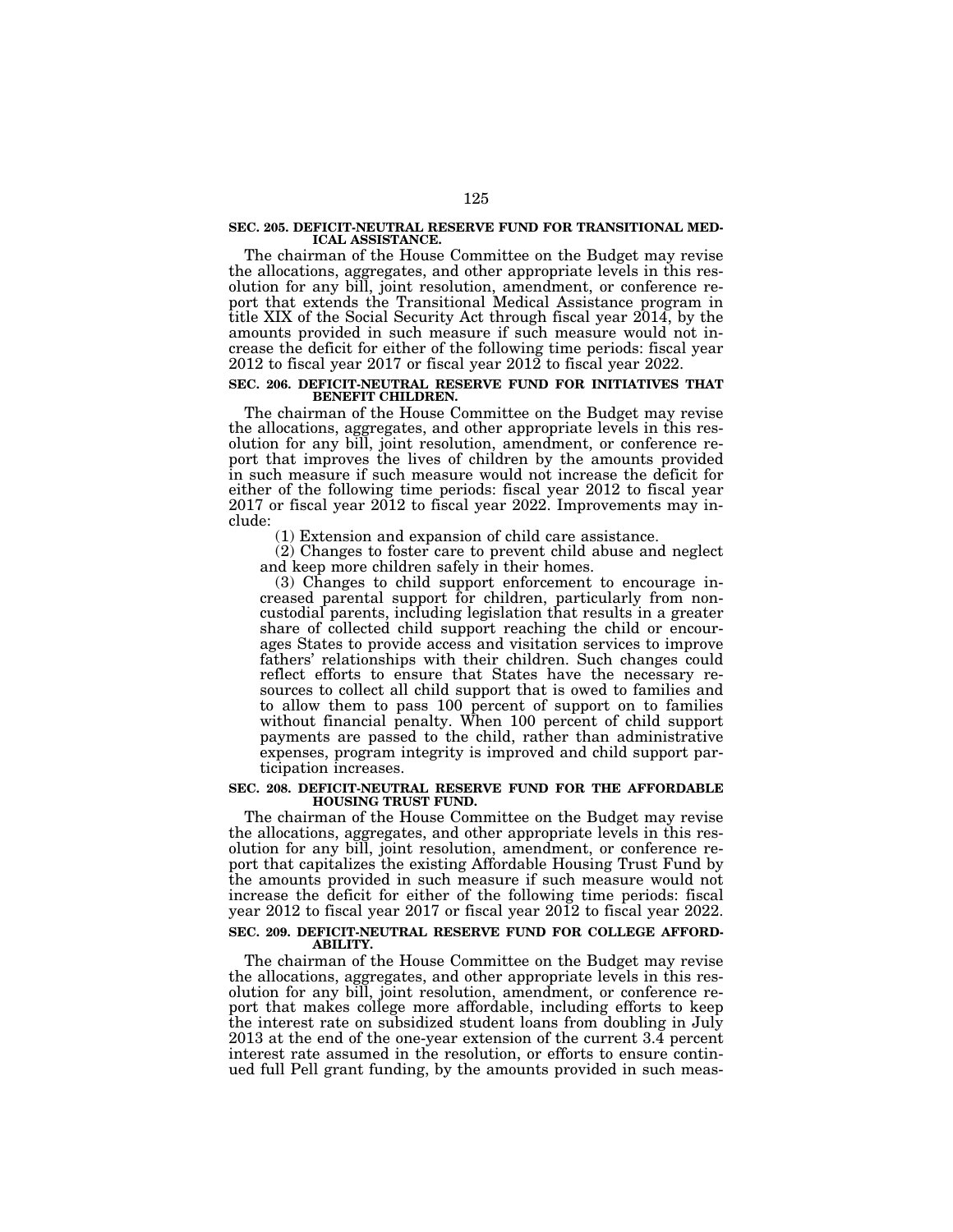### SEC. 205. DEFICIT-NEUTRAL RESERVE FUND FOR TRANSITIONAL MEDICAL ASSISTANCE.

The chairman of the House Committee on the Budget may revise the allocations, aggregates, and other appropriate levels in this resolution for any bill, joint resolution, amendment, or conference report that extends the Transitional Medical Assistance program in title XIX of the Social Security Act through fiscal year 2014, by the amounts provided in such measure if such measure would not increase the deficit for either of the following time periods: fiscal year 2012 to fiscal year 2017 or fiscal year 2012 to fiscal year 2022.

### SEC. 206. DEFICIT-NEUTRAL RESERVE FUND FOR INITIATIVES THAT BENEFIT CHILDREN.

The chairman of the House Committee on the Budget may revise the allocations, aggregates, and other appropriate levels in this resolution for any bill, joint resolution, amendment, or conference report that improves the lives of children by the amounts provided in such measure if such measure would not increase the deficit for either of the following time periods: fiscal year 2012 to fiscal year 2017 or fiscal year 2012 to fiscal year 2022. Improvements may include:

(1) Extension and expansion of child care assistance.

(2) Changes to foster care to prevent child abuse and neglect and keep more children safely in their homes.

(3) Changes to child support enforcement to encourage increased parental support for children, particularly from noncustodial parents, including legislation that results in a greater share of collected child support reaching the child or encourages States to provide access and visitation services to improve fathers' relationships with their children. Such changes could reflect efforts to ensure that States have the necessary resources to collect all child support that is owed to families and to allow them to pass 100 percent of support on to families without financial penalty. When 100 percent of child support payments are passed to the child, rather than administrative expenses, program integrity is improved and child support participation increases.

### SEC. 208. DEFICIT-NEUTRAL RESERVE FUND FOR THE AFFORDABLE HOUSING TRUST FUND.

The chairman of the House Committee on the Budget may revise the allocations, aggregates, and other appropriate levels in this resolution for any bill, joint resolution, amendment, or conference report that capitalizes the existing Affordable Housing Trust Fund by the amounts provided in such measure if such measure would not increase the deficit for either of the following time periods: fiscal year 2012 to fiscal year 2017 or fiscal year 2012 to fiscal year 2022.

### SEC. 209. DEFICIT-NEUTRAL RESERVE FUND FOR COLLEGE AFFORDABILITY.

The chairman of the House Committee on the Budget may revise the allocations, aggregates, and other appropriate levels in this resolution for any bill, joint resolution, amendment, or conference report that makes college more affordable, including efforts to keep the interest rate on subsidized student loans from doubling in July 2013 at the end of the one-year extension of the current 3.4 percent interest rate assumed in the resolution, or efforts to ensure continued full Pell grant funding, by the amounts provided in such meas-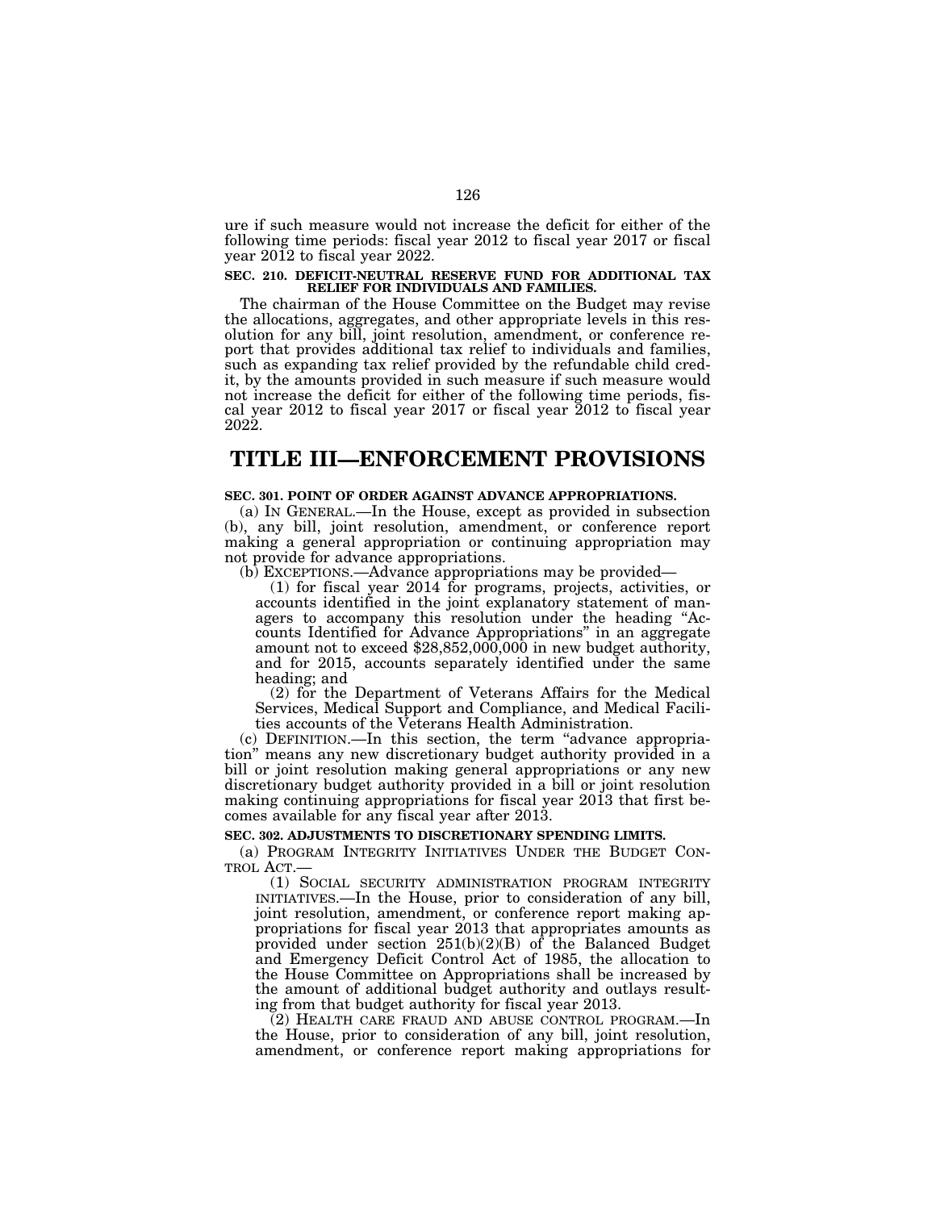ure if such measure would not increase the deficit for either of the following time periods: fiscal year 2012 to fiscal year 2017 or fiscal year 2012 to fiscal year 2022.

### SEC. 210. DEFICIT-NEUTRAL RESERVE FUND FOR ADDITIONAL TAX RELIEF FOR INDIVIDUALS AND FAMILIES.

The chairman of the House Committee on the Budget may revise the allocations, aggregates, and other appropriate levels in this resolution for any bill, joint resolution, amendment, or conference report that provides additional tax relief to individuals and families, such as expanding tax relief provided by the refundable child credit, by the amounts provided in such measure if such measure would not increase the deficit for either of the following time periods, fiscal year 2012 to fiscal year 2017 or fiscal year 2012 to fiscal year 2022.

# TITLE III—ENFORCEMENT PROVISIONS

### SEC. 301. POINT OF ORDER AGAINST ADVANCE APPROPRIATIONS.

(a) IN GENERAL.—In the House, except as provided in subsection (b), any bill, joint resolution, amendment, or conference report making a general appropriation or continuing appropriation may not provide for advance appropriations.

(b) EXCEPTIONS.—Advance appropriations may be provided—

(1) for fiscal year 2014 for programs, projects, activities, or accounts identified in the joint explanatory statement of managers to accompany this resolution under the heading "Accounts Identified for Advance Appropriations" in an aggregate amount not to exceed $28,852,000,000 in new budget authority, and for 2015, accounts separately identified under the same heading; and

(2) for the Department of Veterans Affairs for the Medical Services, Medical Support and Compliance, and Medical Facilities accounts of the Veterans Health Administration.

(c) DEFINITION.—In this section, the term "advance appropriation" means any new discretionary budget authority provided in a bill or joint resolution making general appropriations or any new discretionary budget authority provided in a bill or joint resolution making continuing appropriations for fiscal year 2013 that first becomes available for any fiscal year after 2013.

### SEC. 302. ADJUSTMENTS TO DISCRETIONARY SPENDING LIMITS.

(a) PROGRAM INTEGRITY INITIATIVES UNDER THE BUDGET CONTROL ACT.—

(1) SOCIAL SECURITY ADMINISTRATION PROGRAM INTEGRITY INITIATIVES.—In the House, prior to consideration of any bill, joint resolution, amendment, or conference report making appropriations for fiscal year 2013 that appropriates amounts as provided under section 251(b)(2)(B) of the Balanced Budget and Emergency Deficit Control Act of 1985, the allocation to the House Committee on Appropriations shall be increased by the amount of additional budget authority and outlays resulting from that budget authority for fiscal year 2013.

(2) HEALTH CARE FRAUD AND ABUSE CONTROL PROGRAM.—In the House, prior to consideration of any bill, joint resolution, amendment, or conference report making appropriations for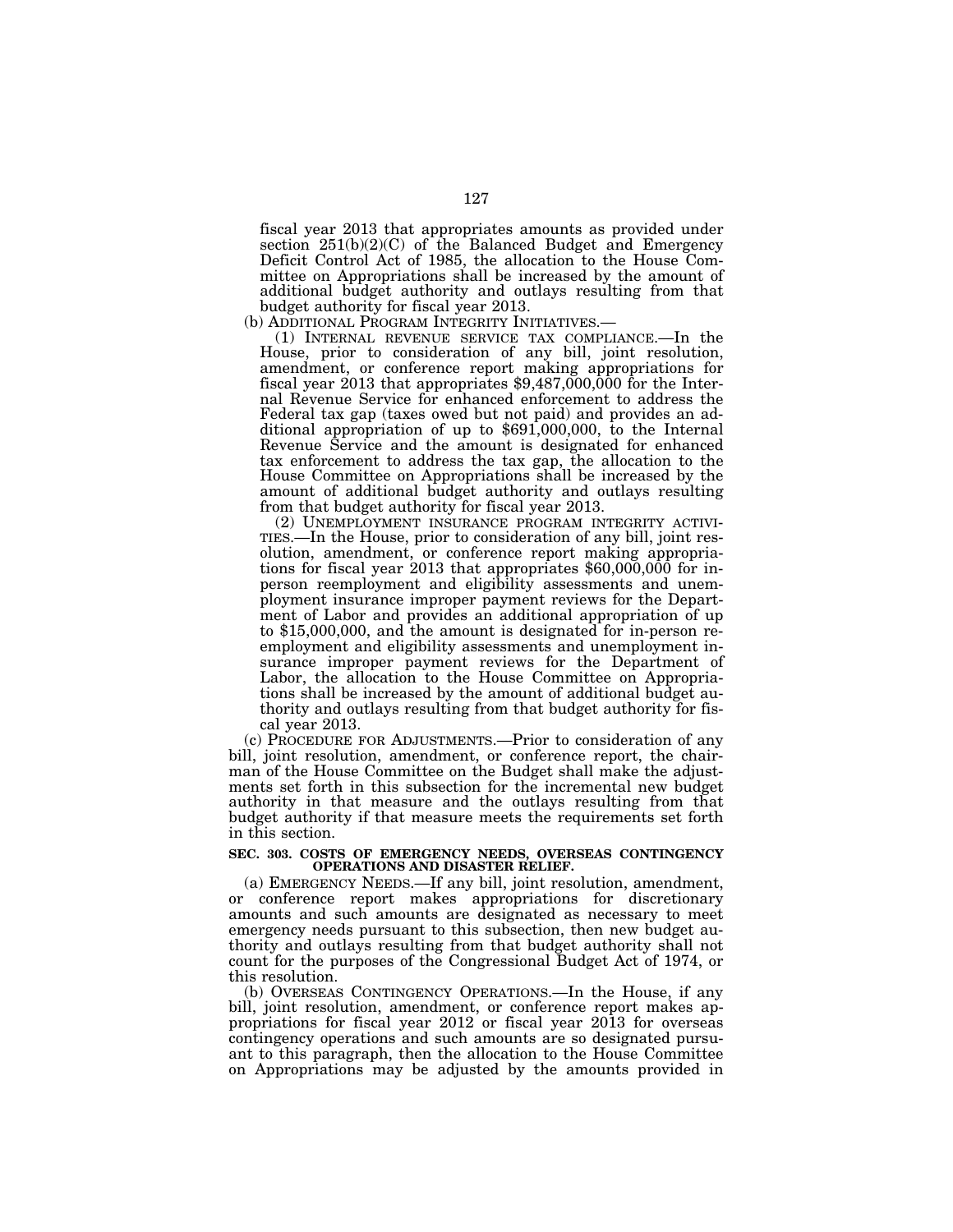fiscal year 2013 that appropriates amounts as provided under section 251(b)(2)(C) of the Balanced Budget and Emergency Deficit Control Act of 1985, the allocation to the House Committee on Appropriations shall be increased by the amount of additional budget authority and outlays resulting from that budget authority for fiscal year 2013.

(b) ADDITIONAL PROGRAM INTEGRITY INITIATIVES.—

(1) INTERNAL REVENUE SERVICE TAX COMPLIANCE.—In the House, prior to consideration of any bill, joint resolution, amendment, or conference report making appropriations for fiscal year 2013 that appropriates $9,487,000,000 for the Internal Revenue Service for enhanced enforcement to address the Federal tax gap (taxes owed but not paid) and provides an additional appropriation of up to $691,000,000, to the Internal Revenue Service and the amount is designated for enhanced tax enforcement to address the tax gap, the allocation to the House Committee on Appropriations shall be increased by the amount of additional budget authority and outlays resulting from that budget authority for fiscal year 2013.

(2) UNEMPLOYMENT INSURANCE PROGRAM INTEGRITY ACTIVITIES.—In the House, prior to consideration of any bill, joint resolution, amendment, or conference report making appropriations for fiscal year 2013 that appropriates $60,000,000 for in-person reemployment and eligibility assessments and unemployment insurance improper payment reviews for the Department of Labor and provides an additional appropriation of up to $15,000,000, and the amount is designated for in-person reemployment and eligibility assessments and unemployment insurance improper payment reviews for the Department of Labor, the allocation to the House Committee on Appropriations shall be increased by the amount of additional budget authority and outlays resulting from that budget authority for fiscal year 2013.

(c) PROCEDURE FOR ADJUSTMENTS.—Prior to consideration of any bill, joint resolution, amendment, or conference report, the chairman of the House Committee on the Budget shall make the adjustments set forth in this subsection for the incremental new budget authority in that measure and the outlays resulting from that budget authority if that measure meets the requirements set forth in this section.

**SEC. 303. COSTS OF EMERGENCY NEEDS, OVERSEAS CONTINGENCY OPERATIONS AND DISASTER RELIEF.**

(a) EMERGENCY NEEDS.—If any bill, joint resolution, amendment, or conference report makes appropriations for discretionary amounts and such amounts are designated as necessary to meet emergency needs pursuant to this subsection, then new budget authority and outlays resulting from that budget authority shall not count for the purposes of the Congressional Budget Act of 1974, or this resolution.

(b) OVERSEAS CONTINGENCY OPERATIONS.—In the House, if any bill, joint resolution, amendment, or conference report makes appropriations for fiscal year 2012 or fiscal year 2013 for overseas contingency operations and such amounts are so designated pursuant to this paragraph, then the allocation to the House Committee on Appropriations may be adjusted by the amounts provided in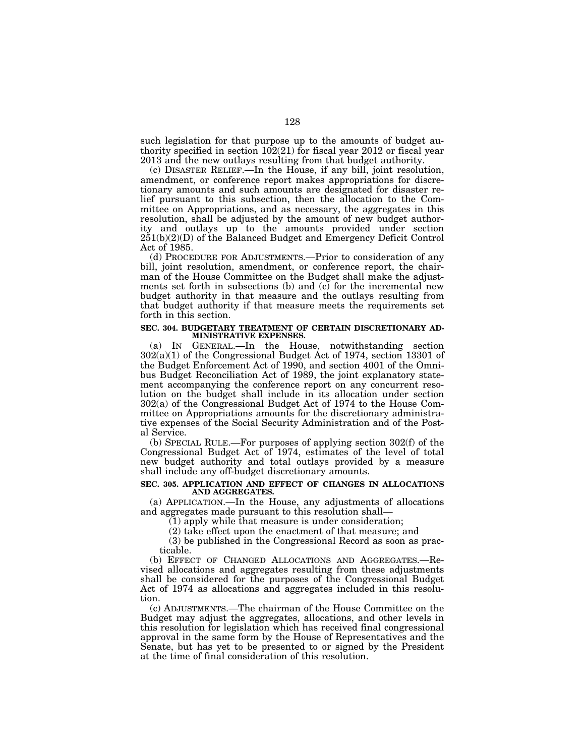such legislation for that purpose up to the amounts of budget authority specified in section 102(21) for fiscal year 2012 or fiscal year 2013 and the new outlays resulting from that budget authority.

(c) DISASTER RELIEF.—In the House, if any bill, joint resolution, amendment, or conference report makes appropriations for discretionary amounts and such amounts are designated for disaster relief pursuant to this subsection, then the allocation to the Committee on Appropriations, and as necessary, the aggregates in this resolution, shall be adjusted by the amount of new budget authority and outlays up to the amounts provided under section 251(b)(2)(D) of the Balanced Budget and Emergency Deficit Control Act of 1985.

(d) PROCEDURE FOR ADJUSTMENTS.—Prior to consideration of any bill, joint resolution, amendment, or conference report, the chairman of the House Committee on the Budget shall make the adjustments set forth in subsections (b) and (c) for the incremental new budget authority in that measure and the outlays resulting from that budget authority if that measure meets the requirements set forth in this section.

**SEC. 304. BUDGETARY TREATMENT OF CERTAIN DISCRETIONARY ADMINISTRATIVE EXPENSES.**

(a) IN GENERAL.—In the House, notwithstanding section 302(a)(1) of the Congressional Budget Act of 1974, section 13301 of the Budget Enforcement Act of 1990, and section 4001 of the Omnibus Budget Reconciliation Act of 1989, the joint explanatory statement accompanying the conference report on any concurrent resolution on the budget shall include in its allocation under section 302(a) of the Congressional Budget Act of 1974 to the House Committee on Appropriations amounts for the discretionary administrative expenses of the Social Security Administration and of the Postal Service.

(b) SPECIAL RULE.—For purposes of applying section 302(f) of the Congressional Budget Act of 1974, estimates of the level of total new budget authority and total outlays provided by a measure shall include any off-budget discretionary amounts.

**SEC. 305. APPLICATION AND EFFECT OF CHANGES IN ALLOCATIONS AND AGGREGATES.**

(a) APPLICATION.—In the House, any adjustments of allocations and aggregates made pursuant to this resolution shall—

(1) apply while that measure is under consideration;

(2) take effect upon the enactment of that measure; and

(3) be published in the Congressional Record as soon as practicable.

(b) EFFECT OF CHANGED ALLOCATIONS AND AGGREGATES.—Revised allocations and aggregates resulting from these adjustments shall be considered for the purposes of the Congressional Budget Act of 1974 as allocations and aggregates included in this resolution.

(c) ADJUSTMENTS.—The chairman of the House Committee on the Budget may adjust the aggregates, allocations, and other levels in this resolution for legislation which has received final congressional approval in the same form by the House of Representatives and the Senate, but has yet to be presented to or signed by the President at the time of final consideration of this resolution.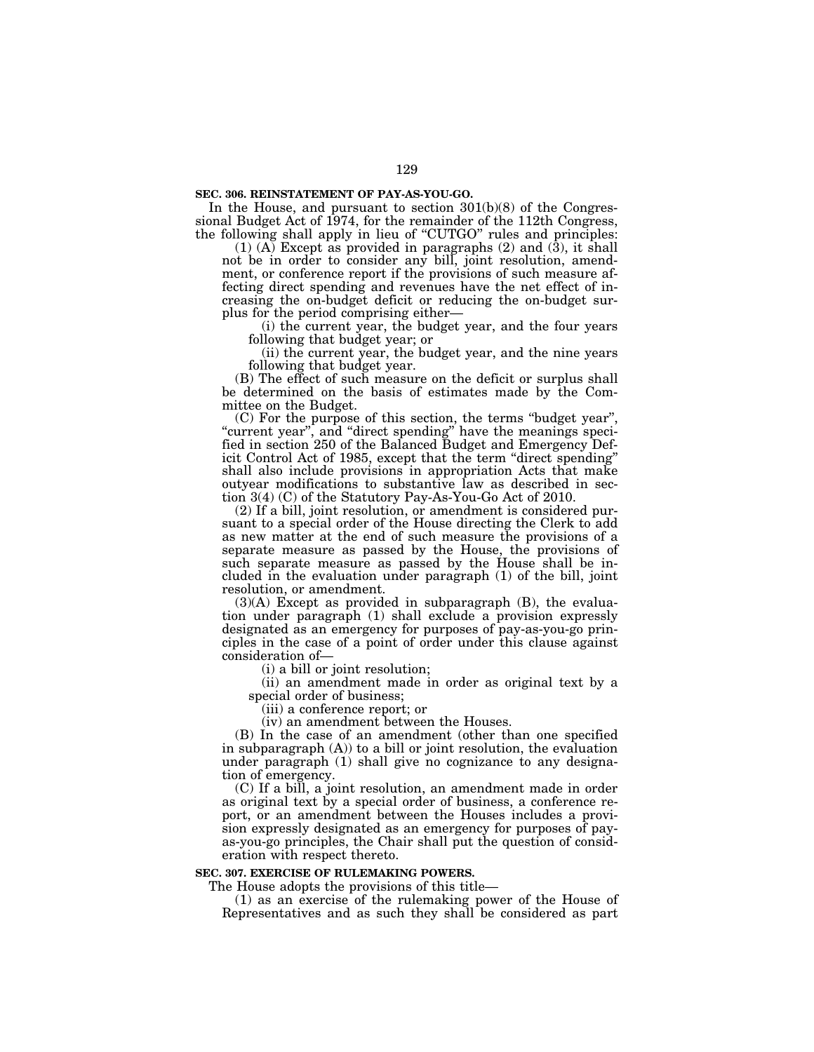**SEC. 306. REINSTATEMENT OF PAY-AS-YOU-GO.**

In the House, and pursuant to section 301(b)(8) of the Congressional Budget Act of 1974, for the remainder of the 112th Congress, the following shall apply in lieu of "CUTGO" rules and principles:

(1) (A) Except as provided in paragraphs (2) and (3), it shall not be in order to consider any bill, joint resolution, amendment, or conference report if the provisions of such measure affecting direct spending and revenues have the net effect of increasing the on-budget deficit or reducing the on-budget surplus for the period comprising either—

(i) the current year, the budget year, and the four years following that budget year; or

(ii) the current year, the budget year, and the nine years following that budget year.

(B) The effect of such measure on the deficit or surplus shall be determined on the basis of estimates made by the Committee on the Budget.

(C) For the purpose of this section, the terms "budget year", "current year", and "direct spending" have the meanings specified in section 250 of the Balanced Budget and Emergency Deficit Control Act of 1985, except that the term "direct spending" shall also include provisions in appropriation Acts that make outyear modifications to substantive law as described in section 3(4) (C) of the Statutory Pay-As-You-Go Act of 2010.

(2) If a bill, joint resolution, or amendment is considered pursuant to a special order of the House directing the Clerk to add as new matter at the end of such measure the provisions of a separate measure as passed by the House, the provisions of such separate measure as passed by the House shall be included in the evaluation under paragraph (1) of the bill, joint resolution, or amendment.

(3)(A) Except as provided in subparagraph (B), the evaluation under paragraph (1) shall exclude a provision expressly designated as an emergency for purposes of pay-as-you-go principles in the case of a point of order under this clause against consideration of—

(i) a bill or joint resolution;

(ii) an amendment made in order as original text by a special order of business;

(iii) a conference report; or

(iv) an amendment between the Houses.

(B) In the case of an amendment (other than one specified in subparagraph (A)) to a bill or joint resolution, the evaluation under paragraph (1) shall give no cognizance to any designation of emergency.

(C) If a bill, a joint resolution, an amendment made in order as original text by a special order of business, a conference report, or an amendment between the Houses includes a provision expressly designated as an emergency for purposes of pay-as-you-go principles, the Chair shall put the question of consideration with respect thereto.

**SEC. 307. EXERCISE OF RULEMAKING POWERS.**

The House adopts the provisions of this title—

(1) as an exercise of the rulemaking power of the House of Representatives and as such they shall be considered as part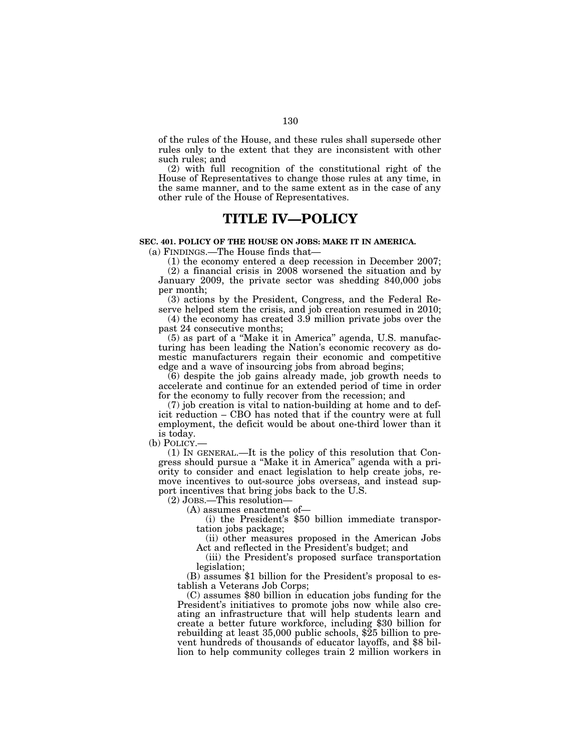of the rules of the House, and these rules shall supersede other rules only to the extent that they are inconsistent with other such rules; and

(2) with full recognition of the constitutional right of the House of Representatives to change those rules at any time, in the same manner, and to the same extent as in the case of any other rule of the House of Representatives.

# TITLE IV—POLICY

**SEC. 401. POLICY OF THE HOUSE ON JOBS: MAKE IT IN AMERICA.**

(a) FINDINGS.—The House finds that—

(1) the economy entered a deep recession in December 2007;

(2) a financial crisis in 2008 worsened the situation and by January 2009, the private sector was shedding 840,000 jobs per month;

(3) actions by the President, Congress, and the Federal Reserve helped stem the crisis, and job creation resumed in 2010;

(4) the economy has created 3.9 million private jobs over the past 24 consecutive months;

(5) as part of a "Make it in America" agenda, U.S. manufacturing has been leading the Nation's economic recovery as domestic manufacturers regain their economic and competitive edge and a wave of insourcing jobs from abroad begins;

(6) despite the job gains already made, job growth needs to accelerate and continue for an extended period of time in order for the economy to fully recover from the recession; and

(7) job creation is vital to nation-building at home and to deficit reduction – CBO has noted that if the country were at full employment, the deficit would be about one-third lower than it is today.

(b) POLICY.—

(1) IN GENERAL.—It is the policy of this resolution that Congress should pursue a "Make it in America" agenda with a priority to consider and enact legislation to help create jobs, remove incentives to out-source jobs overseas, and instead support incentives that bring jobs back to the U.S.

(2) JOBS.—This resolution—

(A) assumes enactment of—

(i) the President's $50 billion immediate transportation jobs package;

(ii) other measures proposed in the American Jobs Act and reflected in the President's budget; and

(iii) the President's proposed surface transportation legislation;

(B) assumes $1 billion for the President's proposal to establish a Veterans Job Corps;

(C) assumes $80 billion in education jobs funding for the President's initiatives to promote jobs now while also creating an infrastructure that will help students learn and create a better future workforce, including $30 billion for rebuilding at least 35,000 public schools, $25 billion to prevent hundreds of thousands of educator layoffs, and $8 billion to help community colleges train 2 million workers in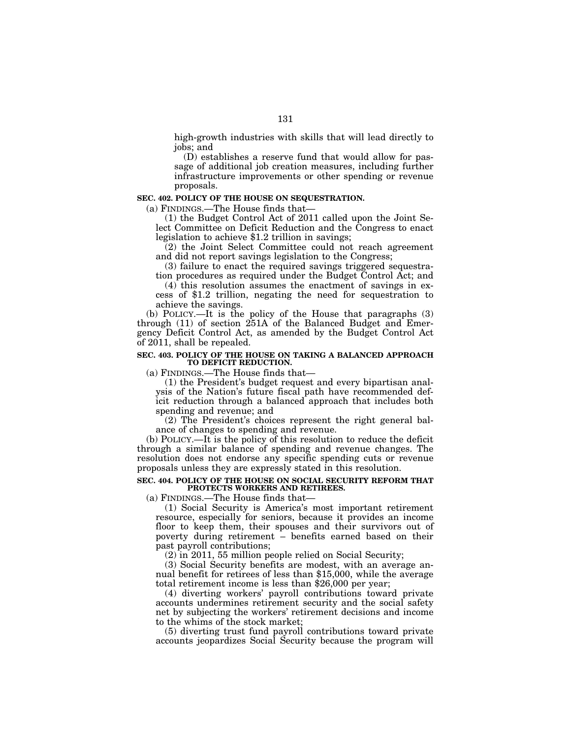high-growth industries with skills that will lead directly to jobs; and

(D) establishes a reserve fund that would allow for passage of additional job creation measures, including further infrastructure improvements or other spending or revenue proposals.

**SEC. 402. POLICY OF THE HOUSE ON SEQUESTRATION.**

(a) FINDINGS.—The House finds that—

(1) the Budget Control Act of 2011 called upon the Joint Select Committee on Deficit Reduction and the Congress to enact legislation to achieve $1.2 trillion in savings;

(2) the Joint Select Committee could not reach agreement and did not report savings legislation to the Congress;

(3) failure to enact the required savings triggered sequestration procedures as required under the Budget Control Act; and

(4) this resolution assumes the enactment of savings in excess of $1.2 trillion, negating the need for sequestration to achieve the savings.

(b) POLICY.—It is the policy of the House that paragraphs (3) through (11) of section 251A of the Balanced Budget and Emergency Deficit Control Act, as amended by the Budget Control Act of 2011, shall be repealed.

**SEC. 403. POLICY OF THE HOUSE ON TAKING A BALANCED APPROACH TO DEFICIT REDUCTION.**

(a) FINDINGS.—The House finds that—

(1) the President's budget request and every bipartisan analysis of the Nation's future fiscal path have recommended deficit reduction through a balanced approach that includes both spending and revenue; and

(2) The President's choices represent the right general balance of changes to spending and revenue.

(b) POLICY.—It is the policy of this resolution to reduce the deficit through a similar balance of spending and revenue changes. The resolution does not endorse any specific spending cuts or revenue proposals unless they are expressly stated in this resolution.

**SEC. 404. POLICY OF THE HOUSE ON SOCIAL SECURITY REFORM THAT PROTECTS WORKERS AND RETIREES.**

(a) FINDINGS.—The House finds that—

(1) Social Security is America's most important retirement resource, especially for seniors, because it provides an income floor to keep them, their spouses and their survivors out of poverty during retirement – benefits earned based on their past payroll contributions;

(2) in 2011, 55 million people relied on Social Security;

(3) Social Security benefits are modest, with an average annual benefit for retirees of less than $15,000, while the average total retirement income is less than $26,000 per year;

(4) diverting workers' payroll contributions toward private accounts undermines retirement security and the social safety net by subjecting the workers' retirement decisions and income to the whims of the stock market;

(5) diverting trust fund payroll contributions toward private accounts jeopardizes Social Security because the program will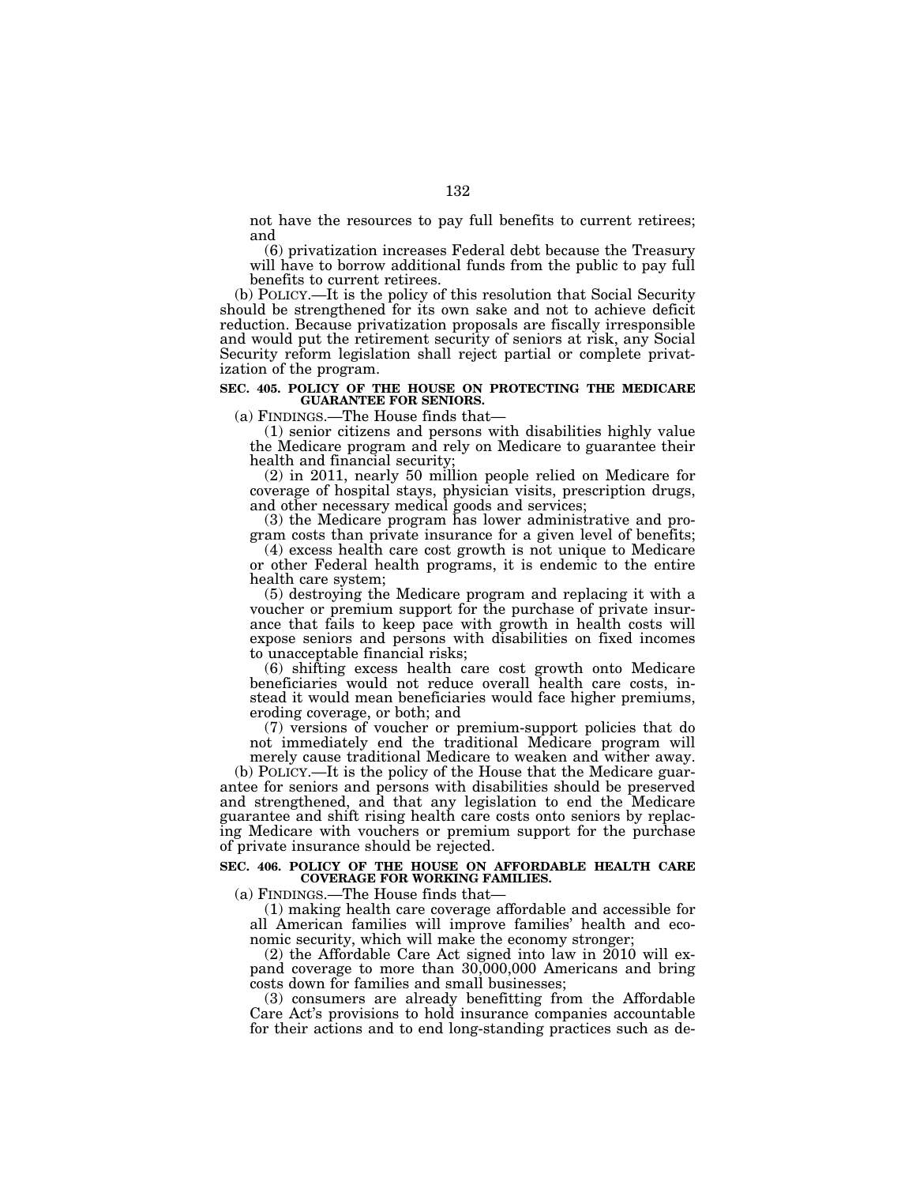not have the resources to pay full benefits to current retirees; and

(6) privatization increases Federal debt because the Treasury will have to borrow additional funds from the public to pay full benefits to current retirees.

(b) POLICY.—It is the policy of this resolution that Social Security should be strengthened for its own sake and not to achieve deficit reduction. Because privatization proposals are fiscally irresponsible and would put the retirement security of seniors at risk, any Social Security reform legislation shall reject partial or complete privatization of the program.

**SEC. 405. POLICY OF THE HOUSE ON PROTECTING THE MEDICARE GUARANTEE FOR SENIORS.**

(a) FINDINGS.—The House finds that—

(1) senior citizens and persons with disabilities highly value the Medicare program and rely on Medicare to guarantee their health and financial security;

(2) in 2011, nearly 50 million people relied on Medicare for coverage of hospital stays, physician visits, prescription drugs, and other necessary medical goods and services;

(3) the Medicare program has lower administrative and program costs than private insurance for a given level of benefits;

(4) excess health care cost growth is not unique to Medicare or other Federal health programs, it is endemic to the entire health care system;

(5) destroying the Medicare program and replacing it with a voucher or premium support for the purchase of private insurance that fails to keep pace with growth in health costs will expose seniors and persons with disabilities on fixed incomes to unacceptable financial risks;

(6) shifting excess health care cost growth onto Medicare beneficiaries would not reduce overall health care costs, instead it would mean beneficiaries would face higher premiums, eroding coverage, or both; and

(7) versions of voucher or premium-support policies that do not immediately end the traditional Medicare program will merely cause traditional Medicare to weaken and wither away.

(b) POLICY.—It is the policy of the House that the Medicare guarantee for seniors and persons with disabilities should be preserved and strengthened, and that any legislation to end the Medicare guarantee and shift rising health care costs onto seniors by replacing Medicare with vouchers or premium support for the purchase of private insurance should be rejected.

**SEC. 406. POLICY OF THE HOUSE ON AFFORDABLE HEALTH CARE COVERAGE FOR WORKING FAMILIES.**

(a) FINDINGS.—The House finds that—

(1) making health care coverage affordable and accessible for all American families will improve families' health and economic security, which will make the economy stronger;

(2) the Affordable Care Act signed into law in 2010 will expand coverage to more than 30,000,000 Americans and bring costs down for families and small businesses;

(3) consumers are already benefitting from the Affordable Care Act's provisions to hold insurance companies accountable for their actions and to end long-standing practices such as de-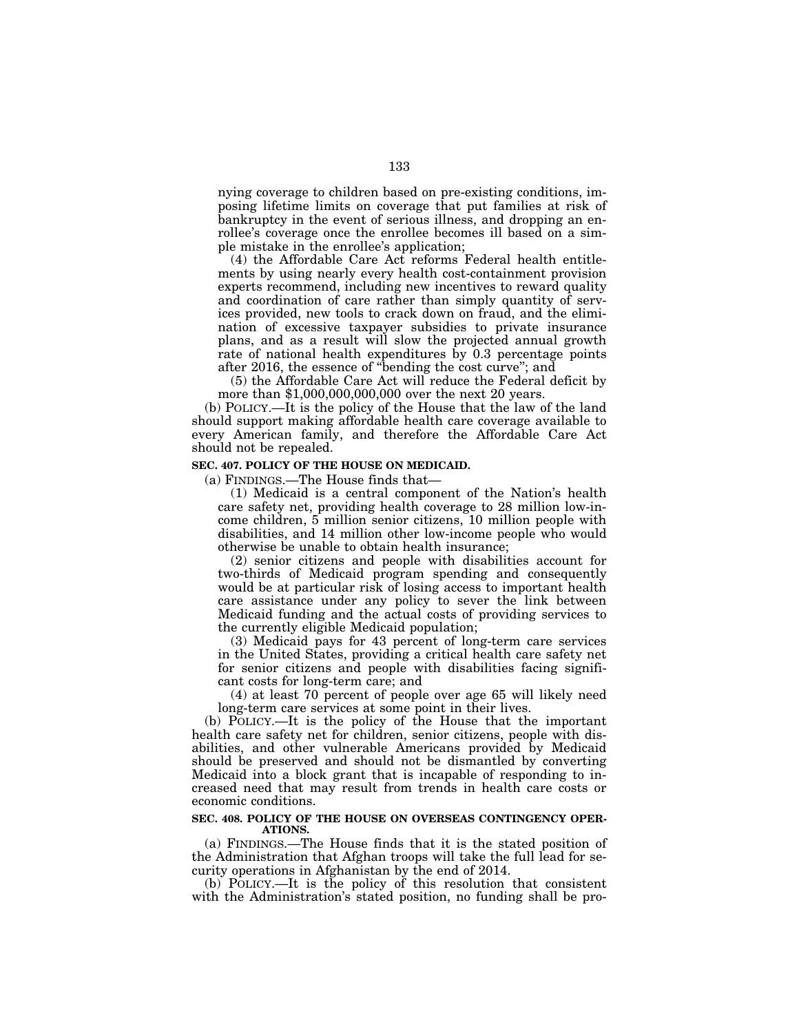nying coverage to children based on pre-existing conditions, imposing lifetime limits on coverage that put families at risk of bankruptcy in the event of serious illness, and dropping an enrollee's coverage once the enrollee becomes ill based on a simple mistake in the enrollee's application;

(4) the Affordable Care Act reforms Federal health entitlements by using nearly every health cost-containment provision experts recommend, including new incentives to reward quality and coordination of care rather than simply quantity of services provided, new tools to crack down on fraud, and the elimination of excessive taxpayer subsidies to private insurance plans, and as a result will slow the projected annual growth rate of national health expenditures by 0.3 percentage points after 2016, the essence of "bending the cost curve"; and

(5) the Affordable Care Act will reduce the Federal deficit by more than $1,000,000,000,000 over the next 20 years.

(b) POLICY.—It is the policy of the House that the law of the land should support making affordable health care coverage available to every American family, and therefore the Affordable Care Act should not be repealed.

**SEC. 407. POLICY OF THE HOUSE ON MEDICAID.**

(a) FINDINGS.—The House finds that—

(1) Medicaid is a central component of the Nation's health care safety net, providing health coverage to 28 million low-income children, 5 million senior citizens, 10 million people with disabilities, and 14 million other low-income people who would otherwise be unable to obtain health insurance;

(2) senior citizens and people with disabilities account for two-thirds of Medicaid program spending and consequently would be at particular risk of losing access to important health care assistance under any policy to sever the link between Medicaid funding and the actual costs of providing services to the currently eligible Medicaid population;

(3) Medicaid pays for 43 percent of long-term care services in the United States, providing a critical health care safety net for senior citizens and people with disabilities facing significant costs for long-term care; and

(4) at least 70 percent of people over age 65 will likely need long-term care services at some point in their lives.

(b) POLICY.—It is the policy of the House that the important health care safety net for children, senior citizens, people with disabilities, and other vulnerable Americans provided by Medicaid should be preserved and should not be dismantled by converting Medicaid into a block grant that is incapable of responding to increased need that may result from trends in health care costs or economic conditions.

**SEC. 408. POLICY OF THE HOUSE ON OVERSEAS CONTINGENCY OPERATIONS.**

(a) FINDINGS.—The House finds that it is the stated position of the Administration that Afghan troops will take the full lead for security operations in Afghanistan by the end of 2014.

(b) POLICY.—It is the policy of this resolution that consistent with the Administration's stated position, no funding shall be pro-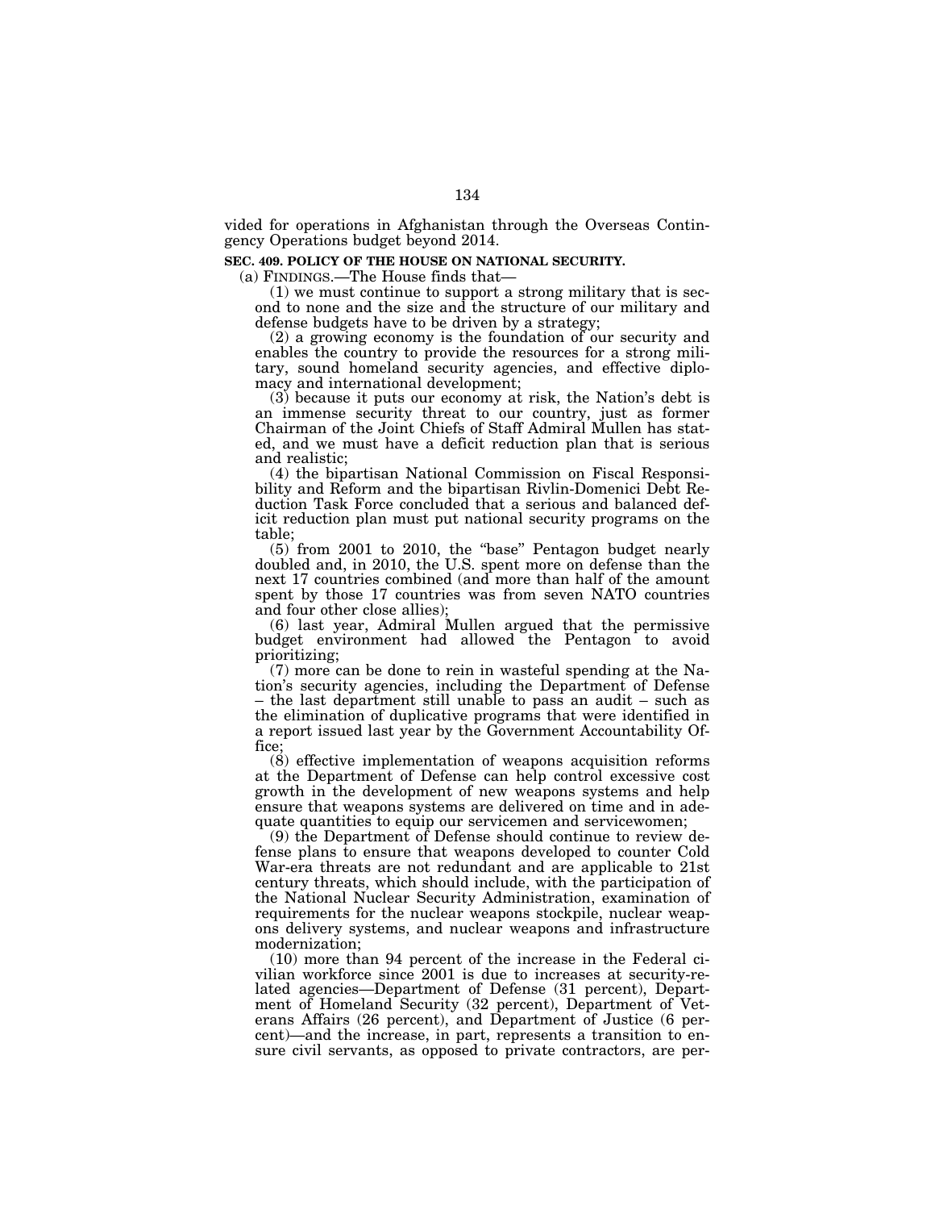vided for operations in Afghanistan through the Overseas Contingency Operations budget beyond 2014.

**SEC. 409. POLICY OF THE HOUSE ON NATIONAL SECURITY.**

(a) FINDINGS.—The House finds that—

(1) we must continue to support a strong military that is second to none and the size and the structure of our military and defense budgets have to be driven by a strategy;

(2) a growing economy is the foundation of our security and enables the country to provide the resources for a strong military, sound homeland security agencies, and effective diplomacy and international development;

(3) because it puts our economy at risk, the Nation's debt is an immense security threat to our country, just as former Chairman of the Joint Chiefs of Staff Admiral Mullen has stated, and we must have a deficit reduction plan that is serious and realistic;

(4) the bipartisan National Commission on Fiscal Responsibility and Reform and the bipartisan Rivlin-Domenici Debt Reduction Task Force concluded that a serious and balanced deficit reduction plan must put national security programs on the table;

(5) from 2001 to 2010, the "base" Pentagon budget nearly doubled and, in 2010, the U.S. spent more on defense than the next 17 countries combined (and more than half of the amount spent by those 17 countries was from seven NATO countries and four other close allies);

(6) last year, Admiral Mullen argued that the permissive budget environment had allowed the Pentagon to avoid prioritizing;

(7) more can be done to rein in wasteful spending at the Nation's security agencies, including the Department of Defense – the last department still unable to pass an audit – such as the elimination of duplicative programs that were identified in a report issued last year by the Government Accountability Office;

(8) effective implementation of weapons acquisition reforms at the Department of Defense can help control excessive cost growth in the development of new weapons systems and help ensure that weapons systems are delivered on time and in adequate quantities to equip our servicemen and servicewomen;

(9) the Department of Defense should continue to review defense plans to ensure that weapons developed to counter Cold War-era threats are not redundant and are applicable to 21st century threats, which should include, with the participation of the National Nuclear Security Administration, examination of requirements for the nuclear weapons stockpile, nuclear weapons delivery systems, and nuclear weapons and infrastructure modernization;

(10) more than 94 percent of the increase in the Federal civilian workforce since 2001 is due to increases at security-related agencies—Department of Defense (31 percent), Department of Homeland Security (32 percent), Department of Veterans Affairs (26 percent), and Department of Justice (6 percent)—and the increase, in part, represents a transition to ensure civil servants, as opposed to private contractors, are per-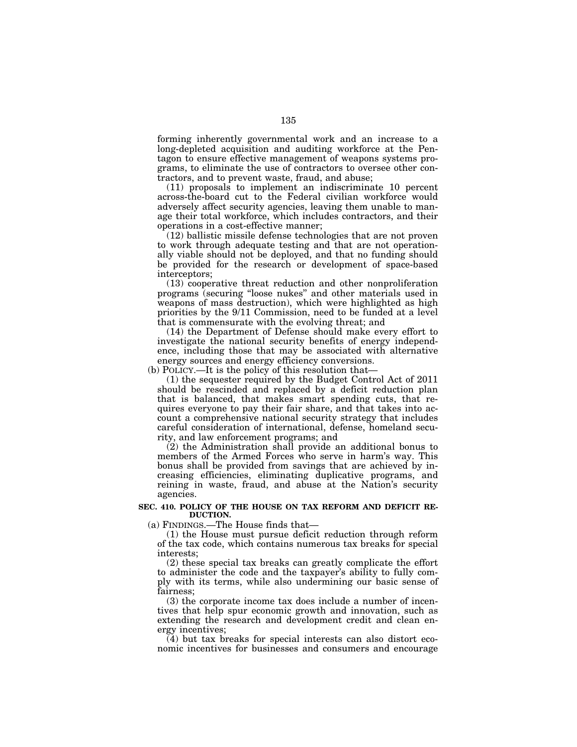forming inherently governmental work and an increase to a long-depleted acquisition and auditing workforce at the Pentagon to ensure effective management of weapons systems programs, to eliminate the use of contractors to oversee other contractors, and to prevent waste, fraud, and abuse;

(11) proposals to implement an indiscriminate 10 percent across-the-board cut to the Federal civilian workforce would adversely affect security agencies, leaving them unable to manage their total workforce, which includes contractors, and their operations in a cost-effective manner;

(12) ballistic missile defense technologies that are not proven to work through adequate testing and that are not operationally viable should not be deployed, and that no funding should be provided for the research or development of space-based interceptors;

(13) cooperative threat reduction and other nonproliferation programs (securing "loose nukes" and other materials used in weapons of mass destruction), which were highlighted as high priorities by the 9/11 Commission, need to be funded at a level that is commensurate with the evolving threat; and

(14) the Department of Defense should make every effort to investigate the national security benefits of energy independence, including those that may be associated with alternative energy sources and energy efficiency conversions.

(b) POLICY.—It is the policy of this resolution that—

(1) the sequester required by the Budget Control Act of 2011 should be rescinded and replaced by a deficit reduction plan that is balanced, that makes smart spending cuts, that requires everyone to pay their fair share, and that takes into account a comprehensive national security strategy that includes careful consideration of international, defense, homeland security, and law enforcement programs; and

(2) the Administration shall provide an additional bonus to members of the Armed Forces who serve in harm's way. This bonus shall be provided from savings that are achieved by increasing efficiencies, eliminating duplicative programs, and reining in waste, fraud, and abuse at the Nation's security agencies.

**SEC. 410. POLICY OF THE HOUSE ON TAX REFORM AND DEFICIT REDUCTION.**

(a) FINDINGS.—The House finds that—

(1) the House must pursue deficit reduction through reform of the tax code, which contains numerous tax breaks for special interests;

(2) these special tax breaks can greatly complicate the effort to administer the code and the taxpayer's ability to fully comply with its terms, while also undermining our basic sense of fairness;

(3) the corporate income tax does include a number of incentives that help spur economic growth and innovation, such as extending the research and development credit and clean energy incentives;

(4) but tax breaks for special interests can also distort economic incentives for businesses and consumers and encourage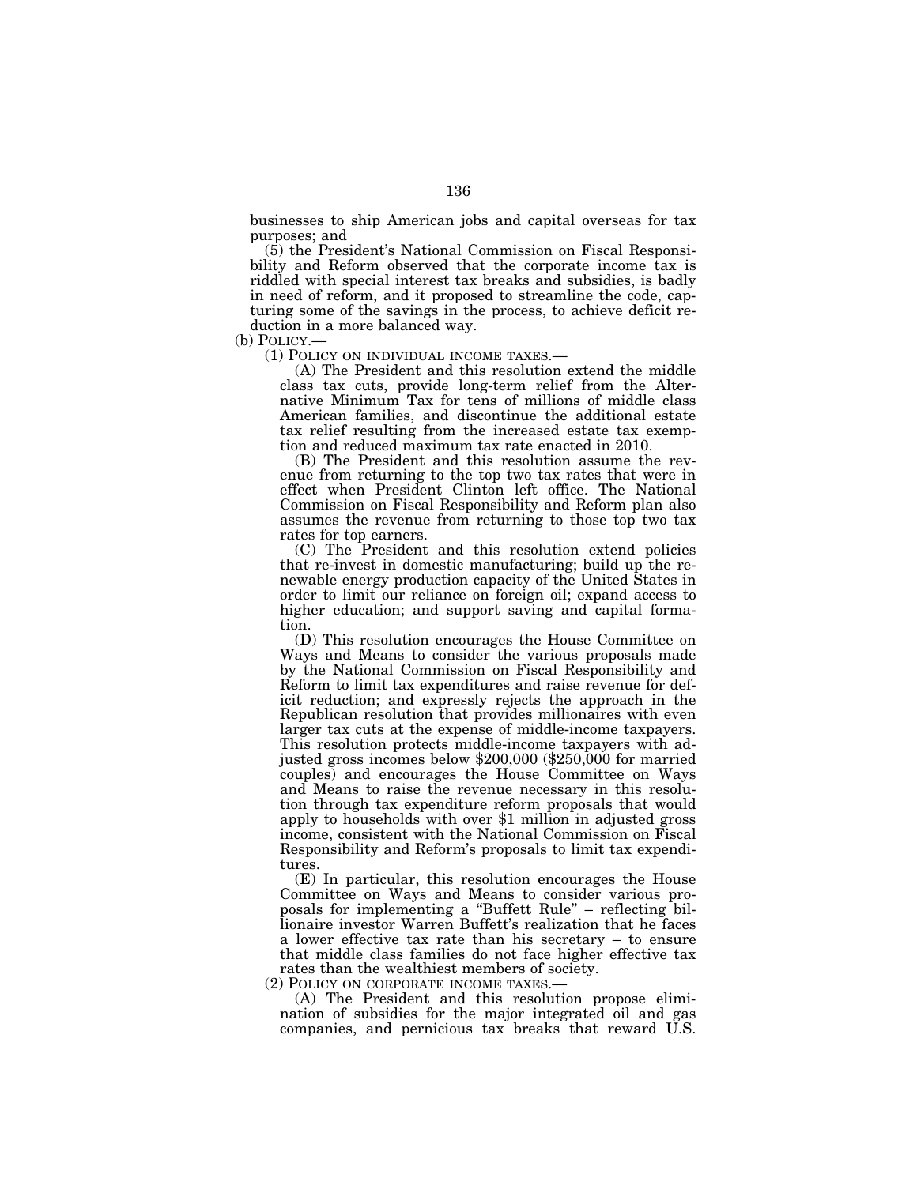businesses to ship American jobs and capital overseas for tax purposes; and

(5) the President's National Commission on Fiscal Responsibility and Reform observed that the corporate income tax is riddled with special interest tax breaks and subsidies, is badly in need of reform, and it proposed to streamline the code, capturing some of the savings in the process, to achieve deficit reduction in a more balanced way.

(b) POLICY.—

(1) POLICY ON INDIVIDUAL INCOME TAXES.—

(A) The President and this resolution extend the middle class tax cuts, provide long-term relief from the Alternative Minimum Tax for tens of millions of middle class American families, and discontinue the additional estate tax relief resulting from the increased estate tax exemption and reduced maximum tax rate enacted in 2010.

(B) The President and this resolution assume the revenue from returning to the top two tax rates that were in effect when President Clinton left office. The National Commission on Fiscal Responsibility and Reform plan also assumes the revenue from returning to those top two tax rates for top earners.

(C) The President and this resolution extend policies that re-invest in domestic manufacturing; build up the renewable energy production capacity of the United States in order to limit our reliance on foreign oil; expand access to higher education; and support saving and capital formation.

(D) This resolution encourages the House Committee on Ways and Means to consider the various proposals made by the National Commission on Fiscal Responsibility and Reform to limit tax expenditures and raise revenue for deficit reduction; and expressly rejects the approach in the Republican resolution that provides millionaires with even larger tax cuts at the expense of middle-income taxpayers. This resolution protects middle-income taxpayers with adjusted gross incomes below $200,000 ($250,000 for married couples) and encourages the House Committee on Ways and Means to raise the revenue necessary in this resolution through tax expenditure reform proposals that would apply to households with over $1 million in adjusted gross income, consistent with the National Commission on Fiscal Responsibility and Reform's proposals to limit tax expenditures.

(E) In particular, this resolution encourages the House Committee on Ways and Means to consider various proposals for implementing a "Buffett Rule" – reflecting billionaire investor Warren Buffett's realization that he faces a lower effective tax rate than his secretary – to ensure that middle class families do not face higher effective tax rates than the wealthiest members of society.

(2) POLICY ON CORPORATE INCOME TAXES.—

(A) The President and this resolution propose elimination of subsidies for the major integrated oil and gas companies, and pernicious tax breaks that reward U.S.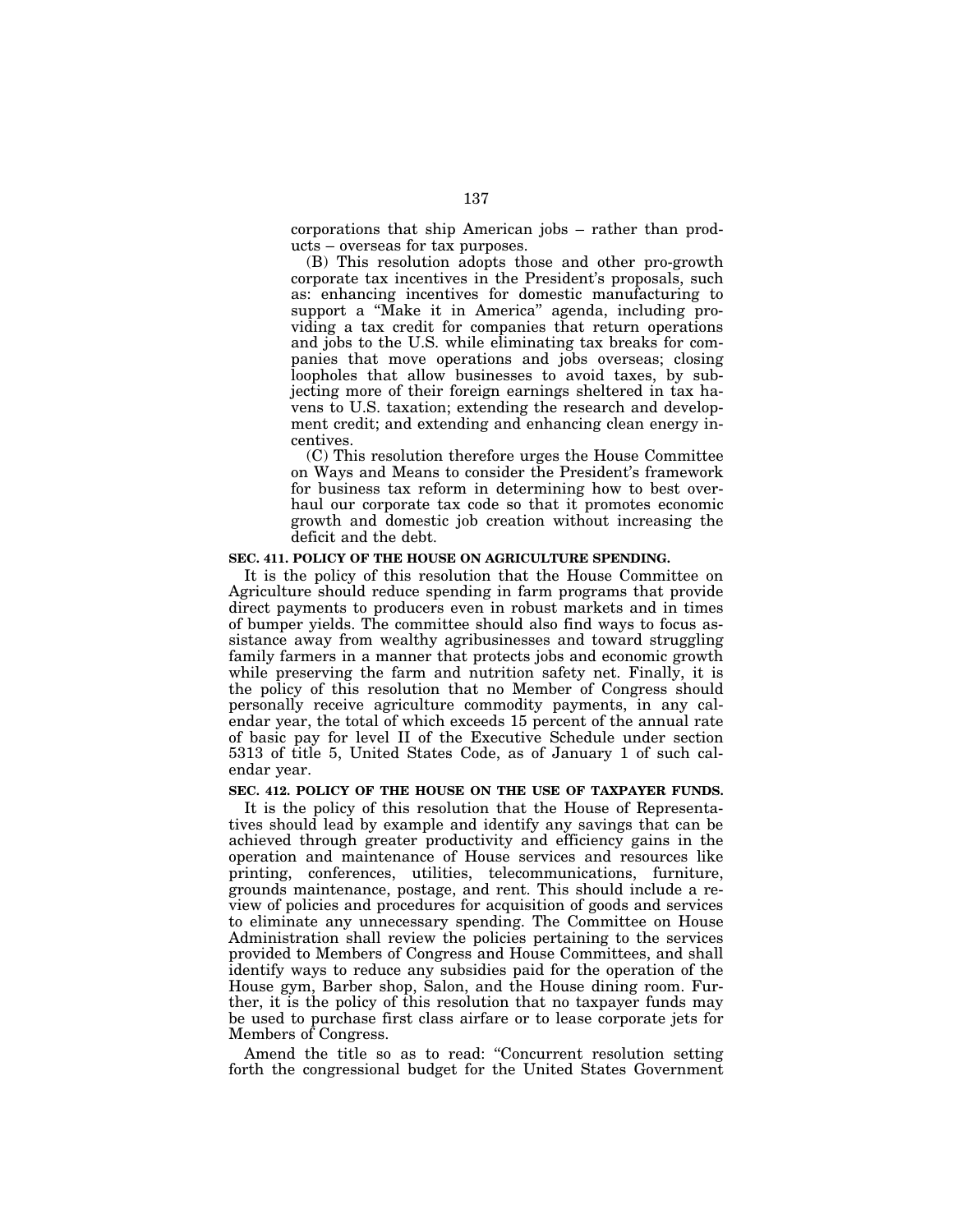corporations that ship American jobs – rather than products – overseas for tax purposes.

(B) This resolution adopts those and other pro-growth corporate tax incentives in the President's proposals, such as: enhancing incentives for domestic manufacturing to support a "Make it in America" agenda, including providing a tax credit for companies that return operations and jobs to the U.S. while eliminating tax breaks for companies that move operations and jobs overseas; closing loopholes that allow businesses to avoid taxes, by subjecting more of their foreign earnings sheltered in tax havens to U.S. taxation; extending the research and development credit; and extending and enhancing clean energy incentives.

(C) This resolution therefore urges the House Committee on Ways and Means to consider the President's framework for business tax reform in determining how to best overhaul our corporate tax code so that it promotes economic growth and domestic job creation without increasing the deficit and the debt.

**SEC. 411. POLICY OF THE HOUSE ON AGRICULTURE SPENDING.**

It is the policy of this resolution that the House Committee on Agriculture should reduce spending in farm programs that provide direct payments to producers even in robust markets and in times of bumper yields. The committee should also find ways to focus assistance away from wealthy agribusinesses and toward struggling family farmers in a manner that protects jobs and economic growth while preserving the farm and nutrition safety net. Finally, it is the policy of this resolution that no Member of Congress should personally receive agriculture commodity payments, in any calendar year, the total of which exceeds 15 percent of the annual rate of basic pay for level II of the Executive Schedule under section 5313 of title 5, United States Code, as of January 1 of such calendar year.

**SEC. 412. POLICY OF THE HOUSE ON THE USE OF TAXPAYER FUNDS.**

It is the policy of this resolution that the House of Representatives should lead by example and identify any savings that can be achieved through greater productivity and efficiency gains in the operation and maintenance of House services and resources like printing, conferences, utilities, telecommunications, furniture, grounds maintenance, postage, and rent. This should include a review of policies and procedures for acquisition of goods and services to eliminate any unnecessary spending. The Committee on House Administration shall review the policies pertaining to the services provided to Members of Congress and House Committees, and shall identify ways to reduce any subsidies paid for the operation of the House gym, Barber shop, Salon, and the House dining room. Further, it is the policy of this resolution that no taxpayer funds may be used to purchase first class airfare or to lease corporate jets for Members of Congress.

Amend the title so as to read: "Concurrent resolution setting forth the congressional budget for the United States Government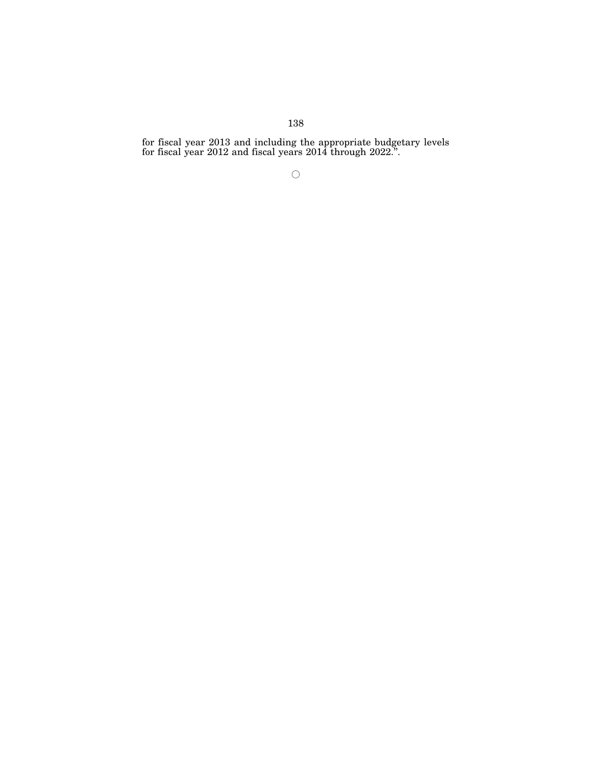for fiscal year 2013 and including the appropriate budgetary levels for fiscal year 2012 and fiscal years 2014 through 2022.".

○